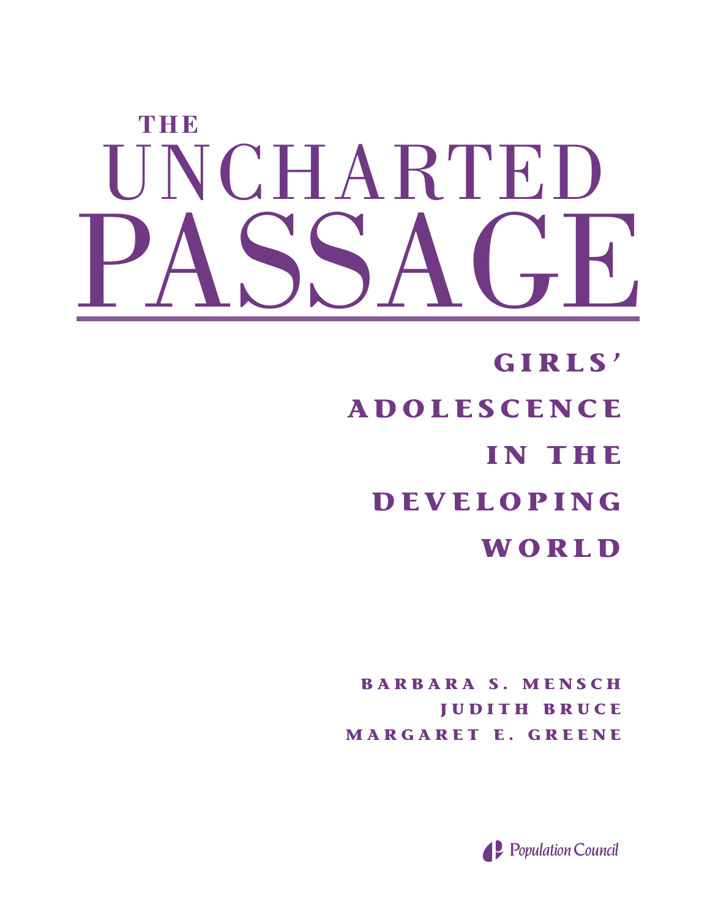# THE UNCHARTED PASSAGE

## GIRLS' ADOLESCENCE IN THE DEVELOPING WORLD

BARBARA S. MENSCH
JUDITH BRUCE
MARGARET E. GREENE

Population Council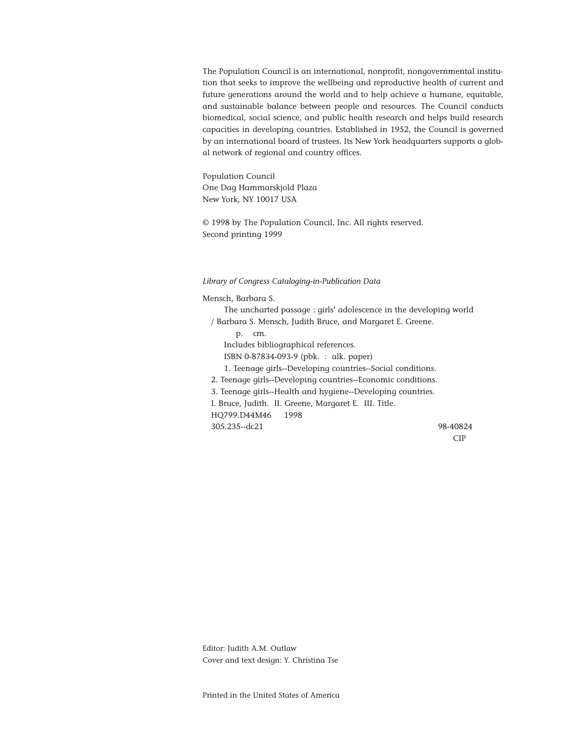The Population Council is an international, nonprofit, nongovernmental institution that seeks to improve the wellbeing and reproductive health of current and future generations around the world and to help achieve a humane, equitable, and sustainable balance between people and resources. The Council conducts biomedical, social science, and public health research and helps build research capacities in developing countries. Established in 1952, the Council is governed by an international board of trustees. Its New York headquarters supports a global network of regional and country offices.

Population Council
One Dag Hammarskjold Plaza
New York, NY 10017 USA

© 1998 by The Population Council, Inc. All rights reserved.
Second printing 1999

*Library of Congress Cataloging-in-Publication Data*

Mensch, Barbara S.
The uncharted passage : girls' adolescence in the developing world / Barbara S. Mensch, Judith Bruce, and Margaret E. Greene.
p. cm.
Includes bibliographical references.
ISBN 0-87834-093-9 (pbk. : alk. paper)
1. Teenage girls--Developing countries--Social conditions.
2. Teenage girls--Developing countries--Economic conditions.
3. Teenage girls--Health and hygiene--Developing countries.
I. Bruce, Judith. II. Greene, Margaret E. III. Title.
HQ799.D44M46 1998
305.235--dc21 98-40824
CIP

Editor: Judith A.M. Outlaw
Cover and text design: Y. Christina Tse

Printed in the United States of America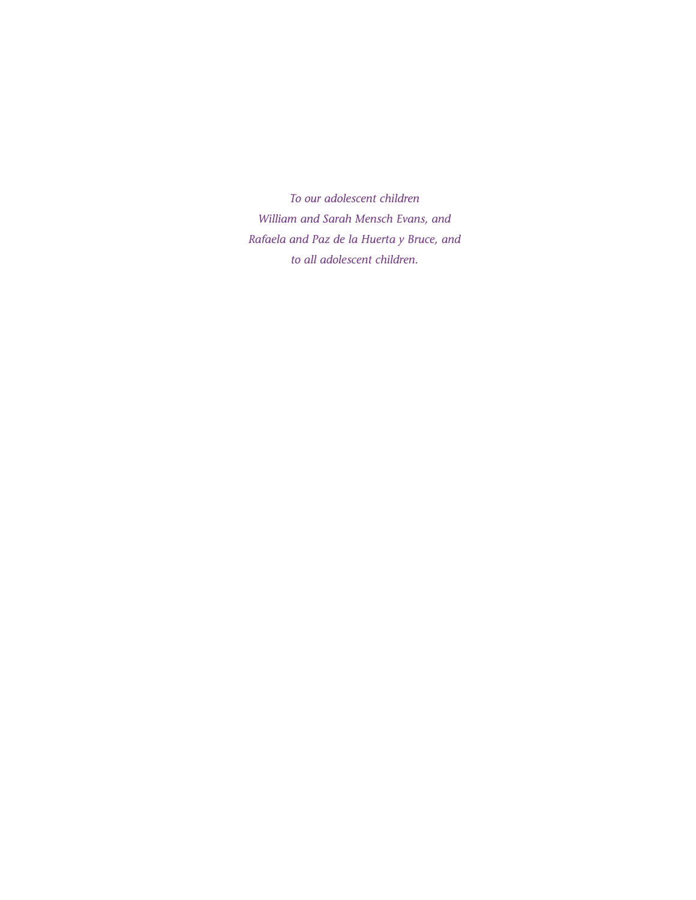*To our adolescent children*
*William and Sarah Mensch Evans, and*
*Rafaela and Paz de la Huerta y Bruce, and*
*to all adolescent children.*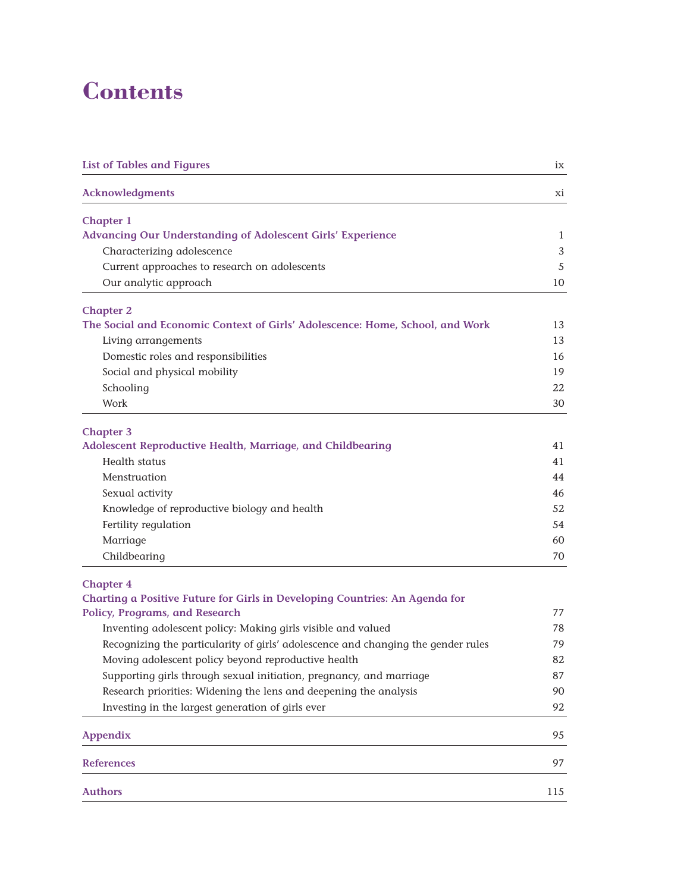# Contents

| | |
|---|---|
| **List of Tables and Figures** | ix |
| **Acknowledgments** | xi |
| **Chapter 1** | |
| **Advancing Our Understanding of Adolescent Girls' Experience** | 1 |
| Characterizing adolescence | 3 |
| Current approaches to research on adolescents | 5 |
| Our analytic approach | 10 |
| **Chapter 2** | |
| **The Social and Economic Context of Girls' Adolescence: Home, School, and Work** | 13 |
| Living arrangements | 13 |
| Domestic roles and responsibilities | 16 |
| Social and physical mobility | 19 |
| Schooling | 22 |
| Work | 30 |
| **Chapter 3** | |
| **Adolescent Reproductive Health, Marriage, and Childbearing** | 41 |
| Health status | 41 |
| Menstruation | 44 |
| Sexual activity | 46 |
| Knowledge of reproductive biology and health | 52 |
| Fertility regulation | 54 |
| Marriage | 60 |
| Childbearing | 70 |
| **Chapter 4** | |
| **Charting a Positive Future for Girls in Developing Countries: An Agenda for Policy, Programs, and Research** | 77 |
| Inventing adolescent policy: Making girls visible and valued | 78 |
| Recognizing the particularity of girls' adolescence and changing the gender rules | 79 |
| Moving adolescent policy beyond reproductive health | 82 |
| Supporting girls through sexual initiation, pregnancy, and marriage | 87 |
| Research priorities: Widening the lens and deepening the analysis | 90 |
| Investing in the largest generation of girls ever | 92 |
| **Appendix** | 95 |
| **References** | 97 |
| **Authors** | 115 |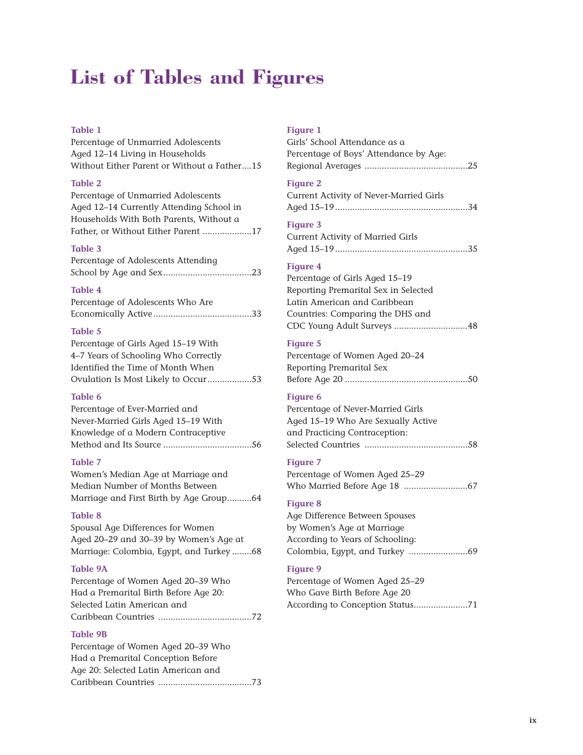# List of Tables and Figures

**Table 1**
Percentage of Unmarried Adolescents Aged 12–14 Living in Households Without Either Parent or Without a Father....15

**Table 2**
Percentage of Unmarried Adolescents Aged 12–14 Currently Attending School in Households With Both Parents, Without a Father, or Without Either Parent ....................17

**Table 3**
Percentage of Adolescents Attending School by Age and Sex....................................23

**Table 4**
Percentage of Adolescents Who Are Economically Active........................................33

**Table 5**
Percentage of Girls Aged 15–19 With 4–7 Years of Schooling Who Correctly Identified the Time of Month When Ovulation Is Most Likely to Occur..................53

**Table 6**
Percentage of Ever-Married and Never-Married Girls Aged 15–19 With Knowledge of a Modern Contraceptive Method and Its Source ....................................56

**Table 7**
Women's Median Age at Marriage and Median Number of Months Between Marriage and First Birth by Age Group..........64

**Table 8**
Spousal Age Differences for Women Aged 20–29 and 30–39 by Women's Age at Marriage: Colombia, Egypt, and Turkey ........68

**Table 9A**
Percentage of Women Aged 20–39 Who Had a Premarital Birth Before Age 20: Selected Latin American and Caribbean Countries ......................................72

**Table 9B**
Percentage of Women Aged 20–39 Who Had a Premarital Conception Before Age 20: Selected Latin American and Caribbean Countries ......................................73

**Figure 1**
Girls' School Attendance as a Percentage of Boys' Attendance by Age: Regional Averages ..........................................25

**Figure 2**
Current Activity of Never-Married Girls Aged 15–19......................................................34

**Figure 3**
Current Activity of Married Girls Aged 15–19......................................................35

**Figure 4**
Percentage of Girls Aged 15–19 Reporting Premarital Sex in Selected Latin American and Caribbean Countries: Comparing the DHS and CDC Young Adult Surveys ..............................48

**Figure 5**
Percentage of Women Aged 20–24 Reporting Premarital Sex Before Age 20 ..................................................50

**Figure 6**
Percentage of Never-Married Girls Aged 15–19 Who Are Sexually Active and Practicing Contraception: Selected Countries ..........................................58

**Figure 7**
Percentage of Women Aged 25–29 Who Married Before Age 18 ..........................67

**Figure 8**
Age Difference Between Spouses by Women's Age at Marriage According to Years of Schooling: Colombia, Egypt, and Turkey ........................69

**Figure 9**
Percentage of Women Aged 25–29 Who Gave Birth Before Age 20 According to Conception Status......................71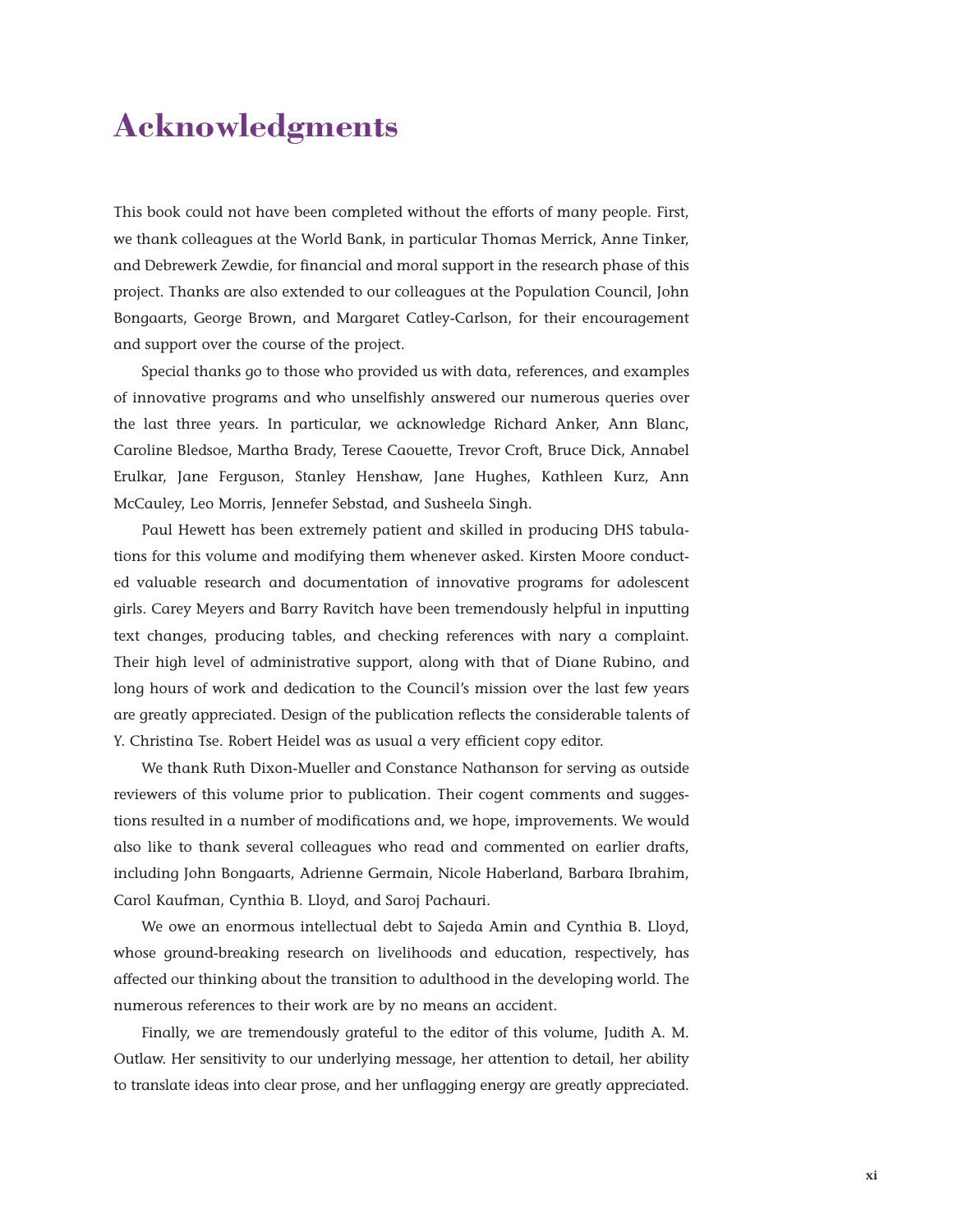# Acknowledgments

This book could not have been completed without the efforts of many people. First, we thank colleagues at the World Bank, in particular Thomas Merrick, Anne Tinker, and Debrewerk Zewdie, for financial and moral support in the research phase of this project. Thanks are also extended to our colleagues at the Population Council, John Bongaarts, George Brown, and Margaret Catley-Carlson, for their encouragement and support over the course of the project.

Special thanks go to those who provided us with data, references, and examples of innovative programs and who unselfishly answered our numerous queries over the last three years. In particular, we acknowledge Richard Anker, Ann Blanc, Caroline Bledsoe, Martha Brady, Terese Caouette, Trevor Croft, Bruce Dick, Annabel Erulkar, Jane Ferguson, Stanley Henshaw, Jane Hughes, Kathleen Kurz, Ann McCauley, Leo Morris, Jennefer Sebstad, and Susheela Singh.

Paul Hewett has been extremely patient and skilled in producing DHS tabulations for this volume and modifying them whenever asked. Kirsten Moore conducted valuable research and documentation of innovative programs for adolescent girls. Carey Meyers and Barry Ravitch have been tremendously helpful in inputting text changes, producing tables, and checking references with nary a complaint. Their high level of administrative support, along with that of Diane Rubino, and long hours of work and dedication to the Council's mission over the last few years are greatly appreciated. Design of the publication reflects the considerable talents of Y. Christina Tse. Robert Heidel was as usual a very efficient copy editor.

We thank Ruth Dixon-Mueller and Constance Nathanson for serving as outside reviewers of this volume prior to publication. Their cogent comments and suggestions resulted in a number of modifications and, we hope, improvements. We would also like to thank several colleagues who read and commented on earlier drafts, including John Bongaarts, Adrienne Germain, Nicole Haberland, Barbara Ibrahim, Carol Kaufman, Cynthia B. Lloyd, and Saroj Pachauri.

We owe an enormous intellectual debt to Sajeda Amin and Cynthia B. Lloyd, whose ground-breaking research on livelihoods and education, respectively, has affected our thinking about the transition to adulthood in the developing world. The numerous references to their work are by no means an accident.

Finally, we are tremendously grateful to the editor of this volume, Judith A. M. Outlaw. Her sensitivity to our underlying message, her attention to detail, her ability to translate ideas into clear prose, and her unflagging energy are greatly appreciated.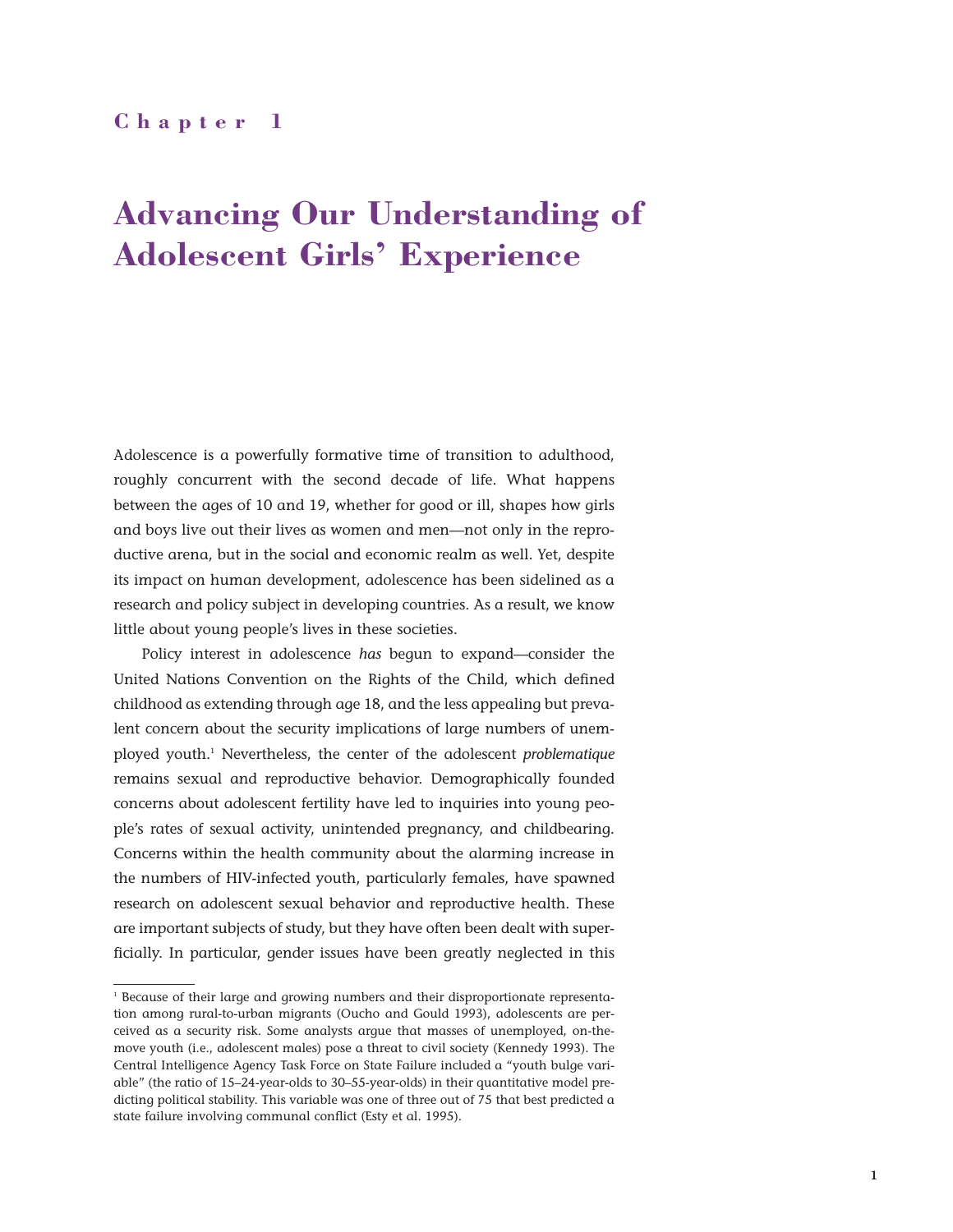Chapter 1

# Advancing Our Understanding of Adolescent Girls' Experience

Adolescence is a powerfully formative time of transition to adulthood, roughly concurrent with the second decade of life. What happens between the ages of 10 and 19, whether for good or ill, shapes how girls and boys live out their lives as women and men—not only in the reproductive arena, but in the social and economic realm as well. Yet, despite its impact on human development, adolescence has been sidelined as a research and policy subject in developing countries. As a result, we know little about young people's lives in these societies.

Policy interest in adolescence *has* begun to expand—consider the United Nations Convention on the Rights of the Child, which defined childhood as extending through age 18, and the less appealing but prevalent concern about the security implications of large numbers of unemployed youth.[1] Nevertheless, the center of the adolescent *problematique* remains sexual and reproductive behavior. Demographically founded concerns about adolescent fertility have led to inquiries into young people's rates of sexual activity, unintended pregnancy, and childbearing. Concerns within the health community about the alarming increase in the numbers of HIV-infected youth, particularly females, have spawned research on adolescent sexual behavior and reproductive health. These are important subjects of study, but they have often been dealt with superficially. In particular, gender issues have been greatly neglected in this

[1] Because of their large and growing numbers and their disproportionate representation among rural-to-urban migrants (Oucho and Gould 1993), adolescents are perceived as a security risk. Some analysts argue that masses of unemployed, on-the-move youth (i.e., adolescent males) pose a threat to civil society (Kennedy 1993). The Central Intelligence Agency Task Force on State Failure included a "youth bulge variable" (the ratio of 15–24-year-olds to 30–55-year-olds) in their quantitative model predicting political stability. This variable was one of three out of 75 that best predicted a state failure involving communal conflict (Esty et al. 1995).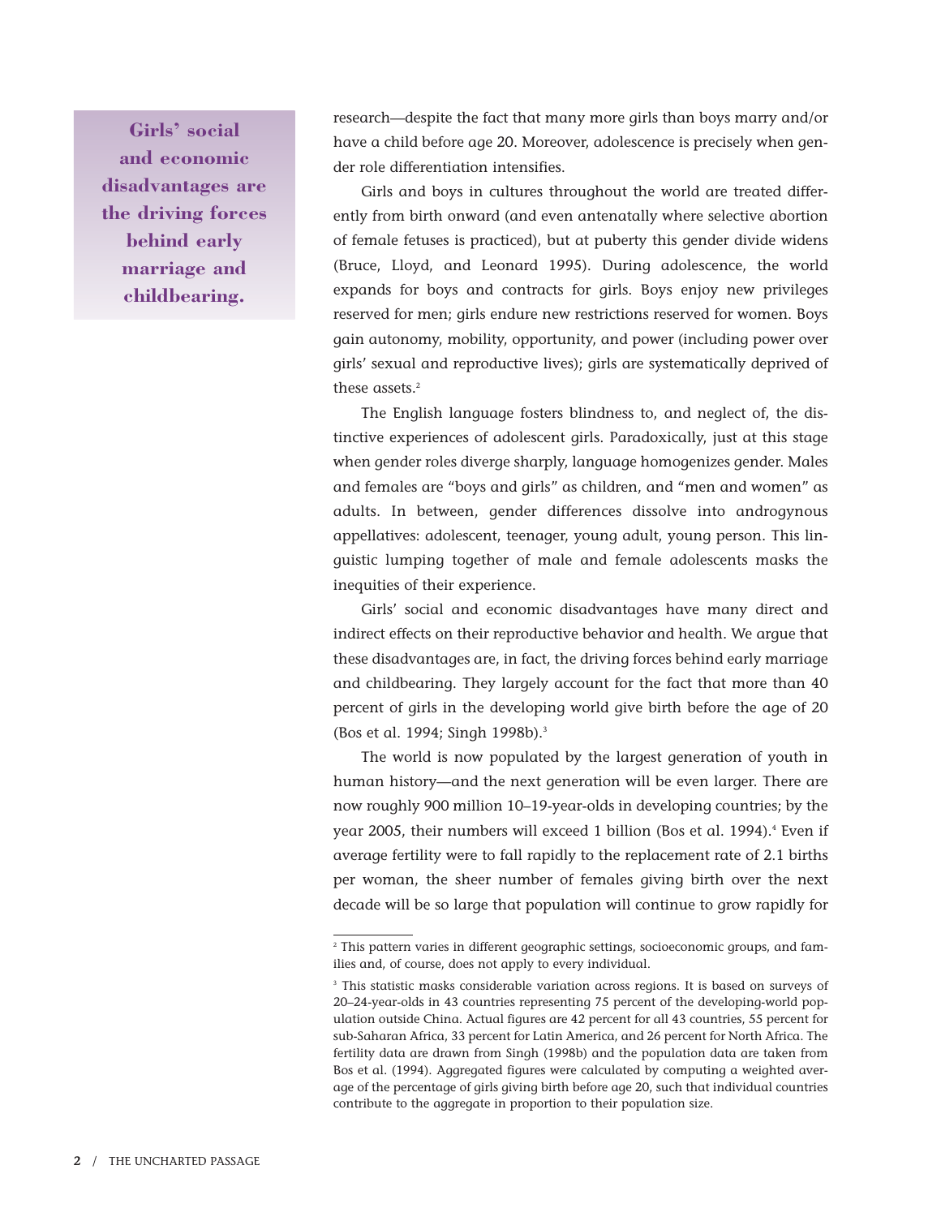**Girls' social and economic disadvantages are the driving forces behind early marriage and childbearing.**

research—despite the fact that many more girls than boys marry and/or have a child before age 20. Moreover, adolescence is precisely when gender role differentiation intensifies.

Girls and boys in cultures throughout the world are treated differently from birth onward (and even antenatally where selective abortion of female fetuses is practiced), but at puberty this gender divide widens (Bruce, Lloyd, and Leonard 1995). During adolescence, the world expands for boys and contracts for girls. Boys enjoy new privileges reserved for men; girls endure new restrictions reserved for women. Boys gain autonomy, mobility, opportunity, and power (including power over girls' sexual and reproductive lives); girls are systematically deprived of these assets.[2]

The English language fosters blindness to, and neglect of, the distinctive experiences of adolescent girls. Paradoxically, just at this stage when gender roles diverge sharply, language homogenizes gender. Males and females are "boys and girls" as children, and "men and women" as adults. In between, gender differences dissolve into androgynous appellatives: adolescent, teenager, young adult, young person. This linguistic lumping together of male and female adolescents masks the inequities of their experience.

Girls' social and economic disadvantages have many direct and indirect effects on their reproductive behavior and health. We argue that these disadvantages are, in fact, the driving forces behind early marriage and childbearing. They largely account for the fact that more than 40 percent of girls in the developing world give birth before the age of 20 (Bos et al. 1994; Singh 1998b).[3]

The world is now populated by the largest generation of youth in human history—and the next generation will be even larger. There are now roughly 900 million 10–19-year-olds in developing countries; by the year 2005, their numbers will exceed 1 billion (Bos et al. 1994).[4] Even if average fertility were to fall rapidly to the replacement rate of 2.1 births per woman, the sheer number of females giving birth over the next decade will be so large that population will continue to grow rapidly for

---

[2] This pattern varies in different geographic settings, socioeconomic groups, and families and, of course, does not apply to every individual.

[3] This statistic masks considerable variation across regions. It is based on surveys of 20–24-year-olds in 43 countries representing 75 percent of the developing-world population outside China. Actual figures are 42 percent for all 43 countries, 55 percent for sub-Saharan Africa, 33 percent for Latin America, and 26 percent for North Africa. The fertility data are drawn from Singh (1998b) and the population data are taken from Bos et al. (1994). Aggregated figures were calculated by computing a weighted average of the percentage of girls giving birth before age 20, such that individual countries contribute to the aggregate in proportion to their population size.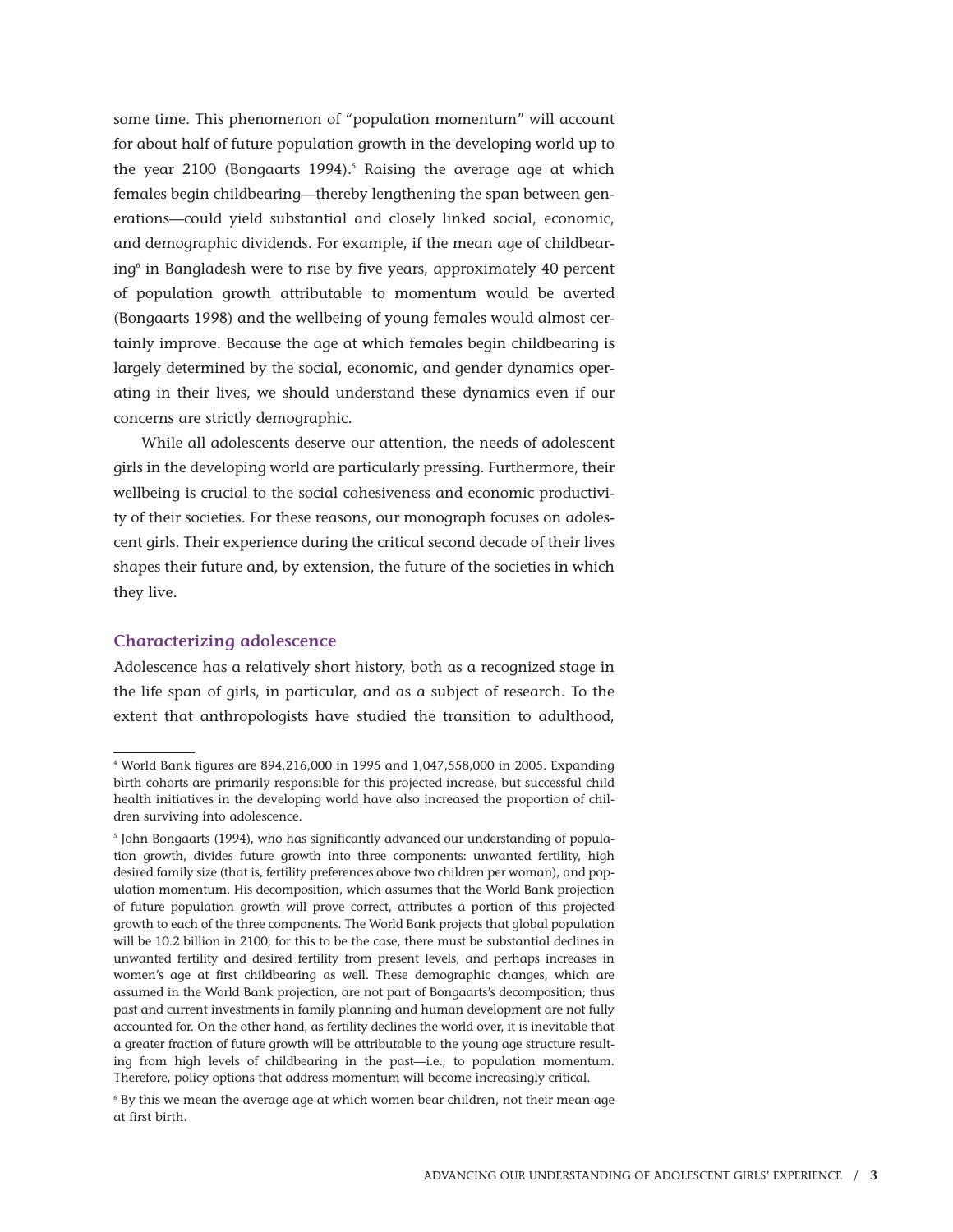some time. This phenomenon of "population momentum" will account for about half of future population growth in the developing world up to the year 2100 (Bongaarts 1994).[5] Raising the average age at which females begin childbearing—thereby lengthening the span between generations—could yield substantial and closely linked social, economic, and demographic dividends. For example, if the mean age of childbearing[6] in Bangladesh were to rise by five years, approximately 40 percent of population growth attributable to momentum would be averted (Bongaarts 1998) and the wellbeing of young females would almost certainly improve. Because the age at which females begin childbearing is largely determined by the social, economic, and gender dynamics operating in their lives, we should understand these dynamics even if our concerns are strictly demographic.

While all adolescents deserve our attention, the needs of adolescent girls in the developing world are particularly pressing. Furthermore, their wellbeing is crucial to the social cohesiveness and economic productivity of their societies. For these reasons, our monograph focuses on adolescent girls. Their experience during the critical second decade of their lives shapes their future and, by extension, the future of the societies in which they live.

## Characterizing adolescence

Adolescence has a relatively short history, both as a recognized stage in the life span of girls, in particular, and as a subject of research. To the extent that anthropologists have studied the transition to adulthood,

---

[4] World Bank figures are 894,216,000 in 1995 and 1,047,558,000 in 2005. Expanding birth cohorts are primarily responsible for this projected increase, but successful child health initiatives in the developing world have also increased the proportion of children surviving into adolescence.

[5] John Bongaarts (1994), who has significantly advanced our understanding of population growth, divides future growth into three components: unwanted fertility, high desired family size (that is, fertility preferences above two children per woman), and population momentum. His decomposition, which assumes that the World Bank projection of future population growth will prove correct, attributes a portion of this projected growth to each of the three components. The World Bank projects that global population will be 10.2 billion in 2100; for this to be the case, there must be substantial declines in unwanted fertility and desired fertility from present levels, and perhaps increases in women's age at first childbearing as well. These demographic changes, which are assumed in the World Bank projection, are not part of Bongaarts's decomposition; thus past and current investments in family planning and human development are not fully accounted for. On the other hand, as fertility declines the world over, it is inevitable that a greater fraction of future growth will be attributable to the young age structure resulting from high levels of childbearing in the past—i.e., to population momentum. Therefore, policy options that address momentum will become increasingly critical.

[6] By this we mean the average age at which women bear children, not their mean age at first birth.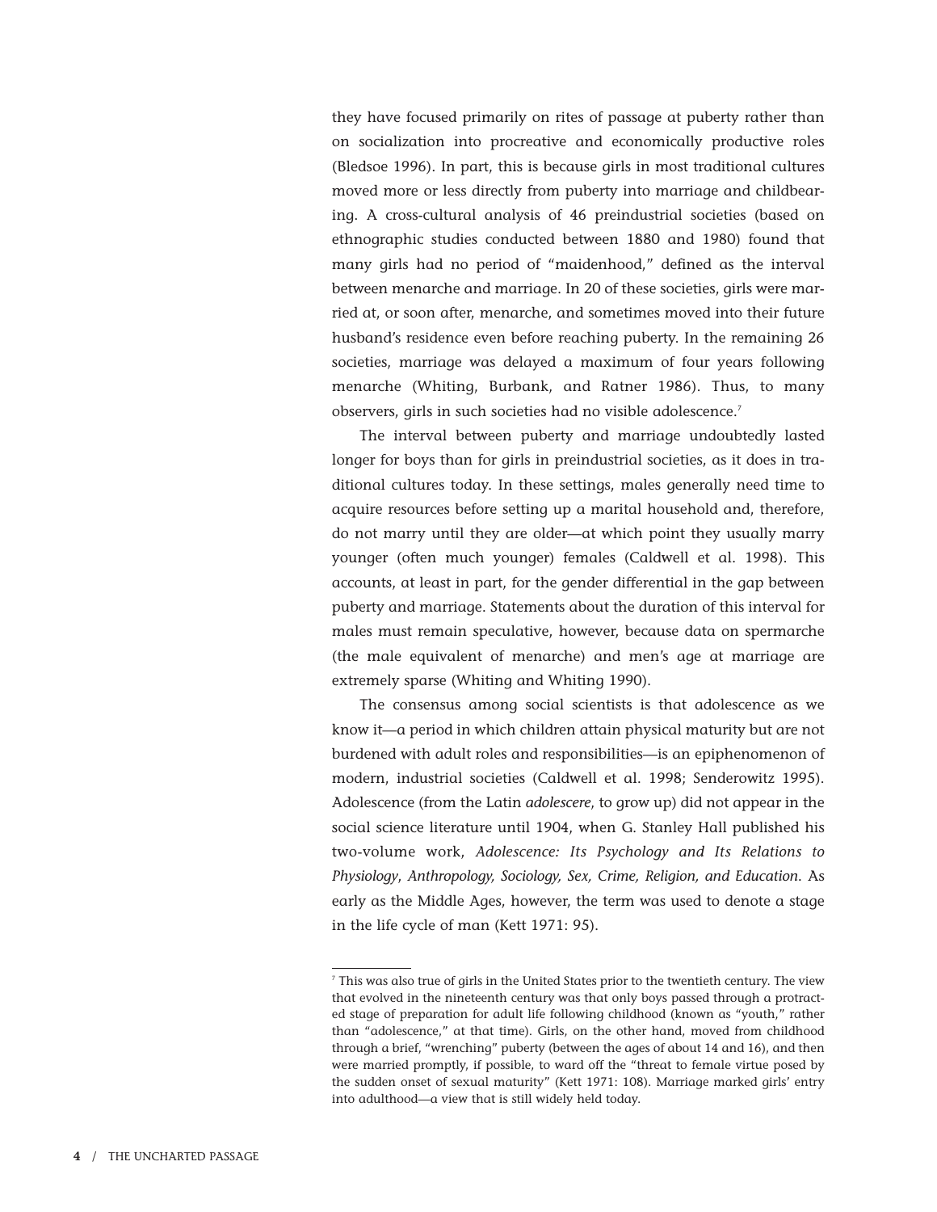they have focused primarily on rites of passage at puberty rather than on socialization into procreative and economically productive roles (Bledsoe 1996). In part, this is because girls in most traditional cultures moved more or less directly from puberty into marriage and childbearing. A cross-cultural analysis of 46 preindustrial societies (based on ethnographic studies conducted between 1880 and 1980) found that many girls had no period of "maidenhood," defined as the interval between menarche and marriage. In 20 of these societies, girls were married at, or soon after, menarche, and sometimes moved into their future husband's residence even before reaching puberty. In the remaining 26 societies, marriage was delayed a maximum of four years following menarche (Whiting, Burbank, and Ratner 1986). Thus, to many observers, girls in such societies had no visible adolescence.[7]

The interval between puberty and marriage undoubtedly lasted longer for boys than for girls in preindustrial societies, as it does in traditional cultures today. In these settings, males generally need time to acquire resources before setting up a marital household and, therefore, do not marry until they are older—at which point they usually marry younger (often much younger) females (Caldwell et al. 1998). This accounts, at least in part, for the gender differential in the gap between puberty and marriage. Statements about the duration of this interval for males must remain speculative, however, because data on spermarche (the male equivalent of menarche) and men's age at marriage are extremely sparse (Whiting and Whiting 1990).

The consensus among social scientists is that adolescence as we know it—a period in which children attain physical maturity but are not burdened with adult roles and responsibilities—is an epiphenomenon of modern, industrial societies (Caldwell et al. 1998; Senderowitz 1995). Adolescence (from the Latin *adolescere*, to grow up) did not appear in the social science literature until 1904, when G. Stanley Hall published his two-volume work, *Adolescence: Its Psychology and Its Relations to Physiology, Anthropology, Sociology, Sex, Crime, Religion, and Education*. As early as the Middle Ages, however, the term was used to denote a stage in the life cycle of man (Kett 1971: 95).

[7] This was also true of girls in the United States prior to the twentieth century. The view that evolved in the nineteenth century was that only boys passed through a protracted stage of preparation for adult life following childhood (known as "youth," rather than "adolescence," at that time). Girls, on the other hand, moved from childhood through a brief, "wrenching" puberty (between the ages of about 14 and 16), and then were married promptly, if possible, to ward off the "threat to female virtue posed by the sudden onset of sexual maturity" (Kett 1971: 108). Marriage marked girls' entry into adulthood—a view that is still widely held today.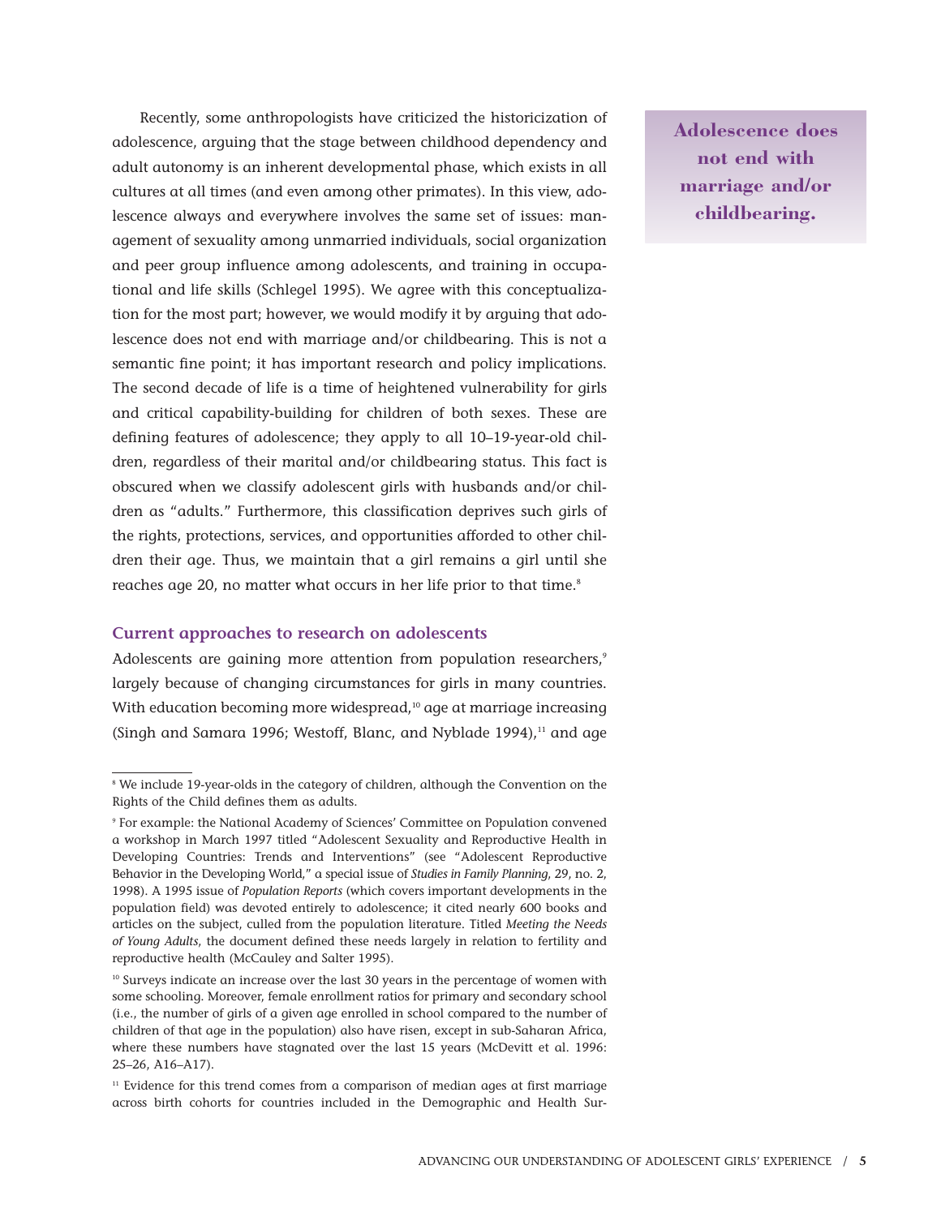Recently, some anthropologists have criticized the historicization of adolescence, arguing that the stage between childhood dependency and adult autonomy is an inherent developmental phase, which exists in all cultures at all times (and even among other primates). In this view, adolescence always and everywhere involves the same set of issues: management of sexuality among unmarried individuals, social organization and peer group influence among adolescents, and training in occupational and life skills (Schlegel 1995). We agree with this conceptualization for the most part; however, we would modify it by arguing that adolescence does not end with marriage and/or childbearing. This is not a semantic fine point; it has important research and policy implications. The second decade of life is a time of heightened vulnerability for girls and critical capability-building for children of both sexes. These are defining features of adolescence; they apply to all 10–19-year-old children, regardless of their marital and/or childbearing status. This fact is obscured when we classify adolescent girls with husbands and/or children as "adults." Furthermore, this classification deprives such girls of the rights, protections, services, and opportunities afforded to other children their age. Thus, we maintain that a girl remains a girl until she reaches age 20, no matter what occurs in her life prior to that time.[8]

**Adolescence does not end with marriage and/or childbearing.**

### Current approaches to research on adolescents

Adolescents are gaining more attention from population researchers,[9] largely because of changing circumstances for girls in many countries. With education becoming more widespread,[10] age at marriage increasing (Singh and Samara 1996; Westoff, Blanc, and Nyblade 1994),[11] and age

---

[8] We include 19-year-olds in the category of children, although the Convention on the Rights of the Child defines them as adults.

[9] For example: the National Academy of Sciences' Committee on Population convened a workshop in March 1997 titled "Adolescent Sexuality and Reproductive Health in Developing Countries: Trends and Interventions" (see "Adolescent Reproductive Behavior in the Developing World," a special issue of *Studies in Family Planning*, 29, no. 2, 1998). A 1995 issue of *Population Reports* (which covers important developments in the population field) was devoted entirely to adolescence; it cited nearly 600 books and articles on the subject, culled from the population literature. Titled *Meeting the Needs of Young Adults*, the document defined these needs largely in relation to fertility and reproductive health (McCauley and Salter 1995).

[10] Surveys indicate an increase over the last 30 years in the percentage of women with some schooling. Moreover, female enrollment ratios for primary and secondary school (i.e., the number of girls of a given age enrolled in school compared to the number of children of that age in the population) also have risen, except in sub-Saharan Africa, where these numbers have stagnated over the last 15 years (McDevitt et al. 1996: 25–26, A16–A17).

[11] Evidence for this trend comes from a comparison of median ages at first marriage across birth cohorts for countries included in the Demographic and Health Sur-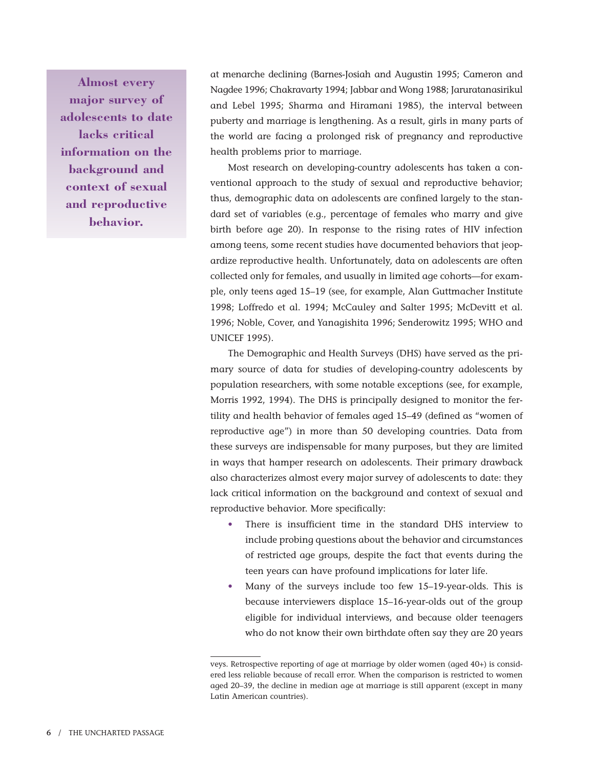**Almost every major survey of adolescents to date lacks critical information on the background and context of sexual and reproductive behavior.**

at menarche declining (Barnes-Josiah and Augustin 1995; Cameron and Nagdee 1996; Chakravarty 1994; Jabbar and Wong 1988; Jaruratanasirikul and Lebel 1995; Sharma and Hiramani 1985), the interval between puberty and marriage is lengthening. As a result, girls in many parts of the world are facing a prolonged risk of pregnancy and reproductive health problems prior to marriage.

Most research on developing-country adolescents has taken a conventional approach to the study of sexual and reproductive behavior; thus, demographic data on adolescents are confined largely to the standard set of variables (e.g., percentage of females who marry and give birth before age 20). In response to the rising rates of HIV infection among teens, some recent studies have documented behaviors that jeopardize reproductive health. Unfortunately, data on adolescents are often collected only for females, and usually in limited age cohorts—for example, only teens aged 15–19 (see, for example, Alan Guttmacher Institute 1998; Loffredo et al. 1994; McCauley and Salter 1995; McDevitt et al. 1996; Noble, Cover, and Yanagishita 1996; Senderowitz 1995; WHO and UNICEF 1995).

The Demographic and Health Surveys (DHS) have served as the primary source of data for studies of developing-country adolescents by population researchers, with some notable exceptions (see, for example, Morris 1992, 1994). The DHS is principally designed to monitor the fertility and health behavior of females aged 15–49 (defined as "women of reproductive age") in more than 50 developing countries. Data from these surveys are indispensable for many purposes, but they are limited in ways that hamper research on adolescents. Their primary drawback also characterizes almost every major survey of adolescents to date: they lack critical information on the background and context of sexual and reproductive behavior. More specifically:

- There is insufficient time in the standard DHS interview to include probing questions about the behavior and circumstances of restricted age groups, despite the fact that events during the teen years can have profound implications for later life.
- Many of the surveys include too few 15–19-year-olds. This is because interviewers displace 15–16-year-olds out of the group eligible for individual interviews, and because older teenagers who do not know their own birthdate often say they are 20 years

veys. Retrospective reporting of age at marriage by older women (aged 40+) is considered less reliable because of recall error. When the comparison is restricted to women aged 20–39, the decline in median age at marriage is still apparent (except in many Latin American countries).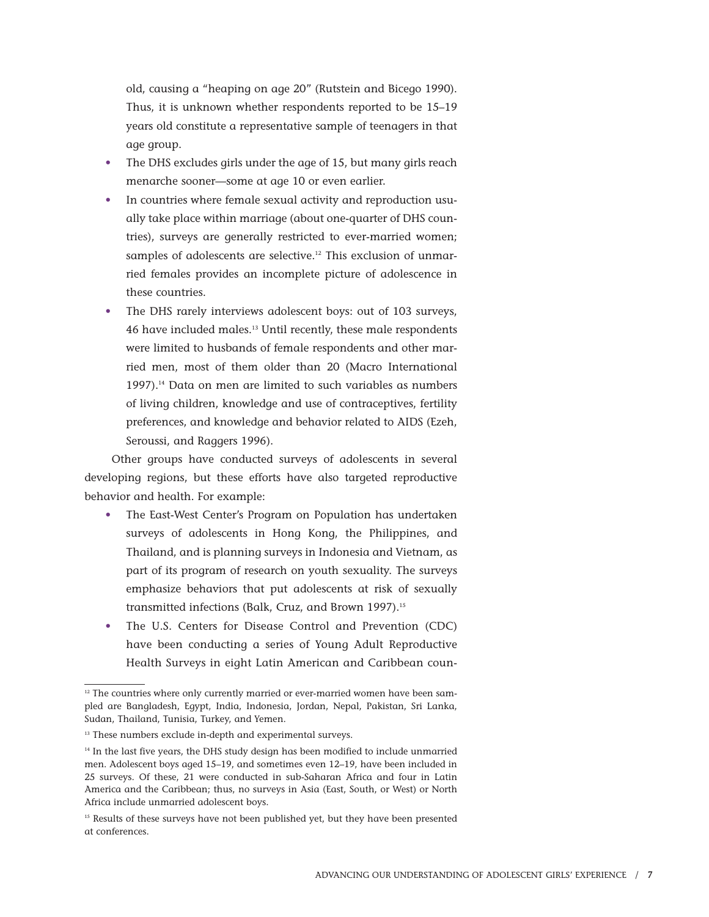old, causing a "heaping on age 20" (Rutstein and Bicego 1990). Thus, it is unknown whether respondents reported to be 15–19 years old constitute a representative sample of teenagers in that age group.

- The DHS excludes girls under the age of 15, but many girls reach menarche sooner—some at age 10 or even earlier.
- In countries where female sexual activity and reproduction usually take place within marriage (about one-quarter of DHS countries), surveys are generally restricted to ever-married women; samples of adolescents are selective.[12] This exclusion of unmarried females provides an incomplete picture of adolescence in these countries.
- The DHS rarely interviews adolescent boys: out of 103 surveys, 46 have included males.[13] Until recently, these male respondents were limited to husbands of female respondents and other married men, most of them older than 20 (Macro International 1997).[14] Data on men are limited to such variables as numbers of living children, knowledge and use of contraceptives, fertility preferences, and knowledge and behavior related to AIDS (Ezeh, Seroussi, and Raggers 1996).

Other groups have conducted surveys of adolescents in several developing regions, but these efforts have also targeted reproductive behavior and health. For example:

- The East-West Center's Program on Population has undertaken surveys of adolescents in Hong Kong, the Philippines, and Thailand, and is planning surveys in Indonesia and Vietnam, as part of its program of research on youth sexuality. The surveys emphasize behaviors that put adolescents at risk of sexually transmitted infections (Balk, Cruz, and Brown 1997).[15]
- The U.S. Centers for Disease Control and Prevention (CDC) have been conducting a series of Young Adult Reproductive Health Surveys in eight Latin American and Caribbean coun-

---

[12] The countries where only currently married or ever-married women have been sampled are Bangladesh, Egypt, India, Indonesia, Jordan, Nepal, Pakistan, Sri Lanka, Sudan, Thailand, Tunisia, Turkey, and Yemen.

[13] These numbers exclude in-depth and experimental surveys.

[14] In the last five years, the DHS study design has been modified to include unmarried men. Adolescent boys aged 15–19, and sometimes even 12–19, have been included in 25 surveys. Of these, 21 were conducted in sub-Saharan Africa and four in Latin America and the Caribbean; thus, no surveys in Asia (East, South, or West) or North Africa include unmarried adolescent boys.

[15] Results of these surveys have not been published yet, but they have been presented at conferences.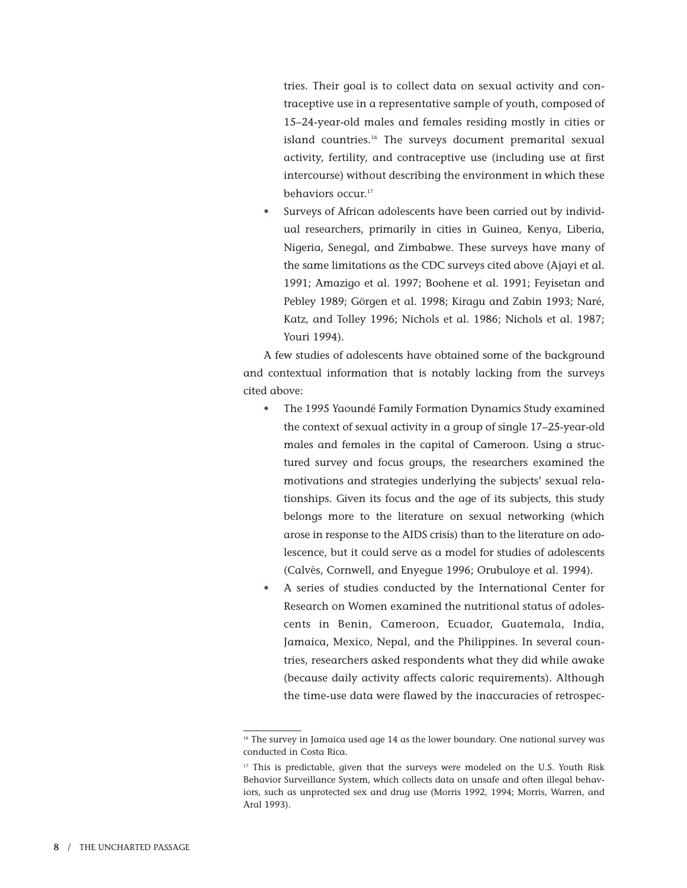tries. Their goal is to collect data on sexual activity and contraceptive use in a representative sample of youth, composed of 15–24-year-old males and females residing mostly in cities or island countries.[16] The surveys document premarital sexual activity, fertility, and contraceptive use (including use at first intercourse) without describing the environment in which these behaviors occur.[17]

- Surveys of African adolescents have been carried out by individual researchers, primarily in cities in Guinea, Kenya, Liberia, Nigeria, Senegal, and Zimbabwe. These surveys have many of the same limitations as the CDC surveys cited above (Ajayi et al. 1991; Amazigo et al. 1997; Boohene et al. 1991; Feyisetan and Pebley 1989; Görgen et al. 1998; Kiragu and Zabin 1993; Naré, Katz, and Tolley 1996; Nichols et al. 1986; Nichols et al. 1987; Youri 1994).

A few studies of adolescents have obtained some of the background and contextual information that is notably lacking from the surveys cited above:

- The 1995 Yaoundé Family Formation Dynamics Study examined the context of sexual activity in a group of single 17–25-year-old males and females in the capital of Cameroon. Using a structured survey and focus groups, the researchers examined the motivations and strategies underlying the subjects' sexual relationships. Given its focus and the age of its subjects, this study belongs more to the literature on sexual networking (which arose in response to the AIDS crisis) than to the literature on adolescence, but it could serve as a model for studies of adolescents (Calvès, Cornwell, and Enyegue 1996; Orubuloye et al. 1994).
- A series of studies conducted by the International Center for Research on Women examined the nutritional status of adolescents in Benin, Cameroon, Ecuador, Guatemala, India, Jamaica, Mexico, Nepal, and the Philippines. In several countries, researchers asked respondents what they did while awake (because daily activity affects caloric requirements). Although the time-use data were flawed by the inaccuracies of retrospec-

---

[16] The survey in Jamaica used age 14 as the lower boundary. One national survey was conducted in Costa Rica.

[17] This is predictable, given that the surveys were modeled on the U.S. Youth Risk Behavior Surveillance System, which collects data on unsafe and often illegal behaviors, such as unprotected sex and drug use (Morris 1992, 1994; Morris, Warren, and Aral 1993).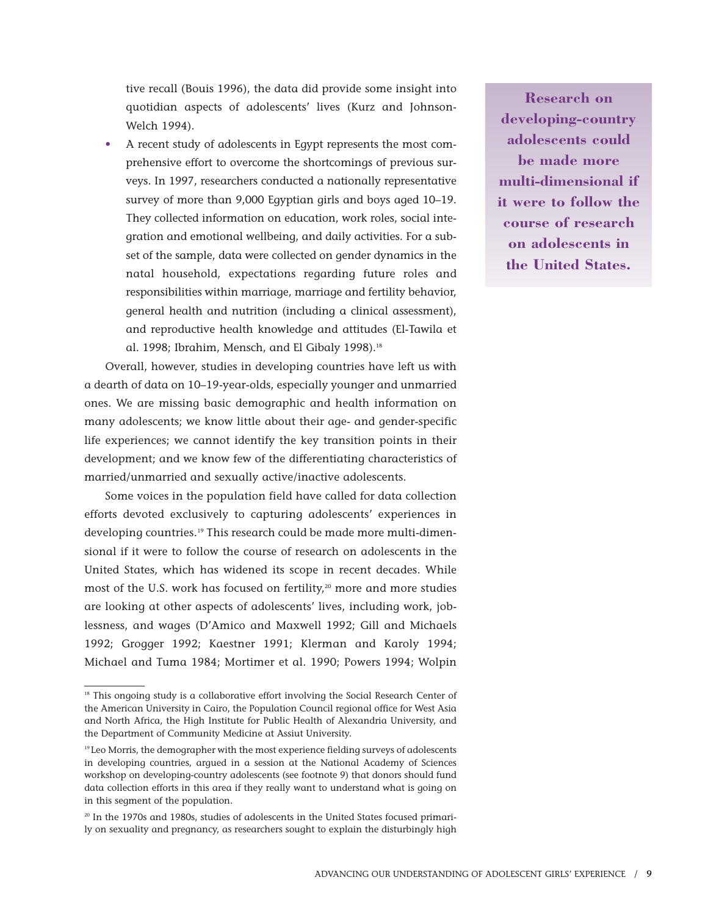tive recall (Bouis 1996), the data did provide some insight into quotidian aspects of adolescents' lives (Kurz and Johnson-Welch 1994).

- A recent study of adolescents in Egypt represents the most comprehensive effort to overcome the shortcomings of previous surveys. In 1997, researchers conducted a nationally representative survey of more than 9,000 Egyptian girls and boys aged 10–19. They collected information on education, work roles, social integration and emotional wellbeing, and daily activities. For a subset of the sample, data were collected on gender dynamics in the natal household, expectations regarding future roles and responsibilities within marriage, marriage and fertility behavior, general health and nutrition (including a clinical assessment), and reproductive health knowledge and attitudes (El-Tawila et al. 1998; Ibrahim, Mensch, and El Gibaly 1998).[18]

**Research on developing-country adolescents could be made more multi-dimensional if it were to follow the course of research on adolescents in the United States.**

Overall, however, studies in developing countries have left us with a dearth of data on 10–19-year-olds, especially younger and unmarried ones. We are missing basic demographic and health information on many adolescents; we know little about their age- and gender-specific life experiences; we cannot identify the key transition points in their development; and we know few of the differentiating characteristics of married/unmarried and sexually active/inactive adolescents.

Some voices in the population field have called for data collection efforts devoted exclusively to capturing adolescents' experiences in developing countries.[19] This research could be made more multi-dimensional if it were to follow the course of research on adolescents in the United States, which has widened its scope in recent decades. While most of the U.S. work has focused on fertility,[20] more and more studies are looking at other aspects of adolescents' lives, including work, joblessness, and wages (D'Amico and Maxwell 1992; Gill and Michaels 1992; Grogger 1992; Kaestner 1991; Klerman and Karoly 1994; Michael and Tuma 1984; Mortimer et al. 1990; Powers 1994; Wolpin

---

[18] This ongoing study is a collaborative effort involving the Social Research Center of the American University in Cairo, the Population Council regional office for West Asia and North Africa, the High Institute for Public Health of Alexandria University, and the Department of Community Medicine at Assiut University.

[19] Leo Morris, the demographer with the most experience fielding surveys of adolescents in developing countries, argued in a session at the National Academy of Sciences workshop on developing-country adolescents (see footnote 9) that donors should fund data collection efforts in this area if they really want to understand what is going on in this segment of the population.

[20] In the 1970s and 1980s, studies of adolescents in the United States focused primarily on sexuality and pregnancy, as researchers sought to explain the disturbingly high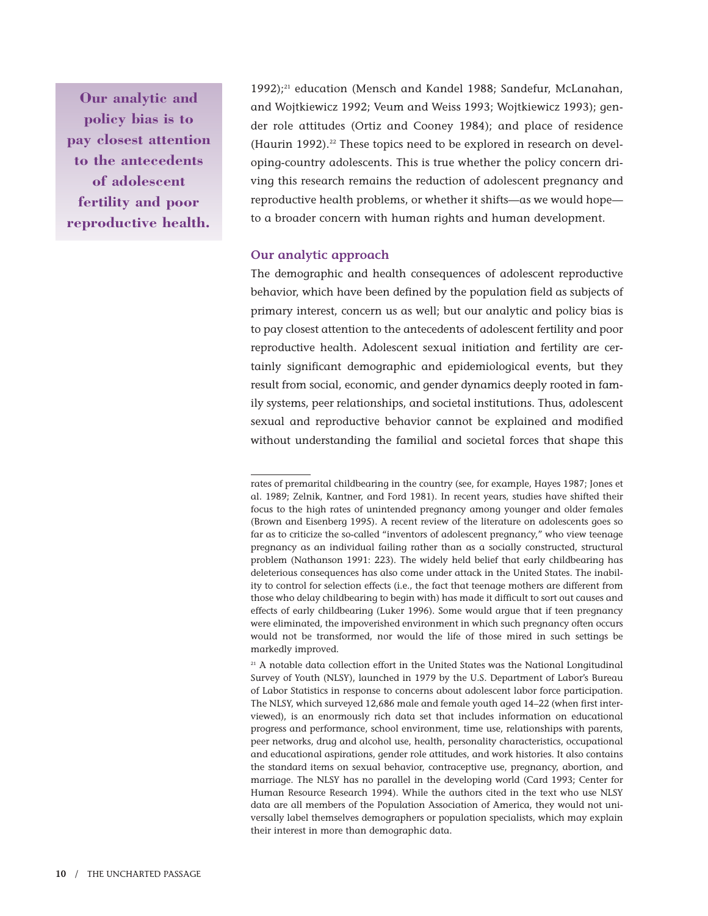**Our analytic and policy bias is to pay closest attention to the antecedents of adolescent fertility and poor reproductive health.**

1992);[21] education (Mensch and Kandel 1988; Sandefur, McLanahan, and Wojtkiewicz 1992; Veum and Weiss 1993; Wojtkiewicz 1993); gender role attitudes (Ortiz and Cooney 1984); and place of residence (Haurin 1992).[22] These topics need to be explored in research on developing-country adolescents. This is true whether the policy concern driving this research remains the reduction of adolescent pregnancy and reproductive health problems, or whether it shifts—as we would hope—to a broader concern with human rights and human development.

### Our analytic approach

The demographic and health consequences of adolescent reproductive behavior, which have been defined by the population field as subjects of primary interest, concern us as well; but our analytic and policy bias is to pay closest attention to the antecedents of adolescent fertility and poor reproductive health. Adolescent sexual initiation and fertility are certainly significant demographic and epidemiological events, but they result from social, economic, and gender dynamics deeply rooted in family systems, peer relationships, and societal institutions. Thus, adolescent sexual and reproductive behavior cannot be explained and modified without understanding the familial and societal forces that shape this

---

rates of premarital childbearing in the country (see, for example, Hayes 1987; Jones et al. 1989; Zelnik, Kantner, and Ford 1981). In recent years, studies have shifted their focus to the high rates of unintended pregnancy among younger and older females (Brown and Eisenberg 1995). A recent review of the literature on adolescents goes so far as to criticize the so-called "inventors of adolescent pregnancy," who view teenage pregnancy as an individual failing rather than as a socially constructed, structural problem (Nathanson 1991: 223). The widely held belief that early childbearing has deleterious consequences has also come under attack in the United States. The inability to control for selection effects (i.e., the fact that teenage mothers are different from those who delay childbearing to begin with) has made it difficult to sort out causes and effects of early childbearing (Luker 1996). Some would argue that if teen pregnancy were eliminated, the impoverished environment in which such pregnancy often occurs would not be transformed, nor would the life of those mired in such settings be markedly improved.

[21] A notable data collection effort in the United States was the National Longitudinal Survey of Youth (NLSY), launched in 1979 by the U.S. Department of Labor's Bureau of Labor Statistics in response to concerns about adolescent labor force participation. The NLSY, which surveyed 12,686 male and female youth aged 14–22 (when first interviewed), is an enormously rich data set that includes information on educational progress and performance, school environment, time use, relationships with parents, peer networks, drug and alcohol use, health, personality characteristics, occupational and educational aspirations, gender role attitudes, and work histories. It also contains the standard items on sexual behavior, contraceptive use, pregnancy, abortion, and marriage. The NLSY has no parallel in the developing world (Card 1993; Center for Human Resource Research 1994). While the authors cited in the text who use NLSY data are all members of the Population Association of America, they would not universally label themselves demographers or population specialists, which may explain their interest in more than demographic data.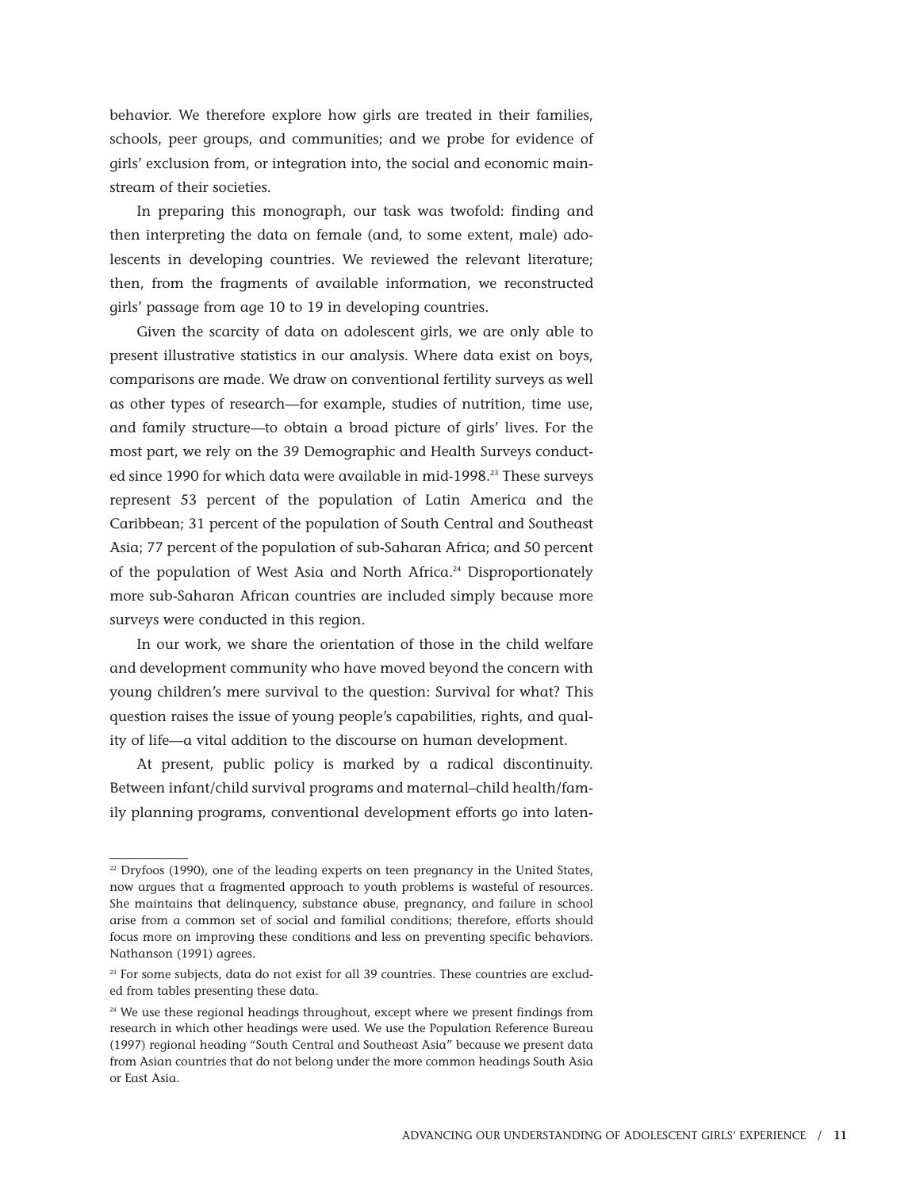behavior. We therefore explore how girls are treated in their families, schools, peer groups, and communities; and we probe for evidence of girls' exclusion from, or integration into, the social and economic mainstream of their societies.

In preparing this monograph, our task was twofold: finding and then interpreting the data on female (and, to some extent, male) adolescents in developing countries. We reviewed the relevant literature; then, from the fragments of available information, we reconstructed girls' passage from age 10 to 19 in developing countries.

Given the scarcity of data on adolescent girls, we are only able to present illustrative statistics in our analysis. Where data exist on boys, comparisons are made. We draw on conventional fertility surveys as well as other types of research—for example, studies of nutrition, time use, and family structure—to obtain a broad picture of girls' lives. For the most part, we rely on the 39 Demographic and Health Surveys conducted since 1990 for which data were available in mid-1998.[23] These surveys represent 53 percent of the population of Latin America and the Caribbean; 31 percent of the population of South Central and Southeast Asia; 77 percent of the population of sub-Saharan Africa; and 50 percent of the population of West Asia and North Africa.[24] Disproportionately more sub-Saharan African countries are included simply because more surveys were conducted in this region.

In our work, we share the orientation of those in the child welfare and development community who have moved beyond the concern with young children's mere survival to the question: Survival for what? This question raises the issue of young people's capabilities, rights, and quality of life—a vital addition to the discourse on human development.

At present, public policy is marked by a radical discontinuity. Between infant/child survival programs and maternal–child health/family planning programs, conventional development efforts go into laten-

---

[22] Dryfoos (1990), one of the leading experts on teen pregnancy in the United States, now argues that a fragmented approach to youth problems is wasteful of resources. She maintains that delinquency, substance abuse, pregnancy, and failure in school arise from a common set of social and familial conditions; therefore, efforts should focus more on improving these conditions and less on preventing specific behaviors. Nathanson (1991) agrees.

[23] For some subjects, data do not exist for all 39 countries. These countries are excluded from tables presenting these data.

[24] We use these regional headings throughout, except where we present findings from research in which other headings were used. We use the Population Reference Bureau (1997) regional heading "South Central and Southeast Asia" because we present data from Asian countries that do not belong under the more common headings South Asia or East Asia.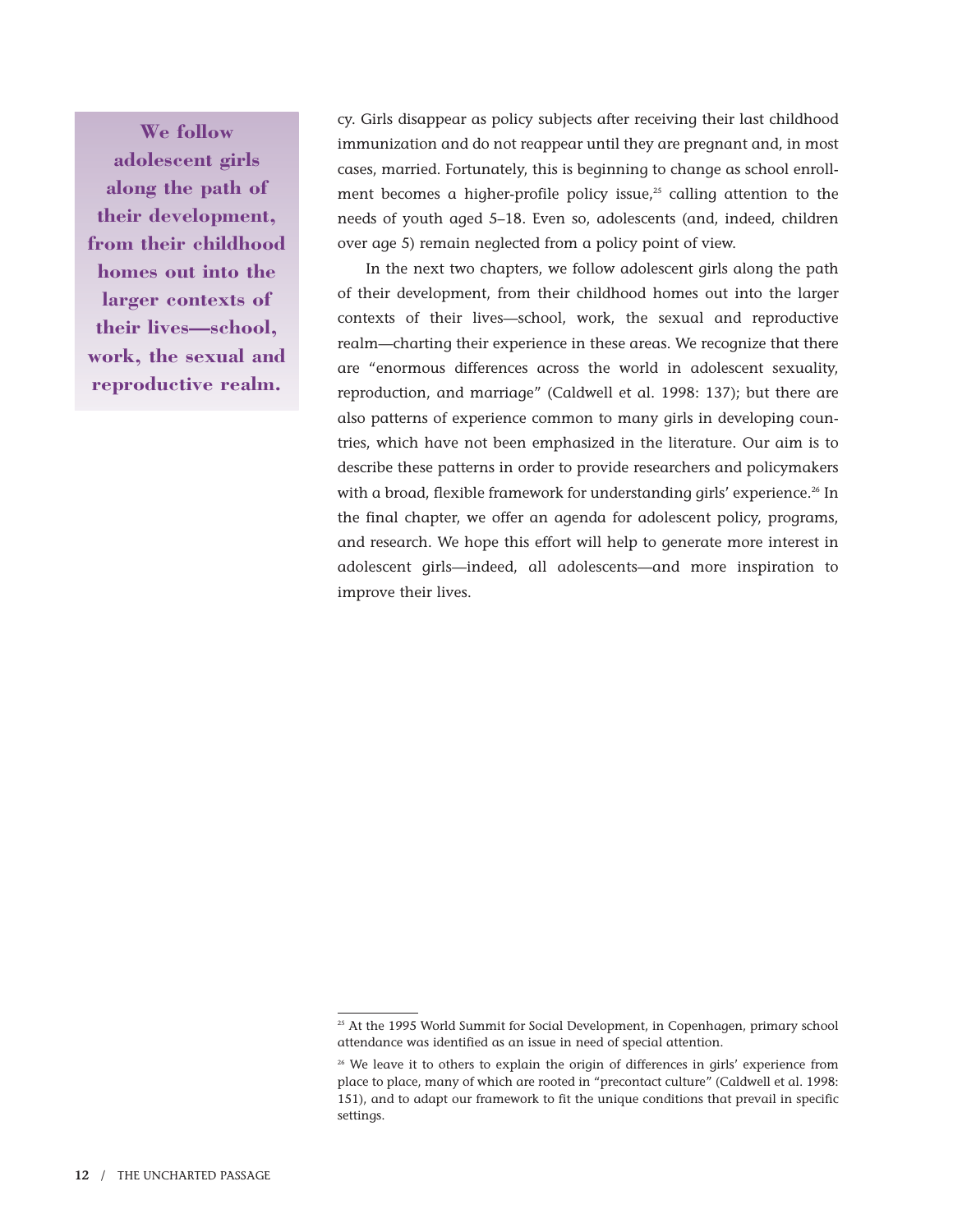> **We follow adolescent girls along the path of their development, from their childhood homes out into the larger contexts of their lives—school, work, the sexual and reproductive realm.**

cy. Girls disappear as policy subjects after receiving their last childhood immunization and do not reappear until they are pregnant and, in most cases, married. Fortunately, this is beginning to change as school enrollment becomes a higher-profile policy issue,[25] calling attention to the needs of youth aged 5–18. Even so, adolescents (and, indeed, children over age 5) remain neglected from a policy point of view.

In the next two chapters, we follow adolescent girls along the path of their development, from their childhood homes out into the larger contexts of their lives—school, work, the sexual and reproductive realm—charting their experience in these areas. We recognize that there are "enormous differences across the world in adolescent sexuality, reproduction, and marriage" (Caldwell et al. 1998: 137); but there are also patterns of experience common to many girls in developing countries, which have not been emphasized in the literature. Our aim is to describe these patterns in order to provide researchers and policymakers with a broad, flexible framework for understanding girls' experience.[26] In the final chapter, we offer an agenda for adolescent policy, programs, and research. We hope this effort will help to generate more interest in adolescent girls—indeed, all adolescents—and more inspiration to improve their lives.

---

[25] At the 1995 World Summit for Social Development, in Copenhagen, primary school attendance was identified as an issue in need of special attention.

[26] We leave it to others to explain the origin of differences in girls' experience from place to place, many of which are rooted in "precontact culture" (Caldwell et al. 1998: 151), and to adapt our framework to fit the unique conditions that prevail in specific settings.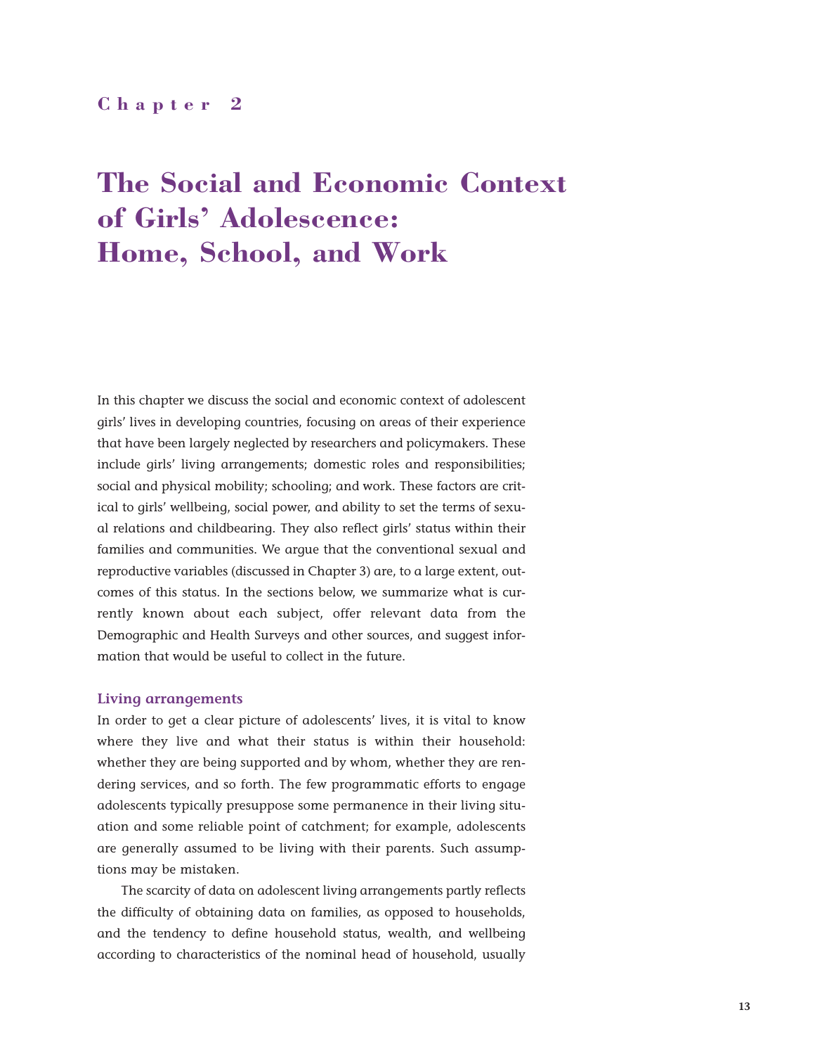## Chapter 2

# The Social and Economic Context of Girls' Adolescence: Home, School, and Work

In this chapter we discuss the social and economic context of adolescent girls' lives in developing countries, focusing on areas of their experience that have been largely neglected by researchers and policymakers. These include girls' living arrangements; domestic roles and responsibilities; social and physical mobility; schooling; and work. These factors are critical to girls' wellbeing, social power, and ability to set the terms of sexual relations and childbearing. They also reflect girls' status within their families and communities. We argue that the conventional sexual and reproductive variables (discussed in Chapter 3) are, to a large extent, outcomes of this status. In the sections below, we summarize what is currently known about each subject, offer relevant data from the Demographic and Health Surveys and other sources, and suggest information that would be useful to collect in the future.

### Living arrangements

In order to get a clear picture of adolescents' lives, it is vital to know where they live and what their status is within their household: whether they are being supported and by whom, whether they are rendering services, and so forth. The few programmatic efforts to engage adolescents typically presuppose some permanence in their living situation and some reliable point of catchment; for example, adolescents are generally assumed to be living with their parents. Such assumptions may be mistaken.

The scarcity of data on adolescent living arrangements partly reflects the difficulty of obtaining data on families, as opposed to households, and the tendency to define household status, wealth, and wellbeing according to characteristics of the nominal head of household, usually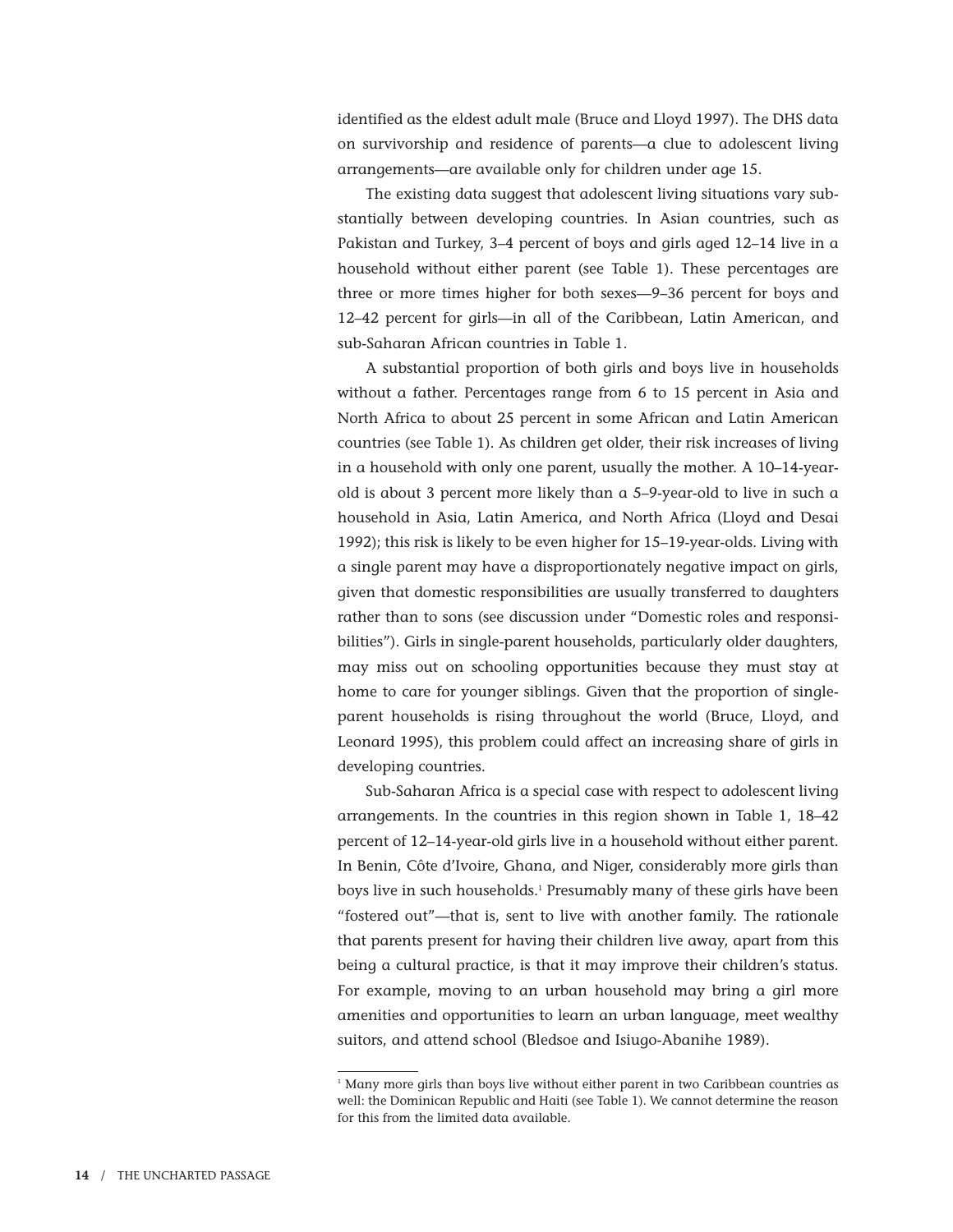identified as the eldest adult male (Bruce and Lloyd 1997). The DHS data on survivorship and residence of parents—a clue to adolescent living arrangements—are available only for children under age 15.

The existing data suggest that adolescent living situations vary substantially between developing countries. In Asian countries, such as Pakistan and Turkey, 3–4 percent of boys and girls aged 12–14 live in a household without either parent (see Table 1). These percentages are three or more times higher for both sexes—9–36 percent for boys and 12–42 percent for girls—in all of the Caribbean, Latin American, and sub-Saharan African countries in Table 1.

A substantial proportion of both girls and boys live in households without a father. Percentages range from 6 to 15 percent in Asia and North Africa to about 25 percent in some African and Latin American countries (see Table 1). As children get older, their risk increases of living in a household with only one parent, usually the mother. A 10–14-year-old is about 3 percent more likely than a 5–9-year-old to live in such a household in Asia, Latin America, and North Africa (Lloyd and Desai 1992); this risk is likely to be even higher for 15–19-year-olds. Living with a single parent may have a disproportionately negative impact on girls, given that domestic responsibilities are usually transferred to daughters rather than to sons (see discussion under "Domestic roles and responsibilities"). Girls in single-parent households, particularly older daughters, may miss out on schooling opportunities because they must stay at home to care for younger siblings. Given that the proportion of single-parent households is rising throughout the world (Bruce, Lloyd, and Leonard 1995), this problem could affect an increasing share of girls in developing countries.

Sub-Saharan Africa is a special case with respect to adolescent living arrangements. In the countries in this region shown in Table 1, 18–42 percent of 12–14-year-old girls live in a household without either parent. In Benin, Côte d'Ivoire, Ghana, and Niger, considerably more girls than boys live in such households.[1] Presumably many of these girls have been "fostered out"—that is, sent to live with another family. The rationale that parents present for having their children live away, apart from this being a cultural practice, is that it may improve their children's status. For example, moving to an urban household may bring a girl more amenities and opportunities to learn an urban language, meet wealthy suitors, and attend school (Bledsoe and Isiugo-Abanihe 1989).

[1] Many more girls than boys live without either parent in two Caribbean countries as well: the Dominican Republic and Haiti (see Table 1). We cannot determine the reason for this from the limited data available.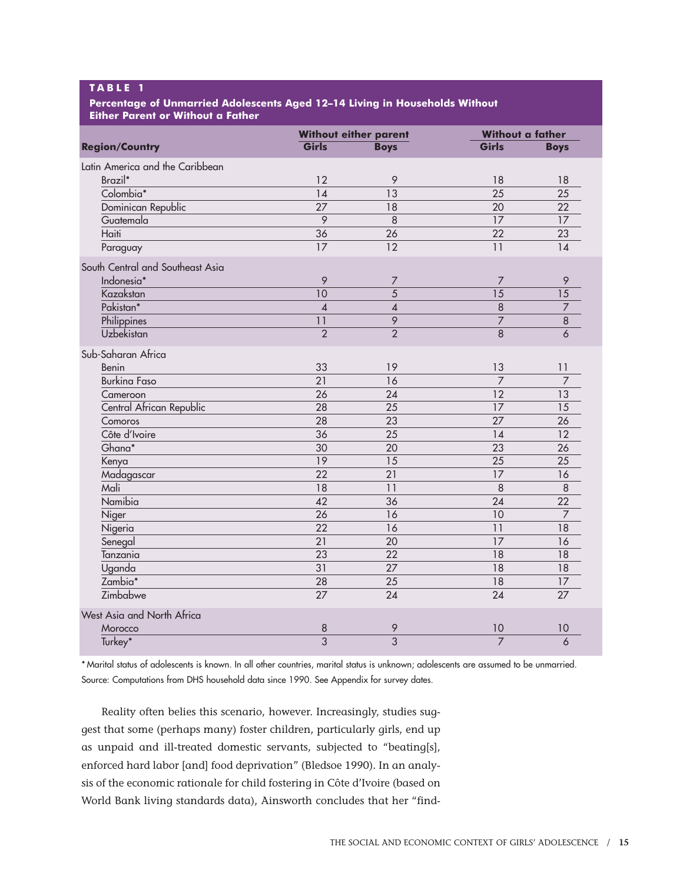**TABLE 1**

**Percentage of Unmarried Adolescents Aged 12–14 Living in Households Without Either Parent or Without a Father**

| Region/Country | Without either parent | | Without a father | |
|---|---|---|---|---|
| | Girls | Boys | Girls | Boys |
| **Latin America and the Caribbean** | | | | |
| Brazil* | 12 | 9 | 18 | 18 |
| Colombia* | 14 | 13 | 25 | 25 |
| Dominican Republic | 27 | 18 | 20 | 22 |
| Guatemala | 9 | 8 | 17 | 17 |
| Haiti | 36 | 26 | 22 | 23 |
| Paraguay | 17 | 12 | 11 | 14 |
| **South Central and Southeast Asia** | | | | |
| Indonesia* | 9 | 7 | 7 | 9 |
| Kazakstan | 10 | 5 | 15 | 15 |
| Pakistan* | 4 | 4 | 8 | 7 |
| Philippines | 11 | 9 | 7 | 8 |
| Uzbekistan | 2 | 2 | 8 | 6 |
| **Sub-Saharan Africa** | | | | |
| Benin | 33 | 19 | 13 | 11 |
| Burkina Faso | 21 | 16 | 7 | 7 |
| Cameroon | 26 | 24 | 12 | 13 |
| Central African Republic | 28 | 25 | 17 | 15 |
| Comoros | 28 | 23 | 27 | 26 |
| Côte d'Ivoire | 36 | 25 | 14 | 12 |
| Ghana* | 30 | 20 | 23 | 26 |
| Kenya | 19 | 15 | 25 | 25 |
| Madagascar | 22 | 21 | 17 | 16 |
| Mali | 18 | 11 | 8 | 8 |
| Namibia | 42 | 36 | 24 | 22 |
| Niger | 26 | 16 | 10 | 7 |
| Nigeria | 22 | 16 | 11 | 18 |
| Senegal | 21 | 20 | 17 | 16 |
| Tanzania | 23 | 22 | 18 | 18 |
| Uganda | 31 | 27 | 18 | 18 |
| Zambia* | 28 | 25 | 18 | 17 |
| Zimbabwe | 27 | 24 | 24 | 27 |
| **West Asia and North Africa** | | | | |
| Morocco | 8 | 9 | 10 | 10 |
| Turkey* | 3 | 3 | 7 | 6 |

\* Marital status of adolescents is known. In all other countries, marital status is unknown; adolescents are assumed to be unmarried.
Source: Computations from DHS household data since 1990. See Appendix for survey dates.

Reality often belies this scenario, however. Increasingly, studies suggest that some (perhaps many) foster children, particularly girls, end up as unpaid and ill-treated domestic servants, subjected to "beating[s], enforced hard labor [and] food deprivation" (Bledsoe 1990). In an analysis of the economic rationale for child fostering in Côte d'Ivoire (based on World Bank living standards data), Ainsworth concludes that her "find-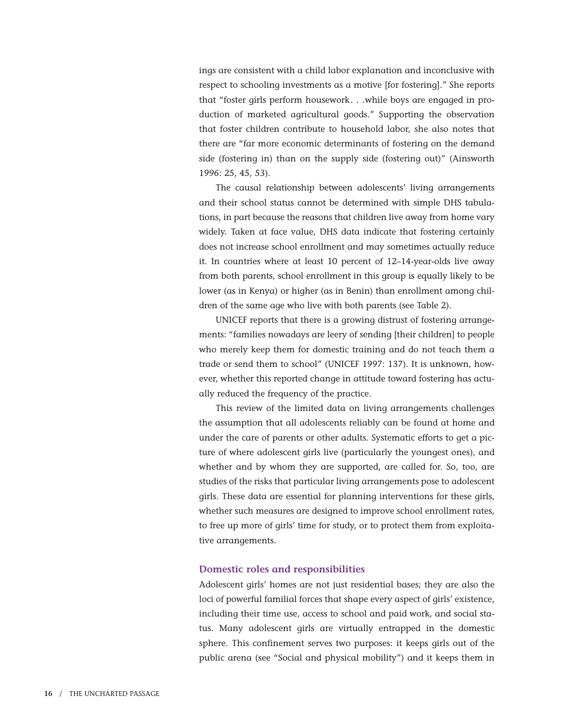ings are consistent with a child labor explanation and inconclusive with respect to schooling investments as a motive [for fostering]." She reports that "foster girls perform housework. . .while boys are engaged in production of marketed agricultural goods." Supporting the observation that foster children contribute to household labor, she also notes that there are "far more economic determinants of fostering on the demand side (fostering in) than on the supply side (fostering out)" (Ainsworth 1996: 25, 45, 53).

The causal relationship between adolescents' living arrangements and their school status cannot be determined with simple DHS tabulations, in part because the reasons that children live away from home vary widely. Taken at face value, DHS data indicate that fostering certainly does not increase school enrollment and may sometimes actually reduce it. In countries where at least 10 percent of 12–14-year-olds live away from both parents, school enrollment in this group is equally likely to be lower (as in Kenya) or higher (as in Benin) than enrollment among children of the same age who live with both parents (see Table 2).

UNICEF reports that there is a growing distrust of fostering arrangements: "families nowadays are leery of sending [their children] to people who merely keep them for domestic training and do not teach them a trade or send them to school" (UNICEF 1997: 137). It is unknown, however, whether this reported change in attitude toward fostering has actually reduced the frequency of the practice.

This review of the limited data on living arrangements challenges the assumption that all adolescents reliably can be found at home and under the care of parents or other adults. Systematic efforts to get a picture of where adolescent girls live (particularly the youngest ones), and whether and by whom they are supported, are called for. So, too, are studies of the risks that particular living arrangements pose to adolescent girls. These data are essential for planning interventions for these girls, whether such measures are designed to improve school enrollment rates, to free up more of girls' time for study, or to protect them from exploitative arrangements.

### Domestic roles and responsibilities

Adolescent girls' homes are not just residential bases; they are also the loci of powerful familial forces that shape every aspect of girls' existence, including their time use, access to school and paid work, and social status. Many adolescent girls are virtually entrapped in the domestic sphere. This confinement serves two purposes: it keeps girls out of the public arena (see "Social and physical mobility") and it keeps them in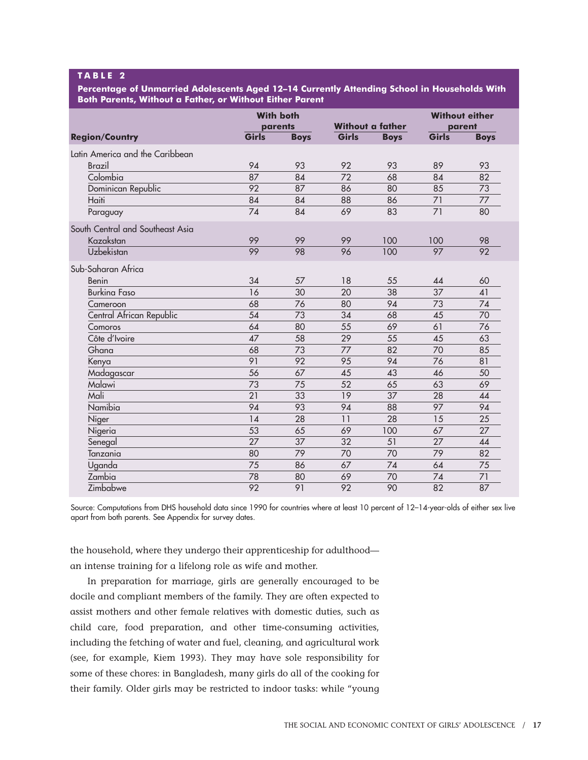**TABLE 2**

**Percentage of Unmarried Adolescents Aged 12–14 Currently Attending School in Households With Both Parents, Without a Father, or Without Either Parent**

| Region/Country | With both parents | | Without a father | | Without either parent | |
|---|---|---|---|---|---|---|
| | Girls | Boys | Girls | Boys | Girls | Boys |
| **Latin America and the Caribbean** | | | | | | |
| Brazil | 94 | 93 | 92 | 93 | 89 | 93 |
| Colombia | 87 | 84 | 72 | 68 | 84 | 82 |
| Dominican Republic | 92 | 87 | 86 | 80 | 85 | 73 |
| Haiti | 84 | 84 | 88 | 86 | 71 | 77 |
| Paraguay | 74 | 84 | 69 | 83 | 71 | 80 |
| **South Central and Southeast Asia** | | | | | | |
| Kazakstan | 99 | 99 | 99 | 100 | 100 | 98 |
| Uzbekistan | 99 | 98 | 96 | 100 | 97 | 92 |
| **Sub-Saharan Africa** | | | | | | |
| Benin | 34 | 57 | 18 | 55 | 44 | 60 |
| Burkina Faso | 16 | 30 | 20 | 38 | 37 | 41 |
| Cameroon | 68 | 76 | 80 | 94 | 73 | 74 |
| Central African Republic | 54 | 73 | 34 | 68 | 45 | 70 |
| Comoros | 64 | 80 | 55 | 69 | 61 | 76 |
| Côte d'Ivoire | 47 | 58 | 29 | 55 | 45 | 63 |
| Ghana | 68 | 73 | 77 | 82 | 70 | 85 |
| Kenya | 91 | 92 | 95 | 94 | 76 | 81 |
| Madagascar | 56 | 67 | 45 | 43 | 46 | 50 |
| Malawi | 73 | 75 | 52 | 65 | 63 | 69 |
| Mali | 21 | 33 | 19 | 37 | 28 | 44 |
| Namibia | 94 | 93 | 94 | 88 | 97 | 94 |
| Niger | 14 | 28 | 11 | 28 | 15 | 25 |
| Nigeria | 53 | 65 | 69 | 100 | 67 | 27 |
| Senegal | 27 | 37 | 32 | 51 | 27 | 44 |
| Tanzania | 80 | 79 | 70 | 70 | 79 | 82 |
| Uganda | 75 | 86 | 67 | 74 | 64 | 75 |
| Zambia | 78 | 80 | 69 | 70 | 74 | 71 |
| Zimbabwe | 92 | 91 | 92 | 90 | 82 | 87 |

Source: Computations from DHS household data since 1990 for countries where at least 10 percent of 12–14-year-olds of either sex live apart from both parents. See Appendix for survey dates.

the household, where they undergo their apprenticeship for adulthood—an intense training for a lifelong role as wife and mother.

In preparation for marriage, girls are generally encouraged to be docile and compliant members of the family. They are often expected to assist mothers and other female relatives with domestic duties, such as child care, food preparation, and other time-consuming activities, including the fetching of water and fuel, cleaning, and agricultural work (see, for example, Kiem 1993). They may have sole responsibility for some of these chores: in Bangladesh, many girls do all of the cooking for their family. Older girls may be restricted to indoor tasks: while "young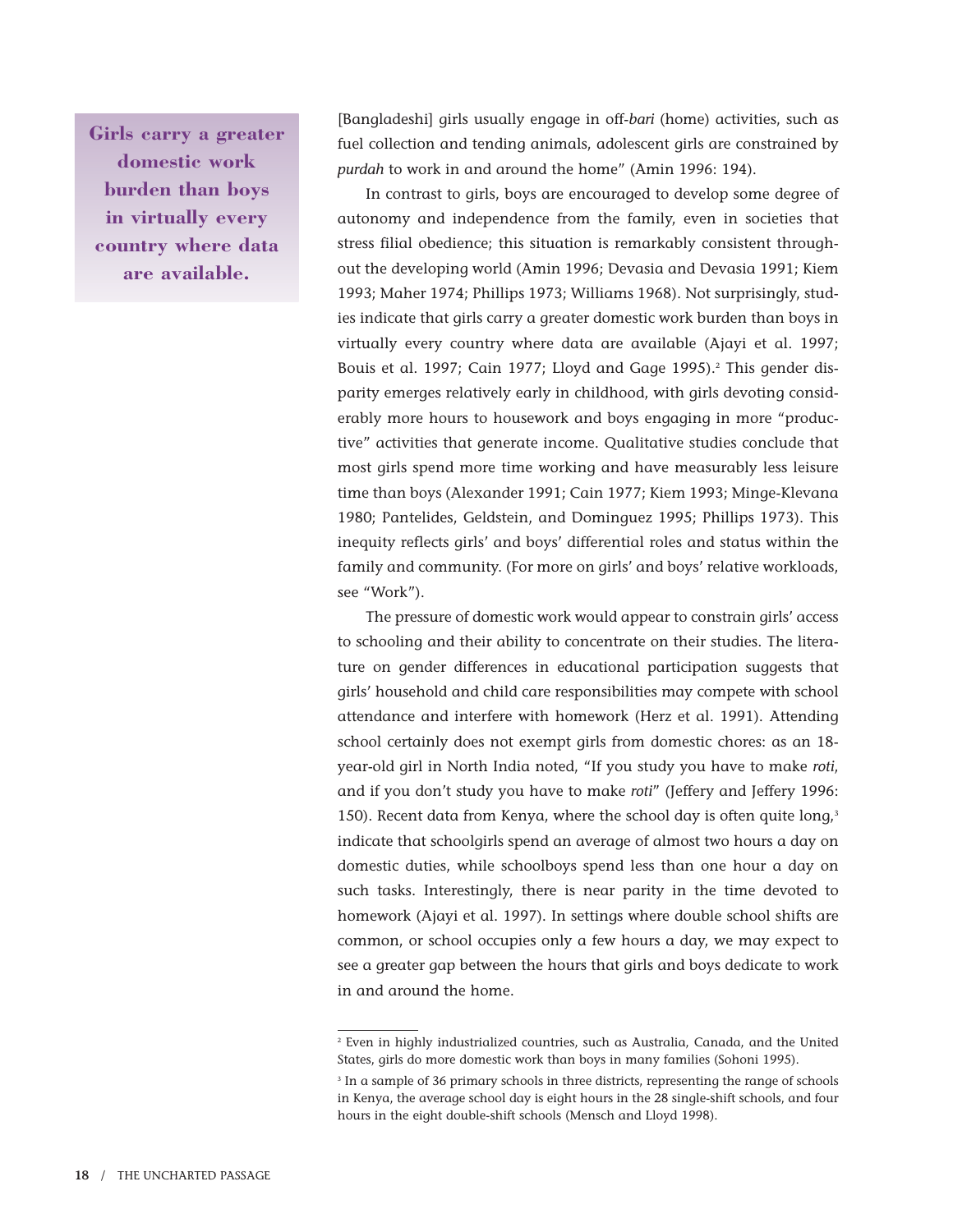**Girls carry a greater domestic work burden than boys in virtually every country where data are available.**

[Bangladeshi] girls usually engage in off-*bari* (home) activities, such as fuel collection and tending animals, adolescent girls are constrained by *purdah* to work in and around the home" (Amin 1996: 194).

In contrast to girls, boys are encouraged to develop some degree of autonomy and independence from the family, even in societies that stress filial obedience; this situation is remarkably consistent throughout the developing world (Amin 1996; Devasia and Devasia 1991; Kiem 1993; Maher 1974; Phillips 1973; Williams 1968). Not surprisingly, studies indicate that girls carry a greater domestic work burden than boys in virtually every country where data are available (Ajayi et al. 1997; Bouis et al. 1997; Cain 1977; Lloyd and Gage 1995).[2] This gender disparity emerges relatively early in childhood, with girls devoting considerably more hours to housework and boys engaging in more "productive" activities that generate income. Qualitative studies conclude that most girls spend more time working and have measurably less leisure time than boys (Alexander 1991; Cain 1977; Kiem 1993; Minge-Klevana 1980; Pantelides, Geldstein, and Dominguez 1995; Phillips 1973). This inequity reflects girls' and boys' differential roles and status within the family and community. (For more on girls' and boys' relative workloads, see "Work").

The pressure of domestic work would appear to constrain girls' access to schooling and their ability to concentrate on their studies. The literature on gender differences in educational participation suggests that girls' household and child care responsibilities may compete with school attendance and interfere with homework (Herz et al. 1991). Attending school certainly does not exempt girls from domestic chores: as an 18-year-old girl in North India noted, "If you study you have to make *roti*, and if you don't study you have to make *roti*" (Jeffery and Jeffery 1996: 150). Recent data from Kenya, where the school day is often quite long,[3] indicate that schoolgirls spend an average of almost two hours a day on domestic duties, while schoolboys spend less than one hour a day on such tasks. Interestingly, there is near parity in the time devoted to homework (Ajayi et al. 1997). In settings where double school shifts are common, or school occupies only a few hours a day, we may expect to see a greater gap between the hours that girls and boys dedicate to work in and around the home.

---

[2] Even in highly industrialized countries, such as Australia, Canada, and the United States, girls do more domestic work than boys in many families (Sohoni 1995).

[3] In a sample of 36 primary schools in three districts, representing the range of schools in Kenya, the average school day is eight hours in the 28 single-shift schools, and four hours in the eight double-shift schools (Mensch and Lloyd 1998).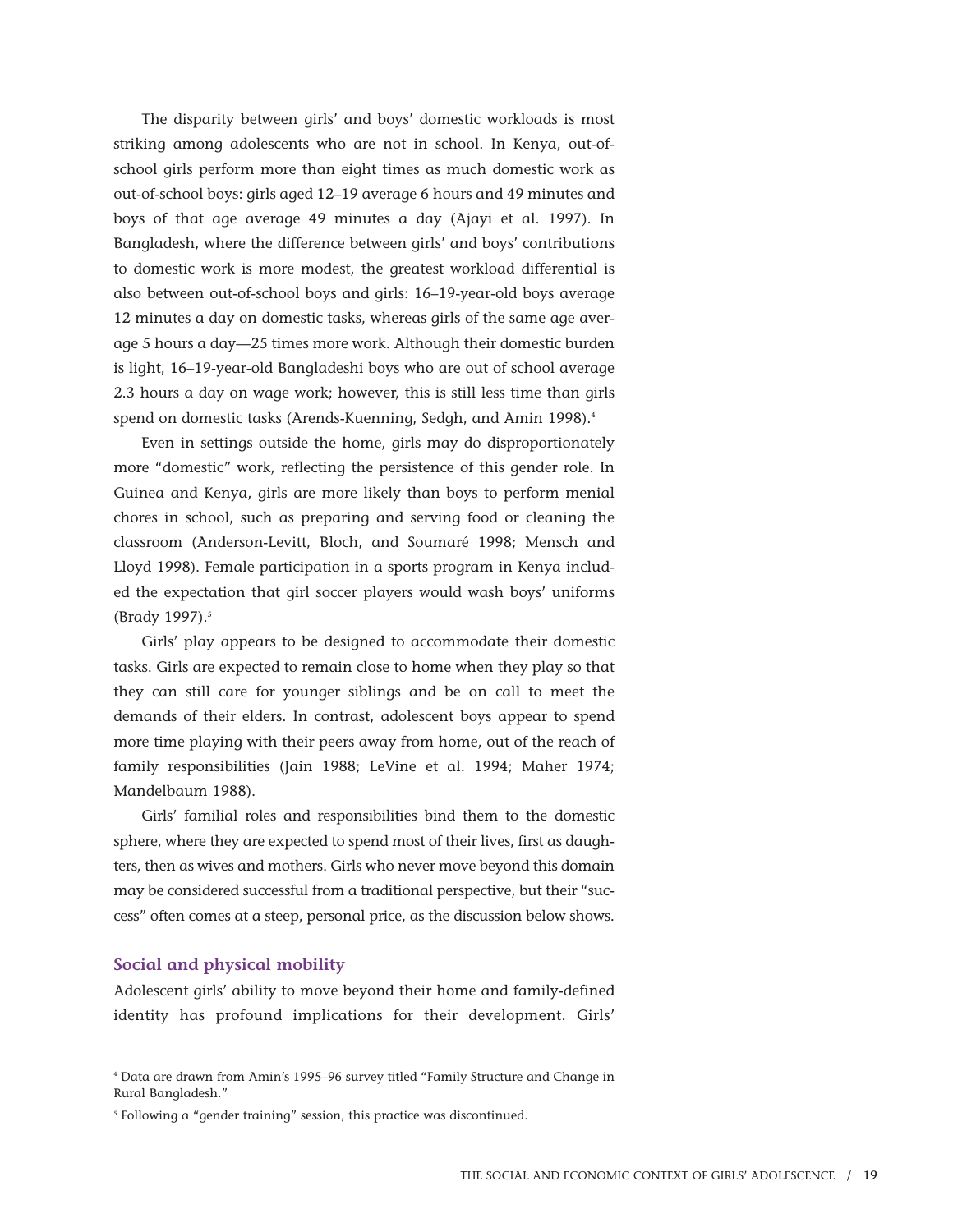The disparity between girls' and boys' domestic workloads is most striking among adolescents who are not in school. In Kenya, out-of-school girls perform more than eight times as much domestic work as out-of-school boys: girls aged 12–19 average 6 hours and 49 minutes and boys of that age average 49 minutes a day (Ajayi et al. 1997). In Bangladesh, where the difference between girls' and boys' contributions to domestic work is more modest, the greatest workload differential is also between out-of-school boys and girls: 16–19-year-old boys average 12 minutes a day on domestic tasks, whereas girls of the same age average 5 hours a day—25 times more work. Although their domestic burden is light, 16–19-year-old Bangladeshi boys who are out of school average 2.3 hours a day on wage work; however, this is still less time than girls spend on domestic tasks (Arends-Kuenning, Sedgh, and Amin 1998).[4]

Even in settings outside the home, girls may do disproportionately more "domestic" work, reflecting the persistence of this gender role. In Guinea and Kenya, girls are more likely than boys to perform menial chores in school, such as preparing and serving food or cleaning the classroom (Anderson-Levitt, Bloch, and Soumaré 1998; Mensch and Lloyd 1998). Female participation in a sports program in Kenya included the expectation that girl soccer players would wash boys' uniforms (Brady 1997).[5]

Girls' play appears to be designed to accommodate their domestic tasks. Girls are expected to remain close to home when they play so that they can still care for younger siblings and be on call to meet the demands of their elders. In contrast, adolescent boys appear to spend more time playing with their peers away from home, out of the reach of family responsibilities (Jain 1988; LeVine et al. 1994; Maher 1974; Mandelbaum 1988).

Girls' familial roles and responsibilities bind them to the domestic sphere, where they are expected to spend most of their lives, first as daughters, then as wives and mothers. Girls who never move beyond this domain may be considered successful from a traditional perspective, but their "success" often comes at a steep, personal price, as the discussion below shows.

### Social and physical mobility

Adolescent girls' ability to move beyond their home and family-defined identity has profound implications for their development. Girls'

---

[4] Data are drawn from Amin's 1995–96 survey titled "Family Structure and Change in Rural Bangladesh."

[5] Following a "gender training" session, this practice was discontinued.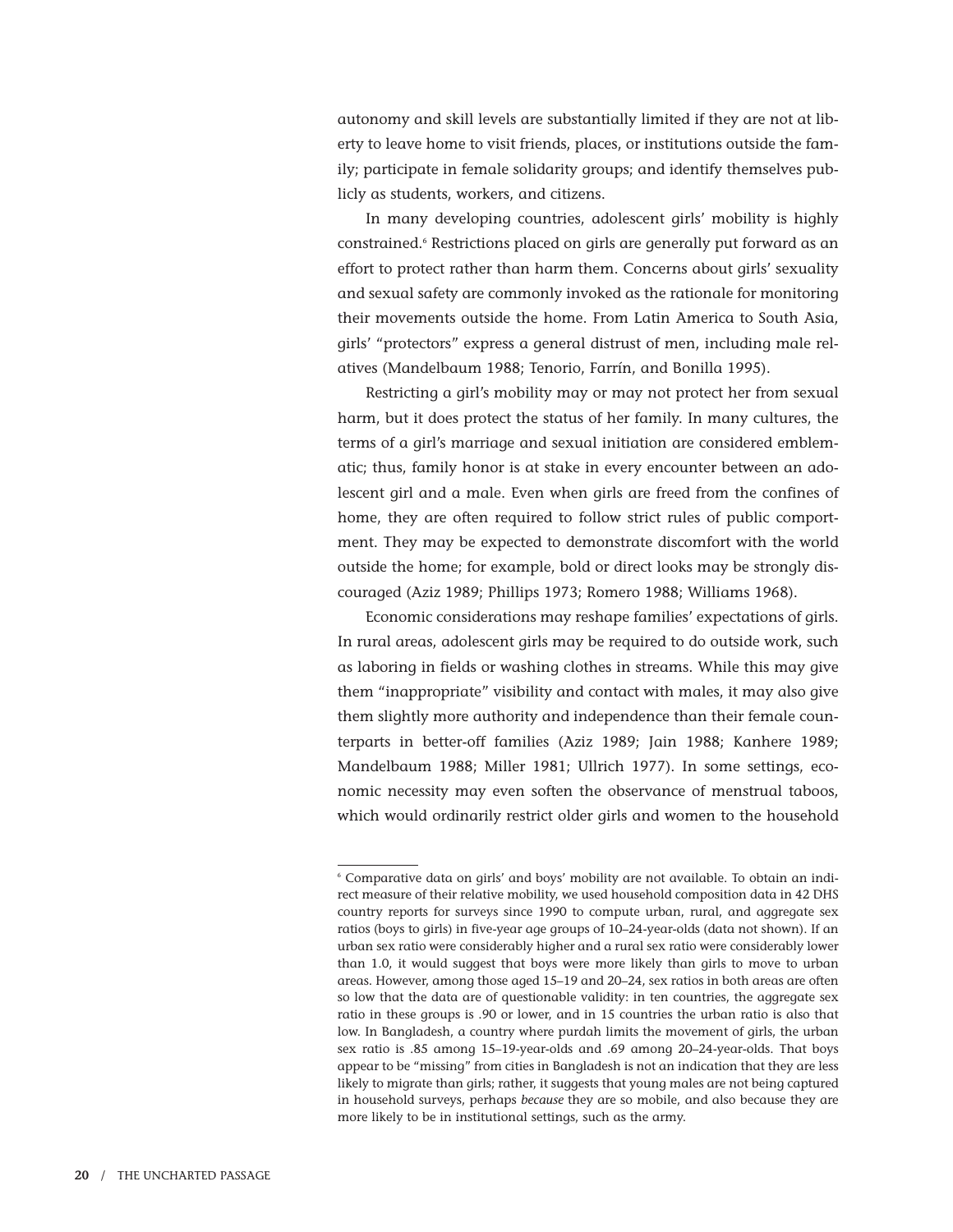autonomy and skill levels are substantially limited if they are not at liberty to leave home to visit friends, places, or institutions outside the family; participate in female solidarity groups; and identify themselves publicly as students, workers, and citizens.

In many developing countries, adolescent girls' mobility is highly constrained.[6] Restrictions placed on girls are generally put forward as an effort to protect rather than harm them. Concerns about girls' sexuality and sexual safety are commonly invoked as the rationale for monitoring their movements outside the home. From Latin America to South Asia, girls' "protectors" express a general distrust of men, including male relatives (Mandelbaum 1988; Tenorio, Farrín, and Bonilla 1995).

Restricting a girl's mobility may or may not protect her from sexual harm, but it does protect the status of her family. In many cultures, the terms of a girl's marriage and sexual initiation are considered emblematic; thus, family honor is at stake in every encounter between an adolescent girl and a male. Even when girls are freed from the confines of home, they are often required to follow strict rules of public comportment. They may be expected to demonstrate discomfort with the world outside the home; for example, bold or direct looks may be strongly discouraged (Aziz 1989; Phillips 1973; Romero 1988; Williams 1968).

Economic considerations may reshape families' expectations of girls. In rural areas, adolescent girls may be required to do outside work, such as laboring in fields or washing clothes in streams. While this may give them "inappropriate" visibility and contact with males, it may also give them slightly more authority and independence than their female counterparts in better-off families (Aziz 1989; Jain 1988; Kanhere 1989; Mandelbaum 1988; Miller 1981; Ullrich 1977). In some settings, economic necessity may even soften the observance of menstrual taboos, which would ordinarily restrict older girls and women to the household

---

[6] Comparative data on girls' and boys' mobility are not available. To obtain an indirect measure of their relative mobility, we used household composition data in 42 DHS country reports for surveys since 1990 to compute urban, rural, and aggregate sex ratios (boys to girls) in five-year age groups of 10–24-year-olds (data not shown). If an urban sex ratio were considerably higher and a rural sex ratio were considerably lower than 1.0, it would suggest that boys were more likely than girls to move to urban areas. However, among those aged 15–19 and 20–24, sex ratios in both areas are often so low that the data are of questionable validity: in ten countries, the aggregate sex ratio in these groups is .90 or lower, and in 15 countries the urban ratio is also that low. In Bangladesh, a country where purdah limits the movement of girls, the urban sex ratio is .85 among 15–19-year-olds and .69 among 20–24-year-olds. That boys appear to be "missing" from cities in Bangladesh is not an indication that they are less likely to migrate than girls; rather, it suggests that young males are not being captured in household surveys, perhaps *because* they are so mobile, and also because they are more likely to be in institutional settings, such as the army.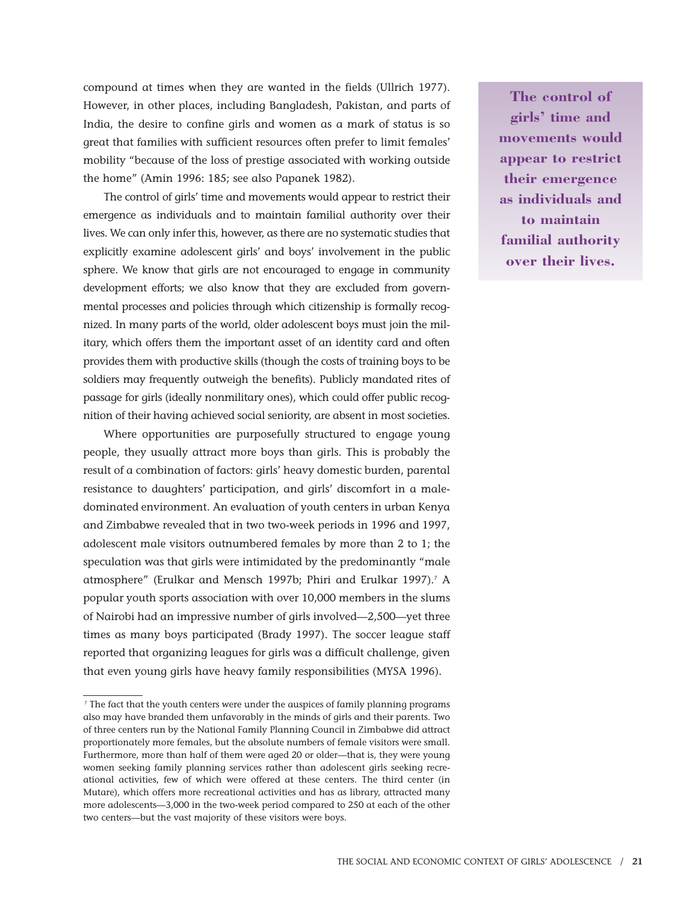compound at times when they are wanted in the fields (Ullrich 1977). However, in other places, including Bangladesh, Pakistan, and parts of India, the desire to confine girls and women as a mark of status is so great that families with sufficient resources often prefer to limit females' mobility "because of the loss of prestige associated with working outside the home" (Amin 1996: 185; see also Papanek 1982).

The control of girls' time and movements would appear to restrict their emergence as individuals and to maintain familial authority over their lives. We can only infer this, however, as there are no systematic studies that explicitly examine adolescent girls' and boys' involvement in the public sphere. We know that girls are not encouraged to engage in community development efforts; we also know that they are excluded from governmental processes and policies through which citizenship is formally recognized. In many parts of the world, older adolescent boys must join the military, which offers them the important asset of an identity card and often provides them with productive skills (though the costs of training boys to be soldiers may frequently outweigh the benefits). Publicly mandated rites of passage for girls (ideally nonmilitary ones), which could offer public recognition of their having achieved social seniority, are absent in most societies.

**The control of girls' time and movements would appear to restrict their emergence as individuals and to maintain familial authority over their lives.**

Where opportunities are purposefully structured to engage young people, they usually attract more boys than girls. This is probably the result of a combination of factors: girls' heavy domestic burden, parental resistance to daughters' participation, and girls' discomfort in a male-dominated environment. An evaluation of youth centers in urban Kenya and Zimbabwe revealed that in two two-week periods in 1996 and 1997, adolescent male visitors outnumbered females by more than 2 to 1; the speculation was that girls were intimidated by the predominantly "male atmosphere" (Erulkar and Mensch 1997b; Phiri and Erulkar 1997).[7] A popular youth sports association with over 10,000 members in the slums of Nairobi had an impressive number of girls involved—2,500—yet three times as many boys participated (Brady 1997). The soccer league staff reported that organizing leagues for girls was a difficult challenge, given that even young girls have heavy family responsibilities (MYSA 1996).

[7] The fact that the youth centers were under the auspices of family planning programs also may have branded them unfavorably in the minds of girls and their parents. Two of three centers run by the National Family Planning Council in Zimbabwe did attract proportionately more females, but the absolute numbers of female visitors were small. Furthermore, more than half of them were aged 20 or older—that is, they were young women seeking family planning services rather than adolescent girls seeking recreational activities, few of which were offered at these centers. The third center (in Mutare), which offers more recreational activities and has as library, attracted many more adolescents—3,000 in the two-week period compared to 250 at each of the other two centers—but the vast majority of these visitors were boys.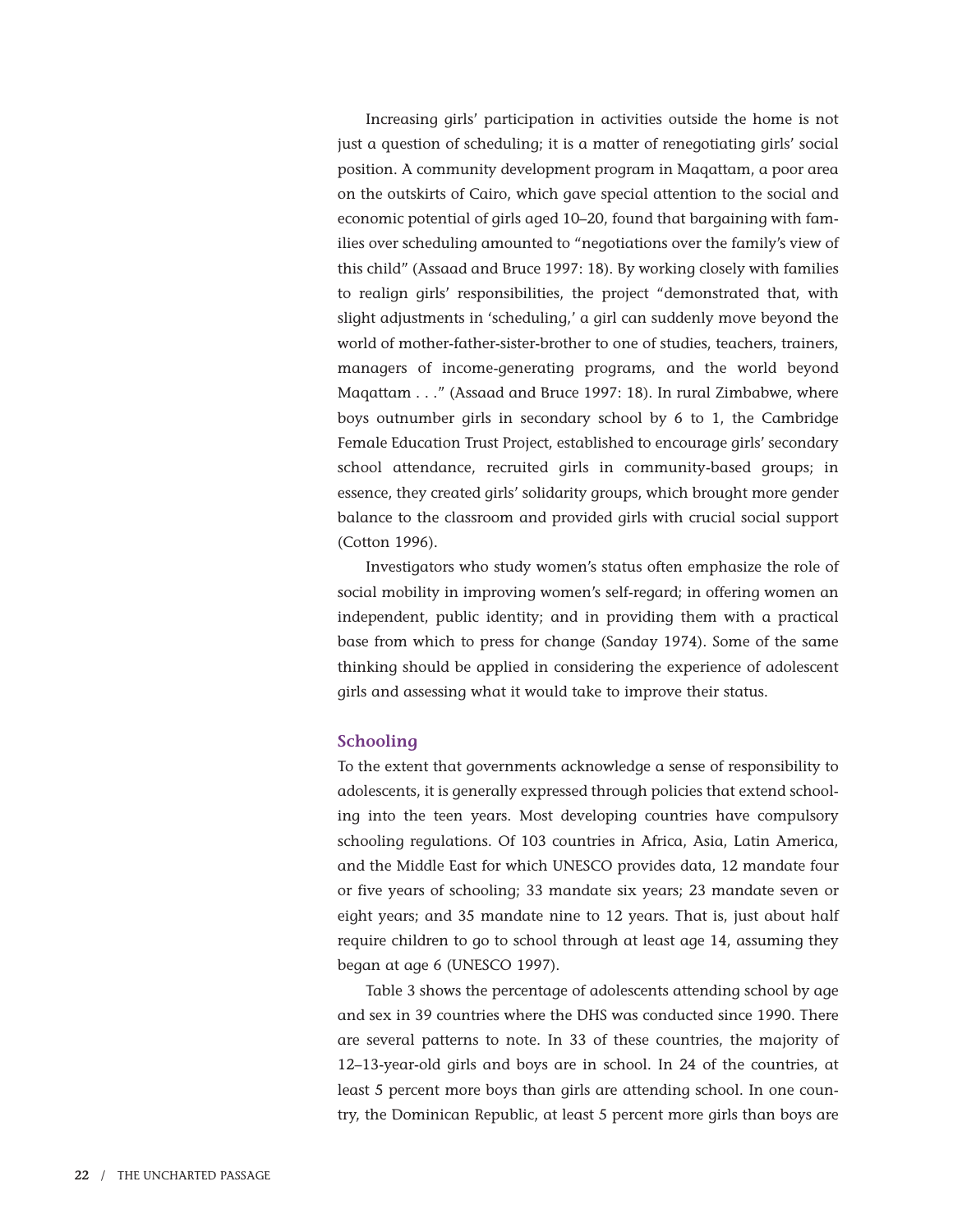Increasing girls' participation in activities outside the home is not just a question of scheduling; it is a matter of renegotiating girls' social position. A community development program in Maqattam, a poor area on the outskirts of Cairo, which gave special attention to the social and economic potential of girls aged 10–20, found that bargaining with families over scheduling amounted to "negotiations over the family's view of this child" (Assaad and Bruce 1997: 18). By working closely with families to realign girls' responsibilities, the project "demonstrated that, with slight adjustments in 'scheduling,' a girl can suddenly move beyond the world of mother-father-sister-brother to one of studies, teachers, trainers, managers of income-generating programs, and the world beyond Maqattam . . ." (Assaad and Bruce 1997: 18). In rural Zimbabwe, where boys outnumber girls in secondary school by 6 to 1, the Cambridge Female Education Trust Project, established to encourage girls' secondary school attendance, recruited girls in community-based groups; in essence, they created girls' solidarity groups, which brought more gender balance to the classroom and provided girls with crucial social support (Cotton 1996).

Investigators who study women's status often emphasize the role of social mobility in improving women's self-regard; in offering women an independent, public identity; and in providing them with a practical base from which to press for change (Sanday 1974). Some of the same thinking should be applied in considering the experience of adolescent girls and assessing what it would take to improve their status.

### Schooling

To the extent that governments acknowledge a sense of responsibility to adolescents, it is generally expressed through policies that extend schooling into the teen years. Most developing countries have compulsory schooling regulations. Of 103 countries in Africa, Asia, Latin America, and the Middle East for which UNESCO provides data, 12 mandate four or five years of schooling; 33 mandate six years; 23 mandate seven or eight years; and 35 mandate nine to 12 years. That is, just about half require children to go to school through at least age 14, assuming they began at age 6 (UNESCO 1997).

Table 3 shows the percentage of adolescents attending school by age and sex in 39 countries where the DHS was conducted since 1990. There are several patterns to note. In 33 of these countries, the majority of 12–13-year-old girls and boys are in school. In 24 of the countries, at least 5 percent more boys than girls are attending school. In one country, the Dominican Republic, at least 5 percent more girls than boys are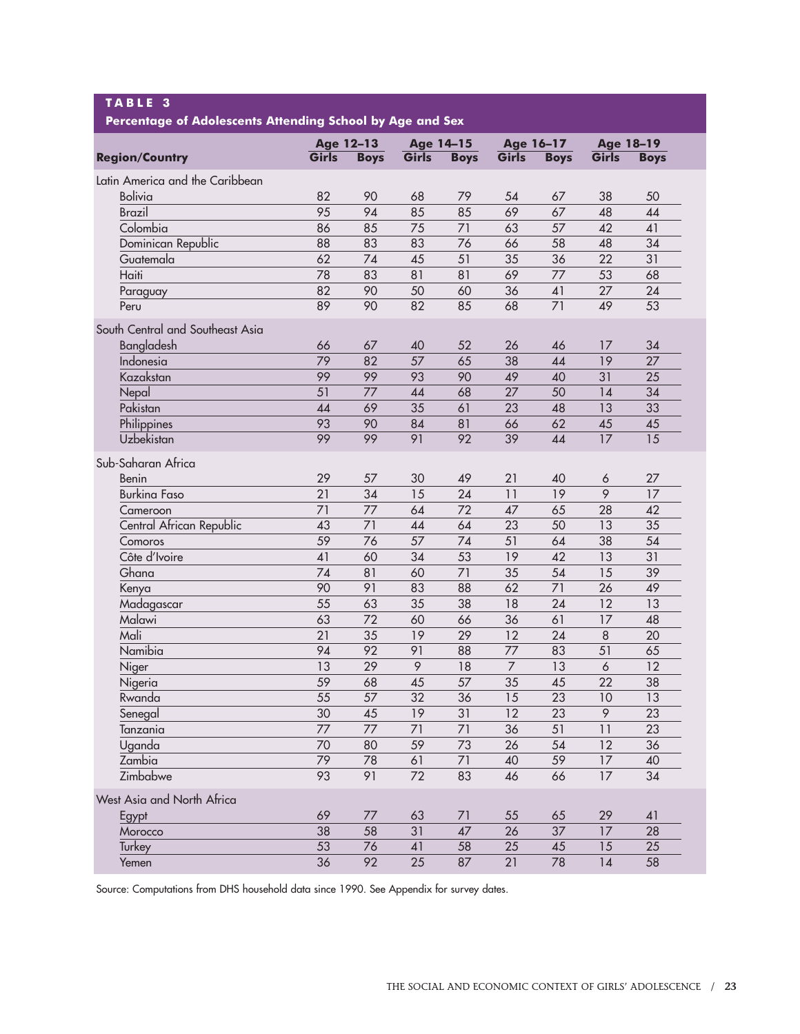**TABLE 3**

**Percentage of Adolescents Attending School by Age and Sex**

| Region/Country | Age 12–13 | | Age 14–15 | | Age 16–17 | | Age 18–19 | |
|---|---|---|---|---|---|---|---|---|
| | Girls | Boys | Girls | Boys | Girls | Boys | Girls | Boys |
| Latin America and the Caribbean | | | | | | | | |
| Bolivia | 82 | 90 | 68 | 79 | 54 | 67 | 38 | 50 |
| Brazil | 95 | 94 | 85 | 85 | 69 | 67 | 48 | 44 |
| Colombia | 86 | 85 | 75 | 71 | 63 | 57 | 42 | 41 |
| Dominican Republic | 88 | 83 | 83 | 76 | 66 | 58 | 48 | 34 |
| Guatemala | 62 | 74 | 45 | 51 | 35 | 36 | 22 | 31 |
| Haiti | 78 | 83 | 81 | 81 | 69 | 77 | 53 | 68 |
| Paraguay | 82 | 90 | 50 | 60 | 36 | 41 | 27 | 24 |
| Peru | 89 | 90 | 82 | 85 | 68 | 71 | 49 | 53 |
| South Central and Southeast Asia | | | | | | | | |
| Bangladesh | 66 | 67 | 40 | 52 | 26 | 46 | 17 | 34 |
| Indonesia | 79 | 82 | 57 | 65 | 38 | 44 | 19 | 27 |
| Kazakstan | 99 | 99 | 93 | 90 | 49 | 40 | 31 | 25 |
| Nepal | 51 | 77 | 44 | 68 | 27 | 50 | 14 | 34 |
| Pakistan | 44 | 69 | 35 | 61 | 23 | 48 | 13 | 33 |
| Philippines | 93 | 90 | 84 | 81 | 66 | 62 | 45 | 45 |
| Uzbekistan | 99 | 99 | 91 | 92 | 39 | 44 | 17 | 15 |
| Sub-Saharan Africa | | | | | | | | |
| Benin | 29 | 57 | 30 | 49 | 21 | 40 | 6 | 27 |
| Burkina Faso | 21 | 34 | 15 | 24 | 11 | 19 | 9 | 17 |
| Cameroon | 71 | 77 | 64 | 72 | 47 | 65 | 28 | 42 |
| Central African Republic | 43 | 71 | 44 | 64 | 23 | 50 | 13 | 35 |
| Comoros | 59 | 76 | 57 | 74 | 51 | 64 | 38 | 54 |
| Côte d'Ivoire | 41 | 60 | 34 | 53 | 19 | 42 | 13 | 31 |
| Ghana | 74 | 81 | 60 | 71 | 35 | 54 | 15 | 39 |
| Kenya | 90 | 91 | 83 | 88 | 62 | 71 | 26 | 49 |
| Madagascar | 55 | 63 | 35 | 38 | 18 | 24 | 12 | 13 |
| Malawi | 63 | 72 | 60 | 66 | 36 | 61 | 17 | 48 |
| Mali | 21 | 35 | 19 | 29 | 12 | 24 | 8 | 20 |
| Namibia | 94 | 92 | 91 | 88 | 77 | 83 | 51 | 65 |
| Niger | 13 | 29 | 9 | 18 | 7 | 13 | 6 | 12 |
| Nigeria | 59 | 68 | 45 | 57 | 35 | 45 | 22 | 38 |
| Rwanda | 55 | 57 | 32 | 36 | 15 | 23 | 10 | 13 |
| Senegal | 30 | 45 | 19 | 31 | 12 | 23 | 9 | 23 |
| Tanzania | 77 | 77 | 71 | 71 | 36 | 51 | 11 | 23 |
| Uganda | 70 | 80 | 59 | 73 | 26 | 54 | 12 | 36 |
| Zambia | 79 | 78 | 61 | 71 | 40 | 59 | 17 | 40 |
| Zimbabwe | 93 | 91 | 72 | 83 | 46 | 66 | 17 | 34 |
| West Asia and North Africa | | | | | | | | |
| Egypt | 69 | 77 | 63 | 71 | 55 | 65 | 29 | 41 |
| Morocco | 38 | 58 | 31 | 47 | 26 | 37 | 17 | 28 |
| Turkey | 53 | 76 | 41 | 58 | 25 | 45 | 15 | 25 |
| Yemen | 36 | 92 | 25 | 87 | 21 | 78 | 14 | 58 |

Source: Computations from DHS household data since 1990. See Appendix for survey dates.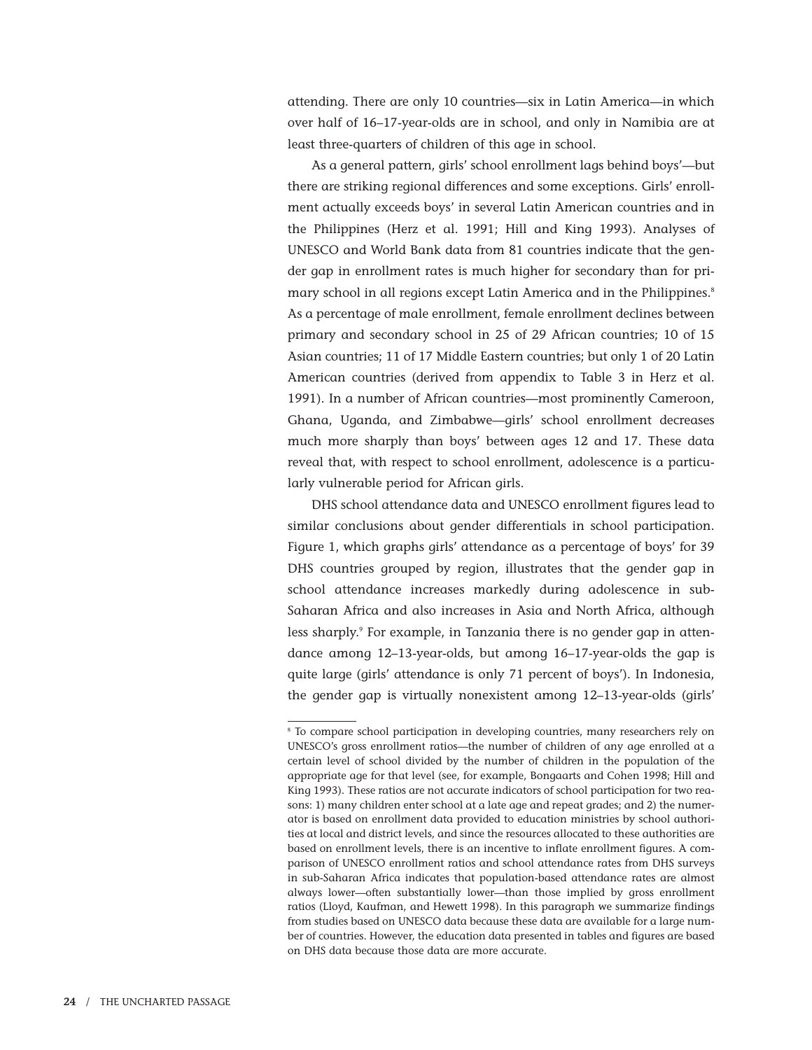attending. There are only 10 countries—six in Latin America—in which over half of 16–17-year-olds are in school, and only in Namibia are at least three-quarters of children of this age in school.

As a general pattern, girls' school enrollment lags behind boys'—but there are striking regional differences and some exceptions. Girls' enrollment actually exceeds boys' in several Latin American countries and in the Philippines (Herz et al. 1991; Hill and King 1993). Analyses of UNESCO and World Bank data from 81 countries indicate that the gender gap in enrollment rates is much higher for secondary than for primary school in all regions except Latin America and in the Philippines.[8] As a percentage of male enrollment, female enrollment declines between primary and secondary school in 25 of 29 African countries; 10 of 15 Asian countries; 11 of 17 Middle Eastern countries; but only 1 of 20 Latin American countries (derived from appendix to Table 3 in Herz et al. 1991). In a number of African countries—most prominently Cameroon, Ghana, Uganda, and Zimbabwe—girls' school enrollment decreases much more sharply than boys' between ages 12 and 17. These data reveal that, with respect to school enrollment, adolescence is a particularly vulnerable period for African girls.

DHS school attendance data and UNESCO enrollment figures lead to similar conclusions about gender differentials in school participation. Figure 1, which graphs girls' attendance as a percentage of boys' for 39 DHS countries grouped by region, illustrates that the gender gap in school attendance increases markedly during adolescence in sub-Saharan Africa and also increases in Asia and North Africa, although less sharply.[9] For example, in Tanzania there is no gender gap in attendance among 12–13-year-olds, but among 16–17-year-olds the gap is quite large (girls' attendance is only 71 percent of boys'). In Indonesia, the gender gap is virtually nonexistent among 12–13-year-olds (girls'

---

[8] To compare school participation in developing countries, many researchers rely on UNESCO's gross enrollment ratios—the number of children of any age enrolled at a certain level of school divided by the number of children in the population of the appropriate age for that level (see, for example, Bongaarts and Cohen 1998; Hill and King 1993). These ratios are not accurate indicators of school participation for two reasons: 1) many children enter school at a late age and repeat grades; and 2) the numerator is based on enrollment data provided to education ministries by school authorities at local and district levels, and since the resources allocated to these authorities are based on enrollment levels, there is an incentive to inflate enrollment figures. A comparison of UNESCO enrollment ratios and school attendance rates from DHS surveys in sub-Saharan Africa indicates that population-based attendance rates are almost always lower—often substantially lower—than those implied by gross enrollment ratios (Lloyd, Kaufman, and Hewett 1998). In this paragraph we summarize findings from studies based on UNESCO data because these data are available for a large number of countries. However, the education data presented in tables and figures are based on DHS data because those data are more accurate.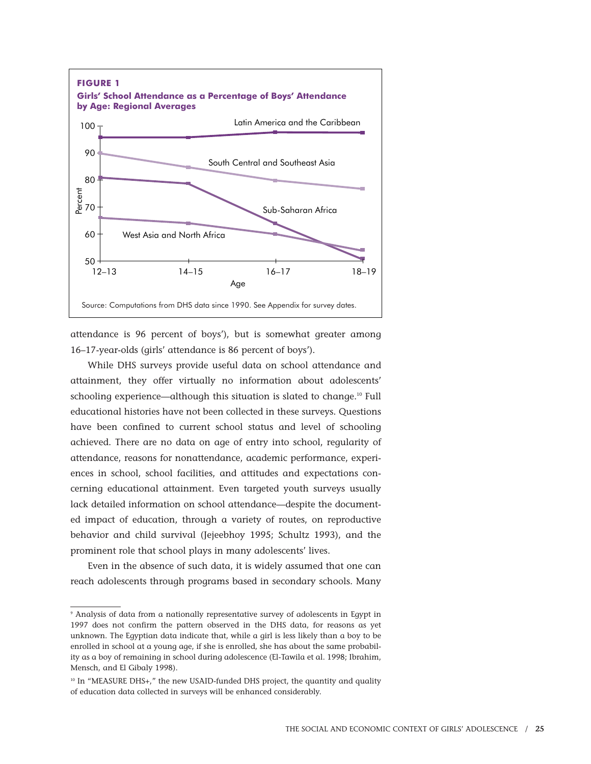**FIGURE 1**

**Girls' School Attendance as a Percentage of Boys' Attendance by Age: Regional Averages**

Source: Computations from DHS data since 1990. See Appendix for survey dates.

attendance is 96 percent of boys'), but is somewhat greater among 16–17-year-olds (girls' attendance is 86 percent of boys').

While DHS surveys provide useful data on school attendance and attainment, they offer virtually no information about adolescents' schooling experience—although this situation is slated to change.[10] Full educational histories have not been collected in these surveys. Questions have been confined to current school status and level of schooling achieved. There are no data on age of entry into school, regularity of attendance, reasons for nonattendance, academic performance, experiences in school, school facilities, and attitudes and expectations concerning educational attainment. Even targeted youth surveys usually lack detailed information on school attendance—despite the documented impact of education, through a variety of routes, on reproductive behavior and child survival (Jejeebhoy 1995; Schultz 1993), and the prominent role that school plays in many adolescents' lives.

Even in the absence of such data, it is widely assumed that one can reach adolescents through programs based in secondary schools. Many

---

[9] Analysis of data from a nationally representative survey of adolescents in Egypt in 1997 does not confirm the pattern observed in the DHS data, for reasons as yet unknown. The Egyptian data indicate that, while a girl is less likely than a boy to be enrolled in school at a young age, if she is enrolled, she has about the same probability as a boy of remaining in school during adolescence (El-Tawila et al. 1998; Ibrahim, Mensch, and El Gibaly 1998).

[10] In "MEASURE DHS+," the new USAID-funded DHS project, the quantity and quality of education data collected in surveys will be enhanced considerably.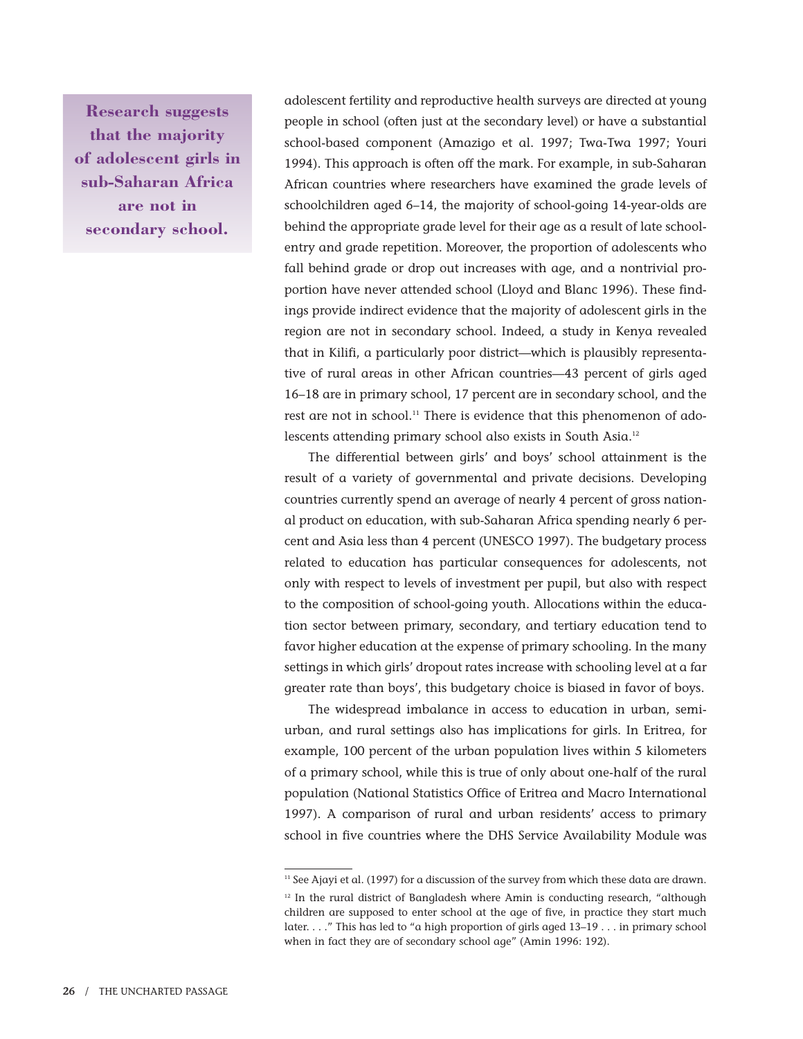> **Research suggests that the majority of adolescent girls in sub-Saharan Africa are not in secondary school.**

adolescent fertility and reproductive health surveys are directed at young people in school (often just at the secondary level) or have a substantial school-based component (Amazigo et al. 1997; Twa-Twa 1997; Youri 1994). This approach is often off the mark. For example, in sub-Saharan African countries where researchers have examined the grade levels of schoolchildren aged 6–14, the majority of school-going 14-year-olds are behind the appropriate grade level for their age as a result of late school-entry and grade repetition. Moreover, the proportion of adolescents who fall behind grade or drop out increases with age, and a nontrivial proportion have never attended school (Lloyd and Blanc 1996). These findings provide indirect evidence that the majority of adolescent girls in the region are not in secondary school. Indeed, a study in Kenya revealed that in Kilifi, a particularly poor district—which is plausibly representative of rural areas in other African countries—43 percent of girls aged 16–18 are in primary school, 17 percent are in secondary school, and the rest are not in school.[11] There is evidence that this phenomenon of adolescents attending primary school also exists in South Asia.[12]

The differential between girls' and boys' school attainment is the result of a variety of governmental and private decisions. Developing countries currently spend an average of nearly 4 percent of gross national product on education, with sub-Saharan Africa spending nearly 6 percent and Asia less than 4 percent (UNESCO 1997). The budgetary process related to education has particular consequences for adolescents, not only with respect to levels of investment per pupil, but also with respect to the composition of school-going youth. Allocations within the education sector between primary, secondary, and tertiary education tend to favor higher education at the expense of primary schooling. In the many settings in which girls' dropout rates increase with schooling level at a far greater rate than boys', this budgetary choice is biased in favor of boys.

The widespread imbalance in access to education in urban, semi-urban, and rural settings also has implications for girls. In Eritrea, for example, 100 percent of the urban population lives within 5 kilometers of a primary school, while this is true of only about one-half of the rural population (National Statistics Office of Eritrea and Macro International 1997). A comparison of rural and urban residents' access to primary school in five countries where the DHS Service Availability Module was

---

[11] See Ajayi et al. (1997) for a discussion of the survey from which these data are drawn.

[12] In the rural district of Bangladesh where Amin is conducting research, "although children are supposed to enter school at the age of five, in practice they start much later. . . ." This has led to "a high proportion of girls aged 13–19 . . . in primary school when in fact they are of secondary school age" (Amin 1996: 192).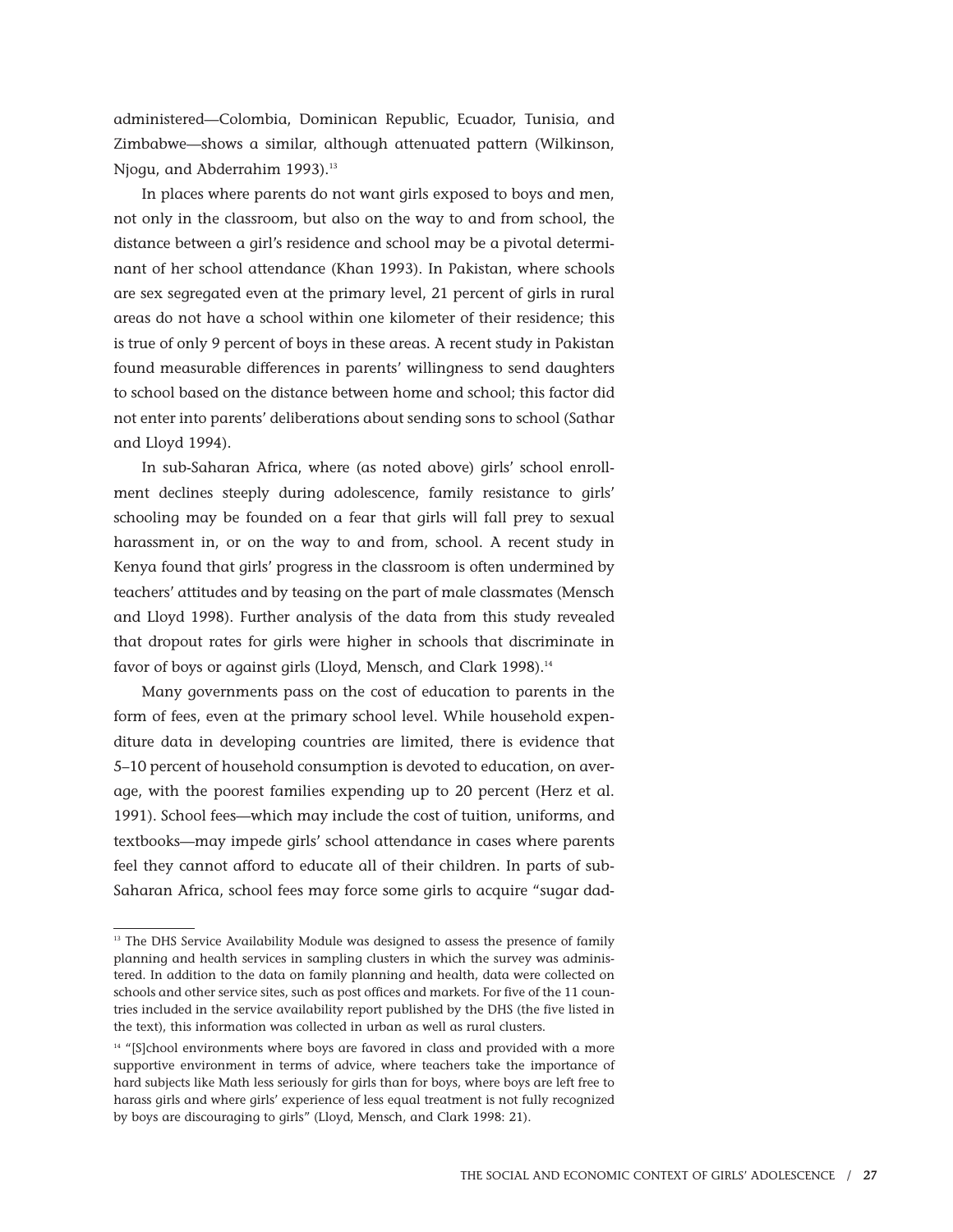administered—Colombia, Dominican Republic, Ecuador, Tunisia, and Zimbabwe—shows a similar, although attenuated pattern (Wilkinson, Njogu, and Abderrahim 1993).[13]

In places where parents do not want girls exposed to boys and men, not only in the classroom, but also on the way to and from school, the distance between a girl's residence and school may be a pivotal determinant of her school attendance (Khan 1993). In Pakistan, where schools are sex segregated even at the primary level, 21 percent of girls in rural areas do not have a school within one kilometer of their residence; this is true of only 9 percent of boys in these areas. A recent study in Pakistan found measurable differences in parents' willingness to send daughters to school based on the distance between home and school; this factor did not enter into parents' deliberations about sending sons to school (Sathar and Lloyd 1994).

In sub-Saharan Africa, where (as noted above) girls' school enrollment declines steeply during adolescence, family resistance to girls' schooling may be founded on a fear that girls will fall prey to sexual harassment in, or on the way to and from, school. A recent study in Kenya found that girls' progress in the classroom is often undermined by teachers' attitudes and by teasing on the part of male classmates (Mensch and Lloyd 1998). Further analysis of the data from this study revealed that dropout rates for girls were higher in schools that discriminate in favor of boys or against girls (Lloyd, Mensch, and Clark 1998).[14]

Many governments pass on the cost of education to parents in the form of fees, even at the primary school level. While household expenditure data in developing countries are limited, there is evidence that 5–10 percent of household consumption is devoted to education, on average, with the poorest families expending up to 20 percent (Herz et al. 1991). School fees—which may include the cost of tuition, uniforms, and textbooks—may impede girls' school attendance in cases where parents feel they cannot afford to educate all of their children. In parts of sub-Saharan Africa, school fees may force some girls to acquire "sugar dad-

---

[13] The DHS Service Availability Module was designed to assess the presence of family planning and health services in sampling clusters in which the survey was administered. In addition to the data on family planning and health, data were collected on schools and other service sites, such as post offices and markets. For five of the 11 countries included in the service availability report published by the DHS (the five listed in the text), this information was collected in urban as well as rural clusters.

[14] "[S]chool environments where boys are favored in class and provided with a more supportive environment in terms of advice, where teachers take the importance of hard subjects like Math less seriously for girls than for boys, where boys are left free to harass girls and where girls' experience of less equal treatment is not fully recognized by boys are discouraging to girls" (Lloyd, Mensch, and Clark 1998: 21).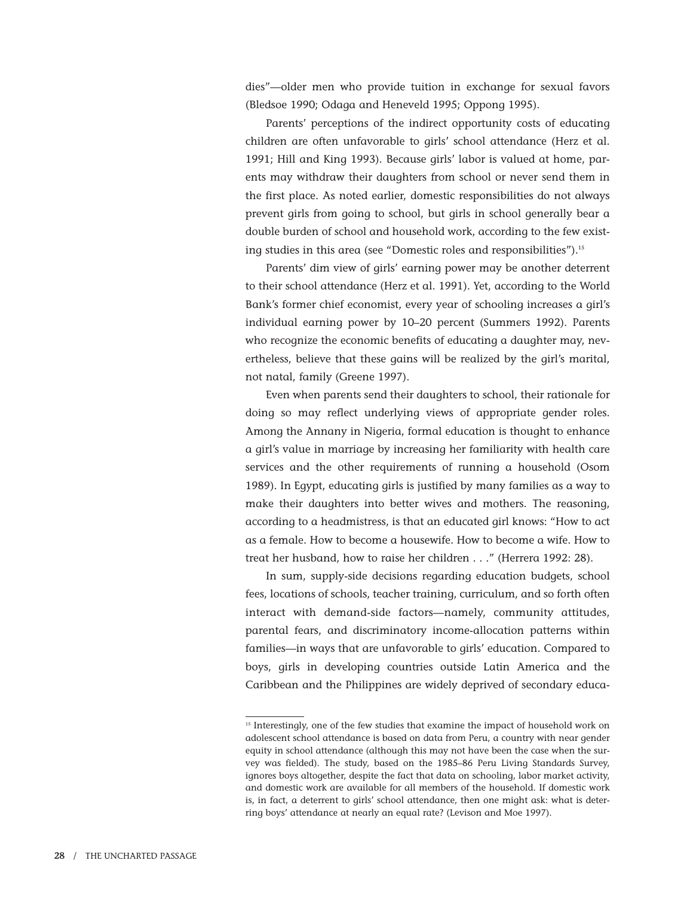dies"—older men who provide tuition in exchange for sexual favors (Bledsoe 1990; Odaga and Heneveld 1995; Oppong 1995).

Parents' perceptions of the indirect opportunity costs of educating children are often unfavorable to girls' school attendance (Herz et al. 1991; Hill and King 1993). Because girls' labor is valued at home, parents may withdraw their daughters from school or never send them in the first place. As noted earlier, domestic responsibilities do not always prevent girls from going to school, but girls in school generally bear a double burden of school and household work, according to the few existing studies in this area (see "Domestic roles and responsibilities").[15]

Parents' dim view of girls' earning power may be another deterrent to their school attendance (Herz et al. 1991). Yet, according to the World Bank's former chief economist, every year of schooling increases a girl's individual earning power by 10–20 percent (Summers 1992). Parents who recognize the economic benefits of educating a daughter may, nevertheless, believe that these gains will be realized by the girl's marital, not natal, family (Greene 1997).

Even when parents send their daughters to school, their rationale for doing so may reflect underlying views of appropriate gender roles. Among the Annany in Nigeria, formal education is thought to enhance a girl's value in marriage by increasing her familiarity with health care services and the other requirements of running a household (Osom 1989). In Egypt, educating girls is justified by many families as a way to make their daughters into better wives and mothers. The reasoning, according to a headmistress, is that an educated girl knows: "How to act as a female. How to become a housewife. How to become a wife. How to treat her husband, how to raise her children . . ." (Herrera 1992: 28).

In sum, supply-side decisions regarding education budgets, school fees, locations of schools, teacher training, curriculum, and so forth often interact with demand-side factors—namely, community attitudes, parental fears, and discriminatory income-allocation patterns within families—in ways that are unfavorable to girls' education. Compared to boys, girls in developing countries outside Latin America and the Caribbean and the Philippines are widely deprived of secondary educa-

---

[15] Interestingly, one of the few studies that examine the impact of household work on adolescent school attendance is based on data from Peru, a country with near gender equity in school attendance (although this may not have been the case when the survey was fielded). The study, based on the 1985–86 Peru Living Standards Survey, ignores boys altogether, despite the fact that data on schooling, labor market activity, and domestic work are available for all members of the household. If domestic work is, in fact, a deterrent to girls' school attendance, then one might ask: what is deterring boys' attendance at nearly an equal rate? (Levison and Moe 1997).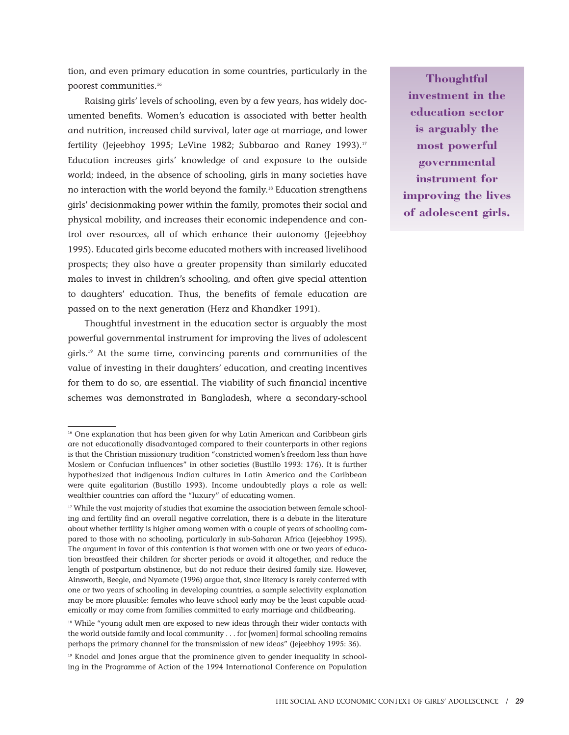tion, and even primary education in some countries, particularly in the poorest communities.[16]

Raising girls' levels of schooling, even by a few years, has widely documented benefits. Women's education is associated with better health and nutrition, increased child survival, later age at marriage, and lower fertility (Jejeebhoy 1995; LeVine 1982; Subbarao and Raney 1993).[17] Education increases girls' knowledge of and exposure to the outside world; indeed, in the absence of schooling, girls in many societies have no interaction with the world beyond the family.[18] Education strengthens girls' decisionmaking power within the family, promotes their social and physical mobility, and increases their economic independence and control over resources, all of which enhance their autonomy (Jejeebhoy 1995). Educated girls become educated mothers with increased livelihood prospects; they also have a greater propensity than similarly educated males to invest in children's schooling, and often give special attention to daughters' education. Thus, the benefits of female education are passed on to the next generation (Herz and Khandker 1991).

**Thoughtful investment in the education sector is arguably the most powerful governmental instrument for improving the lives of adolescent girls.**

Thoughtful investment in the education sector is arguably the most powerful governmental instrument for improving the lives of adolescent girls.[19] At the same time, convincing parents and communities of the value of investing in their daughters' education, and creating incentives for them to do so, are essential. The viability of such financial incentive schemes was demonstrated in Bangladesh, where a secondary-school

---

[16] One explanation that has been given for why Latin American and Caribbean girls are not educationally disadvantaged compared to their counterparts in other regions is that the Christian missionary tradition "constricted women's freedom less than have Moslem or Confucian influences" in other societies (Bustillo 1993: 176). It is further hypothesized that indigenous Indian cultures in Latin America and the Caribbean were quite egalitarian (Bustillo 1993). Income undoubtedly plays a role as well: wealthier countries can afford the "luxury" of educating women.

[17] While the vast majority of studies that examine the association between female schooling and fertility find an overall negative correlation, there is a debate in the literature about whether fertility is higher among women with a couple of years of schooling compared to those with no schooling, particularly in sub-Saharan Africa (Jejeebhoy 1995). The argument in favor of this contention is that women with one or two years of education breastfeed their children for shorter periods or avoid it altogether, and reduce the length of postpartum abstinence, but do not reduce their desired family size. However, Ainsworth, Beegle, and Nyamete (1996) argue that, since literacy is rarely conferred with one or two years of schooling in developing countries, a sample selectivity explanation may be more plausible: females who leave school early may be the least capable academically or may come from families committed to early marriage and childbearing.

[18] While "young adult men are exposed to new ideas through their wider contacts with the world outside family and local community . . . for [women] formal schooling remains perhaps the primary channel for the transmission of new ideas" (Jejeebhoy 1995: 36).

[19] Knodel and Jones argue that the prominence given to gender inequality in schooling in the Programme of Action of the 1994 International Conference on Population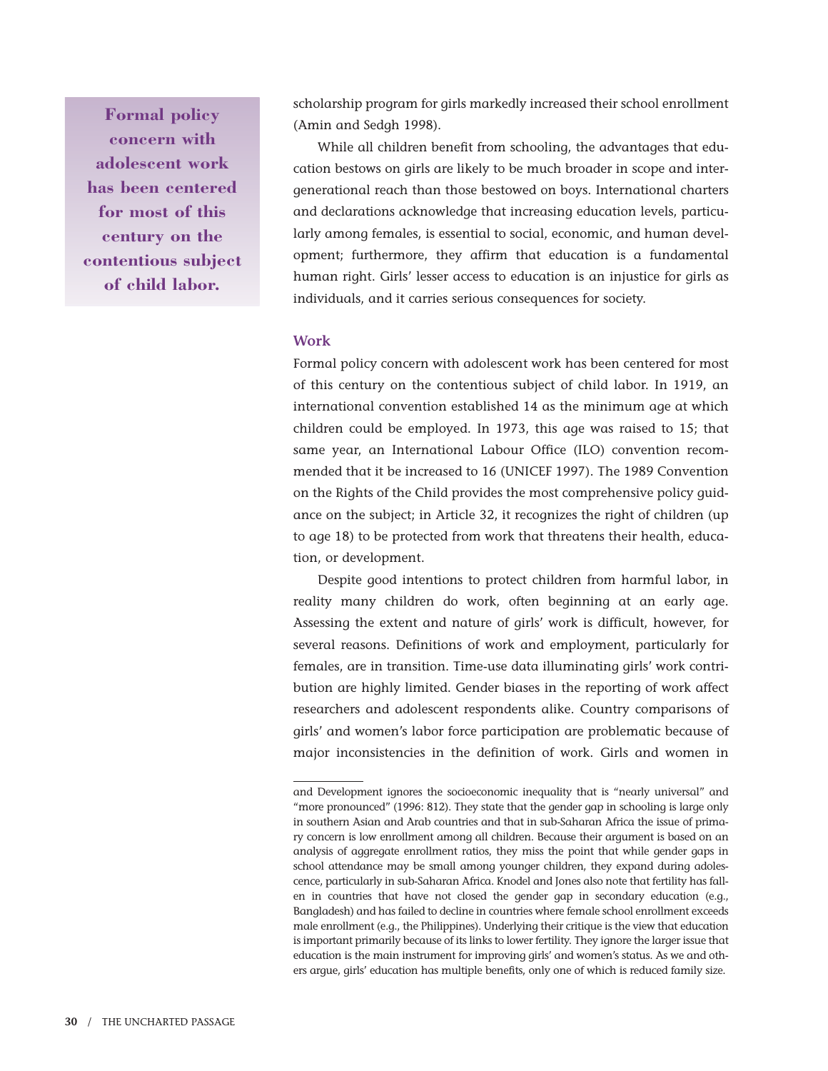scholarship program for girls markedly increased their school enrollment (Amin and Sedgh 1998).

While all children benefit from schooling, the advantages that education bestows on girls are likely to be much broader in scope and intergenerational reach than those bestowed on boys. International charters and declarations acknowledge that increasing education levels, particularly among females, is essential to social, economic, and human development; furthermore, they affirm that education is a fundamental human right. Girls' lesser access to education is an injustice for girls as individuals, and it carries serious consequences for society.

> **Formal policy concern with adolescent work has been centered for most of this century on the contentious subject of child labor.**

### Work

Formal policy concern with adolescent work has been centered for most of this century on the contentious subject of child labor. In 1919, an international convention established 14 as the minimum age at which children could be employed. In 1973, this age was raised to 15; that same year, an International Labour Office (ILO) convention recommended that it be increased to 16 (UNICEF 1997). The 1989 Convention on the Rights of the Child provides the most comprehensive policy guidance on the subject; in Article 32, it recognizes the right of children (up to age 18) to be protected from work that threatens their health, education, or development.

Despite good intentions to protect children from harmful labor, in reality many children do work, often beginning at an early age. Assessing the extent and nature of girls' work is difficult, however, for several reasons. Definitions of work and employment, particularly for females, are in transition. Time-use data illuminating girls' work contribution are highly limited. Gender biases in the reporting of work affect researchers and adolescent respondents alike. Country comparisons of girls' and women's labor force participation are problematic because of major inconsistencies in the definition of work. Girls and women in

---

and Development ignores the socioeconomic inequality that is "nearly universal" and "more pronounced" (1996: 812). They state that the gender gap in schooling is large only in southern Asian and Arab countries and that in sub-Saharan Africa the issue of primary concern is low enrollment among all children. Because their argument is based on an analysis of aggregate enrollment ratios, they miss the point that while gender gaps in school attendance may be small among younger children, they expand during adolescence, particularly in sub-Saharan Africa. Knodel and Jones also note that fertility has fallen in countries that have not closed the gender gap in secondary education (e.g., Bangladesh) and has failed to decline in countries where female school enrollment exceeds male enrollment (e.g., the Philippines). Underlying their critique is the view that education is important primarily because of its links to lower fertility. They ignore the larger issue that education is the main instrument for improving girls' and women's status. As we and others argue, girls' education has multiple benefits, only one of which is reduced family size.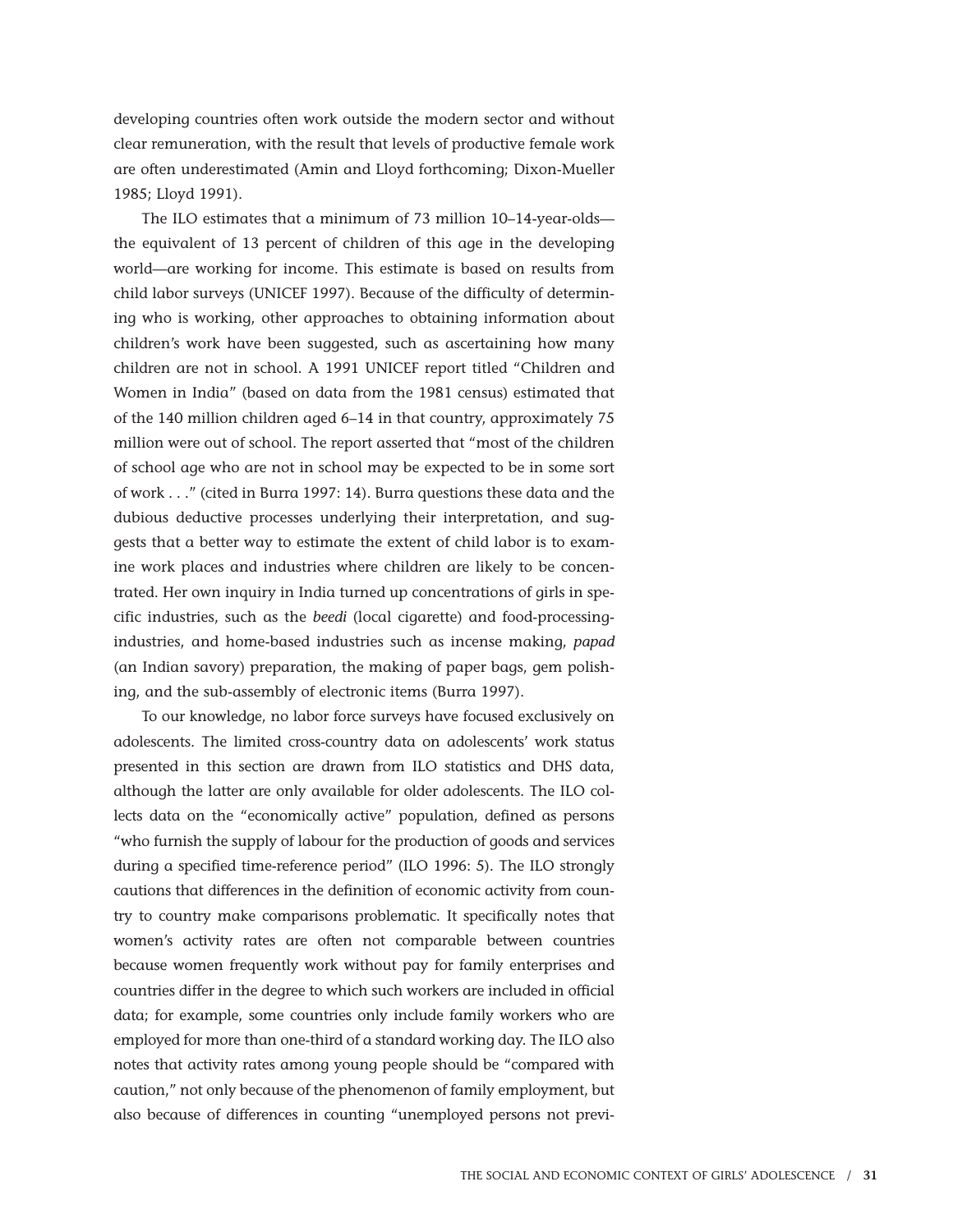developing countries often work outside the modern sector and without clear remuneration, with the result that levels of productive female work are often underestimated (Amin and Lloyd forthcoming; Dixon-Mueller 1985; Lloyd 1991).

The ILO estimates that a minimum of 73 million 10–14-year-olds—the equivalent of 13 percent of children of this age in the developing world—are working for income. This estimate is based on results from child labor surveys (UNICEF 1997). Because of the difficulty of determining who is working, other approaches to obtaining information about children's work have been suggested, such as ascertaining how many children are not in school. A 1991 UNICEF report titled "Children and Women in India" (based on data from the 1981 census) estimated that of the 140 million children aged 6–14 in that country, approximately 75 million were out of school. The report asserted that "most of the children of school age who are not in school may be expected to be in some sort of work . . ." (cited in Burra 1997: 14). Burra questions these data and the dubious deductive processes underlying their interpretation, and suggests that a better way to estimate the extent of child labor is to examine work places and industries where children are likely to be concentrated. Her own inquiry in India turned up concentrations of girls in specific industries, such as the *beedi* (local cigarette) and food-processing-industries, and home-based industries such as incense making, *papad* (an Indian savory) preparation, the making of paper bags, gem polishing, and the sub-assembly of electronic items (Burra 1997).

To our knowledge, no labor force surveys have focused exclusively on adolescents. The limited cross-country data on adolescents' work status presented in this section are drawn from ILO statistics and DHS data, although the latter are only available for older adolescents. The ILO collects data on the "economically active" population, defined as persons "who furnish the supply of labour for the production of goods and services during a specified time-reference period" (ILO 1996: 5). The ILO strongly cautions that differences in the definition of economic activity from country to country make comparisons problematic. It specifically notes that women's activity rates are often not comparable between countries because women frequently work without pay for family enterprises and countries differ in the degree to which such workers are included in official data; for example, some countries only include family workers who are employed for more than one-third of a standard working day. The ILO also notes that activity rates among young people should be "compared with caution," not only because of the phenomenon of family employment, but also because of differences in counting "unemployed persons not previ-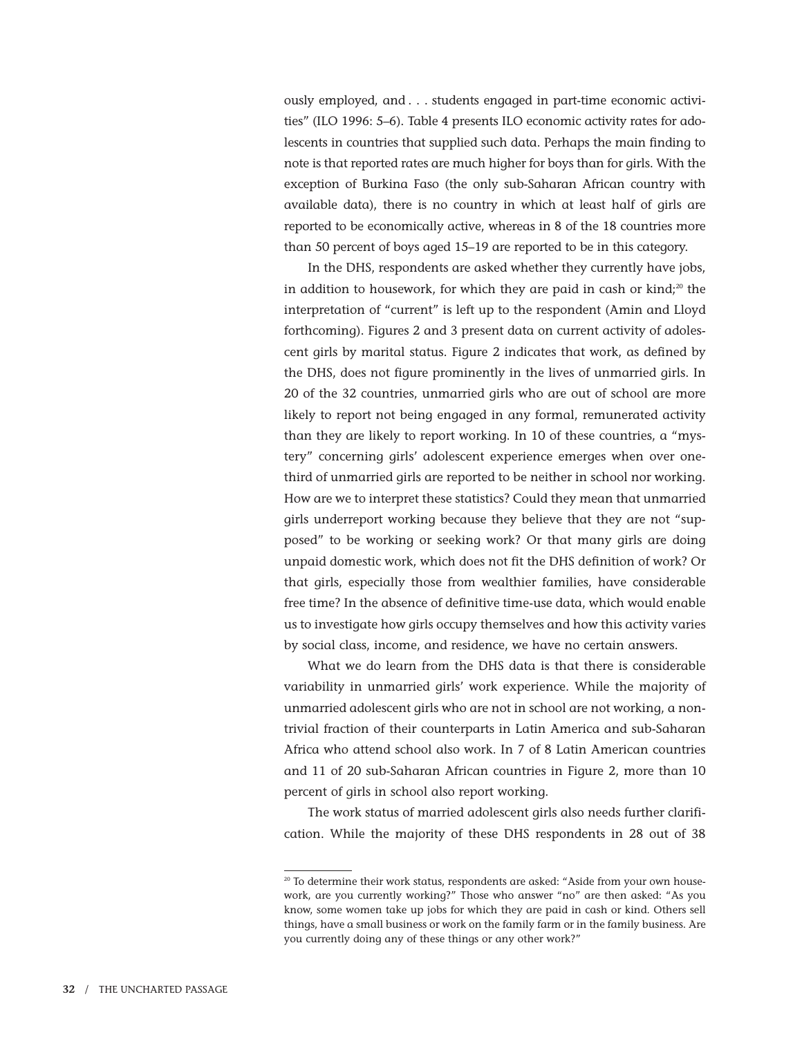ously employed, and . . . students engaged in part-time economic activities" (ILO 1996: 5–6). Table 4 presents ILO economic activity rates for adolescents in countries that supplied such data. Perhaps the main finding to note is that reported rates are much higher for boys than for girls. With the exception of Burkina Faso (the only sub-Saharan African country with available data), there is no country in which at least half of girls are reported to be economically active, whereas in 8 of the 18 countries more than 50 percent of boys aged 15–19 are reported to be in this category.

In the DHS, respondents are asked whether they currently have jobs, in addition to housework, for which they are paid in cash or kind;[20] the interpretation of "current" is left up to the respondent (Amin and Lloyd forthcoming). Figures 2 and 3 present data on current activity of adolescent girls by marital status. Figure 2 indicates that work, as defined by the DHS, does not figure prominently in the lives of unmarried girls. In 20 of the 32 countries, unmarried girls who are out of school are more likely to report not being engaged in any formal, remunerated activity than they are likely to report working. In 10 of these countries, a "mystery" concerning girls' adolescent experience emerges when over one-third of unmarried girls are reported to be neither in school nor working. How are we to interpret these statistics? Could they mean that unmarried girls underreport working because they believe that they are not "supposed" to be working or seeking work? Or that many girls are doing unpaid domestic work, which does not fit the DHS definition of work? Or that girls, especially those from wealthier families, have considerable free time? In the absence of definitive time-use data, which would enable us to investigate how girls occupy themselves and how this activity varies by social class, income, and residence, we have no certain answers.

What we do learn from the DHS data is that there is considerable variability in unmarried girls' work experience. While the majority of unmarried adolescent girls who are not in school are not working, a nontrivial fraction of their counterparts in Latin America and sub-Saharan Africa who attend school also work. In 7 of 8 Latin American countries and 11 of 20 sub-Saharan African countries in Figure 2, more than 10 percent of girls in school also report working.

The work status of married adolescent girls also needs further clarification. While the majority of these DHS respondents in 28 out of 38

[20] To determine their work status, respondents are asked: "Aside from your own housework, are you currently working?" Those who answer "no" are then asked: "As you know, some women take up jobs for which they are paid in cash or kind. Others sell things, have a small business or work on the family farm or in the family business. Are you currently doing any of these things or any other work?"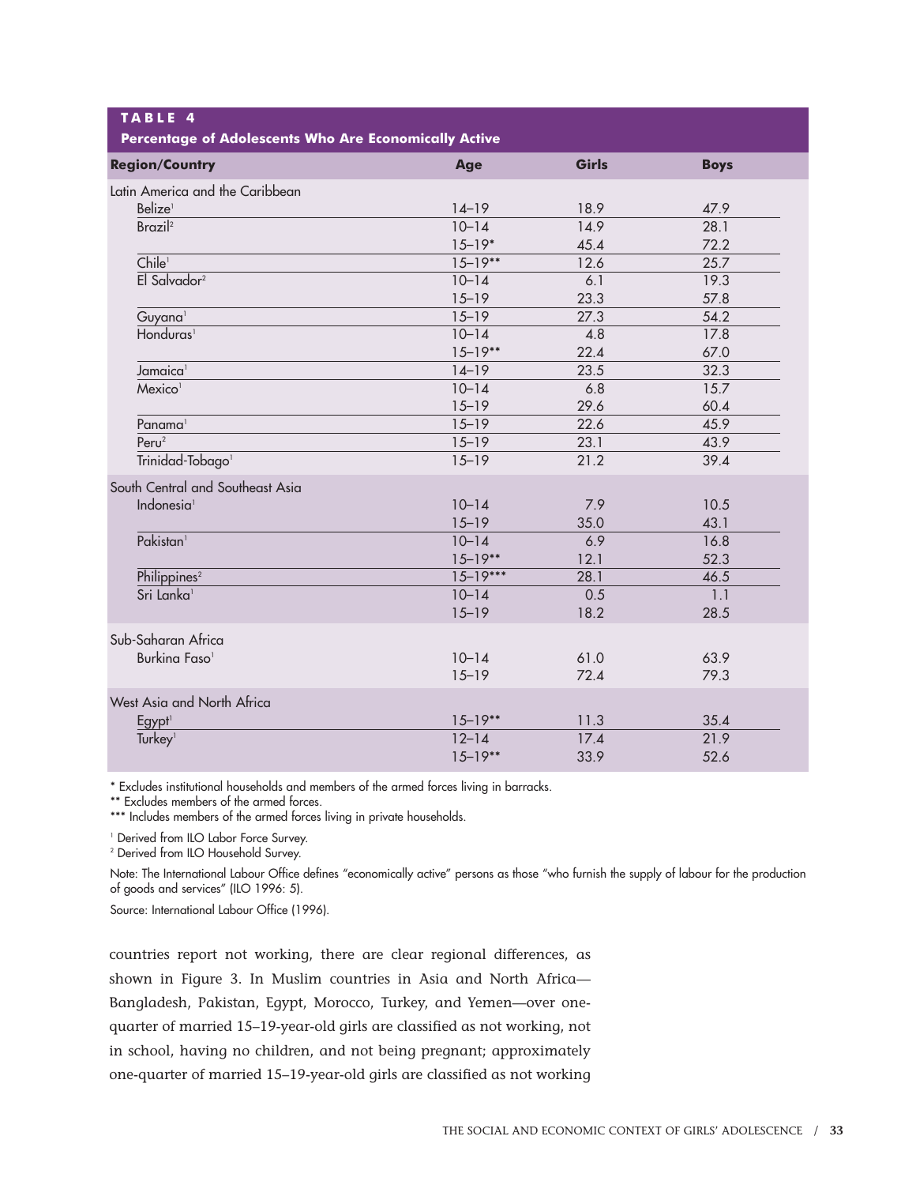**TABLE 4**

**Percentage of Adolescents Who Are Economically Active**

| Region/Country | Age | Girls | Boys |
|---|---|---|---|
| Latin America and the Caribbean | | | |
| Belize[1] | 14–19 | 18.9 | 47.9 |
| Brazil[2] | 10–14 | 14.9 | 28.1 |
| | 15–19* | 45.4 | 72.2 |
| Chile[1] | 15–19** | 12.6 | 25.7 |
| El Salvador[2] | 10–14 | 6.1 | 19.3 |
| | 15–19 | 23.3 | 57.8 |
| Guyana[1] | 15–19 | 27.3 | 54.2 |
| Honduras[1] | 10–14 | 4.8 | 17.8 |
| | 15–19** | 22.4 | 67.0 |
| Jamaica[1] | 14–19 | 23.5 | 32.3 |
| Mexico[1] | 10–14 | 6.8 | 15.7 |
| | 15–19 | 29.6 | 60.4 |
| Panama[1] | 15–19 | 22.6 | 45.9 |
| Peru[2] | 15–19 | 23.1 | 43.9 |
| Trinidad-Tobago[1] | 15–19 | 21.2 | 39.4 |
| South Central and Southeast Asia | | | |
| Indonesia[1] | 10–14 | 7.9 | 10.5 |
| | 15–19 | 35.0 | 43.1 |
| Pakistan[1] | 10–14 | 6.9 | 16.8 |
| | 15–19** | 12.1 | 52.3 |
| Philippines[2] | 15–19*** | 28.1 | 46.5 |
| Sri Lanka[1] | 10–14 | 0.5 | 1.1 |
| | 15–19 | 18.2 | 28.5 |
| Sub-Saharan Africa | | | |
| Burkina Faso[1] | 10–14 | 61.0 | 63.9 |
| | 15–19 | 72.4 | 79.3 |
| West Asia and North Africa | | | |
| Egypt[1] | 15–19** | 11.3 | 35.4 |
| Turkey[1] | 12–14 | 17.4 | 21.9 |
| | 15–19** | 33.9 | 52.6 |

\* Excludes institutional households and members of the armed forces living in barracks.

** Excludes members of the armed forces.

*** Includes members of the armed forces living in private households.

[1] Derived from ILO Labor Force Survey.

[2] Derived from ILO Household Survey.

Note: The International Labour Office defines "economically active" persons as those "who furnish the supply of labour for the production of goods and services" (ILO 1996: 5).

Source: International Labour Office (1996).

countries report not working, there are clear regional differences, as shown in Figure 3. In Muslim countries in Asia and North Africa—Bangladesh, Pakistan, Egypt, Morocco, Turkey, and Yemen—over one-quarter of married 15–19-year-old girls are classified as not working, not in school, having no children, and not being pregnant; approximately one-quarter of married 15–19-year-old girls are classified as not working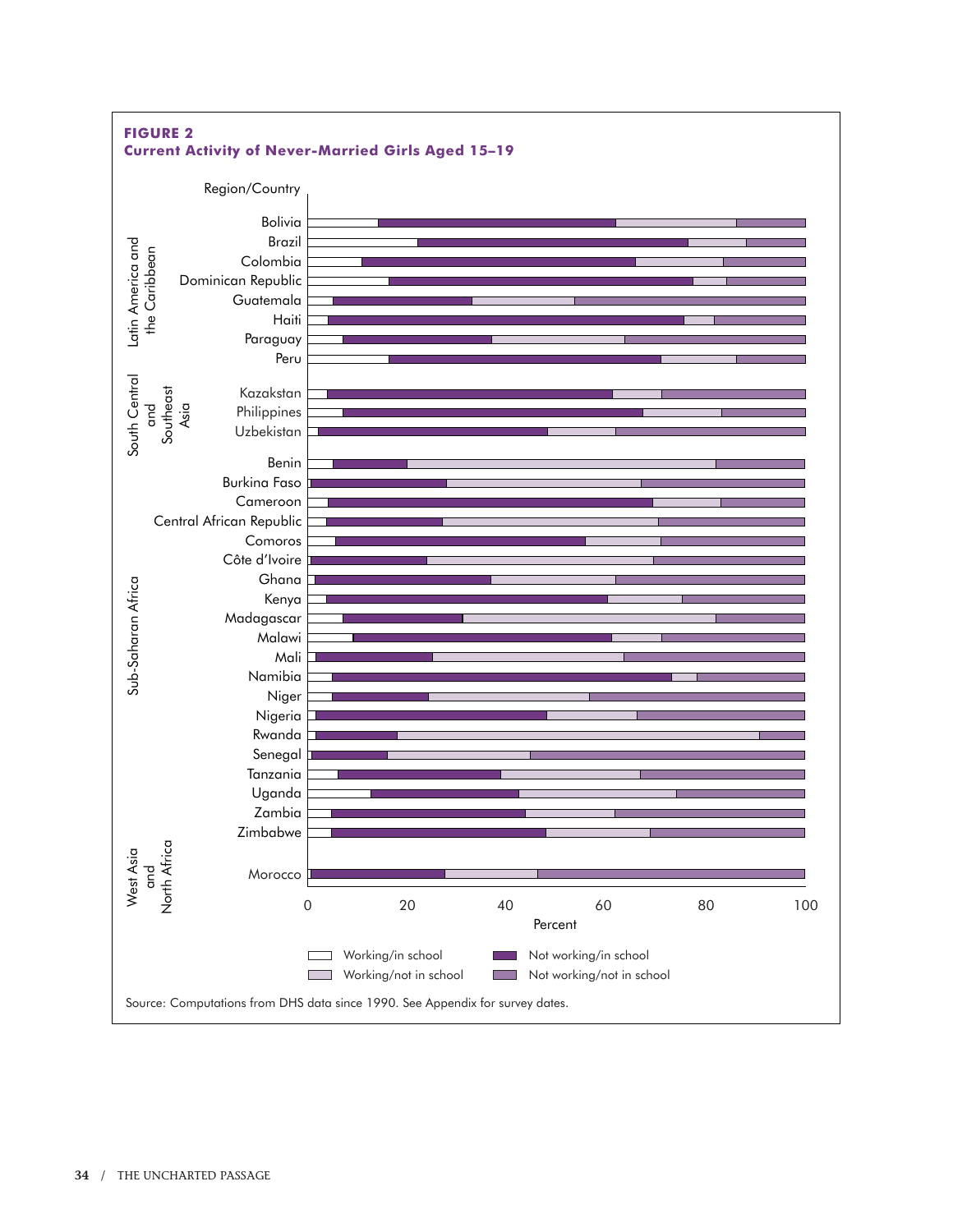**FIGURE 2**
**Current Activity of Never-Married Girls Aged 15–19**

Region/Country

Latin America and the Caribbean: Bolivia, Brazil, Colombia, Dominican Republic, Guatemala, Haiti, Paraguay, Peru

South Central and Southeast Asia: Kazakstan, Philippines, Uzbekistan

Sub-Saharan Africa: Benin, Burkina Faso, Cameroon, Central African Republic, Comoros, Côte d'Ivoire, Ghana, Kenya, Madagascar, Malawi, Mali, Namibia, Niger, Nigeria, Rwanda, Senegal, Tanzania, Uganda, Zambia, Zimbabwe

West Asia and North Africa: Morocco

Percent (0, 20, 40, 60, 80, 100)

Working/in school | Not working/in school | Working/not in school | Not working/not in school

Source: Computations from DHS data since 1990. See Appendix for survey dates.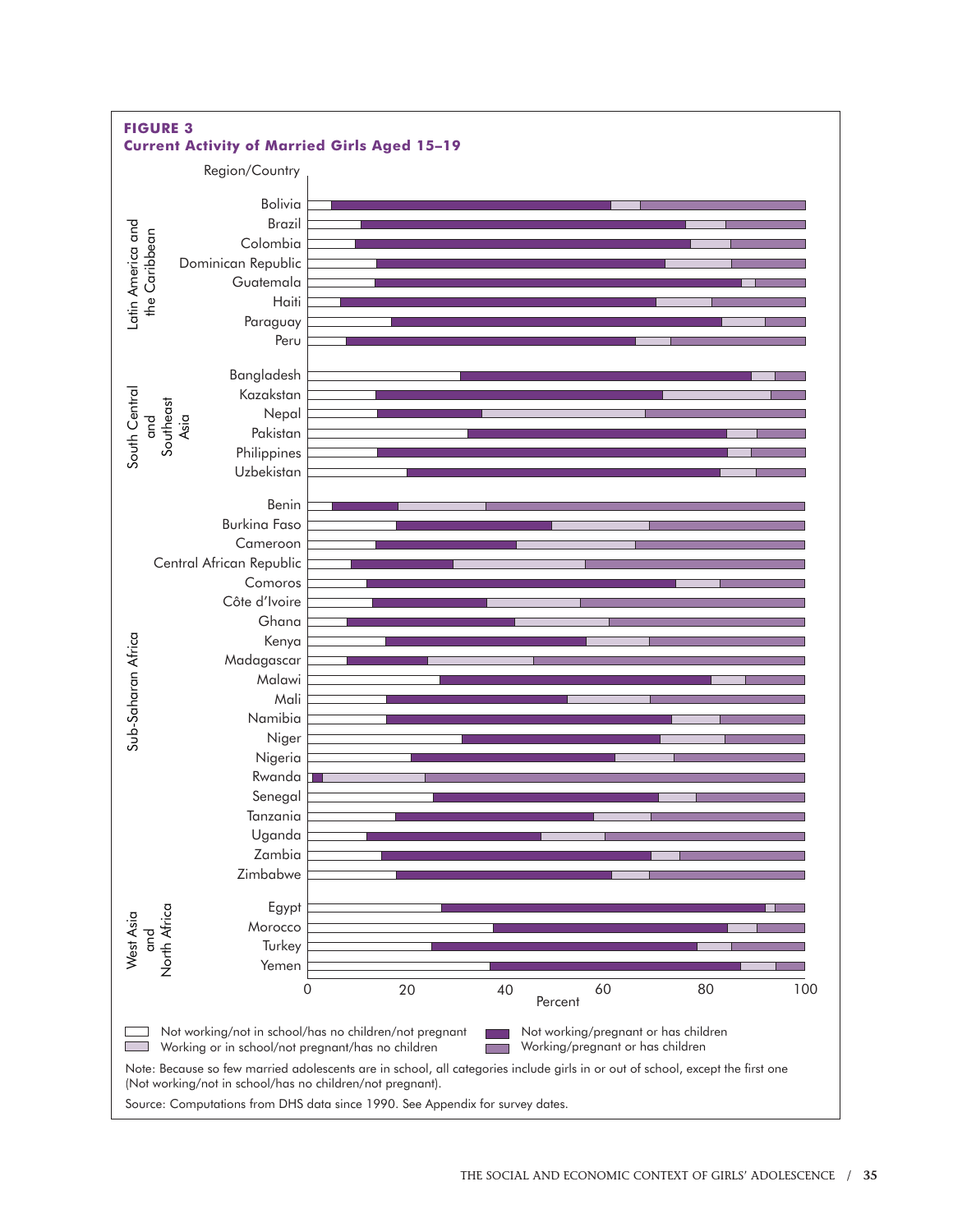**FIGURE 3**
**Current Activity of Married Girls Aged 15–19**

Region/Country

Latin America and the Caribbean: Bolivia, Brazil, Colombia, Dominican Republic, Guatemala, Haiti, Paraguay, Peru

South Central and Southeast Asia: Bangladesh, Kazakstan, Nepal, Pakistan, Philippines, Uzbekistan

Sub-Saharan Africa: Benin, Burkina Faso, Cameroon, Central African Republic, Comoros, Côte d'Ivoire, Ghana, Kenya, Madagascar, Malawi, Mali, Namibia, Niger, Nigeria, Rwanda, Senegal, Tanzania, Uganda, Zambia, Zimbabwe

West Asia and North Africa: Egypt, Morocco, Turkey, Yemen

0 20 40 60 80 100
Percent

Legend:
- Not working/not in school/has no children/not pregnant
- Working or in school/not pregnant/has no children
- Not working/pregnant or has children
- Working/pregnant or has children

Note: Because so few married adolescents are in school, all categories include girls in or out of school, except the first one (Not working/not in school/has no children/not pregnant).

Source: Computations from DHS data since 1990. See Appendix for survey dates.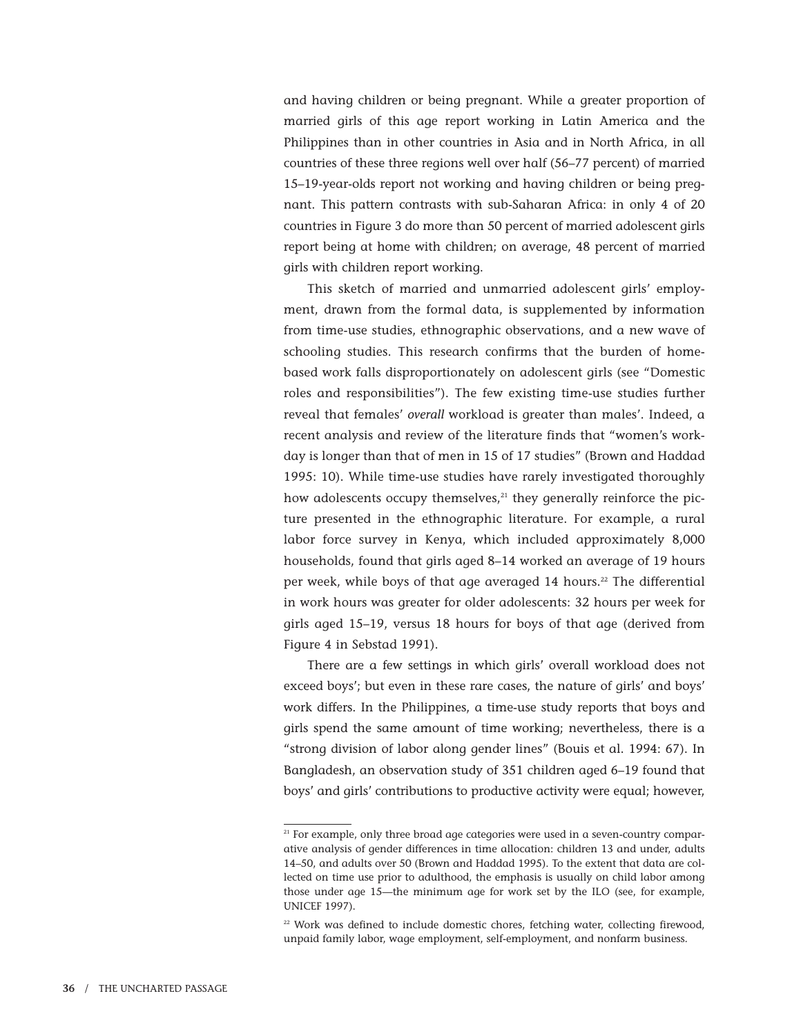and having children or being pregnant. While a greater proportion of married girls of this age report working in Latin America and the Philippines than in other countries in Asia and in North Africa, in all countries of these three regions well over half (56–77 percent) of married 15–19-year-olds report not working and having children or being pregnant. This pattern contrasts with sub-Saharan Africa: in only 4 of 20 countries in Figure 3 do more than 50 percent of married adolescent girls report being at home with children; on average, 48 percent of married girls with children report working.

This sketch of married and unmarried adolescent girls' employment, drawn from the formal data, is supplemented by information from time-use studies, ethnographic observations, and a new wave of schooling studies. This research confirms that the burden of home-based work falls disproportionately on adolescent girls (see "Domestic roles and responsibilities"). The few existing time-use studies further reveal that females' *overall* workload is greater than males'. Indeed, a recent analysis and review of the literature finds that "women's workday is longer than that of men in 15 of 17 studies" (Brown and Haddad 1995: 10). While time-use studies have rarely investigated thoroughly how adolescents occupy themselves,[21] they generally reinforce the picture presented in the ethnographic literature. For example, a rural labor force survey in Kenya, which included approximately 8,000 households, found that girls aged 8–14 worked an average of 19 hours per week, while boys of that age averaged 14 hours.[22] The differential in work hours was greater for older adolescents: 32 hours per week for girls aged 15–19, versus 18 hours for boys of that age (derived from Figure 4 in Sebstad 1991).

There are a few settings in which girls' overall workload does not exceed boys'; but even in these rare cases, the nature of girls' and boys' work differs. In the Philippines, a time-use study reports that boys and girls spend the same amount of time working; nevertheless, there is a "strong division of labor along gender lines" (Bouis et al. 1994: 67). In Bangladesh, an observation study of 351 children aged 6–19 found that boys' and girls' contributions to productive activity were equal; however,

---

[21] For example, only three broad age categories were used in a seven-country comparative analysis of gender differences in time allocation: children 13 and under, adults 14–50, and adults over 50 (Brown and Haddad 1995). To the extent that data are collected on time use prior to adulthood, the emphasis is usually on child labor among those under age 15—the minimum age for work set by the ILO (see, for example, UNICEF 1997).

[22] Work was defined to include domestic chores, fetching water, collecting firewood, unpaid family labor, wage employment, self-employment, and nonfarm business.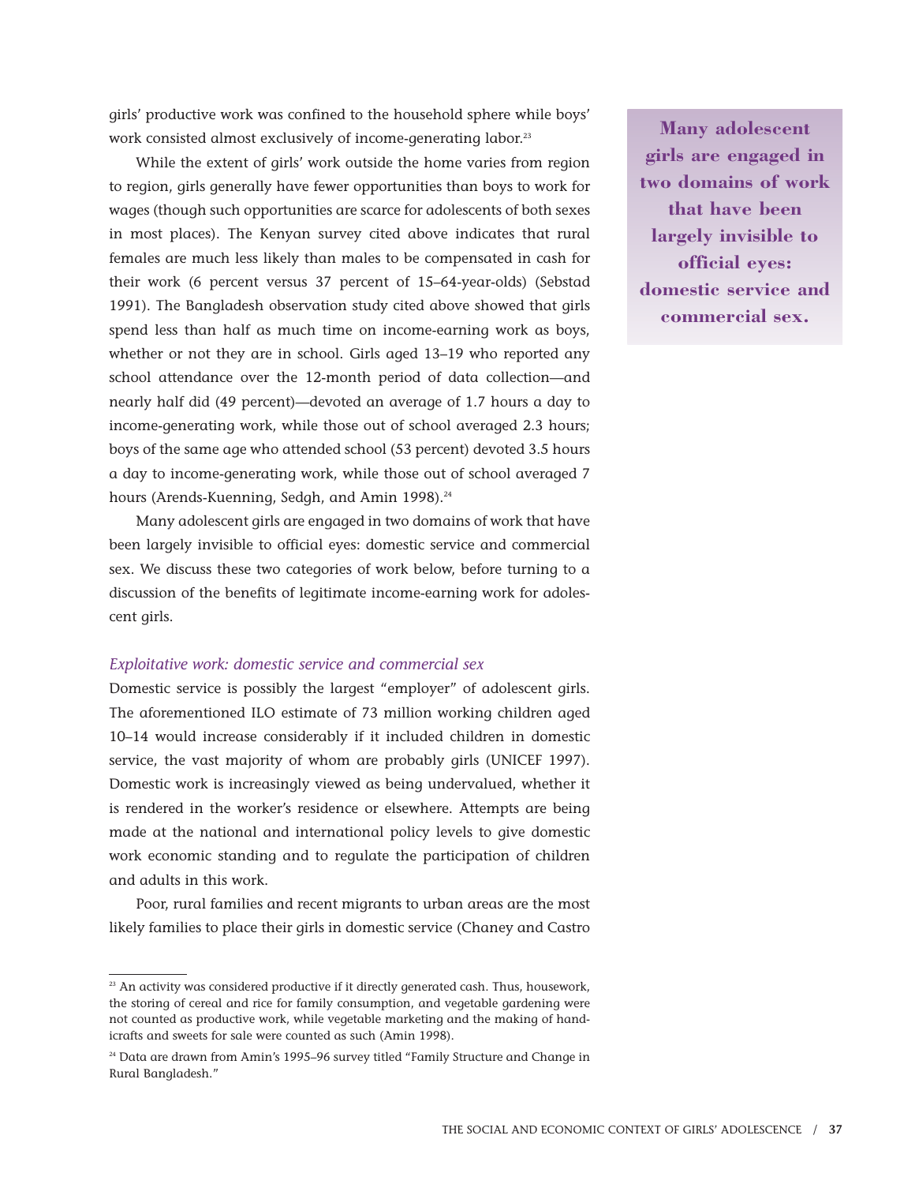girls' productive work was confined to the household sphere while boys' work consisted almost exclusively of income-generating labor.[23]

While the extent of girls' work outside the home varies from region to region, girls generally have fewer opportunities than boys to work for wages (though such opportunities are scarce for adolescents of both sexes in most places). The Kenyan survey cited above indicates that rural females are much less likely than males to be compensated in cash for their work (6 percent versus 37 percent of 15–64-year-olds) (Sebstad 1991). The Bangladesh observation study cited above showed that girls spend less than half as much time on income-earning work as boys, whether or not they are in school. Girls aged 13–19 who reported any school attendance over the 12-month period of data collection—and nearly half did (49 percent)—devoted an average of 1.7 hours a day to income-generating work, while those out of school averaged 2.3 hours; boys of the same age who attended school (53 percent) devoted 3.5 hours a day to income-generating work, while those out of school averaged 7 hours (Arends-Kuenning, Sedgh, and Amin 1998).[24]

Many adolescent girls are engaged in two domains of work that have been largely invisible to official eyes: domestic service and commercial sex. We discuss these two categories of work below, before turning to a discussion of the benefits of legitimate income-earning work for adolescent girls.

> **Many adolescent girls are engaged in two domains of work that have been largely invisible to official eyes: domestic service and commercial sex.**

### *Exploitative work: domestic service and commercial sex*

Domestic service is possibly the largest "employer" of adolescent girls. The aforementioned ILO estimate of 73 million working children aged 10–14 would increase considerably if it included children in domestic service, the vast majority of whom are probably girls (UNICEF 1997). Domestic work is increasingly viewed as being undervalued, whether it is rendered in the worker's residence or elsewhere. Attempts are being made at the national and international policy levels to give domestic work economic standing and to regulate the participation of children and adults in this work.

Poor, rural families and recent migrants to urban areas are the most likely families to place their girls in domestic service (Chaney and Castro

---

[23] An activity was considered productive if it directly generated cash. Thus, housework, the storing of cereal and rice for family consumption, and vegetable gardening were not counted as productive work, while vegetable marketing and the making of handicrafts and sweets for sale were counted as such (Amin 1998).

[24] Data are drawn from Amin's 1995–96 survey titled "Family Structure and Change in Rural Bangladesh."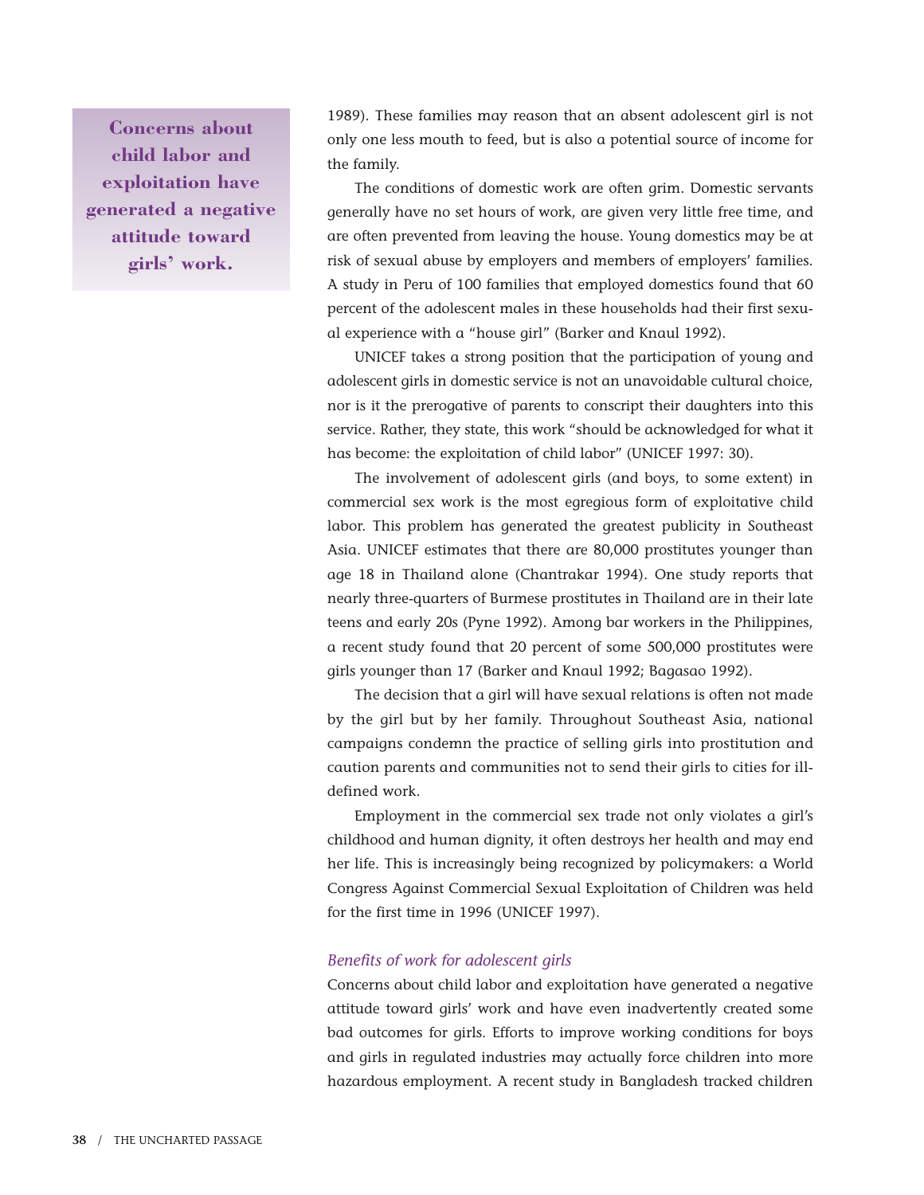> **Concerns about child labor and exploitation have generated a negative attitude toward girls' work.**

1989). These families may reason that an absent adolescent girl is not only one less mouth to feed, but is also a potential source of income for the family.

The conditions of domestic work are often grim. Domestic servants generally have no set hours of work, are given very little free time, and are often prevented from leaving the house. Young domestics may be at risk of sexual abuse by employers and members of employers' families. A study in Peru of 100 families that employed domestics found that 60 percent of the adolescent males in these households had their first sexual experience with a "house girl" (Barker and Knaul 1992).

UNICEF takes a strong position that the participation of young and adolescent girls in domestic service is not an unavoidable cultural choice, nor is it the prerogative of parents to conscript their daughters into this service. Rather, they state, this work "should be acknowledged for what it has become: the exploitation of child labor" (UNICEF 1997: 30).

The involvement of adolescent girls (and boys, to some extent) in commercial sex work is the most egregious form of exploitative child labor. This problem has generated the greatest publicity in Southeast Asia. UNICEF estimates that there are 80,000 prostitutes younger than age 18 in Thailand alone (Chantrakar 1994). One study reports that nearly three-quarters of Burmese prostitutes in Thailand are in their late teens and early 20s (Pyne 1992). Among bar workers in the Philippines, a recent study found that 20 percent of some 500,000 prostitutes were girls younger than 17 (Barker and Knaul 1992; Bagasao 1992).

The decision that a girl will have sexual relations is often not made by the girl but by her family. Throughout Southeast Asia, national campaigns condemn the practice of selling girls into prostitution and caution parents and communities not to send their girls to cities for ill-defined work.

Employment in the commercial sex trade not only violates a girl's childhood and human dignity, it often destroys her health and may end her life. This is increasingly being recognized by policymakers: a World Congress Against Commercial Sexual Exploitation of Children was held for the first time in 1996 (UNICEF 1997).

### *Benefits of work for adolescent girls*

Concerns about child labor and exploitation have generated a negative attitude toward girls' work and have even inadvertently created some bad outcomes for girls. Efforts to improve working conditions for boys and girls in regulated industries may actually force children into more hazardous employment. A recent study in Bangladesh tracked children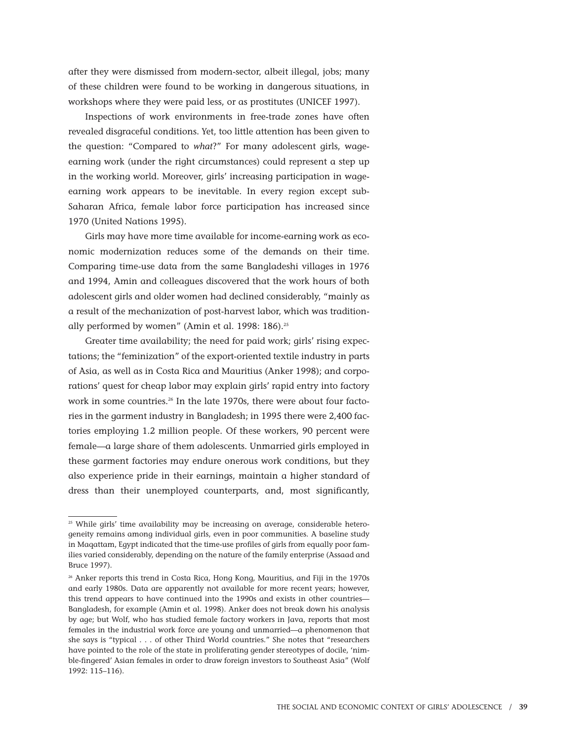after they were dismissed from modern-sector, albeit illegal, jobs; many of these children were found to be working in dangerous situations, in workshops where they were paid less, or as prostitutes (UNICEF 1997).

Inspections of work environments in free-trade zones have often revealed disgraceful conditions. Yet, too little attention has been given to the question: "Compared to *what*?" For many adolescent girls, wage-earning work (under the right circumstances) could represent a step up in the working world. Moreover, girls' increasing participation in wage-earning work appears to be inevitable. In every region except sub-Saharan Africa, female labor force participation has increased since 1970 (United Nations 1995).

Girls may have more time available for income-earning work as economic modernization reduces some of the demands on their time. Comparing time-use data from the same Bangladeshi villages in 1976 and 1994, Amin and colleagues discovered that the work hours of both adolescent girls and older women had declined considerably, "mainly as a result of the mechanization of post-harvest labor, which was traditionally performed by women" (Amin et al. 1998: 186).[25]

Greater time availability; the need for paid work; girls' rising expectations; the "feminization" of the export-oriented textile industry in parts of Asia, as well as in Costa Rica and Mauritius (Anker 1998); and corporations' quest for cheap labor may explain girls' rapid entry into factory work in some countries.[26] In the late 1970s, there were about four factories in the garment industry in Bangladesh; in 1995 there were 2,400 factories employing 1.2 million people. Of these workers, 90 percent were female—a large share of them adolescents. Unmarried girls employed in these garment factories may endure onerous work conditions, but they also experience pride in their earnings, maintain a higher standard of dress than their unemployed counterparts, and, most significantly,

---

[25] While girls' time availability may be increasing on average, considerable heterogeneity remains among individual girls, even in poor communities. A baseline study in Maqattam, Egypt indicated that the time-use profiles of girls from equally poor families varied considerably, depending on the nature of the family enterprise (Assaad and Bruce 1997).

[26] Anker reports this trend in Costa Rica, Hong Kong, Mauritius, and Fiji in the 1970s and early 1980s. Data are apparently not available for more recent years; however, this trend appears to have continued into the 1990s and exists in other countries—Bangladesh, for example (Amin et al. 1998). Anker does not break down his analysis by age; but Wolf, who has studied female factory workers in Java, reports that most females in the industrial work force are young and unmarried—a phenomenon that she says is "typical . . . of other Third World countries." She notes that "researchers have pointed to the role of the state in proliferating gender stereotypes of docile, 'nimble-fingered' Asian females in order to draw foreign investors to Southeast Asia" (Wolf 1992: 115–116).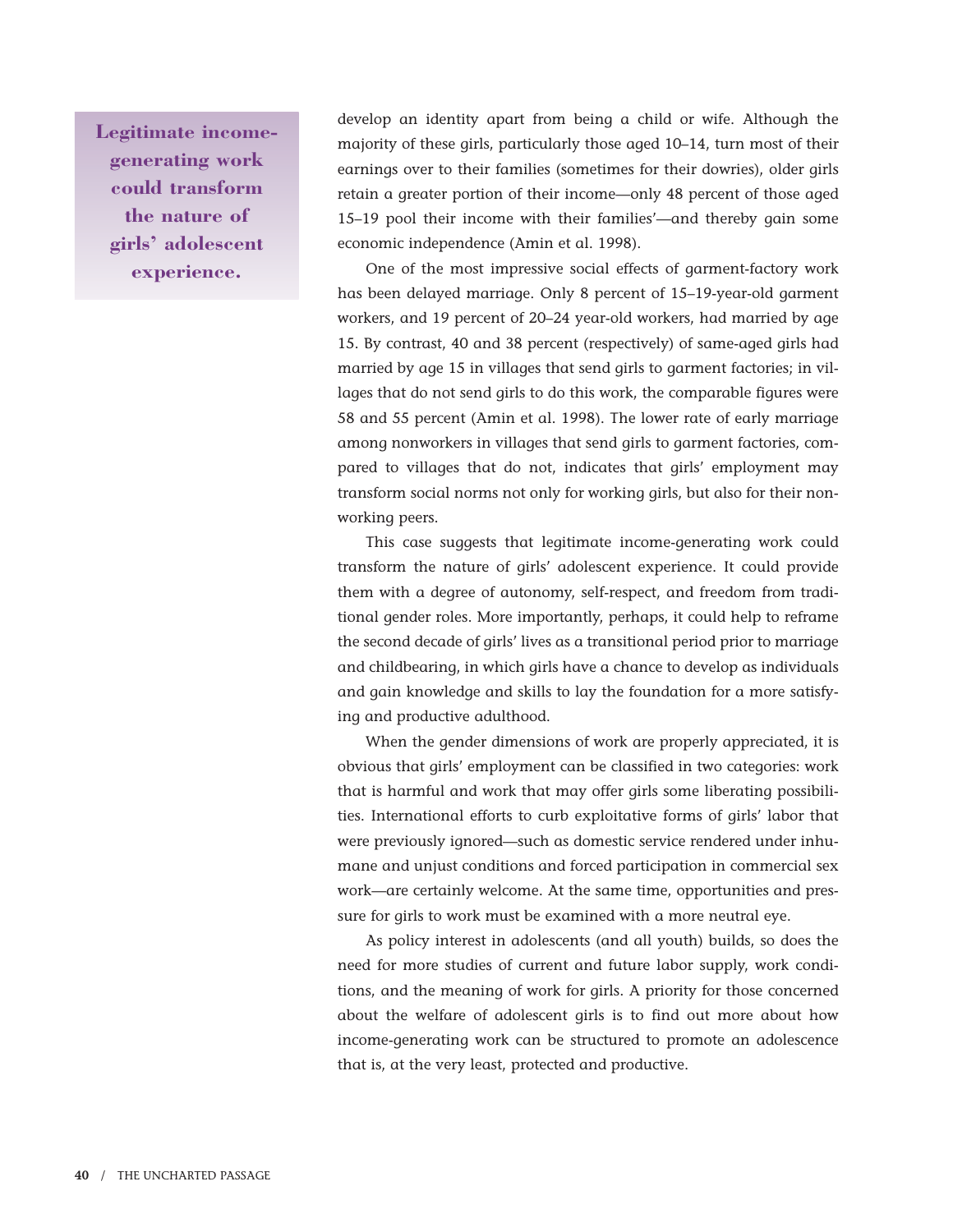> **Legitimate income-generating work could transform the nature of girls' adolescent experience.**

develop an identity apart from being a child or wife. Although the majority of these girls, particularly those aged 10–14, turn most of their earnings over to their families (sometimes for their dowries), older girls retain a greater portion of their income—only 48 percent of those aged 15–19 pool their income with their families'—and thereby gain some economic independence (Amin et al. 1998).

One of the most impressive social effects of garment-factory work has been delayed marriage. Only 8 percent of 15–19-year-old garment workers, and 19 percent of 20–24 year-old workers, had married by age 15. By contrast, 40 and 38 percent (respectively) of same-aged girls had married by age 15 in villages that send girls to garment factories; in villages that do not send girls to do this work, the comparable figures were 58 and 55 percent (Amin et al. 1998). The lower rate of early marriage among nonworkers in villages that send girls to garment factories, compared to villages that do not, indicates that girls' employment may transform social norms not only for working girls, but also for their non-working peers.

This case suggests that legitimate income-generating work could transform the nature of girls' adolescent experience. It could provide them with a degree of autonomy, self-respect, and freedom from traditional gender roles. More importantly, perhaps, it could help to reframe the second decade of girls' lives as a transitional period prior to marriage and childbearing, in which girls have a chance to develop as individuals and gain knowledge and skills to lay the foundation for a more satisfying and productive adulthood.

When the gender dimensions of work are properly appreciated, it is obvious that girls' employment can be classified in two categories: work that is harmful and work that may offer girls some liberating possibilities. International efforts to curb exploitative forms of girls' labor that were previously ignored—such as domestic service rendered under inhumane and unjust conditions and forced participation in commercial sex work—are certainly welcome. At the same time, opportunities and pressure for girls to work must be examined with a more neutral eye.

As policy interest in adolescents (and all youth) builds, so does the need for more studies of current and future labor supply, work conditions, and the meaning of work for girls. A priority for those concerned about the welfare of adolescent girls is to find out more about how income-generating work can be structured to promote an adolescence that is, at the very least, protected and productive.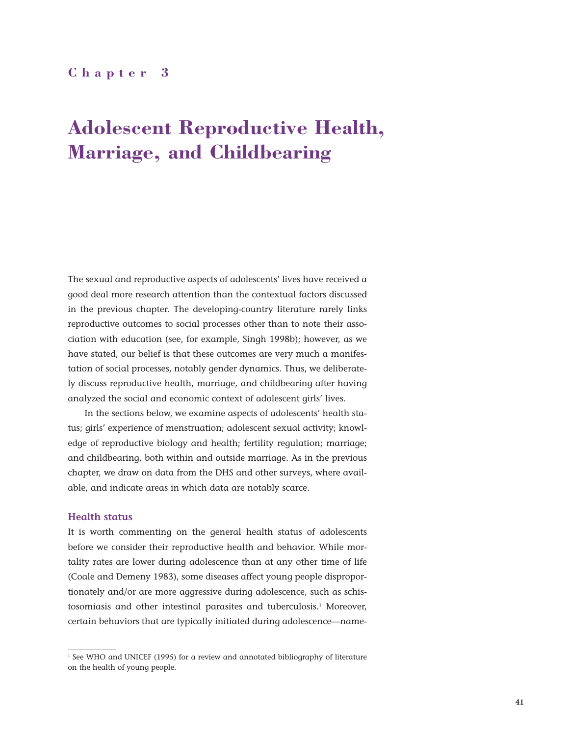## Chapter 3

# Adolescent Reproductive Health, Marriage, and Childbearing

The sexual and reproductive aspects of adolescents' lives have received a good deal more research attention than the contextual factors discussed in the previous chapter. The developing-country literature rarely links reproductive outcomes to social processes other than to note their association with education (see, for example, Singh 1998b); however, as we have stated, our belief is that these outcomes are very much a manifestation of social processes, notably gender dynamics. Thus, we deliberately discuss reproductive health, marriage, and childbearing after having analyzed the social and economic context of adolescent girls' lives.

In the sections below, we examine aspects of adolescents' health status; girls' experience of menstruation; adolescent sexual activity; knowledge of reproductive biology and health; fertility regulation; marriage; and childbearing, both within and outside marriage. As in the previous chapter, we draw on data from the DHS and other surveys, where available, and indicate areas in which data are notably scarce.

### Health status

It is worth commenting on the general health status of adolescents before we consider their reproductive health and behavior. While mortality rates are lower during adolescence than at any other time of life (Coale and Demeny 1983), some diseases affect young people disproportionately and/or are more aggressive during adolescence, such as schistosomiasis and other intestinal parasites and tuberculosis.[1] Moreover, certain behaviors that are typically initiated during adolescence—name-

[1] See WHO and UNICEF (1995) for a review and annotated bibliography of literature on the health of young people.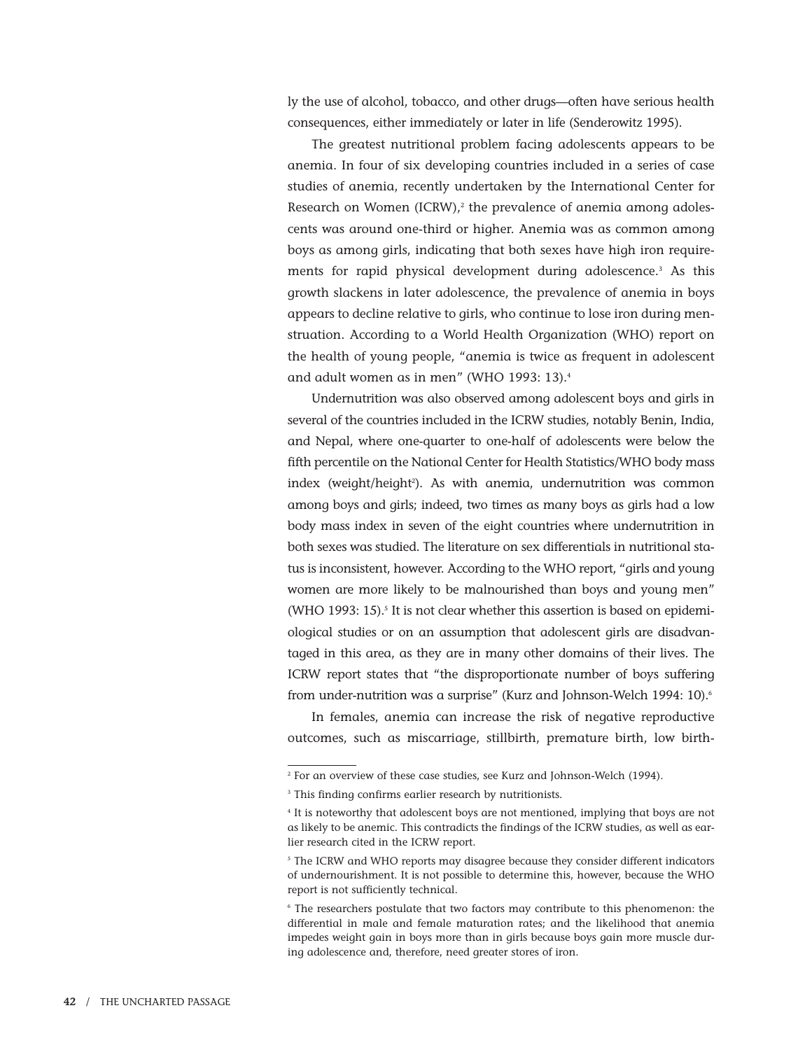ly the use of alcohol, tobacco, and other drugs—often have serious health consequences, either immediately or later in life (Senderowitz 1995).

The greatest nutritional problem facing adolescents appears to be anemia. In four of six developing countries included in a series of case studies of anemia, recently undertaken by the International Center for Research on Women (ICRW),[2] the prevalence of anemia among adolescents was around one-third or higher. Anemia was as common among boys as among girls, indicating that both sexes have high iron requirements for rapid physical development during adolescence.[3] As this growth slackens in later adolescence, the prevalence of anemia in boys appears to decline relative to girls, who continue to lose iron during menstruation. According to a World Health Organization (WHO) report on the health of young people, "anemia is twice as frequent in adolescent and adult women as in men" (WHO 1993: 13).[4]

Undernutrition was also observed among adolescent boys and girls in several of the countries included in the ICRW studies, notably Benin, India, and Nepal, where one-quarter to one-half of adolescents were below the fifth percentile on the National Center for Health Statistics/WHO body mass index ($weight/height^2$). As with anemia, undernutrition was common among boys and girls; indeed, two times as many boys as girls had a low body mass index in seven of the eight countries where undernutrition in both sexes was studied. The literature on sex differentials in nutritional status is inconsistent, however. According to the WHO report, "girls and young women are more likely to be malnourished than boys and young men" (WHO 1993: 15).[5] It is not clear whether this assertion is based on epidemiological studies or on an assumption that adolescent girls are disadvantaged in this area, as they are in many other domains of their lives. The ICRW report states that "the disproportionate number of boys suffering from under-nutrition was a surprise" (Kurz and Johnson-Welch 1994: 10).[6]

In females, anemia can increase the risk of negative reproductive outcomes, such as miscarriage, stillbirth, premature birth, low birth-

---

[2] For an overview of these case studies, see Kurz and Johnson-Welch (1994).

[3] This finding confirms earlier research by nutritionists.

[4] It is noteworthy that adolescent boys are not mentioned, implying that boys are not as likely to be anemic. This contradicts the findings of the ICRW studies, as well as earlier research cited in the ICRW report.

[5] The ICRW and WHO reports may disagree because they consider different indicators of undernourishment. It is not possible to determine this, however, because the WHO report is not sufficiently technical.

[6] The researchers postulate that two factors may contribute to this phenomenon: the differential in male and female maturation rates; and the likelihood that anemia impedes weight gain in boys more than in girls because boys gain more muscle during adolescence and, therefore, need greater stores of iron.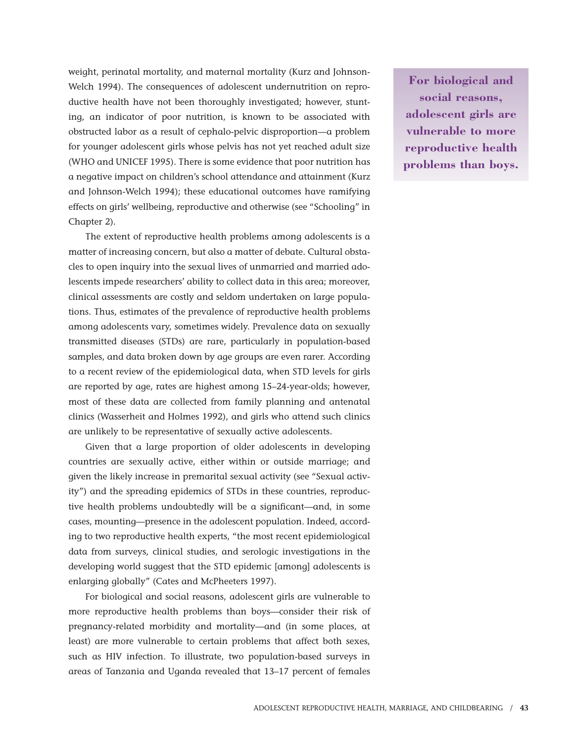weight, perinatal mortality, and maternal mortality (Kurz and Johnson-Welch 1994). The consequences of adolescent undernutrition on reproductive health have not been thoroughly investigated; however, stunting, an indicator of poor nutrition, is known to be associated with obstructed labor as a result of cephalo-pelvic disproportion—a problem for younger adolescent girls whose pelvis has not yet reached adult size (WHO and UNICEF 1995). There is some evidence that poor nutrition has a negative impact on children's school attendance and attainment (Kurz and Johnson-Welch 1994); these educational outcomes have ramifying effects on girls' wellbeing, reproductive and otherwise (see "Schooling" in Chapter 2).

**For biological and social reasons, adolescent girls are vulnerable to more reproductive health problems than boys.**

The extent of reproductive health problems among adolescents is a matter of increasing concern, but also a matter of debate. Cultural obstacles to open inquiry into the sexual lives of unmarried and married adolescents impede researchers' ability to collect data in this area; moreover, clinical assessments are costly and seldom undertaken on large populations. Thus, estimates of the prevalence of reproductive health problems among adolescents vary, sometimes widely. Prevalence data on sexually transmitted diseases (STDs) are rare, particularly in population-based samples, and data broken down by age groups are even rarer. According to a recent review of the epidemiological data, when STD levels for girls are reported by age, rates are highest among 15–24-year-olds; however, most of these data are collected from family planning and antenatal clinics (Wasserheit and Holmes 1992), and girls who attend such clinics are unlikely to be representative of sexually active adolescents.

Given that a large proportion of older adolescents in developing countries are sexually active, either within or outside marriage; and given the likely increase in premarital sexual activity (see "Sexual activity") and the spreading epidemics of STDs in these countries, reproductive health problems undoubtedly will be a significant—and, in some cases, mounting—presence in the adolescent population. Indeed, according to two reproductive health experts, "the most recent epidemiological data from surveys, clinical studies, and serologic investigations in the developing world suggest that the STD epidemic [among] adolescents is enlarging globally" (Cates and McPheeters 1997).

For biological and social reasons, adolescent girls are vulnerable to more reproductive health problems than boys—consider their risk of pregnancy-related morbidity and mortality—and (in some places, at least) are more vulnerable to certain problems that affect both sexes, such as HIV infection. To illustrate, two population-based surveys in areas of Tanzania and Uganda revealed that 13–17 percent of females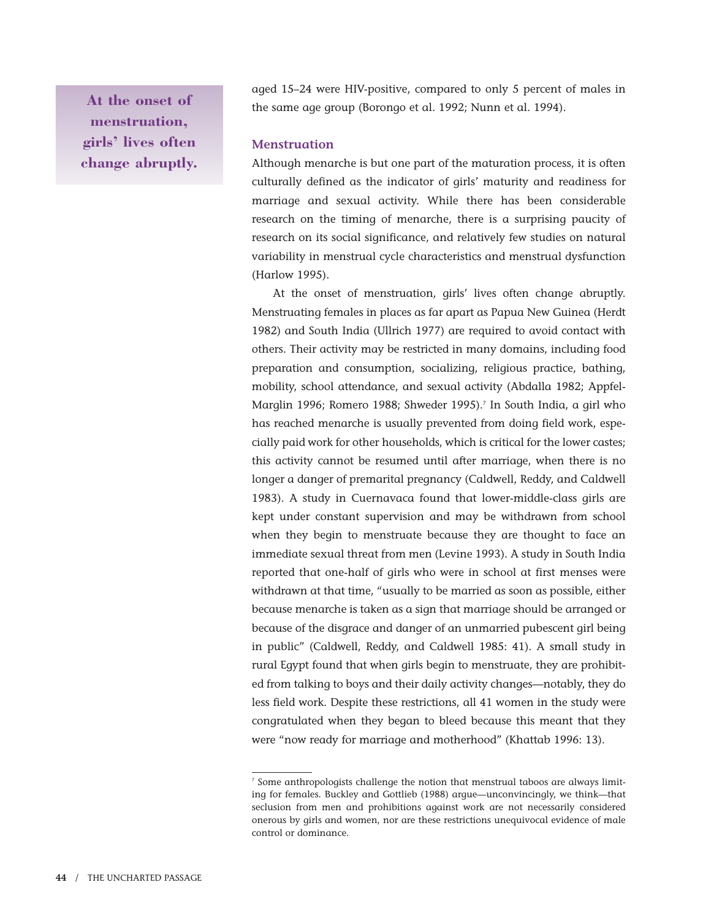> **At the onset of menstruation, girls' lives often change abruptly.**

aged 15–24 were HIV-positive, compared to only 5 percent of males in the same age group (Borongo et al. 1992; Nunn et al. 1994).

### Menstruation

Although menarche is but one part of the maturation process, it is often culturally defined as the indicator of girls' maturity and readiness for marriage and sexual activity. While there has been considerable research on the timing of menarche, there is a surprising paucity of research on its social significance, and relatively few studies on natural variability in menstrual cycle characteristics and menstrual dysfunction (Harlow 1995).

At the onset of menstruation, girls' lives often change abruptly. Menstruating females in places as far apart as Papua New Guinea (Herdt 1982) and South India (Ullrich 1977) are required to avoid contact with others. Their activity may be restricted in many domains, including food preparation and consumption, socializing, religious practice, bathing, mobility, school attendance, and sexual activity (Abdalla 1982; Appfel-Marglin 1996; Romero 1988; Shweder 1995).[7] In South India, a girl who has reached menarche is usually prevented from doing field work, especially paid work for other households, which is critical for the lower castes; this activity cannot be resumed until after marriage, when there is no longer a danger of premarital pregnancy (Caldwell, Reddy, and Caldwell 1983). A study in Cuernavaca found that lower-middle-class girls are kept under constant supervision and may be withdrawn from school when they begin to menstruate because they are thought to face an immediate sexual threat from men (Levine 1993). A study in South India reported that one-half of girls who were in school at first menses were withdrawn at that time, "usually to be married as soon as possible, either because menarche is taken as a sign that marriage should be arranged or because of the disgrace and danger of an unmarried pubescent girl being in public" (Caldwell, Reddy, and Caldwell 1985: 41). A small study in rural Egypt found that when girls begin to menstruate, they are prohibited from talking to boys and their daily activity changes—notably, they do less field work. Despite these restrictions, all 41 women in the study were congratulated when they began to bleed because this meant that they were "now ready for marriage and motherhood" (Khattab 1996: 13).

---

[7] Some anthropologists challenge the notion that menstrual taboos are always limiting for females. Buckley and Gottlieb (1988) argue—unconvincingly, we think—that seclusion from men and prohibitions against work are not necessarily considered onerous by girls and women, nor are these restrictions unequivocal evidence of male control or dominance.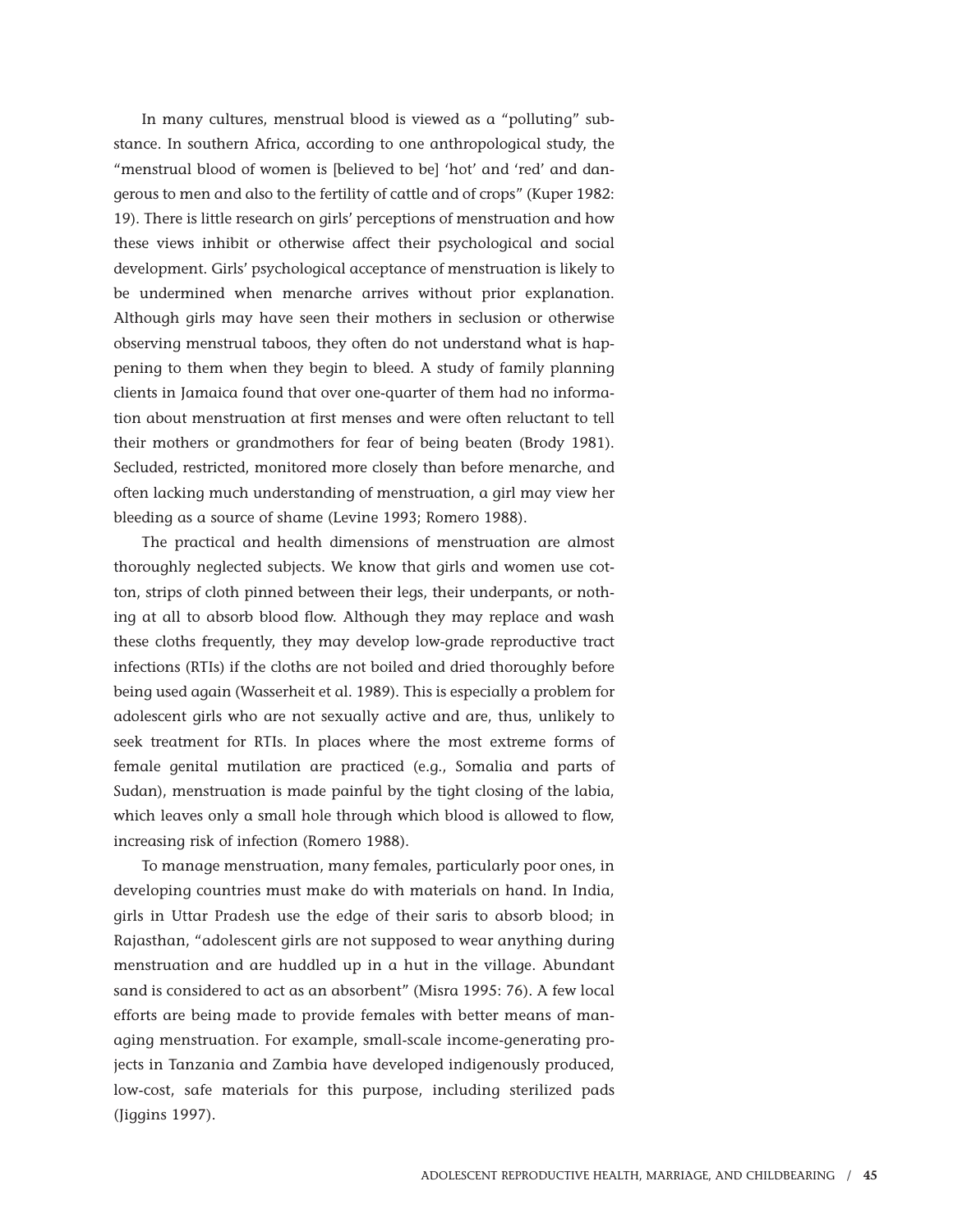In many cultures, menstrual blood is viewed as a "polluting" substance. In southern Africa, according to one anthropological study, the "menstrual blood of women is [believed to be] 'hot' and 'red' and dangerous to men and also to the fertility of cattle and of crops" (Kuper 1982: 19). There is little research on girls' perceptions of menstruation and how these views inhibit or otherwise affect their psychological and social development. Girls' psychological acceptance of menstruation is likely to be undermined when menarche arrives without prior explanation. Although girls may have seen their mothers in seclusion or otherwise observing menstrual taboos, they often do not understand what is happening to them when they begin to bleed. A study of family planning clients in Jamaica found that over one-quarter of them had no information about menstruation at first menses and were often reluctant to tell their mothers or grandmothers for fear of being beaten (Brody 1981). Secluded, restricted, monitored more closely than before menarche, and often lacking much understanding of menstruation, a girl may view her bleeding as a source of shame (Levine 1993; Romero 1988).

The practical and health dimensions of menstruation are almost thoroughly neglected subjects. We know that girls and women use cotton, strips of cloth pinned between their legs, their underpants, or nothing at all to absorb blood flow. Although they may replace and wash these cloths frequently, they may develop low-grade reproductive tract infections (RTIs) if the cloths are not boiled and dried thoroughly before being used again (Wasserheit et al. 1989). This is especially a problem for adolescent girls who are not sexually active and are, thus, unlikely to seek treatment for RTIs. In places where the most extreme forms of female genital mutilation are practiced (e.g., Somalia and parts of Sudan), menstruation is made painful by the tight closing of the labia, which leaves only a small hole through which blood is allowed to flow, increasing risk of infection (Romero 1988).

To manage menstruation, many females, particularly poor ones, in developing countries must make do with materials on hand. In India, girls in Uttar Pradesh use the edge of their saris to absorb blood; in Rajasthan, "adolescent girls are not supposed to wear anything during menstruation and are huddled up in a hut in the village. Abundant sand is considered to act as an absorbent" (Misra 1995: 76). A few local efforts are being made to provide females with better means of managing menstruation. For example, small-scale income-generating projects in Tanzania and Zambia have developed indigenously produced, low-cost, safe materials for this purpose, including sterilized pads (Jiggins 1997).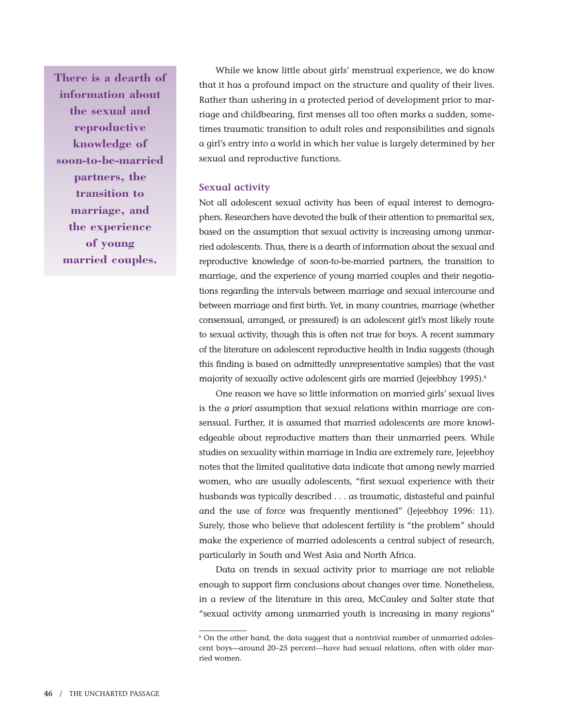> **There is a dearth of information about the sexual and reproductive knowledge of soon-to-be-married partners, the transition to marriage, and the experience of young married couples.**

While we know little about girls' menstrual experience, we do know that it has a profound impact on the structure and quality of their lives. Rather than ushering in a protected period of development prior to marriage and childbearing, first menses all too often marks a sudden, sometimes traumatic transition to adult roles and responsibilities and signals a girl's entry into a world in which her value is largely determined by her sexual and reproductive functions.

### Sexual activity

Not all adolescent sexual activity has been of equal interest to demographers. Researchers have devoted the bulk of their attention to premarital sex, based on the assumption that sexual activity is increasing among unmarried adolescents. Thus, there is a dearth of information about the sexual and reproductive knowledge of soon-to-be-married partners, the transition to marriage, and the experience of young married couples and their negotiations regarding the intervals between marriage and sexual intercourse and between marriage and first birth. Yet, in many countries, marriage (whether consensual, arranged, or pressured) is an adolescent girl's most likely route to sexual activity, though this is often not true for boys. A recent summary of the literature on adolescent reproductive health in India suggests (though this finding is based on admittedly unrepresentative samples) that the vast majority of sexually active adolescent girls are married (Jejeebhoy 1995).[8]

One reason we have so little information on married girls' sexual lives is the *a priori* assumption that sexual relations within marriage are consensual. Further, it is assumed that married adolescents are more knowledgeable about reproductive matters than their unmarried peers. While studies on sexuality within marriage in India are extremely rare, Jejeebhoy notes that the limited qualitative data indicate that among newly married women, who are usually adolescents, "first sexual experience with their husbands was typically described . . . as traumatic, distasteful and painful and the use of force was frequently mentioned" (Jejeebhoy 1996: 11). Surely, those who believe that adolescent fertility is "the problem" should make the experience of married adolescents a central subject of research, particularly in South and West Asia and North Africa.

Data on trends in sexual activity prior to marriage are not reliable enough to support firm conclusions about changes over time. Nonetheless, in a review of the literature in this area, McCauley and Salter state that "sexual activity among unmarried youth is increasing in many regions"

---

[8] On the other hand, the data suggest that a nontrivial number of unmarried adolescent boys—around 20–25 percent—have had sexual relations, often with older married women.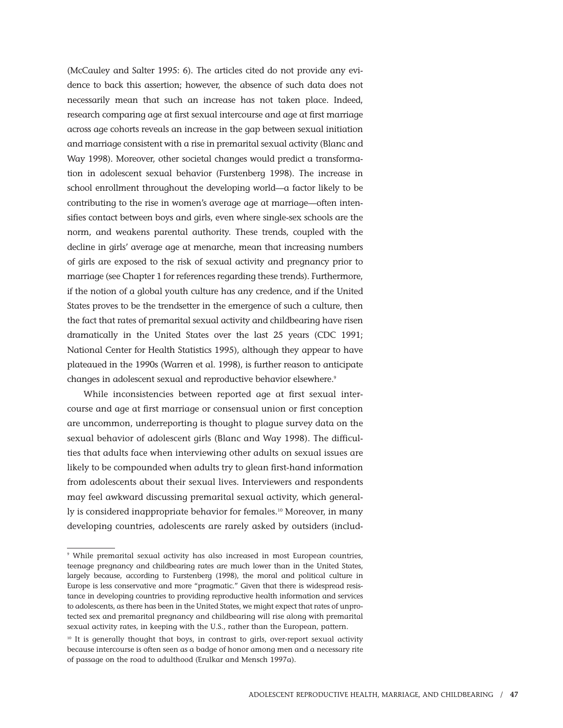(McCauley and Salter 1995: 6). The articles cited do not provide any evidence to back this assertion; however, the absence of such data does not necessarily mean that such an increase has not taken place. Indeed, research comparing age at first sexual intercourse and age at first marriage across age cohorts reveals an increase in the gap between sexual initiation and marriage consistent with a rise in premarital sexual activity (Blanc and Way 1998). Moreover, other societal changes would predict a transformation in adolescent sexual behavior (Furstenberg 1998). The increase in school enrollment throughout the developing world—a factor likely to be contributing to the rise in women's average age at marriage—often intensifies contact between boys and girls, even where single-sex schools are the norm, and weakens parental authority. These trends, coupled with the decline in girls' average age at menarche, mean that increasing numbers of girls are exposed to the risk of sexual activity and pregnancy prior to marriage (see Chapter 1 for references regarding these trends). Furthermore, if the notion of a global youth culture has any credence, and if the United States proves to be the trendsetter in the emergence of such a culture, then the fact that rates of premarital sexual activity and childbearing have risen dramatically in the United States over the last 25 years (CDC 1991; National Center for Health Statistics 1995), although they appear to have plateaued in the 1990s (Warren et al. 1998), is further reason to anticipate changes in adolescent sexual and reproductive behavior elsewhere.[9]

While inconsistencies between reported age at first sexual intercourse and age at first marriage or consensual union or first conception are uncommon, underreporting is thought to plague survey data on the sexual behavior of adolescent girls (Blanc and Way 1998). The difficulties that adults face when interviewing other adults on sexual issues are likely to be compounded when adults try to glean first-hand information from adolescents about their sexual lives. Interviewers and respondents may feel awkward discussing premarital sexual activity, which generally is considered inappropriate behavior for females.[10] Moreover, in many developing countries, adolescents are rarely asked by outsiders (includ-

---

[9] While premarital sexual activity has also increased in most European countries, teenage pregnancy and childbearing rates are much lower than in the United States, largely because, according to Furstenberg (1998), the moral and political culture in Europe is less conservative and more "pragmatic." Given that there is widespread resistance in developing countries to providing reproductive health information and services to adolescents, as there has been in the United States, we might expect that rates of unprotected sex and premarital pregnancy and childbearing will rise along with premarital sexual activity rates, in keeping with the U.S., rather than the European, pattern.

[10] It is generally thought that boys, in contrast to girls, over-report sexual activity because intercourse is often seen as a badge of honor among men and a necessary rite of passage on the road to adulthood (Erulkar and Mensch 1997a).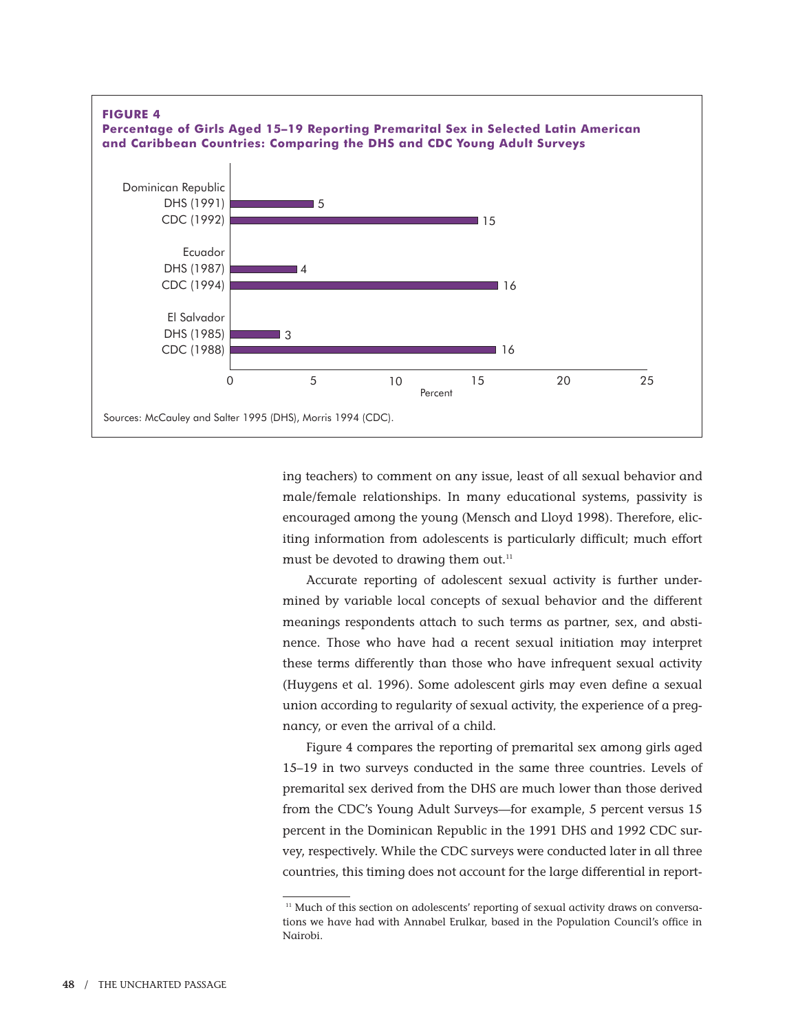**FIGURE 4**
**Percentage of Girls Aged 15–19 Reporting Premarital Sex in Selected Latin American and Caribbean Countries: Comparing the DHS and CDC Young Adult Surveys**

| Country | Survey | Percent |
|---|---|---|
| Dominican Republic | DHS (1991) | 5 |
| | CDC (1992) | 15 |
| Ecuador | DHS (1987) | 4 |
| | CDC (1994) | 16 |
| El Salvador | DHS (1985) | 3 |
| | CDC (1988) | 16 |

Sources: McCauley and Salter 1995 (DHS), Morris 1994 (CDC).

ing teachers) to comment on any issue, least of all sexual behavior and male/female relationships. In many educational systems, passivity is encouraged among the young (Mensch and Lloyd 1998). Therefore, eliciting information from adolescents is particularly difficult; much effort must be devoted to drawing them out.[11]

Accurate reporting of adolescent sexual activity is further undermined by variable local concepts of sexual behavior and the different meanings respondents attach to such terms as partner, sex, and abstinence. Those who have had a recent sexual initiation may interpret these terms differently than those who have infrequent sexual activity (Huygens et al. 1996). Some adolescent girls may even define a sexual union according to regularity of sexual activity, the experience of a pregnancy, or even the arrival of a child.

Figure 4 compares the reporting of premarital sex among girls aged 15–19 in two surveys conducted in the same three countries. Levels of premarital sex derived from the DHS are much lower than those derived from the CDC's Young Adult Surveys—for example, 5 percent versus 15 percent in the Dominican Republic in the 1991 DHS and 1992 CDC survey, respectively. While the CDC surveys were conducted later in all three countries, this timing does not account for the large differential in report-

[11] Much of this section on adolescents' reporting of sexual activity draws on conversations we have had with Annabel Erulkar, based in the Population Council's office in Nairobi.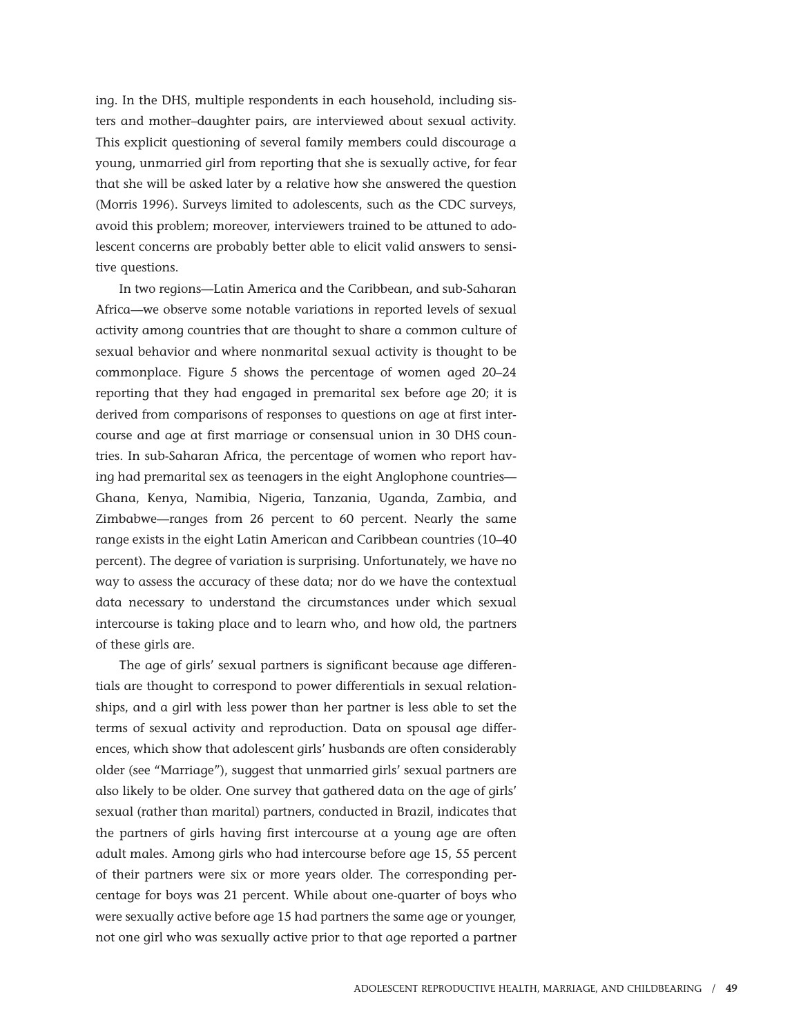ing. In the DHS, multiple respondents in each household, including sisters and mother–daughter pairs, are interviewed about sexual activity. This explicit questioning of several family members could discourage a young, unmarried girl from reporting that she is sexually active, for fear that she will be asked later by a relative how she answered the question (Morris 1996). Surveys limited to adolescents, such as the CDC surveys, avoid this problem; moreover, interviewers trained to be attuned to adolescent concerns are probably better able to elicit valid answers to sensitive questions.

In two regions—Latin America and the Caribbean, and sub-Saharan Africa—we observe some notable variations in reported levels of sexual activity among countries that are thought to share a common culture of sexual behavior and where nonmarital sexual activity is thought to be commonplace. Figure 5 shows the percentage of women aged 20–24 reporting that they had engaged in premarital sex before age 20; it is derived from comparisons of responses to questions on age at first intercourse and age at first marriage or consensual union in 30 DHS countries. In sub-Saharan Africa, the percentage of women who report having had premarital sex as teenagers in the eight Anglophone countries—Ghana, Kenya, Namibia, Nigeria, Tanzania, Uganda, Zambia, and Zimbabwe—ranges from 26 percent to 60 percent. Nearly the same range exists in the eight Latin American and Caribbean countries (10–40 percent). The degree of variation is surprising. Unfortunately, we have no way to assess the accuracy of these data; nor do we have the contextual data necessary to understand the circumstances under which sexual intercourse is taking place and to learn who, and how old, the partners of these girls are.

The age of girls' sexual partners is significant because age differentials are thought to correspond to power differentials in sexual relationships, and a girl with less power than her partner is less able to set the terms of sexual activity and reproduction. Data on spousal age differences, which show that adolescent girls' husbands are often considerably older (see "Marriage"), suggest that unmarried girls' sexual partners are also likely to be older. One survey that gathered data on the age of girls' sexual (rather than marital) partners, conducted in Brazil, indicates that the partners of girls having first intercourse at a young age are often adult males. Among girls who had intercourse before age 15, 55 percent of their partners were six or more years older. The corresponding percentage for boys was 21 percent. While about one-quarter of boys who were sexually active before age 15 had partners the same age or younger, not one girl who was sexually active prior to that age reported a partner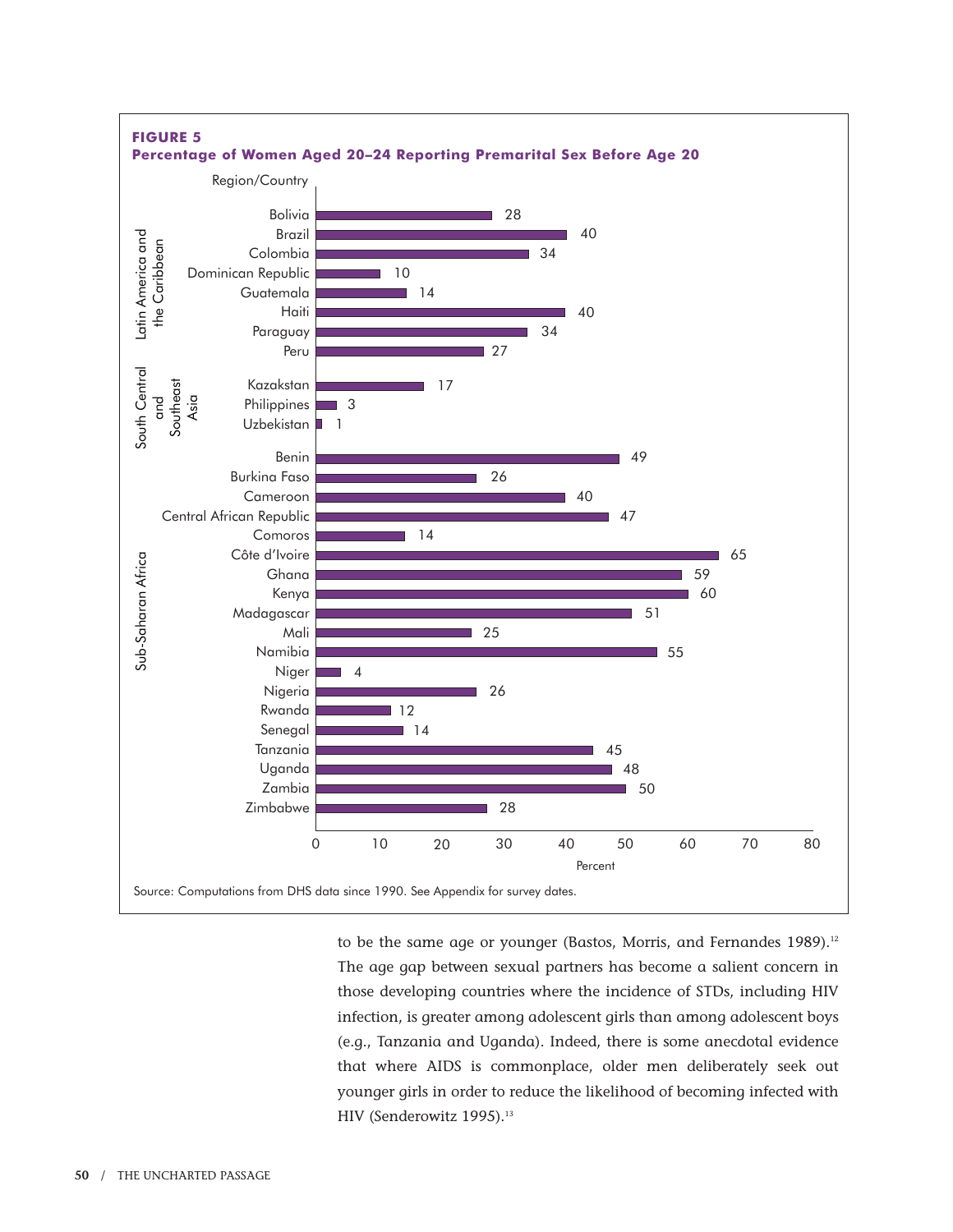**FIGURE 5**
**Percentage of Women Aged 20–24 Reporting Premarital Sex Before Age 20**

| Region | Country | Percent |
|---|---|---|
| Latin America and the Caribbean | Bolivia | 28 |
| | Brazil | 40 |
| | Colombia | 34 |
| | Dominican Republic | 10 |
| | Guatemala | 14 |
| | Haiti | 40 |
| | Paraguay | 34 |
| | Peru | 27 |
| South Central and Southeast Asia | Kazakstan | 17 |
| | Philippines | 3 |
| | Uzbekistan | 1 |
| Sub-Saharan Africa | Benin | 49 |
| | Burkina Faso | 26 |
| | Cameroon | 40 |
| | Central African Republic | 47 |
| | Comoros | 14 |
| | Côte d'Ivoire | 65 |
| | Ghana | 59 |
| | Kenya | 60 |
| | Madagascar | 51 |
| | Mali | 25 |
| | Namibia | 55 |
| | Niger | 4 |
| | Nigeria | 26 |
| | Rwanda | 12 |
| | Senegal | 14 |
| | Tanzania | 45 |
| | Uganda | 48 |
| | Zambia | 50 |
| | Zimbabwe | 28 |

Source: Computations from DHS data since 1990. See Appendix for survey dates.

to be the same age or younger (Bastos, Morris, and Fernandes 1989).[12] The age gap between sexual partners has become a salient concern in those developing countries where the incidence of STDs, including HIV infection, is greater among adolescent girls than among adolescent boys (e.g., Tanzania and Uganda). Indeed, there is some anecdotal evidence that where AIDS is commonplace, older men deliberately seek out younger girls in order to reduce the likelihood of becoming infected with HIV (Senderowitz 1995).[13]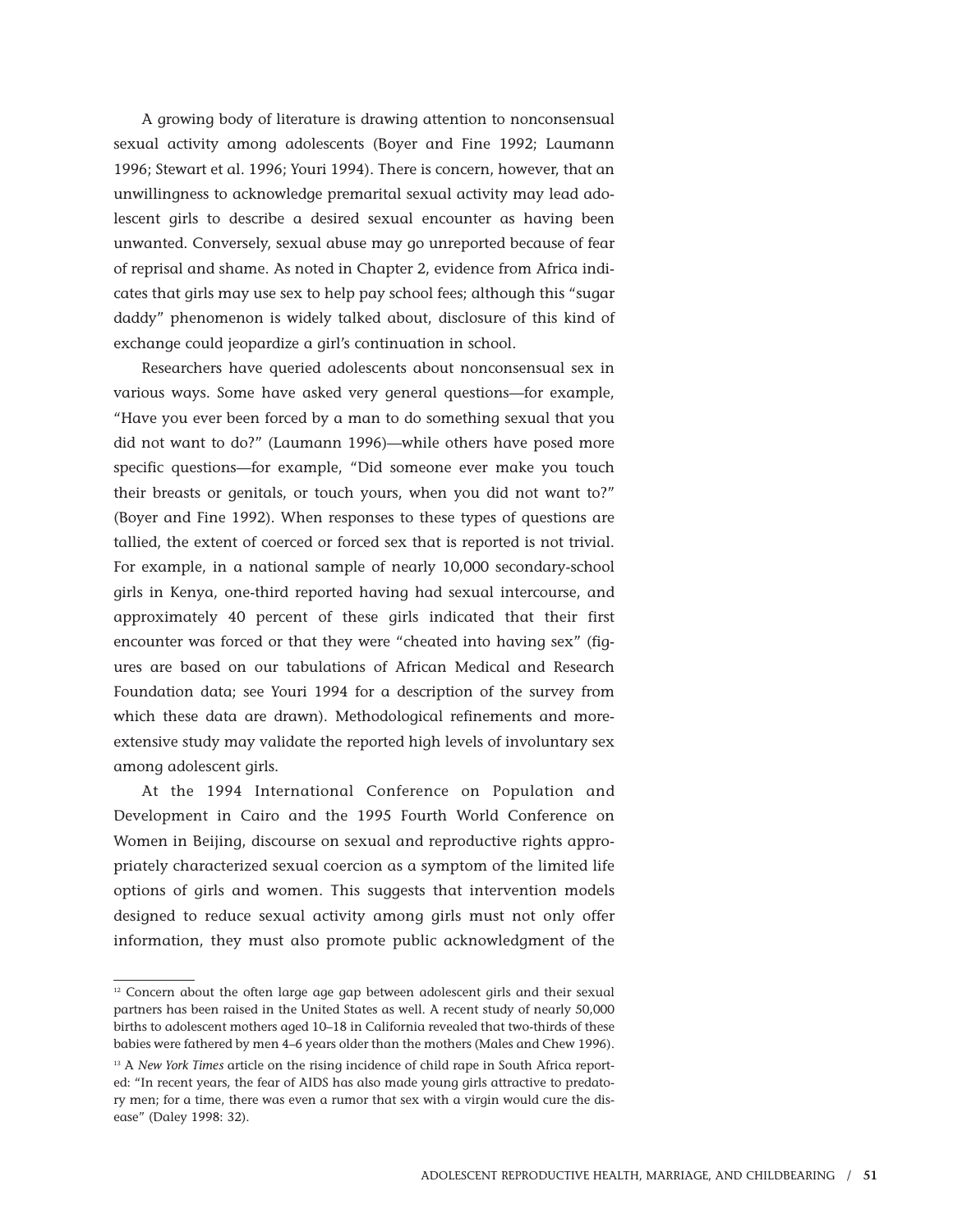A growing body of literature is drawing attention to nonconsensual sexual activity among adolescents (Boyer and Fine 1992; Laumann 1996; Stewart et al. 1996; Youri 1994). There is concern, however, that an unwillingness to acknowledge premarital sexual activity may lead adolescent girls to describe a desired sexual encounter as having been unwanted. Conversely, sexual abuse may go unreported because of fear of reprisal and shame. As noted in Chapter 2, evidence from Africa indicates that girls may use sex to help pay school fees; although this "sugar daddy" phenomenon is widely talked about, disclosure of this kind of exchange could jeopardize a girl's continuation in school.

Researchers have queried adolescents about nonconsensual sex in various ways. Some have asked very general questions—for example, "Have you ever been forced by a man to do something sexual that you did not want to do?" (Laumann 1996)—while others have posed more specific questions—for example, "Did someone ever make you touch their breasts or genitals, or touch yours, when you did not want to?" (Boyer and Fine 1992). When responses to these types of questions are tallied, the extent of coerced or forced sex that is reported is not trivial. For example, in a national sample of nearly 10,000 secondary-school girls in Kenya, one-third reported having had sexual intercourse, and approximately 40 percent of these girls indicated that their first encounter was forced or that they were "cheated into having sex" (figures are based on our tabulations of African Medical and Research Foundation data; see Youri 1994 for a description of the survey from which these data are drawn). Methodological refinements and more-extensive study may validate the reported high levels of involuntary sex among adolescent girls.

At the 1994 International Conference on Population and Development in Cairo and the 1995 Fourth World Conference on Women in Beijing, discourse on sexual and reproductive rights appropriately characterized sexual coercion as a symptom of the limited life options of girls and women. This suggests that intervention models designed to reduce sexual activity among girls must not only offer information, they must also promote public acknowledgment of the

---

[12] Concern about the often large age gap between adolescent girls and their sexual partners has been raised in the United States as well. A recent study of nearly 50,000 births to adolescent mothers aged 10–18 in California revealed that two-thirds of these babies were fathered by men 4–6 years older than the mothers (Males and Chew 1996).

[13] A *New York Times* article on the rising incidence of child rape in South Africa reported: "In recent years, the fear of AIDS has also made young girls attractive to predatory men; for a time, there was even a rumor that sex with a virgin would cure the disease" (Daley 1998: 32).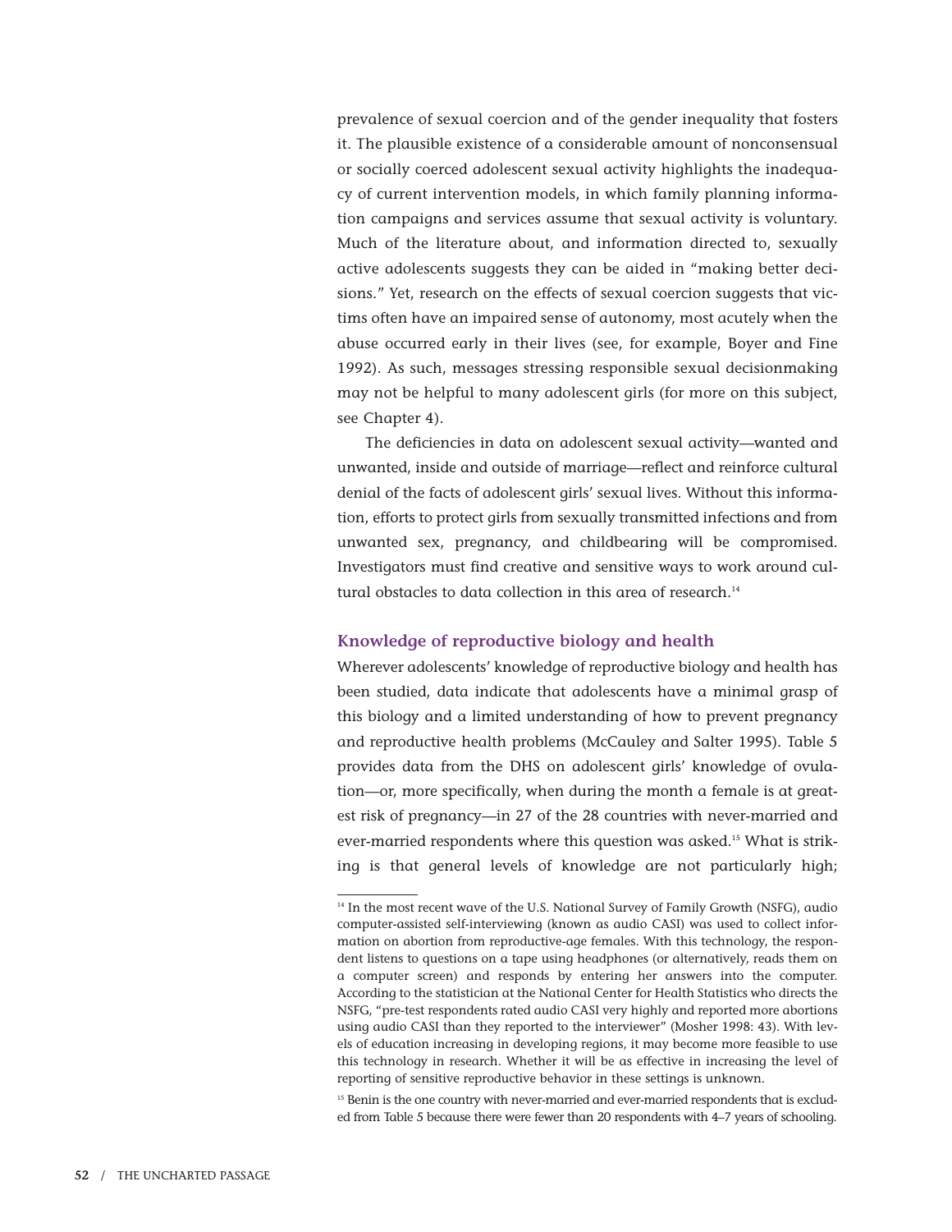prevalence of sexual coercion and of the gender inequality that fosters it. The plausible existence of a considerable amount of nonconsensual or socially coerced adolescent sexual activity highlights the inadequacy of current intervention models, in which family planning information campaigns and services assume that sexual activity is voluntary. Much of the literature about, and information directed to, sexually active adolescents suggests they can be aided in "making better decisions." Yet, research on the effects of sexual coercion suggests that victims often have an impaired sense of autonomy, most acutely when the abuse occurred early in their lives (see, for example, Boyer and Fine 1992). As such, messages stressing responsible sexual decisionmaking may not be helpful to many adolescent girls (for more on this subject, see Chapter 4).

The deficiencies in data on adolescent sexual activity—wanted and unwanted, inside and outside of marriage—reflect and reinforce cultural denial of the facts of adolescent girls' sexual lives. Without this information, efforts to protect girls from sexually transmitted infections and from unwanted sex, pregnancy, and childbearing will be compromised. Investigators must find creative and sensitive ways to work around cultural obstacles to data collection in this area of research.[14]

### Knowledge of reproductive biology and health

Wherever adolescents' knowledge of reproductive biology and health has been studied, data indicate that adolescents have a minimal grasp of this biology and a limited understanding of how to prevent pregnancy and reproductive health problems (McCauley and Salter 1995). Table 5 provides data from the DHS on adolescent girls' knowledge of ovulation—or, more specifically, when during the month a female is at greatest risk of pregnancy—in 27 of the 28 countries with never-married and ever-married respondents where this question was asked.[15] What is striking is that general levels of knowledge are not particularly high;

---

[14] In the most recent wave of the U.S. National Survey of Family Growth (NSFG), audio computer-assisted self-interviewing (known as audio CASI) was used to collect information on abortion from reproductive-age females. With this technology, the respondent listens to questions on a tape using headphones (or alternatively, reads them on a computer screen) and responds by entering her answers into the computer. According to the statistician at the National Center for Health Statistics who directs the NSFG, "pre-test respondents rated audio CASI very highly and reported more abortions using audio CASI than they reported to the interviewer" (Mosher 1998: 43). With levels of education increasing in developing regions, it may become more feasible to use this technology in research. Whether it will be as effective in increasing the level of reporting of sensitive reproductive behavior in these settings is unknown.

[15] Benin is the one country with never-married and ever-married respondents that is excluded from Table 5 because there were fewer than 20 respondents with 4–7 years of schooling.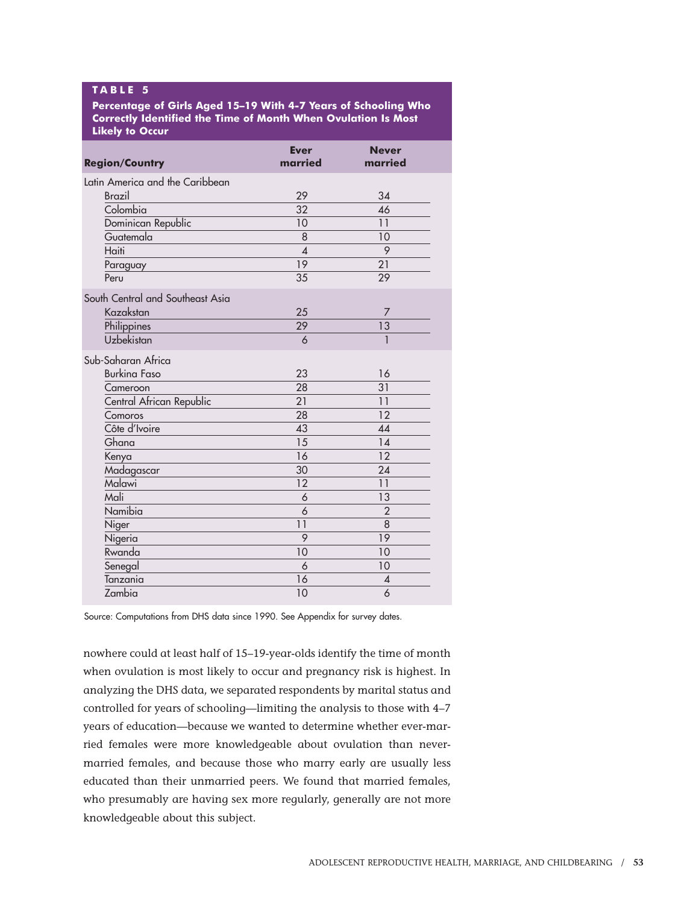**TABLE 5**

**Percentage of Girls Aged 15–19 With 4–7 Years of Schooling Who Correctly Identified the Time of Month When Ovulation Is Most Likely to Occur**

| Region/Country | Ever married | Never married |
|---|---|---|
| Latin America and the Caribbean | | |
| Brazil | 29 | 34 |
| Colombia | 32 | 46 |
| Dominican Republic | 10 | 11 |
| Guatemala | 8 | 10 |
| Haiti | 4 | 9 |
| Paraguay | 19 | 21 |
| Peru | 35 | 29 |
| South Central and Southeast Asia | | |
| Kazakstan | 25 | 7 |
| Philippines | 29 | 13 |
| Uzbekistan | 6 | 1 |
| Sub-Saharan Africa | | |
| Burkina Faso | 23 | 16 |
| Cameroon | 28 | 31 |
| Central African Republic | 21 | 11 |
| Comoros | 28 | 12 |
| Côte d'Ivoire | 43 | 44 |
| Ghana | 15 | 14 |
| Kenya | 16 | 12 |
| Madagascar | 30 | 24 |
| Malawi | 12 | 11 |
| Mali | 6 | 13 |
| Namibia | 6 | 2 |
| Niger | 11 | 8 |
| Nigeria | 9 | 19 |
| Rwanda | 10 | 10 |
| Senegal | 6 | 10 |
| Tanzania | 16 | 4 |
| Zambia | 10 | 6 |

Source: Computations from DHS data since 1990. See Appendix for survey dates.

nowhere could at least half of 15–19-year-olds identify the time of month when ovulation is most likely to occur and pregnancy risk is highest. In analyzing the DHS data, we separated respondents by marital status and controlled for years of schooling—limiting the analysis to those with 4–7 years of education—because we wanted to determine whether ever-married females were more knowledgeable about ovulation than never-married females, and because those who marry early are usually less educated than their unmarried peers. We found that married females, who presumably are having sex more regularly, generally are not more knowledgeable about this subject.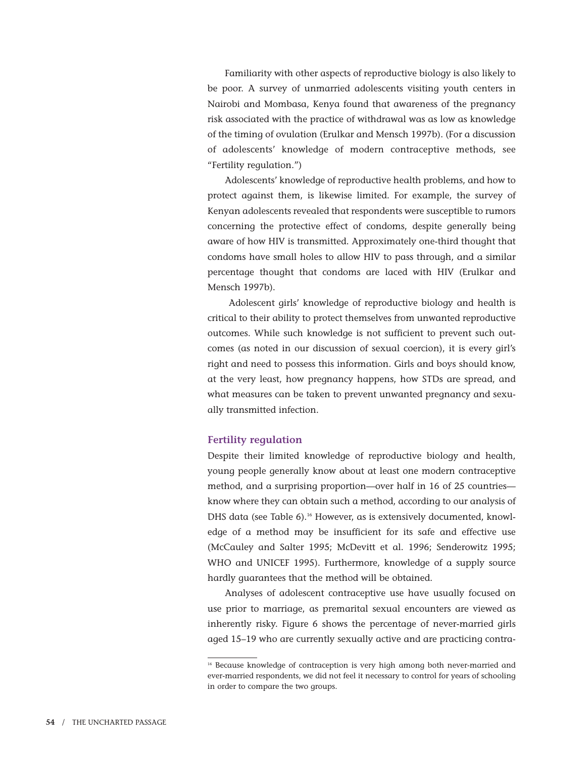Familiarity with other aspects of reproductive biology is also likely to be poor. A survey of unmarried adolescents visiting youth centers in Nairobi and Mombasa, Kenya found that awareness of the pregnancy risk associated with the practice of withdrawal was as low as knowledge of the timing of ovulation (Erulkar and Mensch 1997b). (For a discussion of adolescents' knowledge of modern contraceptive methods, see "Fertility regulation.")

Adolescents' knowledge of reproductive health problems, and how to protect against them, is likewise limited. For example, the survey of Kenyan adolescents revealed that respondents were susceptible to rumors concerning the protective effect of condoms, despite generally being aware of how HIV is transmitted. Approximately one-third thought that condoms have small holes to allow HIV to pass through, and a similar percentage thought that condoms are laced with HIV (Erulkar and Mensch 1997b).

Adolescent girls' knowledge of reproductive biology and health is critical to their ability to protect themselves from unwanted reproductive outcomes. While such knowledge is not sufficient to prevent such outcomes (as noted in our discussion of sexual coercion), it is every girl's right and need to possess this information. Girls and boys should know, at the very least, how pregnancy happens, how STDs are spread, and what measures can be taken to prevent unwanted pregnancy and sexually transmitted infection.

### Fertility regulation

Despite their limited knowledge of reproductive biology and health, young people generally know about at least one modern contraceptive method, and a surprising proportion—over half in 16 of 25 countries—know where they can obtain such a method, according to our analysis of DHS data (see Table 6).[16] However, as is extensively documented, knowledge of a method may be insufficient for its safe and effective use (McCauley and Salter 1995; McDevitt et al. 1996; Senderowitz 1995; WHO and UNICEF 1995). Furthermore, knowledge of a supply source hardly guarantees that the method will be obtained.

Analyses of adolescent contraceptive use have usually focused on use prior to marriage, as premarital sexual encounters are viewed as inherently risky. Figure 6 shows the percentage of never-married girls aged 15–19 who are currently sexually active and are practicing contra-

[16] Because knowledge of contraception is very high among both never-married and ever-married respondents, we did not feel it necessary to control for years of schooling in order to compare the two groups.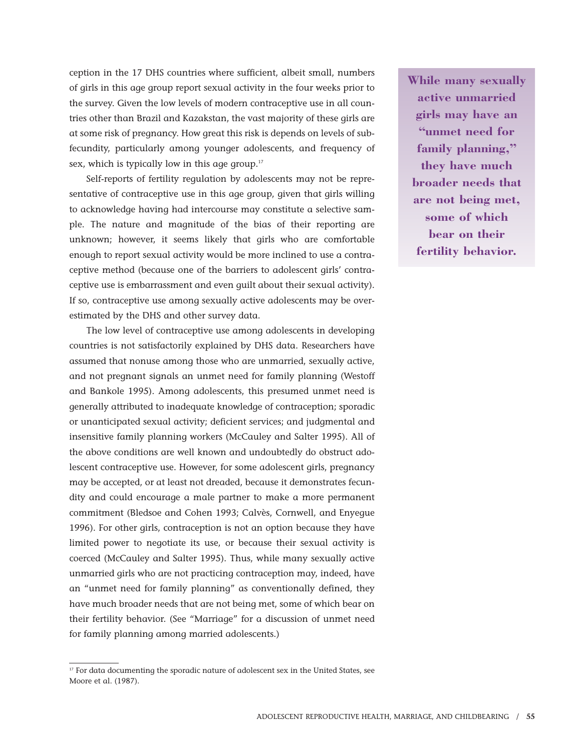ception in the 17 DHS countries where sufficient, albeit small, numbers of girls in this age group report sexual activity in the four weeks prior to the survey. Given the low levels of modern contraceptive use in all countries other than Brazil and Kazakstan, the vast majority of these girls are at some risk of pregnancy. How great this risk is depends on levels of subfecundity, particularly among younger adolescents, and frequency of sex, which is typically low in this age group.[17]

Self-reports of fertility regulation by adolescents may not be representative of contraceptive use in this age group, given that girls willing to acknowledge having had intercourse may constitute a selective sample. The nature and magnitude of the bias of their reporting are unknown; however, it seems likely that girls who are comfortable enough to report sexual activity would be more inclined to use a contraceptive method (because one of the barriers to adolescent girls' contraceptive use is embarrassment and even guilt about their sexual activity). If so, contraceptive use among sexually active adolescents may be overestimated by the DHS and other survey data.

The low level of contraceptive use among adolescents in developing countries is not satisfactorily explained by DHS data. Researchers have assumed that nonuse among those who are unmarried, sexually active, and not pregnant signals an unmet need for family planning (Westoff and Bankole 1995). Among adolescents, this presumed unmet need is generally attributed to inadequate knowledge of contraception; sporadic or unanticipated sexual activity; deficient services; and judgmental and insensitive family planning workers (McCauley and Salter 1995). All of the above conditions are well known and undoubtedly do obstruct adolescent contraceptive use. However, for some adolescent girls, pregnancy may be accepted, or at least not dreaded, because it demonstrates fecundity and could encourage a male partner to make a more permanent commitment (Bledsoe and Cohen 1993; Calvès, Cornwell, and Enyegue 1996). For other girls, contraception is not an option because they have limited power to negotiate its use, or because their sexual activity is coerced (McCauley and Salter 1995). Thus, while many sexually active unmarried girls who are not practicing contraception may, indeed, have an "unmet need for family planning" as conventionally defined, they have much broader needs that are not being met, some of which bear on their fertility behavior. (See "Marriage" for a discussion of unmet need for family planning among married adolescents.)

> **While many sexually active unmarried girls may have an "unmet need for family planning," they have much broader needs that are not being met, some of which bear on their fertility behavior.**

[17] For data documenting the sporadic nature of adolescent sex in the United States, see Moore et al. (1987).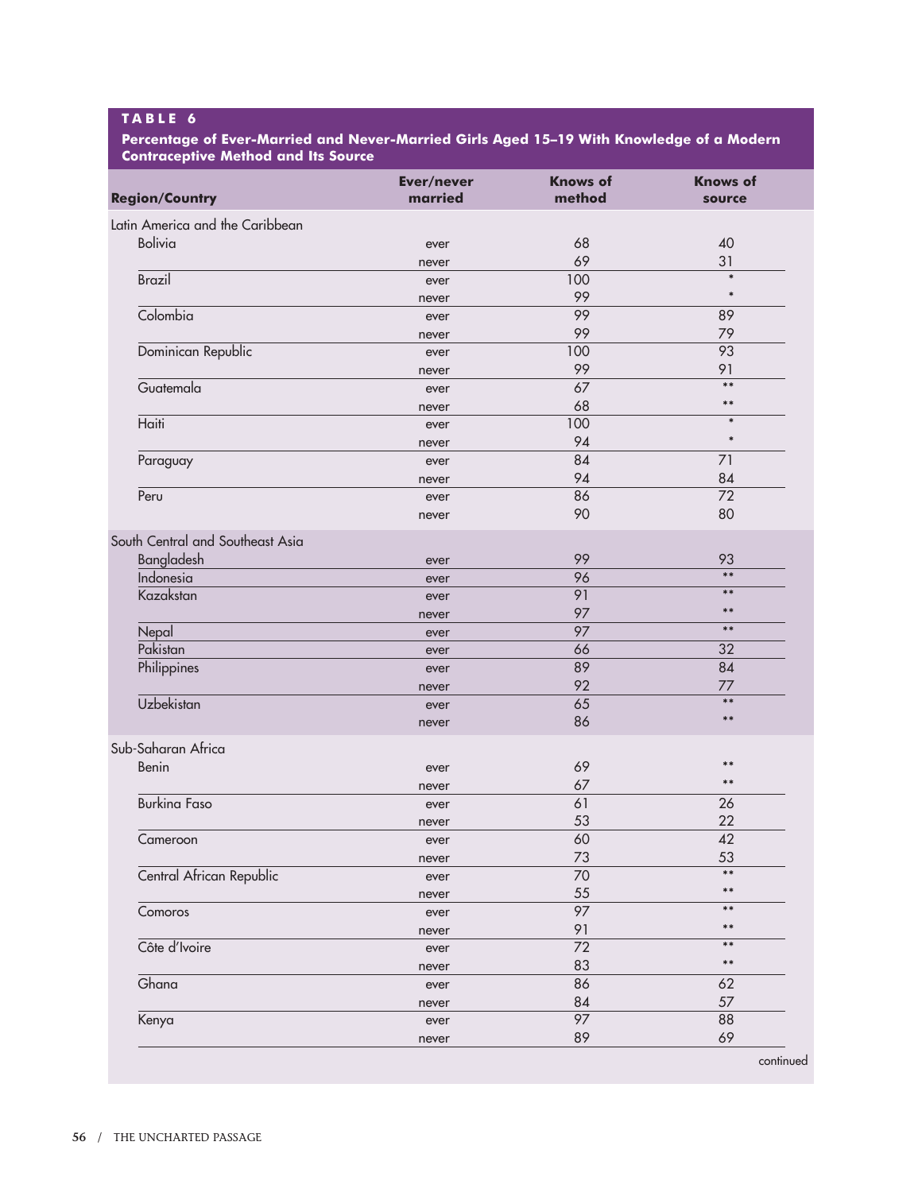**TABLE 6**

**Percentage of Ever-Married and Never-Married Girls Aged 15–19 With Knowledge of a Modern Contraceptive Method and Its Source**

| Region/Country | Ever/never married | Knows of method | Knows of source |
|---|---|---|---|
| Latin America and the Caribbean | | | |
| Bolivia | ever | 68 | 40 |
| | never | 69 | 31 |
| Brazil | ever | 100 | * |
| | never | 99 | * |
| Colombia | ever | 99 | 89 |
| | never | 99 | 79 |
| Dominican Republic | ever | 100 | 93 |
| | never | 99 | 91 |
| Guatemala | ever | 67 | ** |
| | never | 68 | ** |
| Haiti | ever | 100 | * |
| | never | 94 | * |
| Paraguay | ever | 84 | 71 |
| | never | 94 | 84 |
| Peru | ever | 86 | 72 |
| | never | 90 | 80 |
| South Central and Southeast Asia | | | |
| Bangladesh | ever | 99 | 93 |
| Indonesia | ever | 96 | ** |
| Kazakstan | ever | 91 | ** |
| | never | 97 | ** |
| Nepal | ever | 97 | ** |
| Pakistan | ever | 66 | 32 |
| Philippines | ever | 89 | 84 |
| | never | 92 | 77 |
| Uzbekistan | ever | 65 | ** |
| | never | 86 | ** |
| Sub-Saharan Africa | | | |
| Benin | ever | 69 | ** |
| | never | 67 | ** |
| Burkina Faso | ever | 61 | 26 |
| | never | 53 | 22 |
| Cameroon | ever | 60 | 42 |
| | never | 73 | 53 |
| Central African Republic | ever | 70 | ** |
| | never | 55 | ** |
| Comoros | ever | 97 | ** |
| | never | 91 | ** |
| Côte d'Ivoire | ever | 72 | ** |
| | never | 83 | ** |
| Ghana | ever | 86 | 62 |
| | never | 84 | 57 |
| Kenya | ever | 97 | 88 |
| | never | 89 | 69 |

continued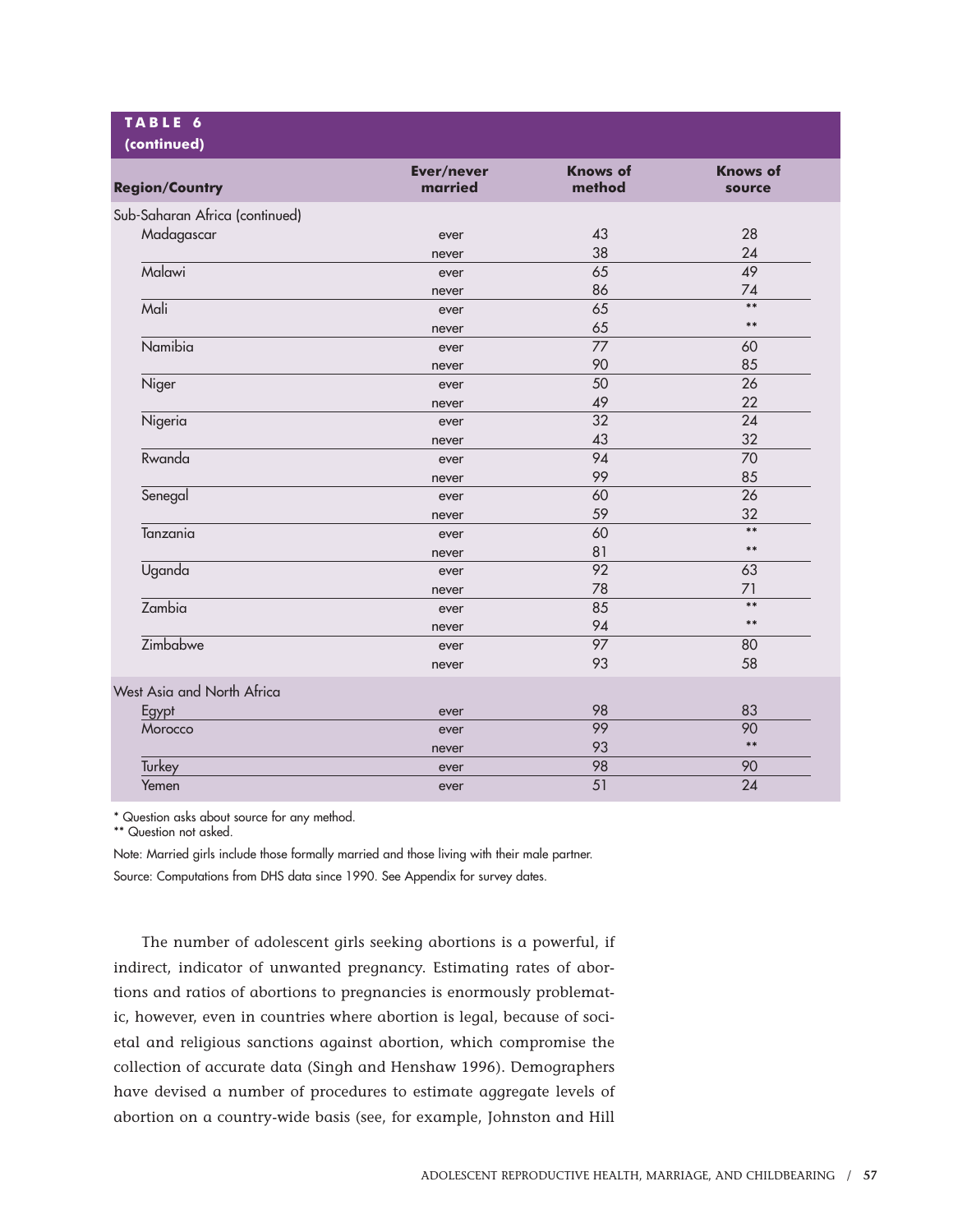**TABLE 6**
**(continued)**

| Region/Country | Ever/never married | Knows of method | Knows of source |
|---|---|---|---|
| Sub-Saharan Africa (continued) | | | |
| Madagascar | ever | 43 | 28 |
| | never | 38 | 24 |
| Malawi | ever | 65 | 49 |
| | never | 86 | 74 |
| Mali | ever | 65 | ** |
| | never | 65 | ** |
| Namibia | ever | 77 | 60 |
| | never | 90 | 85 |
| Niger | ever | 50 | 26 |
| | never | 49 | 22 |
| Nigeria | ever | 32 | 24 |
| | never | 43 | 32 |
| Rwanda | ever | 94 | 70 |
| | never | 99 | 85 |
| Senegal | ever | 60 | 26 |
| | never | 59 | 32 |
| Tanzania | ever | 60 | ** |
| | never | 81 | ** |
| Uganda | ever | 92 | 63 |
| | never | 78 | 71 |
| Zambia | ever | 85 | ** |
| | never | 94 | ** |
| Zimbabwe | ever | 97 | 80 |
| | never | 93 | 58 |
| West Asia and North Africa | | | |
| Egypt | ever | 98 | 83 |
| Morocco | ever | 99 | 90 |
| | never | 93 | ** |
| Turkey | ever | 98 | 90 |
| Yemen | ever | 51 | 24 |

* Question asks about source for any method.
** Question not asked.

Note: Married girls include those formally married and those living with their male partner.

Source: Computations from DHS data since 1990. See Appendix for survey dates.

The number of adolescent girls seeking abortions is a powerful, if indirect, indicator of unwanted pregnancy. Estimating rates of abortions and ratios of abortions to pregnancies is enormously problematic, however, even in countries where abortion is legal, because of societal and religious sanctions against abortion, which compromise the collection of accurate data (Singh and Henshaw 1996). Demographers have devised a number of procedures to estimate aggregate levels of abortion on a country-wide basis (see, for example, Johnston and Hill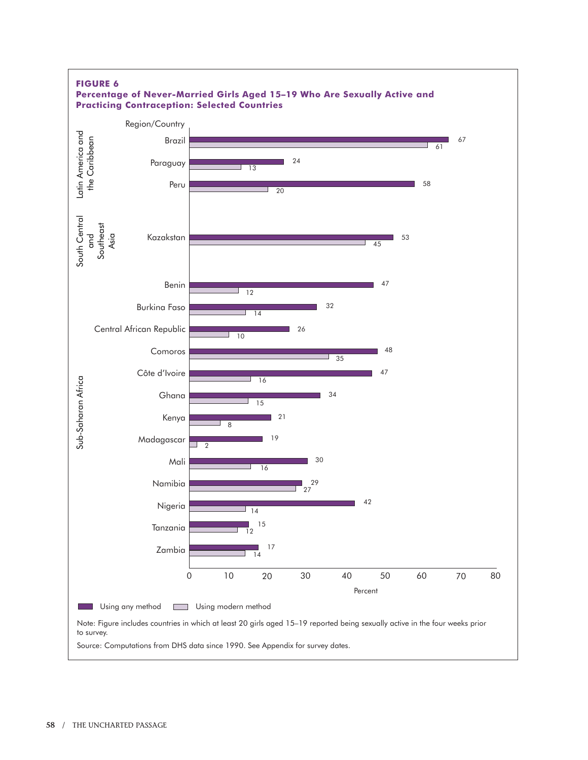**FIGURE 6**

**Percentage of Never-Married Girls Aged 15–19 Who Are Sexually Active and Practicing Contraception: Selected Countries**

| Region | Country | Using any method | Using modern method |
|---|---|---|---|
| Latin America and the Caribbean | Brazil | 67 | 61 |
| | Paraguay | 24 | 13 |
| | Peru | 58 | 20 |
| South Central and Southeast Asia | Kazakstan | 53 | 45 |
| Sub-Saharan Africa | Benin | 47 | 12 |
| | Burkina Faso | 32 | 14 |
| | Central African Republic | 26 | 10 |
| | Comoros | 48 | 35 |
| | Côte d'Ivoire | 47 | 16 |
| | Ghana | 34 | 15 |
| | Kenya | 21 | 8 |
| | Madagascar | 19 | 2 |
| | Mali | 30 | 16 |
| | Namibia | 29 | 27 |
| | Nigeria | 42 | 14 |
| | Tanzania | 15 | 12 |
| | Zambia | 17 | 14 |

Percent

Note: Figure includes countries in which at least 20 girls aged 15–19 reported being sexually active in the four weeks prior to survey.

Source: Computations from DHS data since 1990. See Appendix for survey dates.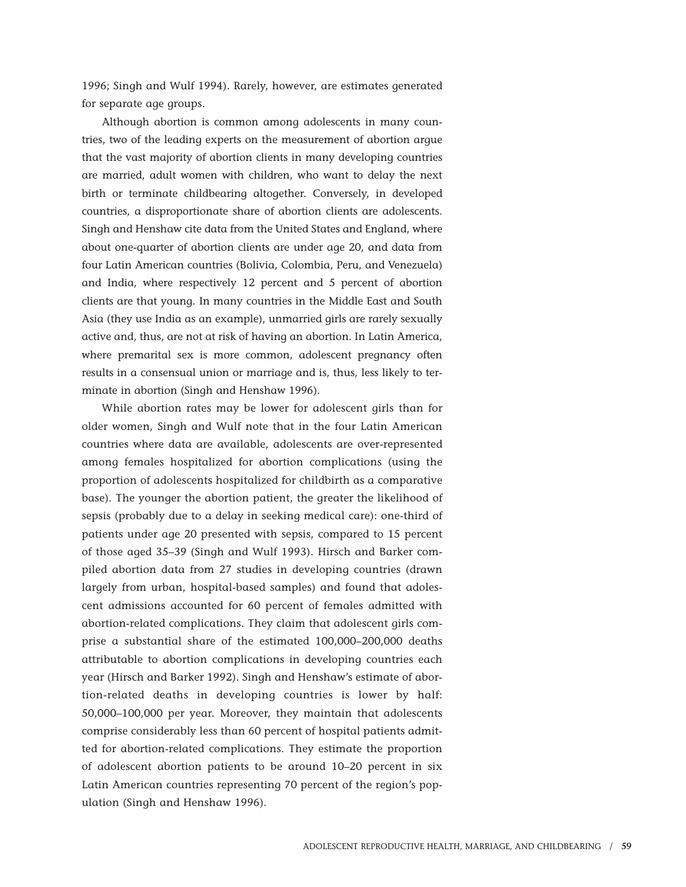1996; Singh and Wulf 1994). Rarely, however, are estimates generated for separate age groups.

Although abortion is common among adolescents in many countries, two of the leading experts on the measurement of abortion argue that the vast majority of abortion clients in many developing countries are married, adult women with children, who want to delay the next birth or terminate childbearing altogether. Conversely, in developed countries, a disproportionate share of abortion clients are adolescents. Singh and Henshaw cite data from the United States and England, where about one-quarter of abortion clients are under age 20, and data from four Latin American countries (Bolivia, Colombia, Peru, and Venezuela) and India, where respectively 12 percent and 5 percent of abortion clients are that young. In many countries in the Middle East and South Asia (they use India as an example), unmarried girls are rarely sexually active and, thus, are not at risk of having an abortion. In Latin America, where premarital sex is more common, adolescent pregnancy often results in a consensual union or marriage and is, thus, less likely to terminate in abortion (Singh and Henshaw 1996).

While abortion rates may be lower for adolescent girls than for older women, Singh and Wulf note that in the four Latin American countries where data are available, adolescents are over-represented among females hospitalized for abortion complications (using the proportion of adolescents hospitalized for childbirth as a comparative base). The younger the abortion patient, the greater the likelihood of sepsis (probably due to a delay in seeking medical care): one-third of patients under age 20 presented with sepsis, compared to 15 percent of those aged 35–39 (Singh and Wulf 1993). Hirsch and Barker compiled abortion data from 27 studies in developing countries (drawn largely from urban, hospital-based samples) and found that adolescent admissions accounted for 60 percent of females admitted with abortion-related complications. They claim that adolescent girls comprise a substantial share of the estimated 100,000–200,000 deaths attributable to abortion complications in developing countries each year (Hirsch and Barker 1992). Singh and Henshaw's estimate of abortion-related deaths in developing countries is lower by half: 50,000–100,000 per year. Moreover, they maintain that adolescents comprise considerably less than 60 percent of hospital patients admitted for abortion-related complications. They estimate the proportion of adolescent abortion patients to be around 10–20 percent in six Latin American countries representing 70 percent of the region's population (Singh and Henshaw 1996).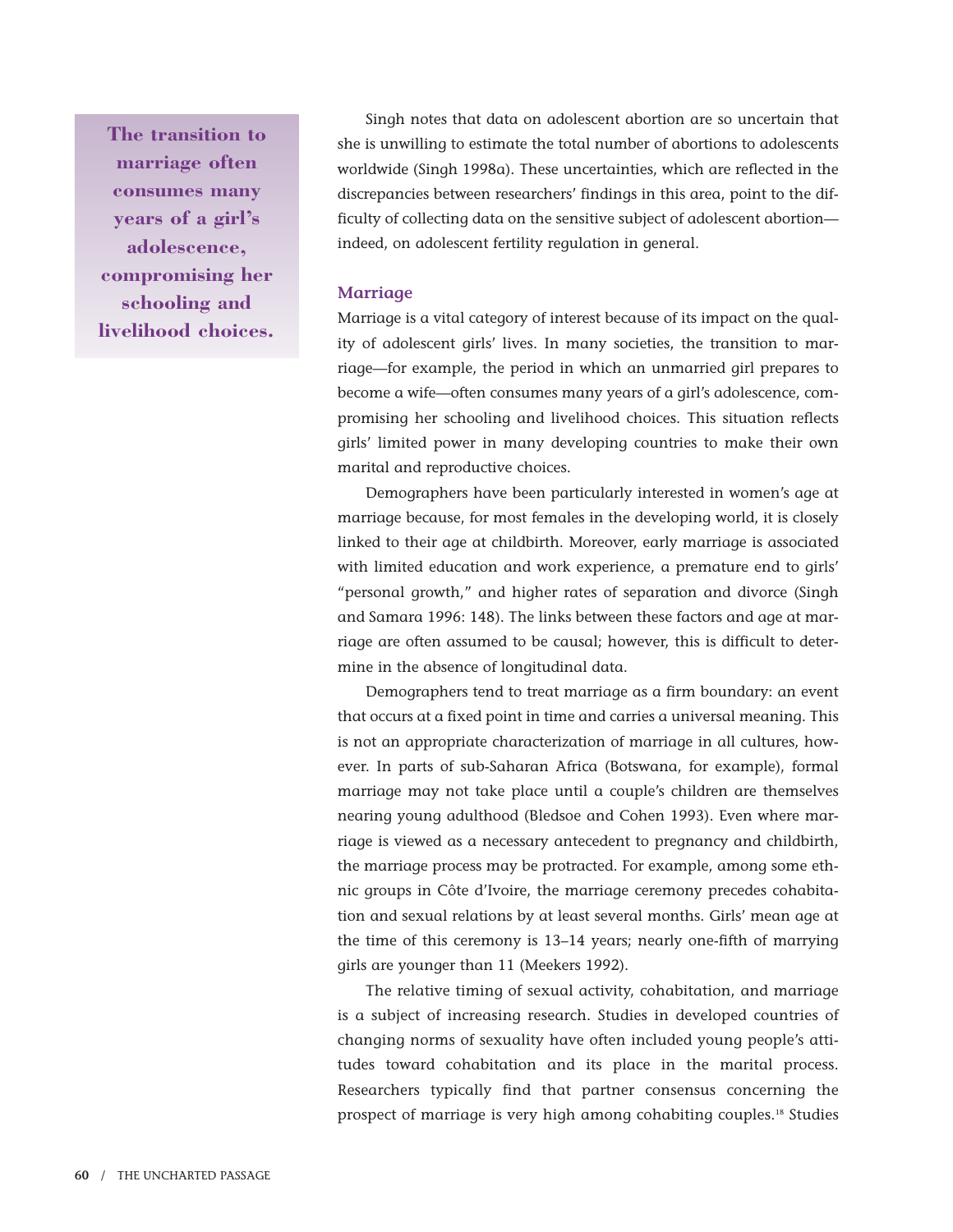> **The transition to marriage often consumes many years of a girl's adolescence, compromising her schooling and livelihood choices.**

Singh notes that data on adolescent abortion are so uncertain that she is unwilling to estimate the total number of abortions to adolescents worldwide (Singh 1998a). These uncertainties, which are reflected in the discrepancies between researchers' findings in this area, point to the difficulty of collecting data on the sensitive subject of adolescent abortion—indeed, on adolescent fertility regulation in general.

### Marriage

Marriage is a vital category of interest because of its impact on the quality of adolescent girls' lives. In many societies, the transition to marriage—for example, the period in which an unmarried girl prepares to become a wife—often consumes many years of a girl's adolescence, compromising her schooling and livelihood choices. This situation reflects girls' limited power in many developing countries to make their own marital and reproductive choices.

Demographers have been particularly interested in women's age at marriage because, for most females in the developing world, it is closely linked to their age at childbirth. Moreover, early marriage is associated with limited education and work experience, a premature end to girls' "personal growth," and higher rates of separation and divorce (Singh and Samara 1996: 148). The links between these factors and age at marriage are often assumed to be causal; however, this is difficult to determine in the absence of longitudinal data.

Demographers tend to treat marriage as a firm boundary: an event that occurs at a fixed point in time and carries a universal meaning. This is not an appropriate characterization of marriage in all cultures, however. In parts of sub-Saharan Africa (Botswana, for example), formal marriage may not take place until a couple's children are themselves nearing young adulthood (Bledsoe and Cohen 1993). Even where marriage is viewed as a necessary antecedent to pregnancy and childbirth, the marriage process may be protracted. For example, among some ethnic groups in Côte d'Ivoire, the marriage ceremony precedes cohabitation and sexual relations by at least several months. Girls' mean age at the time of this ceremony is 13–14 years; nearly one-fifth of marrying girls are younger than 11 (Meekers 1992).

The relative timing of sexual activity, cohabitation, and marriage is a subject of increasing research. Studies in developed countries of changing norms of sexuality have often included young people's attitudes toward cohabitation and its place in the marital process. Researchers typically find that partner consensus concerning the prospect of marriage is very high among cohabiting couples.[18] Studies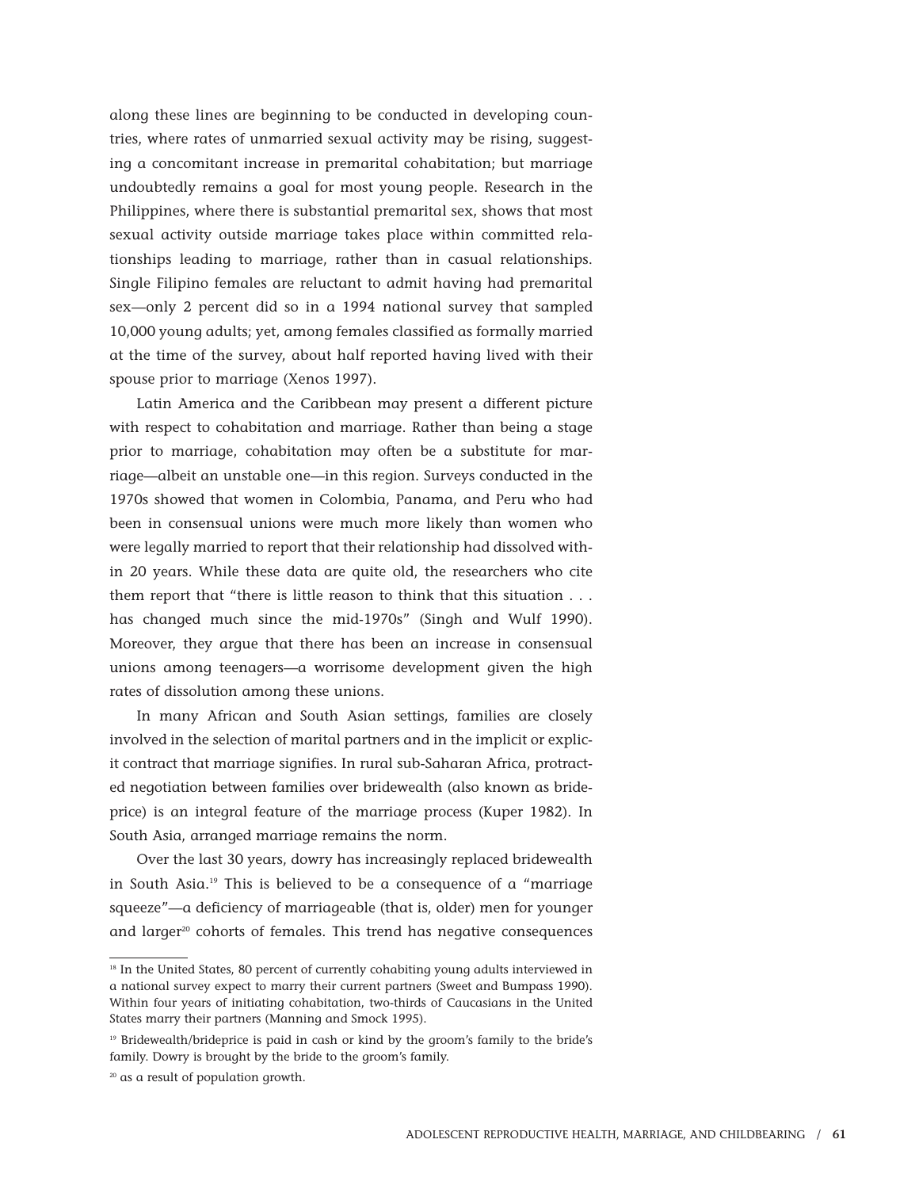along these lines are beginning to be conducted in developing countries, where rates of unmarried sexual activity may be rising, suggesting a concomitant increase in premarital cohabitation; but marriage undoubtedly remains a goal for most young people. Research in the Philippines, where there is substantial premarital sex, shows that most sexual activity outside marriage takes place within committed relationships leading to marriage, rather than in casual relationships. Single Filipino females are reluctant to admit having had premarital sex—only 2 percent did so in a 1994 national survey that sampled 10,000 young adults; yet, among females classified as formally married at the time of the survey, about half reported having lived with their spouse prior to marriage (Xenos 1997).

Latin America and the Caribbean may present a different picture with respect to cohabitation and marriage. Rather than being a stage prior to marriage, cohabitation may often be a substitute for marriage—albeit an unstable one—in this region. Surveys conducted in the 1970s showed that women in Colombia, Panama, and Peru who had been in consensual unions were much more likely than women who were legally married to report that their relationship had dissolved within 20 years. While these data are quite old, the researchers who cite them report that "there is little reason to think that this situation . . . has changed much since the mid-1970s" (Singh and Wulf 1990). Moreover, they argue that there has been an increase in consensual unions among teenagers—a worrisome development given the high rates of dissolution among these unions.

In many African and South Asian settings, families are closely involved in the selection of marital partners and in the implicit or explicit contract that marriage signifies. In rural sub-Saharan Africa, protracted negotiation between families over bridewealth (also known as brideprice) is an integral feature of the marriage process (Kuper 1982). In South Asia, arranged marriage remains the norm.

Over the last 30 years, dowry has increasingly replaced bridewealth in South Asia.[19] This is believed to be a consequence of a "marriage squeeze"—a deficiency of marriageable (that is, older) men for younger and larger[20] cohorts of females. This trend has negative consequences

---

[18] In the United States, 80 percent of currently cohabiting young adults interviewed in a national survey expect to marry their current partners (Sweet and Bumpass 1990). Within four years of initiating cohabitation, two-thirds of Caucasians in the United States marry their partners (Manning and Smock 1995).

[19] Bridewealth/brideprice is paid in cash or kind by the groom's family to the bride's family. Dowry is brought by the bride to the groom's family.

[20] as a result of population growth.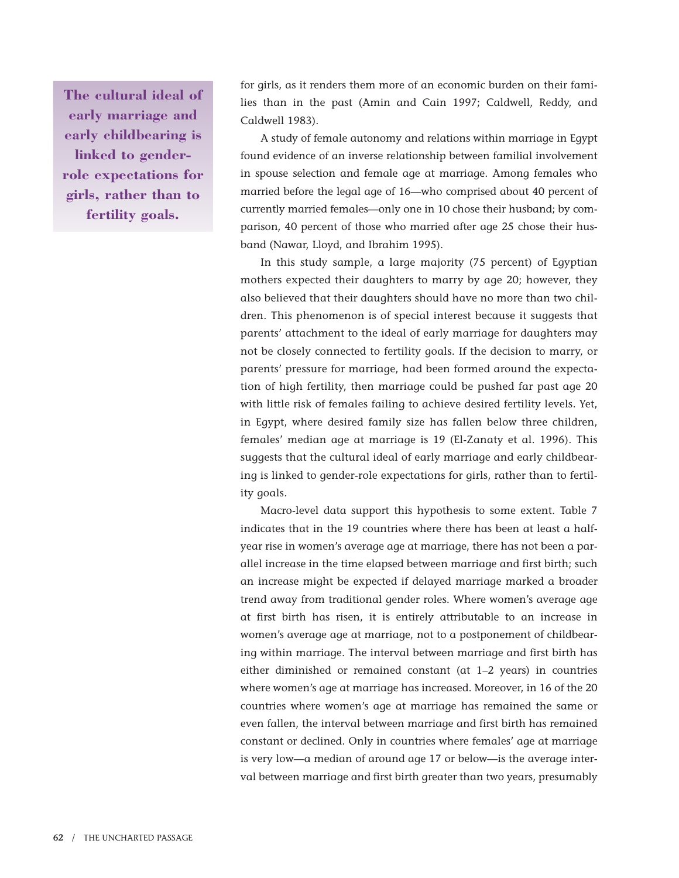> **The cultural ideal of early marriage and early childbearing is linked to gender-role expectations for girls, rather than to fertility goals.**

for girls, as it renders them more of an economic burden on their families than in the past (Amin and Cain 1997; Caldwell, Reddy, and Caldwell 1983).

A study of female autonomy and relations within marriage in Egypt found evidence of an inverse relationship between familial involvement in spouse selection and female age at marriage. Among females who married before the legal age of 16—who comprised about 40 percent of currently married females—only one in 10 chose their husband; by comparison, 40 percent of those who married after age 25 chose their husband (Nawar, Lloyd, and Ibrahim 1995).

In this study sample, a large majority (75 percent) of Egyptian mothers expected their daughters to marry by age 20; however, they also believed that their daughters should have no more than two children. This phenomenon is of special interest because it suggests that parents' attachment to the ideal of early marriage for daughters may not be closely connected to fertility goals. If the decision to marry, or parents' pressure for marriage, had been formed around the expectation of high fertility, then marriage could be pushed far past age 20 with little risk of females failing to achieve desired fertility levels. Yet, in Egypt, where desired family size has fallen below three children, females' median age at marriage is 19 (El-Zanaty et al. 1996). This suggests that the cultural ideal of early marriage and early childbearing is linked to gender-role expectations for girls, rather than to fertility goals.

Macro-level data support this hypothesis to some extent. Table 7 indicates that in the 19 countries where there has been at least a half-year rise in women's average age at marriage, there has not been a parallel increase in the time elapsed between marriage and first birth; such an increase might be expected if delayed marriage marked a broader trend away from traditional gender roles. Where women's average age at first birth has risen, it is entirely attributable to an increase in women's average age at marriage, not to a postponement of childbearing within marriage. The interval between marriage and first birth has either diminished or remained constant (at 1–2 years) in countries where women's age at marriage has increased. Moreover, in 16 of the 20 countries where women's age at marriage has remained the same or even fallen, the interval between marriage and first birth has remained constant or declined. Only in countries where females' age at marriage is very low—a median of around age 17 or below—is the average interval between marriage and first birth greater than two years, presumably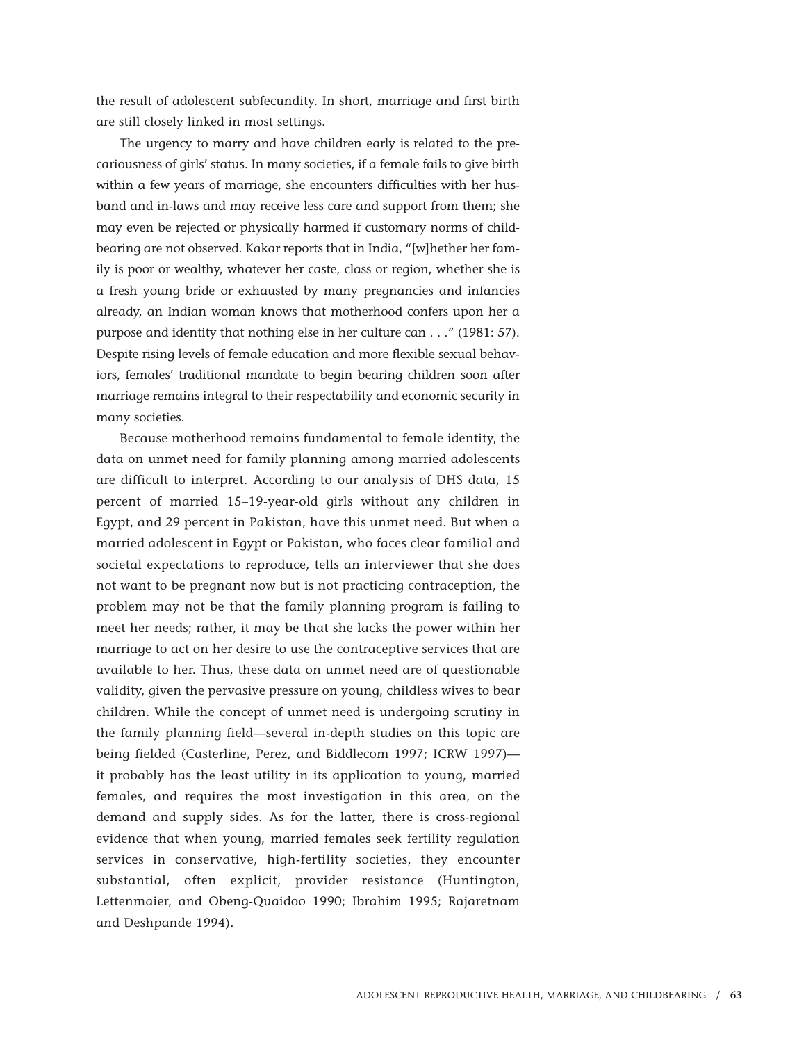the result of adolescent subfecundity. In short, marriage and first birth are still closely linked in most settings.

The urgency to marry and have children early is related to the precariousness of girls' status. In many societies, if a female fails to give birth within a few years of marriage, she encounters difficulties with her husband and in-laws and may receive less care and support from them; she may even be rejected or physically harmed if customary norms of childbearing are not observed. Kakar reports that in India, "[w]hether her family is poor or wealthy, whatever her caste, class or region, whether she is a fresh young bride or exhausted by many pregnancies and infancies already, an Indian woman knows that motherhood confers upon her a purpose and identity that nothing else in her culture can . . ." (1981: 57). Despite rising levels of female education and more flexible sexual behaviors, females' traditional mandate to begin bearing children soon after marriage remains integral to their respectability and economic security in many societies.

Because motherhood remains fundamental to female identity, the data on unmet need for family planning among married adolescents are difficult to interpret. According to our analysis of DHS data, 15 percent of married 15–19-year-old girls without any children in Egypt, and 29 percent in Pakistan, have this unmet need. But when a married adolescent in Egypt or Pakistan, who faces clear familial and societal expectations to reproduce, tells an interviewer that she does not want to be pregnant now but is not practicing contraception, the problem may not be that the family planning program is failing to meet her needs; rather, it may be that she lacks the power within her marriage to act on her desire to use the contraceptive services that are available to her. Thus, these data on unmet need are of questionable validity, given the pervasive pressure on young, childless wives to bear children. While the concept of unmet need is undergoing scrutiny in the family planning field—several in-depth studies on this topic are being fielded (Casterline, Perez, and Biddlecom 1997; ICRW 1997)—it probably has the least utility in its application to young, married females, and requires the most investigation in this area, on the demand and supply sides. As for the latter, there is cross-regional evidence that when young, married females seek fertility regulation services in conservative, high-fertility societies, they encounter substantial, often explicit, provider resistance (Huntington, Lettenmaier, and Obeng-Quaidoo 1990; Ibrahim 1995; Rajaretnam and Deshpande 1994).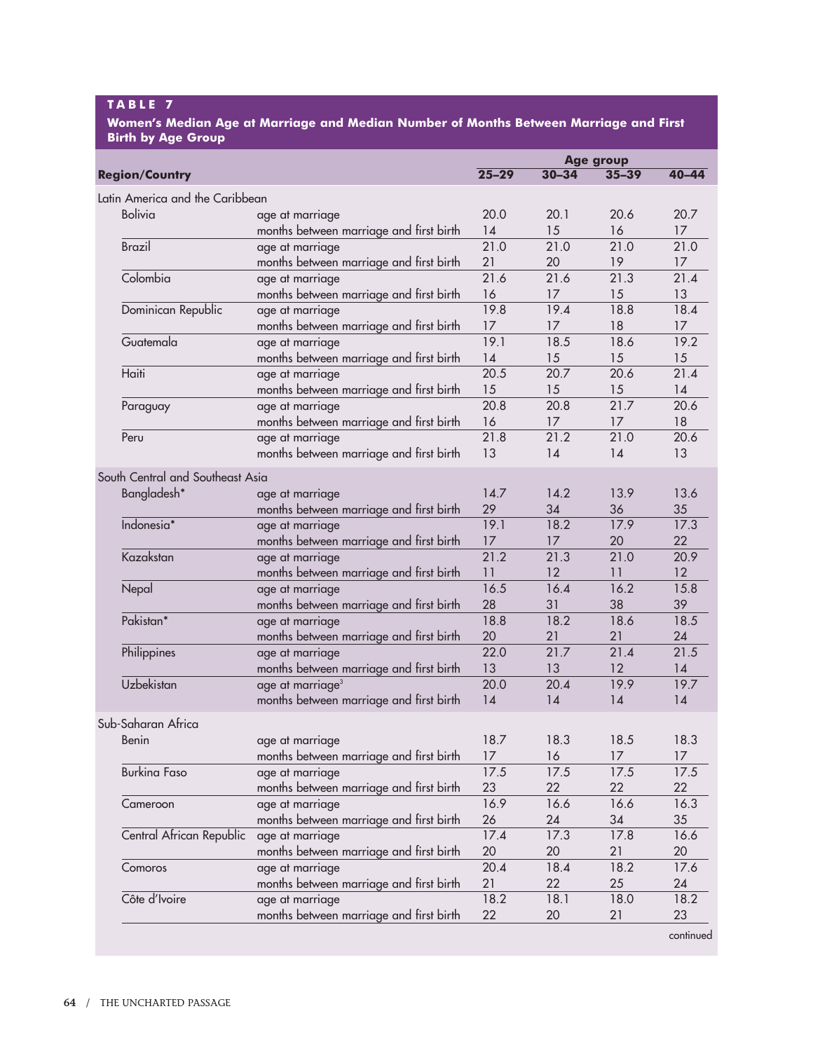**TABLE 7**

**Women's Median Age at Marriage and Median Number of Months Between Marriage and First Birth by Age Group**

| Region/Country | | Age group 25–29 | 30–34 | 35–39 | 40–44 |
|---|---|---|---|---|---|
| **Latin America and the Caribbean** | | | | | |
| Bolivia | age at marriage | 20.0 | 20.1 | 20.6 | 20.7 |
| | months between marriage and first birth | 14 | 15 | 16 | 17 |
| Brazil | age at marriage | 21.0 | 21.0 | 21.0 | 21.0 |
| | months between marriage and first birth | 21 | 20 | 19 | 17 |
| Colombia | age at marriage | 21.6 | 21.6 | 21.3 | 21.4 |
| | months between marriage and first birth | 16 | 17 | 15 | 13 |
| Dominican Republic | age at marriage | 19.8 | 19.4 | 18.8 | 18.4 |
| | months between marriage and first birth | 17 | 17 | 18 | 17 |
| Guatemala | age at marriage | 19.1 | 18.5 | 18.6 | 19.2 |
| | months between marriage and first birth | 14 | 15 | 15 | 15 |
| Haiti | age at marriage | 20.5 | 20.7 | 20.6 | 21.4 |
| | months between marriage and first birth | 15 | 15 | 15 | 14 |
| Paraguay | age at marriage | 20.8 | 20.8 | 21.7 | 20.6 |
| | months between marriage and first birth | 16 | 17 | 17 | 18 |
| Peru | age at marriage | 21.8 | 21.2 | 21.0 | 20.6 |
| | months between marriage and first birth | 13 | 14 | 14 | 13 |
| **South Central and Southeast Asia** | | | | | |
| Bangladesh* | age at marriage | 14.7 | 14.2 | 13.9 | 13.6 |
| | months between marriage and first birth | 29 | 34 | 36 | 35 |
| Indonesia* | age at marriage | 19.1 | 18.2 | 17.9 | 17.3 |
| | months between marriage and first birth | 17 | 17 | 20 | 22 |
| Kazakstan | age at marriage | 21.2 | 21.3 | 21.0 | 20.9 |
| | months between marriage and first birth | 11 | 12 | 11 | 12 |
| Nepal | age at marriage | 16.5 | 16.4 | 16.2 | 15.8 |
| | months between marriage and first birth | 28 | 31 | 38 | 39 |
| Pakistan* | age at marriage | 18.8 | 18.2 | 18.6 | 18.5 |
| | months between marriage and first birth | 20 | 21 | 21 | 24 |
| Philippines | age at marriage | 22.0 | 21.7 | 21.4 | 21.5 |
| | months between marriage and first birth | 13 | 13 | 12 | 14 |
| Uzbekistan | age at marriage[3] | 20.0 | 20.4 | 19.9 | 19.7 |
| | months between marriage and first birth | 14 | 14 | 14 | 14 |
| **Sub-Saharan Africa** | | | | | |
| Benin | age at marriage | 18.7 | 18.3 | 18.5 | 18.3 |
| | months between marriage and first birth | 17 | 16 | 17 | 17 |
| Burkina Faso | age at marriage | 17.5 | 17.5 | 17.5 | 17.5 |
| | months between marriage and first birth | 23 | 22 | 22 | 22 |
| Cameroon | age at marriage | 16.9 | 16.6 | 16.6 | 16.3 |
| | months between marriage and first birth | 26 | 24 | 34 | 35 |
| Central African Republic | age at marriage | 17.4 | 17.3 | 17.8 | 16.6 |
| | months between marriage and first birth | 20 | 20 | 21 | 20 |
| Comoros | age at marriage | 20.4 | 18.4 | 18.2 | 17.6 |
| | months between marriage and first birth | 21 | 22 | 25 | 24 |
| Côte d'Ivoire | age at marriage | 18.2 | 18.1 | 18.0 | 18.2 |
| | months between marriage and first birth | 22 | 20 | 21 | 23 |

continued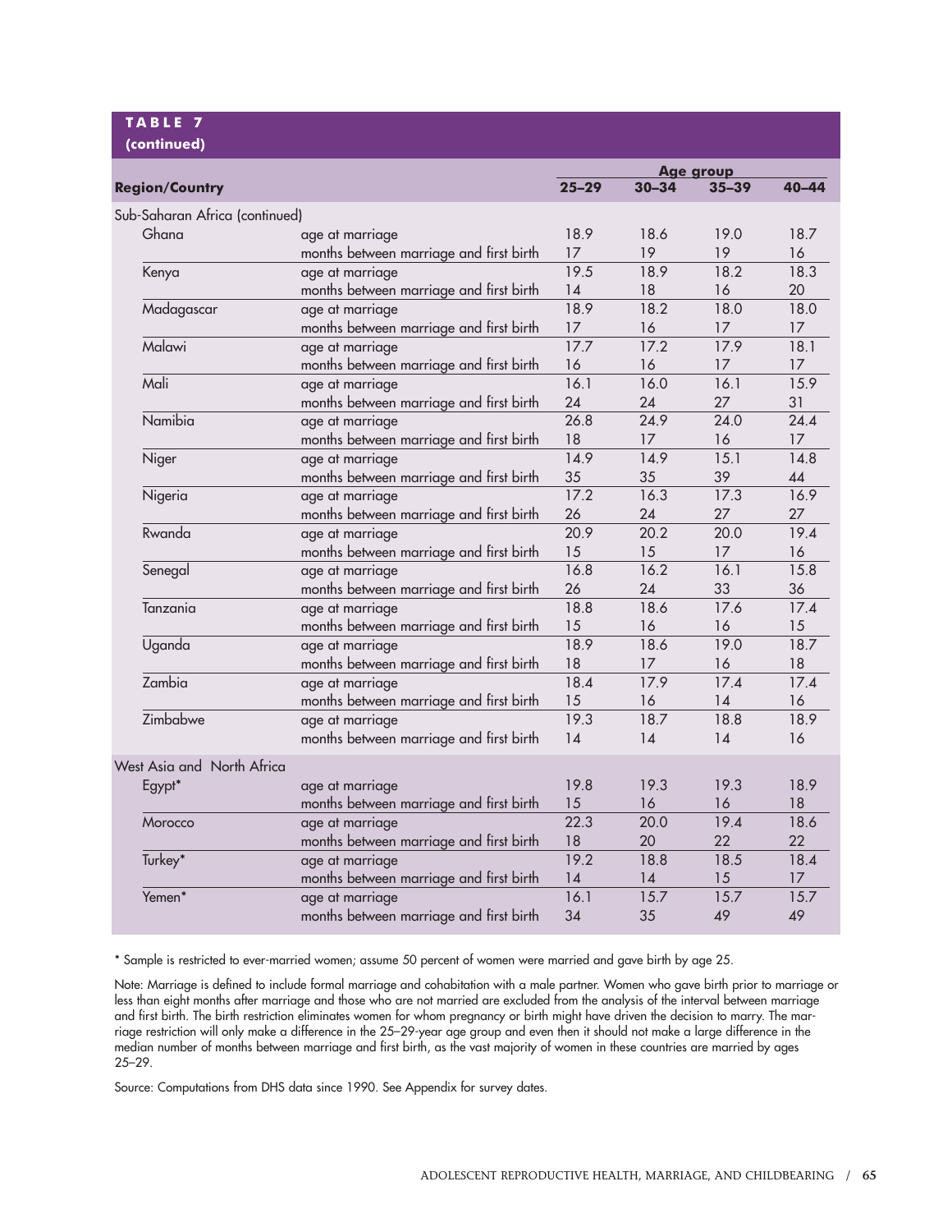**TABLE 7**
**(continued)**

| Region/Country | | Age group 25–29 | 30–34 | 35–39 | 40–44 |
|---|---|---|---|---|---|
| Sub-Saharan Africa (continued) | | | | | |
| Ghana | age at marriage | 18.9 | 18.6 | 19.0 | 18.7 |
| | months between marriage and first birth | 17 | 19 | 19 | 16 |
| Kenya | age at marriage | 19.5 | 18.9 | 18.2 | 18.3 |
| | months between marriage and first birth | 14 | 18 | 16 | 20 |
| Madagascar | age at marriage | 18.9 | 18.2 | 18.0 | 18.0 |
| | months between marriage and first birth | 17 | 16 | 17 | 17 |
| Malawi | age at marriage | 17.7 | 17.2 | 17.9 | 18.1 |
| | months between marriage and first birth | 16 | 16 | 17 | 17 |
| Mali | age at marriage | 16.1 | 16.0 | 16.1 | 15.9 |
| | months between marriage and first birth | 24 | 24 | 27 | 31 |
| Namibia | age at marriage | 26.8 | 24.9 | 24.0 | 24.4 |
| | months between marriage and first birth | 18 | 17 | 16 | 17 |
| Niger | age at marriage | 14.9 | 14.9 | 15.1 | 14.8 |
| | months between marriage and first birth | 35 | 35 | 39 | 44 |
| Nigeria | age at marriage | 17.2 | 16.3 | 17.3 | 16.9 |
| | months between marriage and first birth | 26 | 24 | 27 | 27 |
| Rwanda | age at marriage | 20.9 | 20.2 | 20.0 | 19.4 |
| | months between marriage and first birth | 15 | 15 | 17 | 16 |
| Senegal | age at marriage | 16.8 | 16.2 | 16.1 | 15.8 |
| | months between marriage and first birth | 26 | 24 | 33 | 36 |
| Tanzania | age at marriage | 18.8 | 18.6 | 17.6 | 17.4 |
| | months between marriage and first birth | 15 | 16 | 16 | 15 |
| Uganda | age at marriage | 18.9 | 18.6 | 19.0 | 18.7 |
| | months between marriage and first birth | 18 | 17 | 16 | 18 |
| Zambia | age at marriage | 18.4 | 17.9 | 17.4 | 17.4 |
| | months between marriage and first birth | 15 | 16 | 14 | 16 |
| Zimbabwe | age at marriage | 19.3 | 18.7 | 18.8 | 18.9 |
| | months between marriage and first birth | 14 | 14 | 14 | 16 |
| West Asia and North Africa | | | | | |
| Egypt* | age at marriage | 19.8 | 19.3 | 19.3 | 18.9 |
| | months between marriage and first birth | 15 | 16 | 16 | 18 |
| Morocco | age at marriage | 22.3 | 20.0 | 19.4 | 18.6 |
| | months between marriage and first birth | 18 | 20 | 22 | 22 |
| Turkey* | age at marriage | 19.2 | 18.8 | 18.5 | 18.4 |
| | months between marriage and first birth | 14 | 14 | 15 | 17 |
| Yemen* | age at marriage | 16.1 | 15.7 | 15.7 | 15.7 |
| | months between marriage and first birth | 34 | 35 | 49 | 49 |

* Sample is restricted to ever-married women; assume 50 percent of women were married and gave birth by age 25.

Note: Marriage is defined to include formal marriage and cohabitation with a male partner. Women who gave birth prior to marriage or less than eight months after marriage and those who are not married are excluded from the analysis of the interval between marriage and first birth. The birth restriction eliminates women for whom pregnancy or birth might have driven the decision to marry. The marriage restriction will only make a difference in the 25–29-year age group and even then it should not make a large difference in the median number of months between marriage and first birth, as the vast majority of women in these countries are married by ages 25–29.

Source: Computations from DHS data since 1990. See Appendix for survey dates.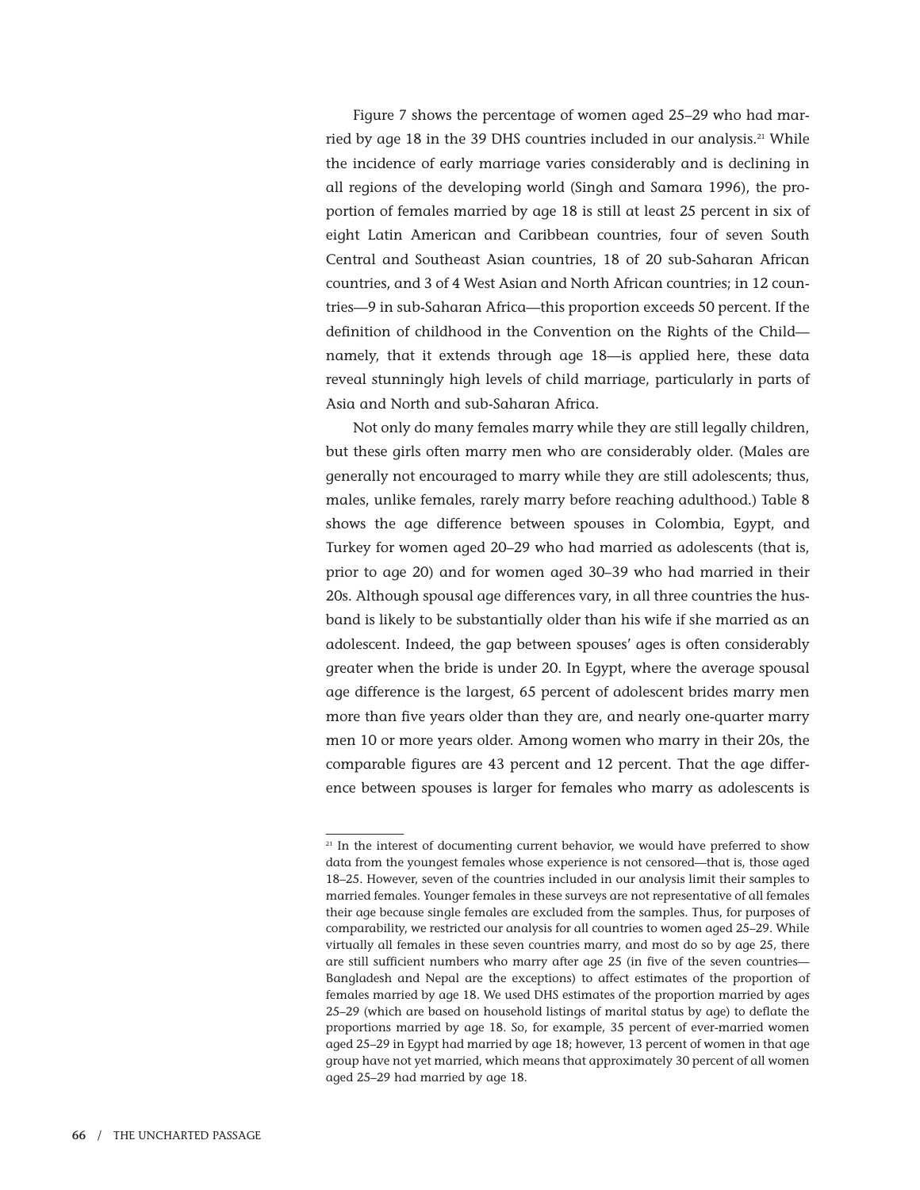Figure 7 shows the percentage of women aged 25–29 who had married by age 18 in the 39 DHS countries included in our analysis.[21] While the incidence of early marriage varies considerably and is declining in all regions of the developing world (Singh and Samara 1996), the proportion of females married by age 18 is still at least 25 percent in six of eight Latin American and Caribbean countries, four of seven South Central and Southeast Asian countries, 18 of 20 sub-Saharan African countries, and 3 of 4 West Asian and North African countries; in 12 countries—9 in sub-Saharan Africa—this proportion exceeds 50 percent. If the definition of childhood in the Convention on the Rights of the Child—namely, that it extends through age 18—is applied here, these data reveal stunningly high levels of child marriage, particularly in parts of Asia and North and sub-Saharan Africa.

Not only do many females marry while they are still legally children, but these girls often marry men who are considerably older. (Males are generally not encouraged to marry while they are still adolescents; thus, males, unlike females, rarely marry before reaching adulthood.) Table 8 shows the age difference between spouses in Colombia, Egypt, and Turkey for women aged 20–29 who had married as adolescents (that is, prior to age 20) and for women aged 30–39 who had married in their 20s. Although spousal age differences vary, in all three countries the husband is likely to be substantially older than his wife if she married as an adolescent. Indeed, the gap between spouses' ages is often considerably greater when the bride is under 20. In Egypt, where the average spousal age difference is the largest, 65 percent of adolescent brides marry men more than five years older than they are, and nearly one-quarter marry men 10 or more years older. Among women who marry in their 20s, the comparable figures are 43 percent and 12 percent. That the age difference between spouses is larger for females who marry as adolescents is

[21] In the interest of documenting current behavior, we would have preferred to show data from the youngest females whose experience is not censored—that is, those aged 18–25. However, seven of the countries included in our analysis limit their samples to married females. Younger females in these surveys are not representative of all females their age because single females are excluded from the samples. Thus, for purposes of comparability, we restricted our analysis for all countries to women aged 25–29. While virtually all females in these seven countries marry, and most do so by age 25, there are still sufficient numbers who marry after age 25 (in five of the seven countries—Bangladesh and Nepal are the exceptions) to affect estimates of the proportion of females married by age 18. We used DHS estimates of the proportion married by ages 25–29 (which are based on household listings of marital status by age) to deflate the proportions married by age 18. So, for example, 35 percent of ever-married women aged 25–29 in Egypt had married by age 18; however, 13 percent of women in that age group have not yet married, which means that approximately 30 percent of all women aged 25–29 had married by age 18.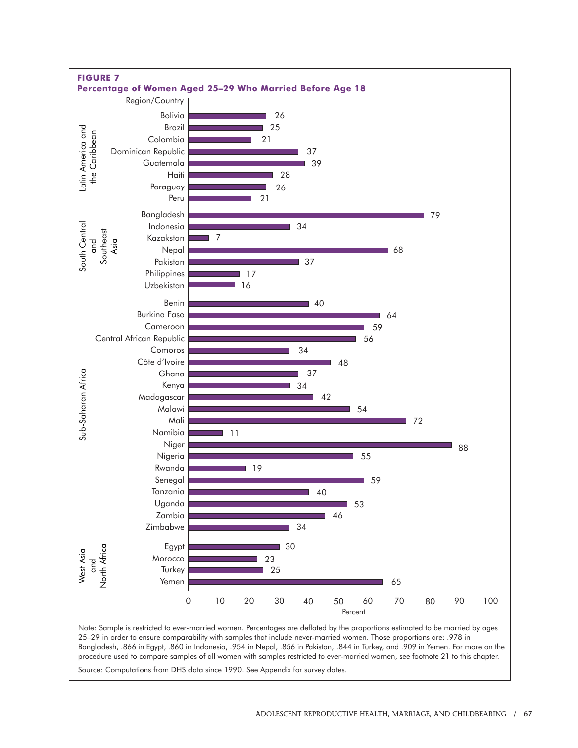**FIGURE 7**

**Percentage of Women Aged 25–29 Who Married Before Age 18**

| Region | Country | Percent |
|---|---|---|
| Latin America and the Caribbean | Bolivia | 26 |
| | Brazil | 25 |
| | Colombia | 21 |
| | Dominican Republic | 37 |
| | Guatemala | 39 |
| | Haiti | 28 |
| | Paraguay | 26 |
| | Peru | 21 |
| South Central and Southeast Asia | Bangladesh | 79 |
| | Indonesia | 34 |
| | Kazakstan | 7 |
| | Nepal | 68 |
| | Pakistan | 37 |
| | Philippines | 17 |
| | Uzbekistan | 16 |
| Sub-Saharan Africa | Benin | 40 |
| | Burkina Faso | 64 |
| | Cameroon | 59 |
| | Central African Republic | 56 |
| | Comoros | 34 |
| | Côte d'Ivoire | 48 |
| | Ghana | 37 |
| | Kenya | 34 |
| | Madagascar | 42 |
| | Malawi | 54 |
| | Mali | 72 |
| | Namibia | 11 |
| | Niger | 88 |
| | Nigeria | 55 |
| | Rwanda | 19 |
| | Senegal | 59 |
| | Tanzania | 40 |
| | Uganda | 53 |
| | Zambia | 46 |
| | Zimbabwe | 34 |
| West Asia and North Africa | Egypt | 30 |
| | Morocco | 23 |
| | Turkey | 25 |
| | Yemen | 65 |

Note: Sample is restricted to ever-married women. Percentages are deflated by the proportions estimated to be married by ages 25–29 in order to ensure comparability with samples that include never-married women. Those proportions are: .978 in Bangladesh, .866 in Egypt, .860 in Indonesia, .954 in Nepal, .856 in Pakistan, .844 in Turkey, and .909 in Yemen. For more on the procedure used to compare samples of all women with samples restricted to ever-married women, see footnote 21 to this chapter.

Source: Computations from DHS data since 1990. See Appendix for survey dates.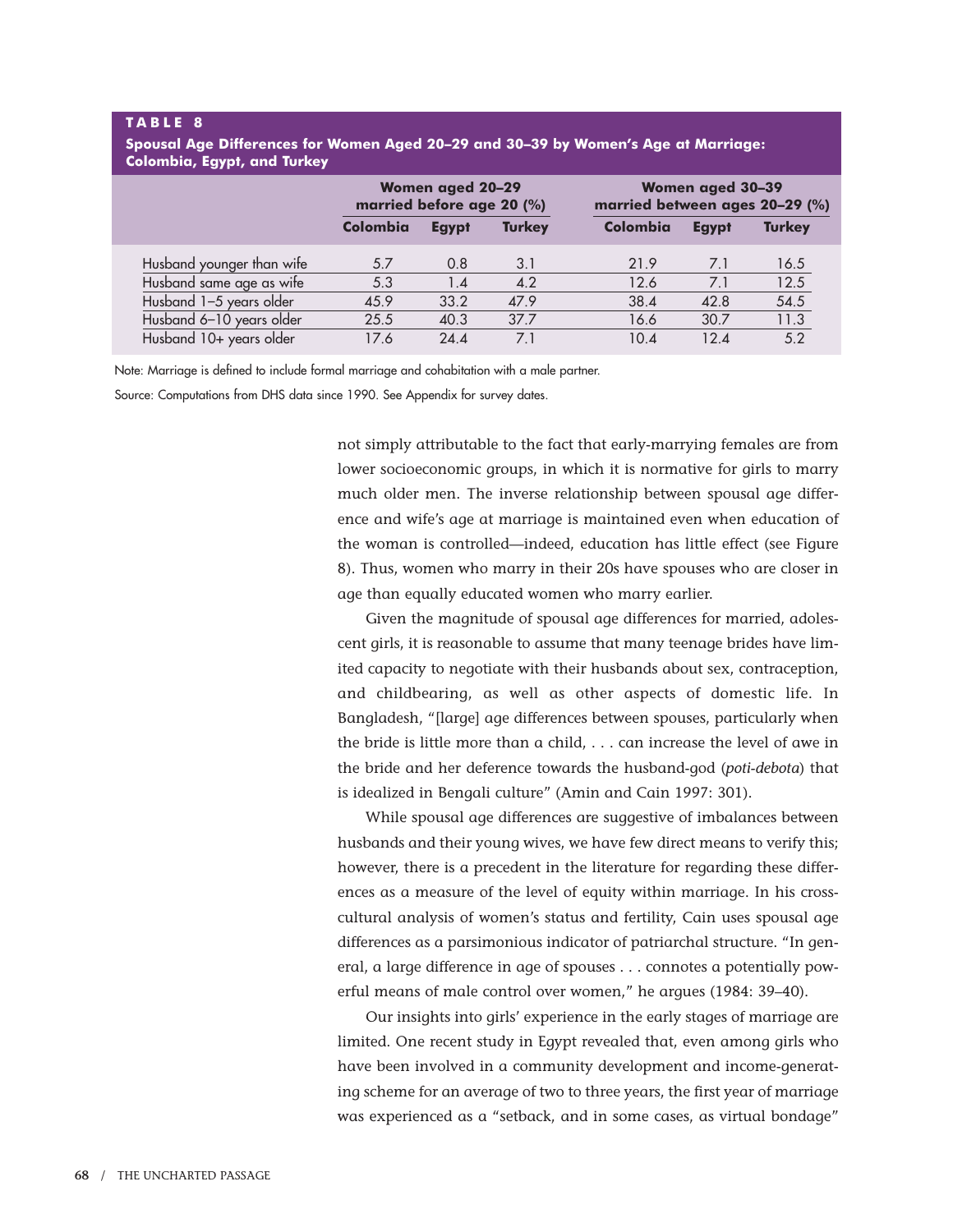**TABLE 8**

**Spousal Age Differences for Women Aged 20–29 and 30–39 by Women's Age at Marriage: Colombia, Egypt, and Turkey**

| | Women aged 20–29 married before age 20 (%) | | | Women aged 30–39 married between ages 20–29 (%) | | |
|---|---|---|---|---|---|---|
| | Colombia | Egypt | Turkey | Colombia | Egypt | Turkey |
| Husband younger than wife | 5.7 | 0.8 | 3.1 | 21.9 | 7.1 | 16.5 |
| Husband same age as wife | 5.3 | 1.4 | 4.2 | 12.6 | 7.1 | 12.5 |
| Husband 1–5 years older | 45.9 | 33.2 | 47.9 | 38.4 | 42.8 | 54.5 |
| Husband 6–10 years older | 25.5 | 40.3 | 37.7 | 16.6 | 30.7 | 11.3 |
| Husband 10+ years older | 17.6 | 24.4 | 7.1 | 10.4 | 12.4 | 5.2 |

Note: Marriage is defined to include formal marriage and cohabitation with a male partner.

Source: Computations from DHS data since 1990. See Appendix for survey dates.

not simply attributable to the fact that early-marrying females are from lower socioeconomic groups, in which it is normative for girls to marry much older men. The inverse relationship between spousal age difference and wife's age at marriage is maintained even when education of the woman is controlled—indeed, education has little effect (see Figure 8). Thus, women who marry in their 20s have spouses who are closer in age than equally educated women who marry earlier.

Given the magnitude of spousal age differences for married, adolescent girls, it is reasonable to assume that many teenage brides have limited capacity to negotiate with their husbands about sex, contraception, and childbearing, as well as other aspects of domestic life. In Bangladesh, "[large] age differences between spouses, particularly when the bride is little more than a child, . . . can increase the level of awe in the bride and her deference towards the husband-god (*poti-debota*) that is idealized in Bengali culture" (Amin and Cain 1997: 301).

While spousal age differences are suggestive of imbalances between husbands and their young wives, we have few direct means to verify this; however, there is a precedent in the literature for regarding these differences as a measure of the level of equity within marriage. In his cross-cultural analysis of women's status and fertility, Cain uses spousal age differences as a parsimonious indicator of patriarchal structure. "In general, a large difference in age of spouses . . . connotes a potentially powerful means of male control over women," he argues (1984: 39–40).

Our insights into girls' experience in the early stages of marriage are limited. One recent study in Egypt revealed that, even among girls who have been involved in a community development and income-generating scheme for an average of two to three years, the first year of marriage was experienced as a "setback, and in some cases, as virtual bondage"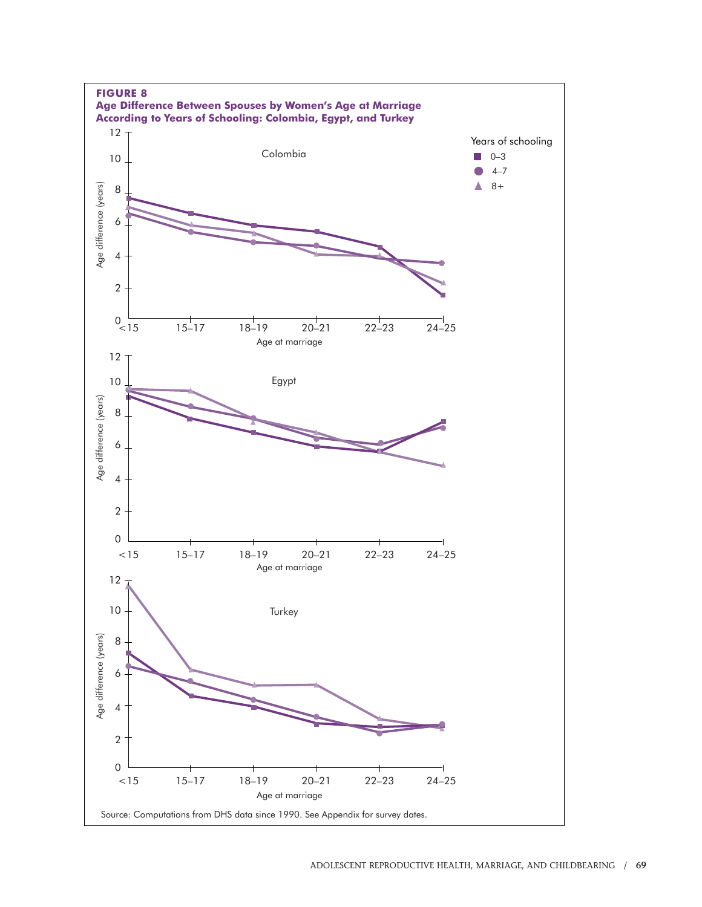**FIGURE 8**

**Age Difference Between Spouses by Women's Age at Marriage According to Years of Schooling: Colombia, Egypt, and Turkey**

Years of schooling
- 0–3
- 4–7
- 8+

Colombia

Age difference (years)

Age at marriage: <15, 15–17, 18–19, 20–21, 22–23, 24–25

Egypt

Age difference (years)

Age at marriage: <15, 15–17, 18–19, 20–21, 22–23, 24–25

Turkey

Age difference (years)

Age at marriage: <15, 15–17, 18–19, 20–21, 22–23, 24–25

Source: Computations from DHS data since 1990. See Appendix for survey dates.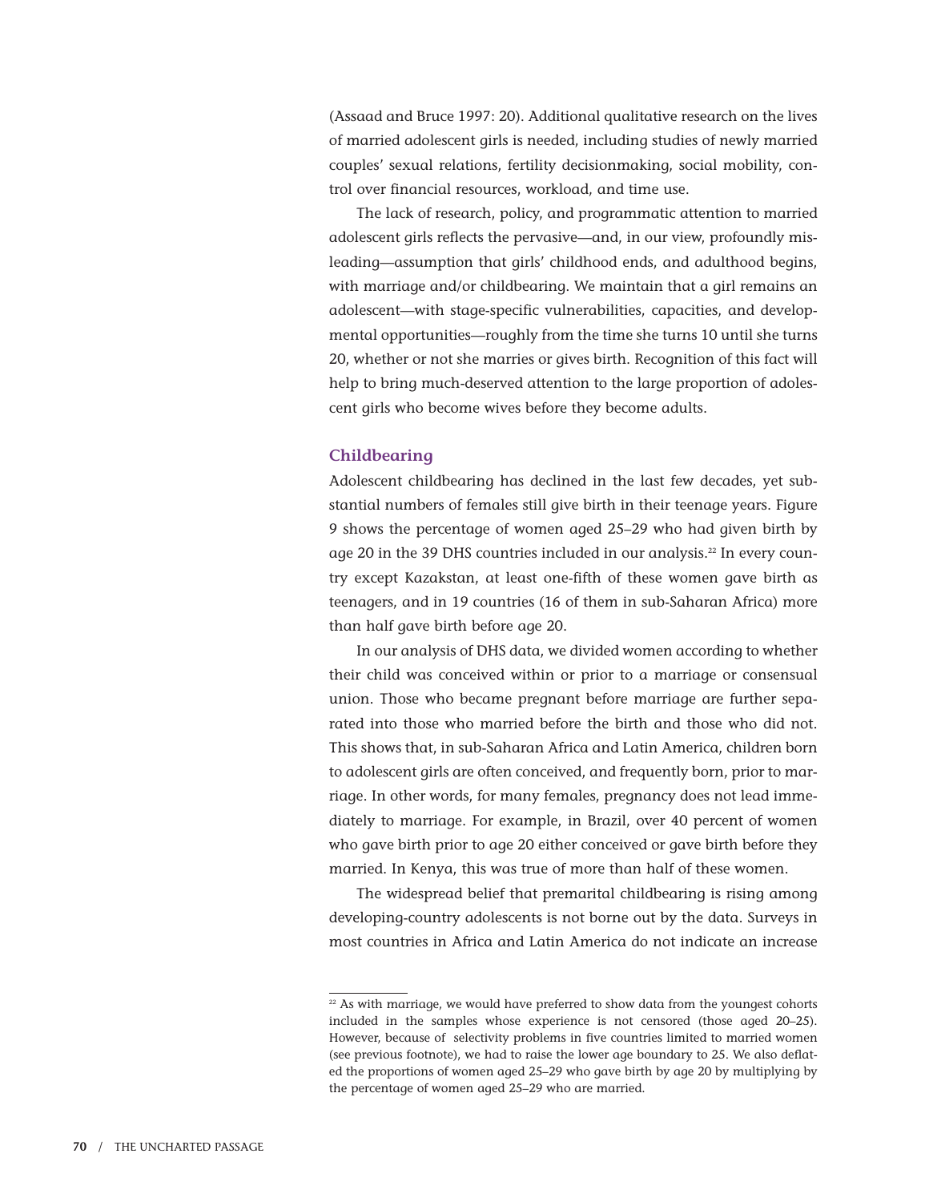(Assaad and Bruce 1997: 20). Additional qualitative research on the lives of married adolescent girls is needed, including studies of newly married couples' sexual relations, fertility decisionmaking, social mobility, control over financial resources, workload, and time use.

The lack of research, policy, and programmatic attention to married adolescent girls reflects the pervasive—and, in our view, profoundly misleading—assumption that girls' childhood ends, and adulthood begins, with marriage and/or childbearing. We maintain that a girl remains an adolescent—with stage-specific vulnerabilities, capacities, and developmental opportunities—roughly from the time she turns 10 until she turns 20, whether or not she marries or gives birth. Recognition of this fact will help to bring much-deserved attention to the large proportion of adolescent girls who become wives before they become adults.

## Childbearing

Adolescent childbearing has declined in the last few decades, yet substantial numbers of females still give birth in their teenage years. Figure 9 shows the percentage of women aged 25–29 who had given birth by age 20 in the 39 DHS countries included in our analysis.[22] In every country except Kazakstan, at least one-fifth of these women gave birth as teenagers, and in 19 countries (16 of them in sub-Saharan Africa) more than half gave birth before age 20.

In our analysis of DHS data, we divided women according to whether their child was conceived within or prior to a marriage or consensual union. Those who became pregnant before marriage are further separated into those who married before the birth and those who did not. This shows that, in sub-Saharan Africa and Latin America, children born to adolescent girls are often conceived, and frequently born, prior to marriage. In other words, for many females, pregnancy does not lead immediately to marriage. For example, in Brazil, over 40 percent of women who gave birth prior to age 20 either conceived or gave birth before they married. In Kenya, this was true of more than half of these women.

The widespread belief that premarital childbearing is rising among developing-country adolescents is not borne out by the data. Surveys in most countries in Africa and Latin America do not indicate an increase

---

[22] As with marriage, we would have preferred to show data from the youngest cohorts included in the samples whose experience is not censored (those aged 20–25). However, because of selectivity problems in five countries limited to married women (see previous footnote), we had to raise the lower age boundary to 25. We also deflated the proportions of women aged 25–29 who gave birth by age 20 by multiplying by the percentage of women aged 25–29 who are married.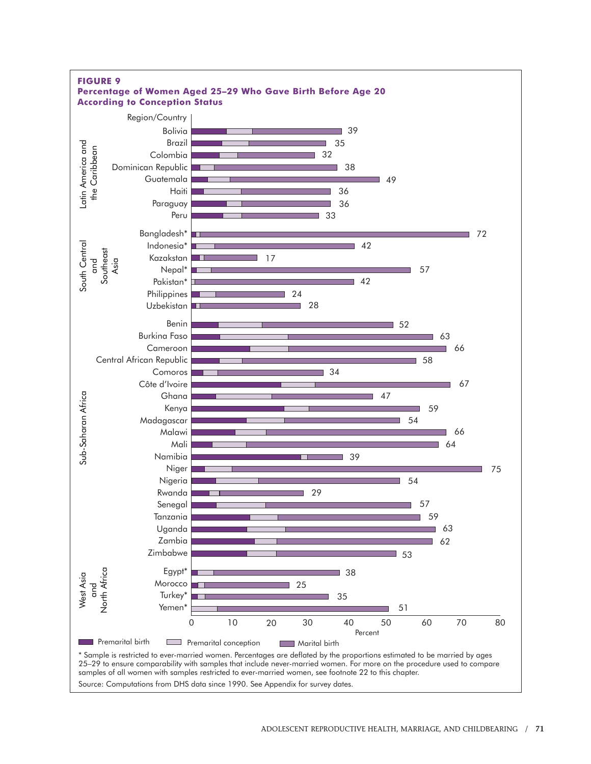**FIGURE 9**
**Percentage of Women Aged 25–29 Who Gave Birth Before Age 20 According to Conception Status**

| Region | Country | Total (%) |
|---|---|---|
| Latin America and the Caribbean | Bolivia | 39 |
| | Brazil | 35 |
| | Colombia | 32 |
| | Dominican Republic | 38 |
| | Guatemala | 49 |
| | Haiti | 36 |
| | Paraguay | 36 |
| | Peru | 33 |
| South Central and Southeast Asia | Bangladesh* | 72 |
| | Indonesia* | 42 |
| | Kazakstan | 17 |
| | Nepal* | 57 |
| | Pakistan* | 42 |
| | Philippines | 24 |
| | Uzbekistan | 28 |
| Sub-Saharan Africa | Benin | 52 |
| | Burkina Faso | 63 |
| | Cameroon | 66 |
| | Central African Republic | 58 |
| | Comoros | 34 |
| | Côte d'Ivoire | 67 |
| | Ghana | 47 |
| | Kenya | 59 |
| | Madagascar | 54 |
| | Malawi | 66 |
| | Mali | 64 |
| | Namibia | 39 |
| | Niger | 75 |
| | Nigeria | 54 |
| | Rwanda | 29 |
| | Senegal | 57 |
| | Tanzania | 59 |
| | Uganda | 63 |
| | Zambia | 62 |
| | Zimbabwe | 53 |
| West Asia and North Africa | Egypt* | 38 |
| | Morocco | 25 |
| | Turkey* | 35 |
| | Yemen* | 51 |

Percent (0–80)

Legend: Premarital birth; Premarital conception; Marital birth

* Sample is restricted to ever-married women. Percentages are deflated by the proportions estimated to be married by ages 25–29 to ensure comparability with samples that include never-married women. For more on the procedure used to compare samples of all women with samples restricted to ever-married women, see footnote 22 to this chapter.

Source: Computations from DHS data since 1990. See Appendix for survey dates.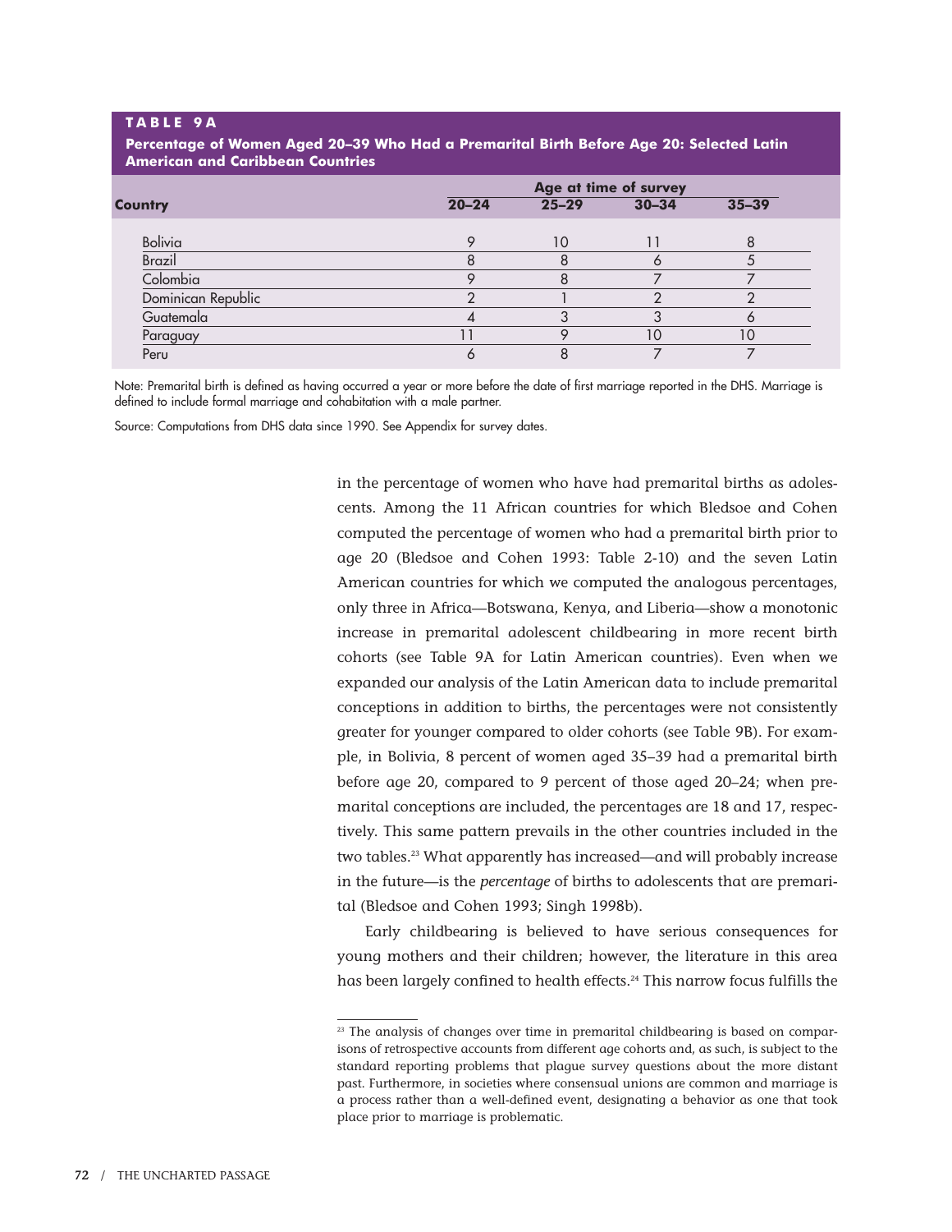**TABLE 9A**

**Percentage of Women Aged 20–39 Who Had a Premarital Birth Before Age 20: Selected Latin American and Caribbean Countries**

| Country | Age at time of survey | | | |
|---|---|---|---|---|
| | 20–24 | 25–29 | 30–34 | 35–39 |
| Bolivia | 9 | 10 | 11 | 8 |
| Brazil | 8 | 8 | 6 | 5 |
| Colombia | 9 | 8 | 7 | 7 |
| Dominican Republic | 2 | 1 | 2 | 2 |
| Guatemala | 4 | 3 | 3 | 6 |
| Paraguay | 11 | 9 | 10 | 10 |
| Peru | 6 | 8 | 7 | 7 |

Note: Premarital birth is defined as having occurred a year or more before the date of first marriage reported in the DHS. Marriage is defined to include formal marriage and cohabitation with a male partner.

Source: Computations from DHS data since 1990. See Appendix for survey dates.

in the percentage of women who have had premarital births as adolescents. Among the 11 African countries for which Bledsoe and Cohen computed the percentage of women who had a premarital birth prior to age 20 (Bledsoe and Cohen 1993: Table 2-10) and the seven Latin American countries for which we computed the analogous percentages, only three in Africa—Botswana, Kenya, and Liberia—show a monotonic increase in premarital adolescent childbearing in more recent birth cohorts (see Table 9A for Latin American countries). Even when we expanded our analysis of the Latin American data to include premarital conceptions in addition to births, the percentages were not consistently greater for younger compared to older cohorts (see Table 9B). For example, in Bolivia, 8 percent of women aged 35–39 had a premarital birth before age 20, compared to 9 percent of those aged 20–24; when premarital conceptions are included, the percentages are 18 and 17, respectively. This same pattern prevails in the other countries included in the two tables.[23] What apparently has increased—and will probably increase in the future—is the *percentage* of births to adolescents that are premarital (Bledsoe and Cohen 1993; Singh 1998b).

Early childbearing is believed to have serious consequences for young mothers and their children; however, the literature in this area has been largely confined to health effects.[24] This narrow focus fulfills the

[23] The analysis of changes over time in premarital childbearing is based on comparisons of retrospective accounts from different age cohorts and, as such, is subject to the standard reporting problems that plague survey questions about the more distant past. Furthermore, in societies where consensual unions are common and marriage is a process rather than a well-defined event, designating a behavior as one that took place prior to marriage is problematic.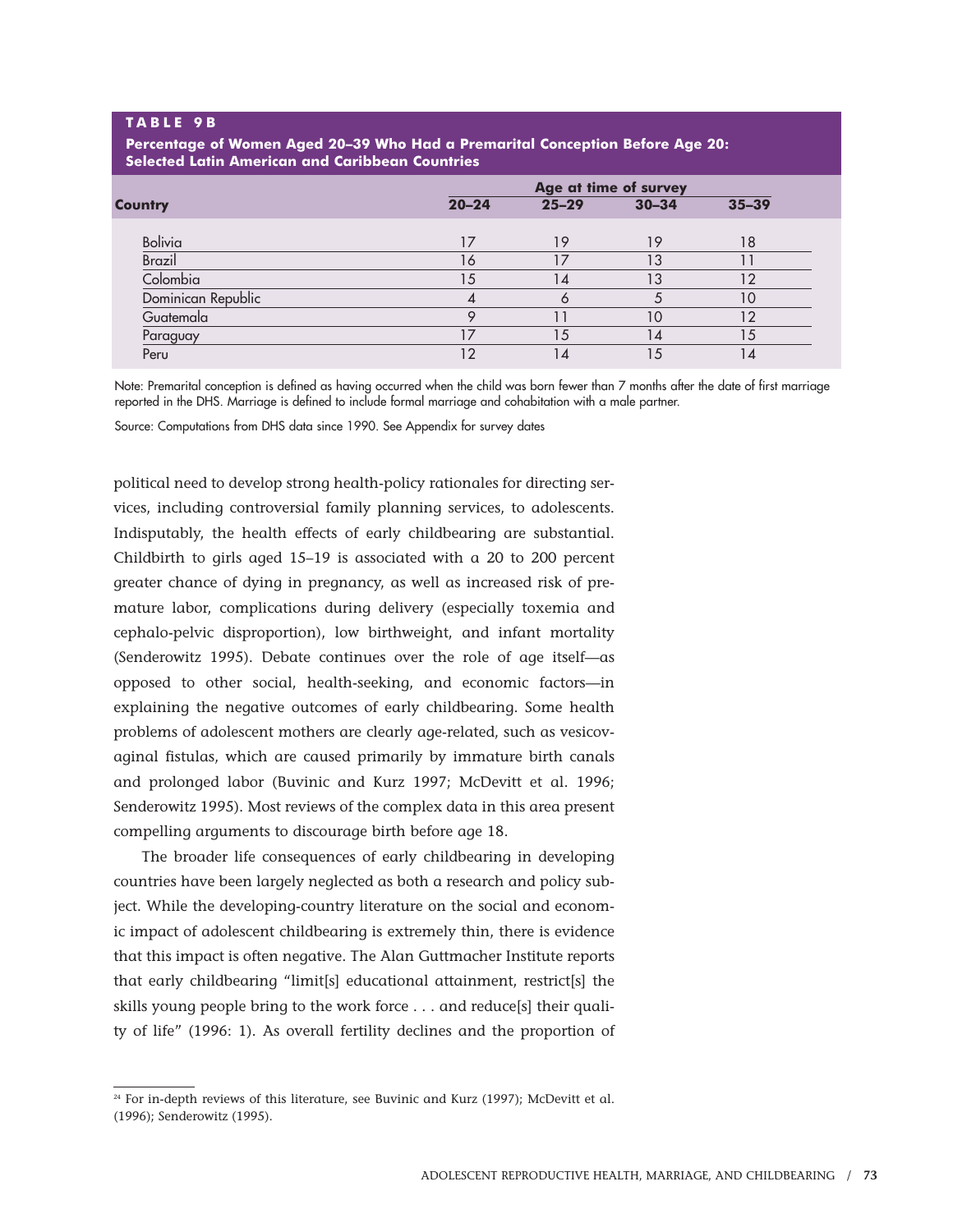**TABLE 9B**

**Percentage of Women Aged 20–39 Who Had a Premarital Conception Before Age 20: Selected Latin American and Caribbean Countries**

| Country | Age at time of survey | | | |
|---|---|---|---|---|
| | 20–24 | 25–29 | 30–34 | 35–39 |
| Bolivia | 17 | 19 | 19 | 18 |
| Brazil | 16 | 17 | 13 | 11 |
| Colombia | 15 | 14 | 13 | 12 |
| Dominican Republic | 4 | 6 | 5 | 10 |
| Guatemala | 9 | 11 | 10 | 12 |
| Paraguay | 17 | 15 | 14 | 15 |
| Peru | 12 | 14 | 15 | 14 |

Note: Premarital conception is defined as having occurred when the child was born fewer than 7 months after the date of first marriage reported in the DHS. Marriage is defined to include formal marriage and cohabitation with a male partner.

Source: Computations from DHS data since 1990. See Appendix for survey dates

political need to develop strong health-policy rationales for directing services, including controversial family planning services, to adolescents. Indisputably, the health effects of early childbearing are substantial. Childbirth to girls aged 15–19 is associated with a 20 to 200 percent greater chance of dying in pregnancy, as well as increased risk of premature labor, complications during delivery (especially toxemia and cephalo-pelvic disproportion), low birthweight, and infant mortality (Senderowitz 1995). Debate continues over the role of age itself—as opposed to other social, health-seeking, and economic factors—in explaining the negative outcomes of early childbearing. Some health problems of adolescent mothers are clearly age-related, such as vesicovaginal fistulas, which are caused primarily by immature birth canals and prolonged labor (Buvinic and Kurz 1997; McDevitt et al. 1996; Senderowitz 1995). Most reviews of the complex data in this area present compelling arguments to discourage birth before age 18.

The broader life consequences of early childbearing in developing countries have been largely neglected as both a research and policy subject. While the developing-country literature on the social and economic impact of adolescent childbearing is extremely thin, there is evidence that this impact is often negative. The Alan Guttmacher Institute reports that early childbearing "limit[s] educational attainment, restrict[s] the skills young people bring to the work force . . . and reduce[s] their quality of life" (1996: 1). As overall fertility declines and the proportion of

[24] For in-depth reviews of this literature, see Buvinic and Kurz (1997); McDevitt et al. (1996); Senderowitz (1995).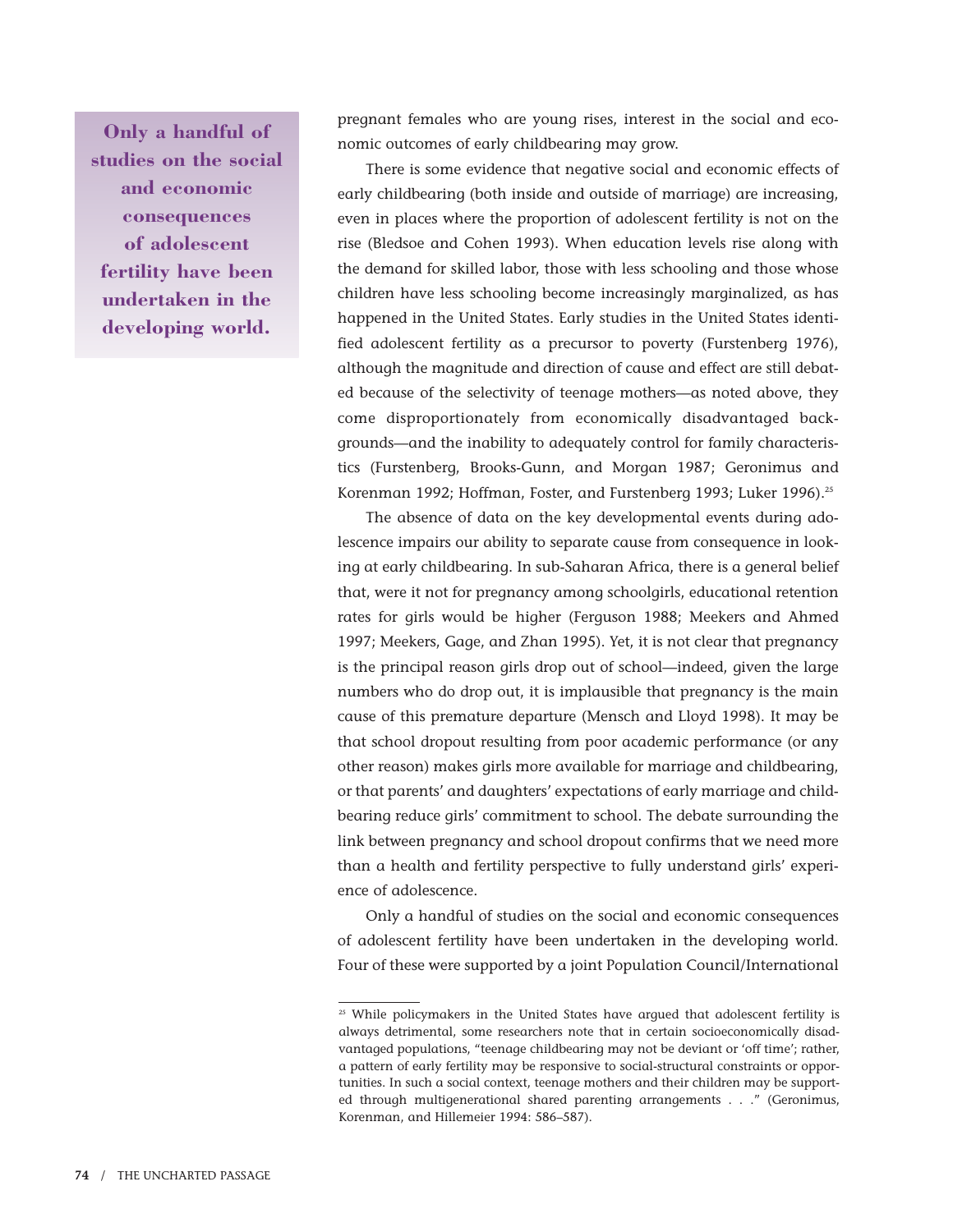> **Only a handful of studies on the social and economic consequences of adolescent fertility have been undertaken in the developing world.**

pregnant females who are young rises, interest in the social and economic outcomes of early childbearing may grow.

There is some evidence that negative social and economic effects of early childbearing (both inside and outside of marriage) are increasing, even in places where the proportion of adolescent fertility is not on the rise (Bledsoe and Cohen 1993). When education levels rise along with the demand for skilled labor, those with less schooling and those whose children have less schooling become increasingly marginalized, as has happened in the United States. Early studies in the United States identified adolescent fertility as a precursor to poverty (Furstenberg 1976), although the magnitude and direction of cause and effect are still debated because of the selectivity of teenage mothers—as noted above, they come disproportionately from economically disadvantaged backgrounds—and the inability to adequately control for family characteristics (Furstenberg, Brooks-Gunn, and Morgan 1987; Geronimus and Korenman 1992; Hoffman, Foster, and Furstenberg 1993; Luker 1996).[25]

The absence of data on the key developmental events during adolescence impairs our ability to separate cause from consequence in looking at early childbearing. In sub-Saharan Africa, there is a general belief that, were it not for pregnancy among schoolgirls, educational retention rates for girls would be higher (Ferguson 1988; Meekers and Ahmed 1997; Meekers, Gage, and Zhan 1995). Yet, it is not clear that pregnancy is the principal reason girls drop out of school—indeed, given the large numbers who do drop out, it is implausible that pregnancy is the main cause of this premature departure (Mensch and Lloyd 1998). It may be that school dropout resulting from poor academic performance (or any other reason) makes girls more available for marriage and childbearing, or that parents' and daughters' expectations of early marriage and childbearing reduce girls' commitment to school. The debate surrounding the link between pregnancy and school dropout confirms that we need more than a health and fertility perspective to fully understand girls' experience of adolescence.

Only a handful of studies on the social and economic consequences of adolescent fertility have been undertaken in the developing world. Four of these were supported by a joint Population Council/International

---

[25] While policymakers in the United States have argued that adolescent fertility is always detrimental, some researchers note that in certain socioeconomically disadvantaged populations, "teenage childbearing may not be deviant or 'off time'; rather, a pattern of early fertility may be responsive to social-structural constraints or opportunities. In such a social context, teenage mothers and their children may be supported through multigenerational shared parenting arrangements . . ." (Geronimus, Korenman, and Hillemeier 1994: 586–587).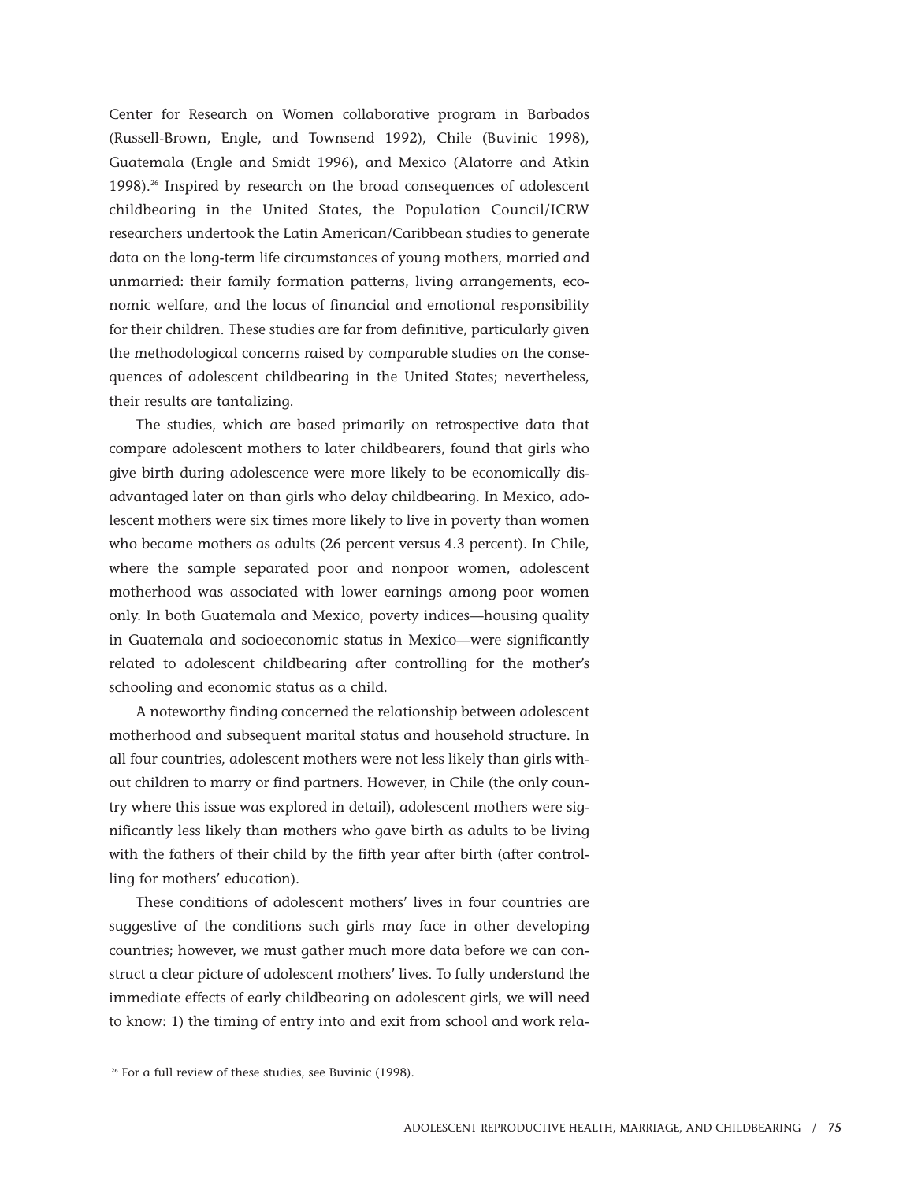Center for Research on Women collaborative program in Barbados (Russell-Brown, Engle, and Townsend 1992), Chile (Buvinic 1998), Guatemala (Engle and Smidt 1996), and Mexico (Alatorre and Atkin 1998).[26] Inspired by research on the broad consequences of adolescent childbearing in the United States, the Population Council/ICRW researchers undertook the Latin American/Caribbean studies to generate data on the long-term life circumstances of young mothers, married and unmarried: their family formation patterns, living arrangements, economic welfare, and the locus of financial and emotional responsibility for their children. These studies are far from definitive, particularly given the methodological concerns raised by comparable studies on the consequences of adolescent childbearing in the United States; nevertheless, their results are tantalizing.

The studies, which are based primarily on retrospective data that compare adolescent mothers to later childbearers, found that girls who give birth during adolescence were more likely to be economically disadvantaged later on than girls who delay childbearing. In Mexico, adolescent mothers were six times more likely to live in poverty than women who became mothers as adults (26 percent versus 4.3 percent). In Chile, where the sample separated poor and nonpoor women, adolescent motherhood was associated with lower earnings among poor women only. In both Guatemala and Mexico, poverty indices—housing quality in Guatemala and socioeconomic status in Mexico—were significantly related to adolescent childbearing after controlling for the mother's schooling and economic status as a child.

A noteworthy finding concerned the relationship between adolescent motherhood and subsequent marital status and household structure. In all four countries, adolescent mothers were not less likely than girls without children to marry or find partners. However, in Chile (the only country where this issue was explored in detail), adolescent mothers were significantly less likely than mothers who gave birth as adults to be living with the fathers of their child by the fifth year after birth (after controlling for mothers' education).

These conditions of adolescent mothers' lives in four countries are suggestive of the conditions such girls may face in other developing countries; however, we must gather much more data before we can construct a clear picture of adolescent mothers' lives. To fully understand the immediate effects of early childbearing on adolescent girls, we will need to know: 1) the timing of entry into and exit from school and work rela-

[26] For a full review of these studies, see Buvinic (1998).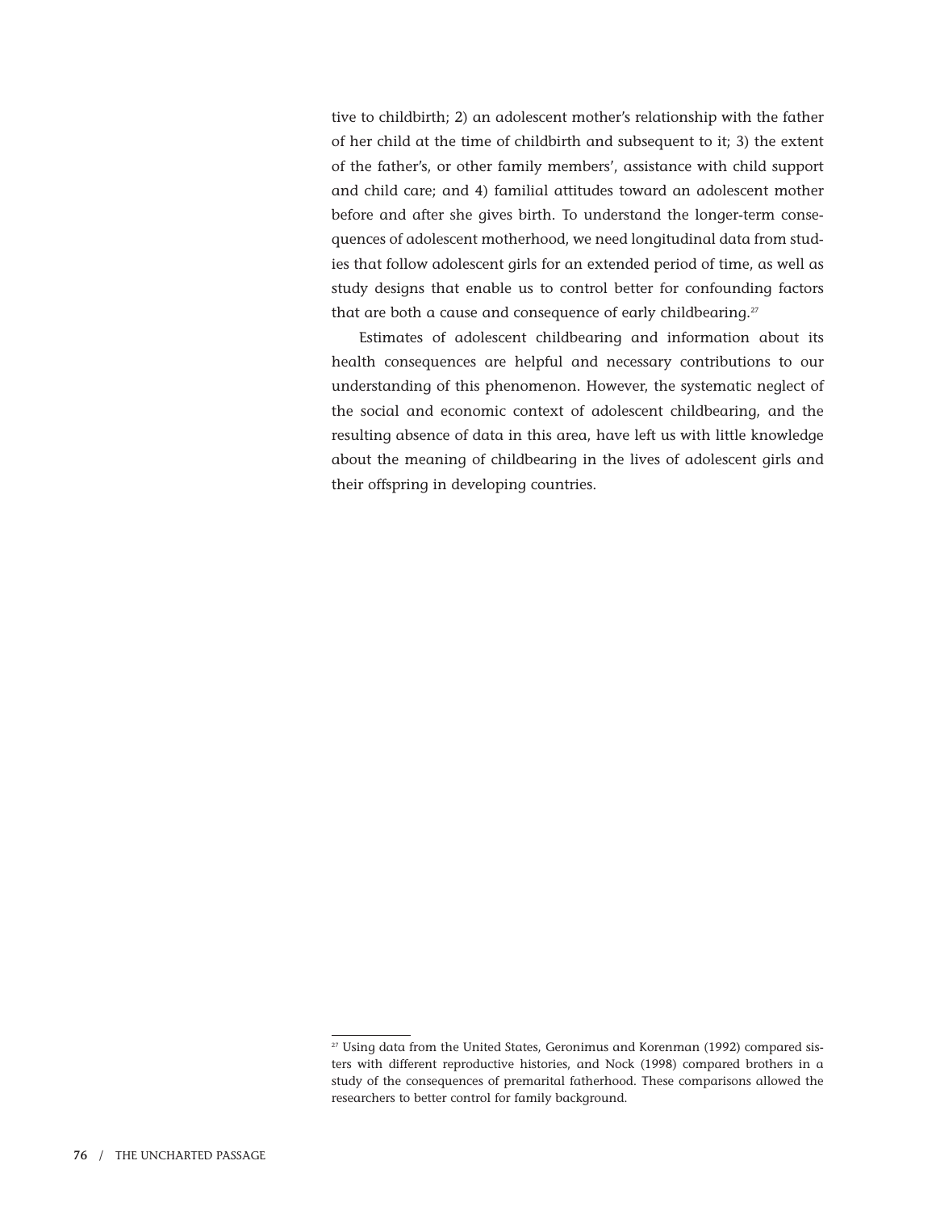tive to childbirth; 2) an adolescent mother's relationship with the father of her child at the time of childbirth and subsequent to it; 3) the extent of the father's, or other family members', assistance with child support and child care; and 4) familial attitudes toward an adolescent mother before and after she gives birth. To understand the longer-term consequences of adolescent motherhood, we need longitudinal data from studies that follow adolescent girls for an extended period of time, as well as study designs that enable us to control better for confounding factors that are both a cause and consequence of early childbearing.[27]

Estimates of adolescent childbearing and information about its health consequences are helpful and necessary contributions to our understanding of this phenomenon. However, the systematic neglect of the social and economic context of adolescent childbearing, and the resulting absence of data in this area, have left us with little knowledge about the meaning of childbearing in the lives of adolescent girls and their offspring in developing countries.

---

[27] Using data from the United States, Geronimus and Korenman (1992) compared sisters with different reproductive histories, and Nock (1998) compared brothers in a study of the consequences of premarital fatherhood. These comparisons allowed the researchers to better control for family background.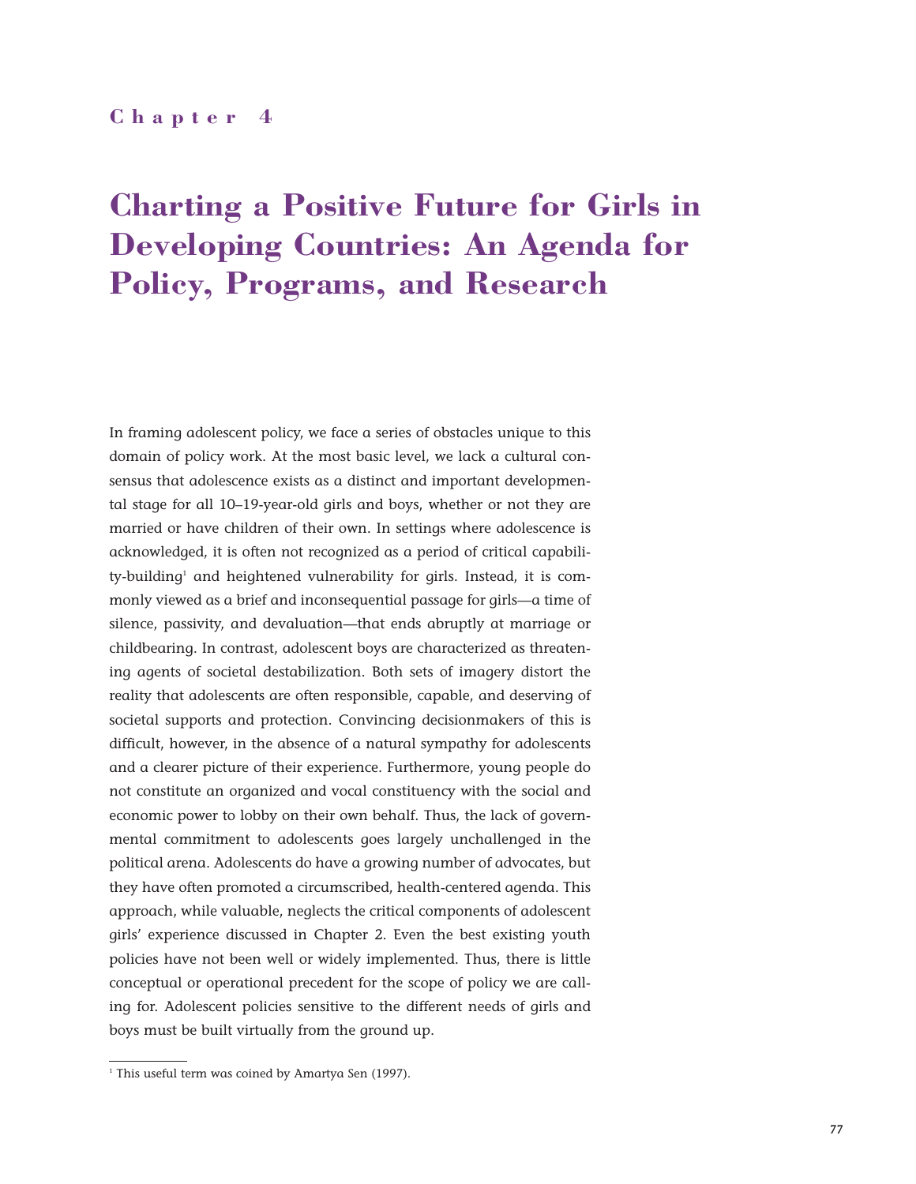## Chapter 4

# Charting a Positive Future for Girls in Developing Countries: An Agenda for Policy, Programs, and Research

In framing adolescent policy, we face a series of obstacles unique to this domain of policy work. At the most basic level, we lack a cultural consensus that adolescence exists as a distinct and important developmental stage for all 10–19-year-old girls and boys, whether or not they are married or have children of their own. In settings where adolescence is acknowledged, it is often not recognized as a period of critical capability-building[1] and heightened vulnerability for girls. Instead, it is commonly viewed as a brief and inconsequential passage for girls—a time of silence, passivity, and devaluation—that ends abruptly at marriage or childbearing. In contrast, adolescent boys are characterized as threatening agents of societal destabilization. Both sets of imagery distort the reality that adolescents are often responsible, capable, and deserving of societal supports and protection. Convincing decisionmakers of this is difficult, however, in the absence of a natural sympathy for adolescents and a clearer picture of their experience. Furthermore, young people do not constitute an organized and vocal constituency with the social and economic power to lobby on their own behalf. Thus, the lack of governmental commitment to adolescents goes largely unchallenged in the political arena. Adolescents do have a growing number of advocates, but they have often promoted a circumscribed, health-centered agenda. This approach, while valuable, neglects the critical components of adolescent girls' experience discussed in Chapter 2. Even the best existing youth policies have not been well or widely implemented. Thus, there is little conceptual or operational precedent for the scope of policy we are calling for. Adolescent policies sensitive to the different needs of girls and boys must be built virtually from the ground up.

---

[1] This useful term was coined by Amartya Sen (1997).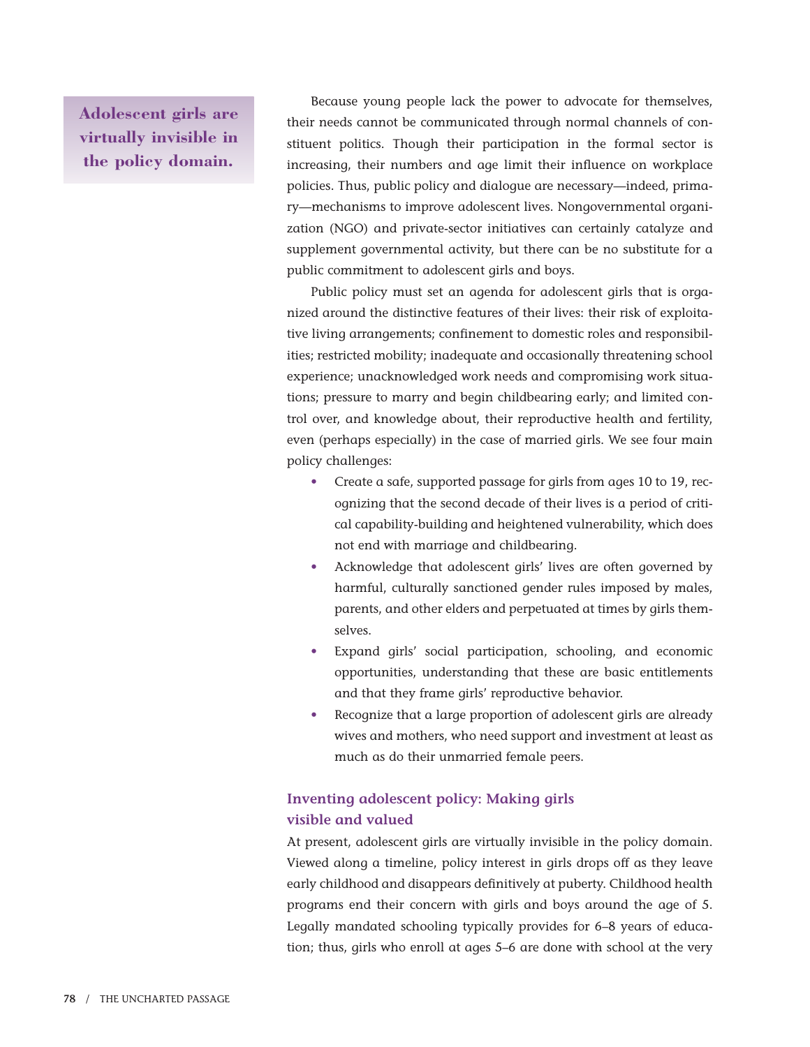> **Adolescent girls are virtually invisible in the policy domain.**

Because young people lack the power to advocate for themselves, their needs cannot be communicated through normal channels of constituent politics. Though their participation in the formal sector is increasing, their numbers and age limit their influence on workplace policies. Thus, public policy and dialogue are necessary—indeed, primary—mechanisms to improve adolescent lives. Nongovernmental organization (NGO) and private-sector initiatives can certainly catalyze and supplement governmental activity, but there can be no substitute for a public commitment to adolescent girls and boys.

Public policy must set an agenda for adolescent girls that is organized around the distinctive features of their lives: their risk of exploitative living arrangements; confinement to domestic roles and responsibilities; restricted mobility; inadequate and occasionally threatening school experience; unacknowledged work needs and compromising work situations; pressure to marry and begin childbearing early; and limited control over, and knowledge about, their reproductive health and fertility, even (perhaps especially) in the case of married girls. We see four main policy challenges:

- Create a safe, supported passage for girls from ages 10 to 19, recognizing that the second decade of their lives is a period of critical capability-building and heightened vulnerability, which does not end with marriage and childbearing.
- Acknowledge that adolescent girls' lives are often governed by harmful, culturally sanctioned gender rules imposed by males, parents, and other elders and perpetuated at times by girls themselves.
- Expand girls' social participation, schooling, and economic opportunities, understanding that these are basic entitlements and that they frame girls' reproductive behavior.
- Recognize that a large proportion of adolescent girls are already wives and mothers, who need support and investment at least as much as do their unmarried female peers.

### Inventing adolescent policy: Making girls visible and valued

At present, adolescent girls are virtually invisible in the policy domain. Viewed along a timeline, policy interest in girls drops off as they leave early childhood and disappears definitively at puberty. Childhood health programs end their concern with girls and boys around the age of 5. Legally mandated schooling typically provides for 6–8 years of education; thus, girls who enroll at ages 5–6 are done with school at the very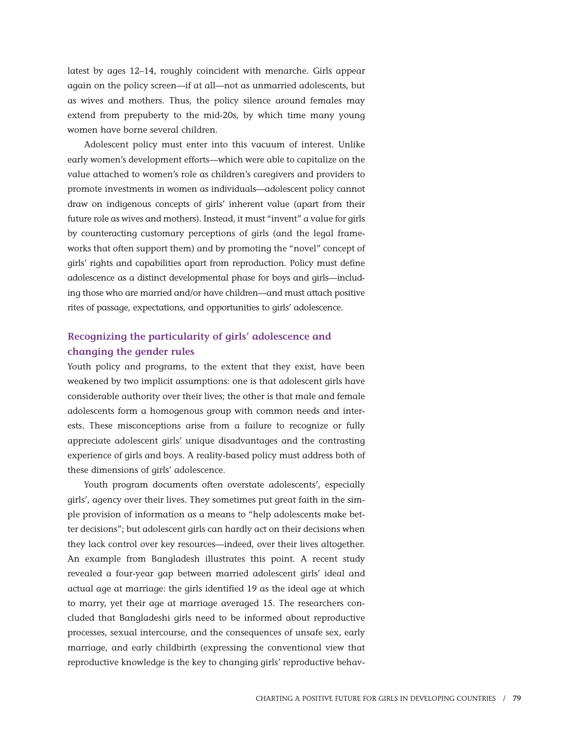latest by ages 12–14, roughly coincident with menarche. Girls appear again on the policy screen—if at all—not as unmarried adolescents, but as wives and mothers. Thus, the policy silence around females may extend from prepuberty to the mid-20s, by which time many young women have borne several children.

Adolescent policy must enter into this vacuum of interest. Unlike early women's development efforts—which were able to capitalize on the value attached to women's role as children's caregivers and providers to promote investments in women as individuals—adolescent policy cannot draw on indigenous concepts of girls' inherent value (apart from their future role as wives and mothers). Instead, it must "invent" a value for girls by counteracting customary perceptions of girls (and the legal frameworks that often support them) and by promoting the "novel" concept of girls' rights and capabilities apart from reproduction. Policy must define adolescence as a distinct developmental phase for boys and girls—including those who are married and/or have children—and must attach positive rites of passage, expectations, and opportunities to girls' adolescence.

### Recognizing the particularity of girls' adolescence and changing the gender rules

Youth policy and programs, to the extent that they exist, have been weakened by two implicit assumptions: one is that adolescent girls have considerable authority over their lives; the other is that male and female adolescents form a homogenous group with common needs and interests. These misconceptions arise from a failure to recognize or fully appreciate adolescent girls' unique disadvantages and the contrasting experience of girls and boys. A reality-based policy must address both of these dimensions of girls' adolescence.

Youth program documents often overstate adolescents', especially girls', agency over their lives. They sometimes put great faith in the simple provision of information as a means to "help adolescents make better decisions"; but adolescent girls can hardly act on their decisions when they lack control over key resources—indeed, over their lives altogether. An example from Bangladesh illustrates this point. A recent study revealed a four-year gap between married adolescent girls' ideal and actual age at marriage: the girls identified 19 as the ideal age at which to marry, yet their age at marriage averaged 15. The researchers concluded that Bangladeshi girls need to be informed about reproductive processes, sexual intercourse, and the consequences of unsafe sex, early marriage, and early childbirth (expressing the conventional view that reproductive knowledge is the key to changing girls' reproductive behav-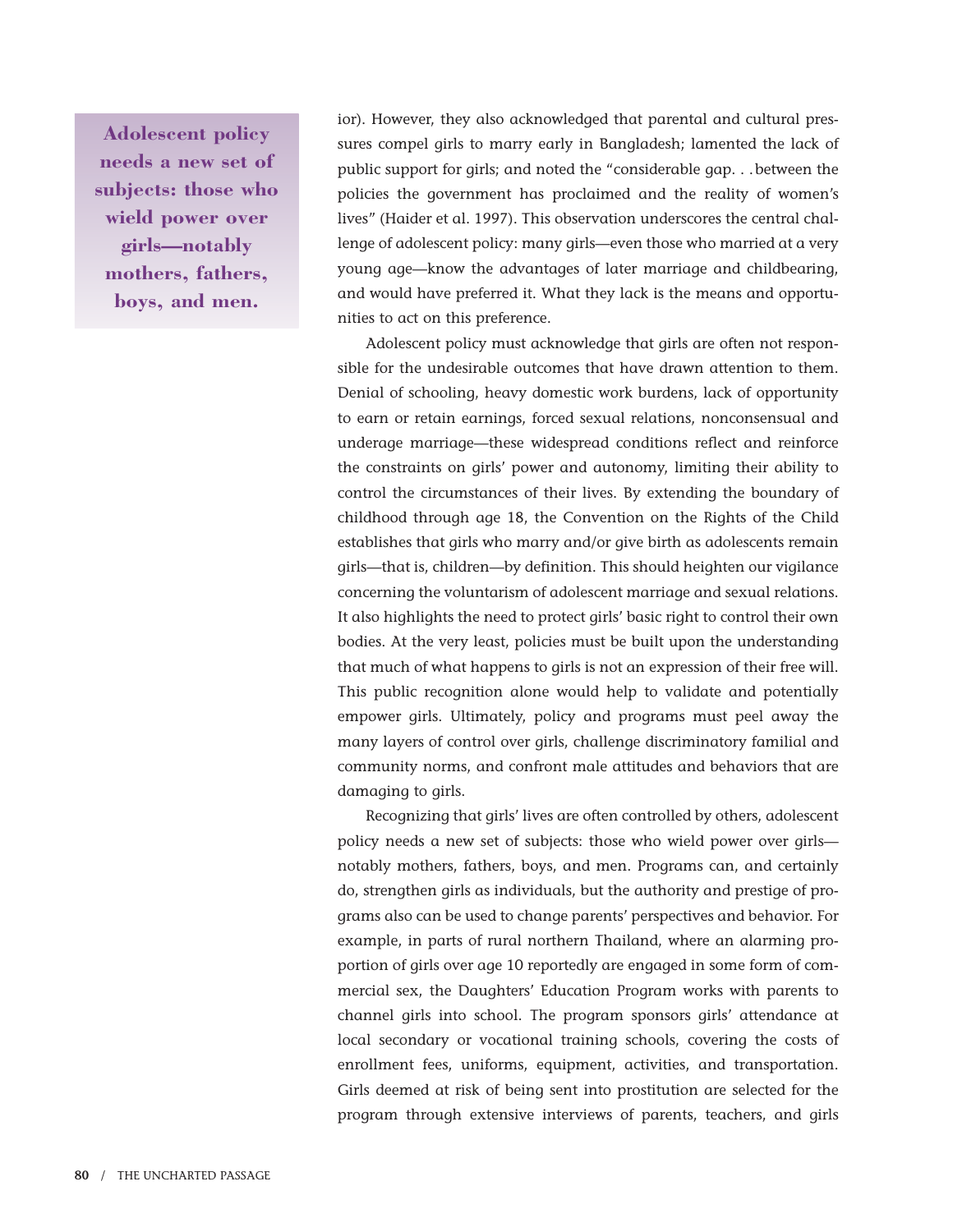> **Adolescent policy needs a new set of subjects: those who wield power over girls—notably mothers, fathers, boys, and men.**

ior). However, they also acknowledged that parental and cultural pressures compel girls to marry early in Bangladesh; lamented the lack of public support for girls; and noted the "considerable gap. . . between the policies the government has proclaimed and the reality of women's lives" (Haider et al. 1997). This observation underscores the central challenge of adolescent policy: many girls—even those who married at a very young age—know the advantages of later marriage and childbearing, and would have preferred it. What they lack is the means and opportunities to act on this preference.

Adolescent policy must acknowledge that girls are often not responsible for the undesirable outcomes that have drawn attention to them. Denial of schooling, heavy domestic work burdens, lack of opportunity to earn or retain earnings, forced sexual relations, nonconsensual and underage marriage—these widespread conditions reflect and reinforce the constraints on girls' power and autonomy, limiting their ability to control the circumstances of their lives. By extending the boundary of childhood through age 18, the Convention on the Rights of the Child establishes that girls who marry and/or give birth as adolescents remain girls—that is, children—by definition. This should heighten our vigilance concerning the voluntarism of adolescent marriage and sexual relations. It also highlights the need to protect girls' basic right to control their own bodies. At the very least, policies must be built upon the understanding that much of what happens to girls is not an expression of their free will. This public recognition alone would help to validate and potentially empower girls. Ultimately, policy and programs must peel away the many layers of control over girls, challenge discriminatory familial and community norms, and confront male attitudes and behaviors that are damaging to girls.

Recognizing that girls' lives are often controlled by others, adolescent policy needs a new set of subjects: those who wield power over girls—notably mothers, fathers, boys, and men. Programs can, and certainly do, strengthen girls as individuals, but the authority and prestige of programs also can be used to change parents' perspectives and behavior. For example, in parts of rural northern Thailand, where an alarming proportion of girls over age 10 reportedly are engaged in some form of commercial sex, the Daughters' Education Program works with parents to channel girls into school. The program sponsors girls' attendance at local secondary or vocational training schools, covering the costs of enrollment fees, uniforms, equipment, activities, and transportation. Girls deemed at risk of being sent into prostitution are selected for the program through extensive interviews of parents, teachers, and girls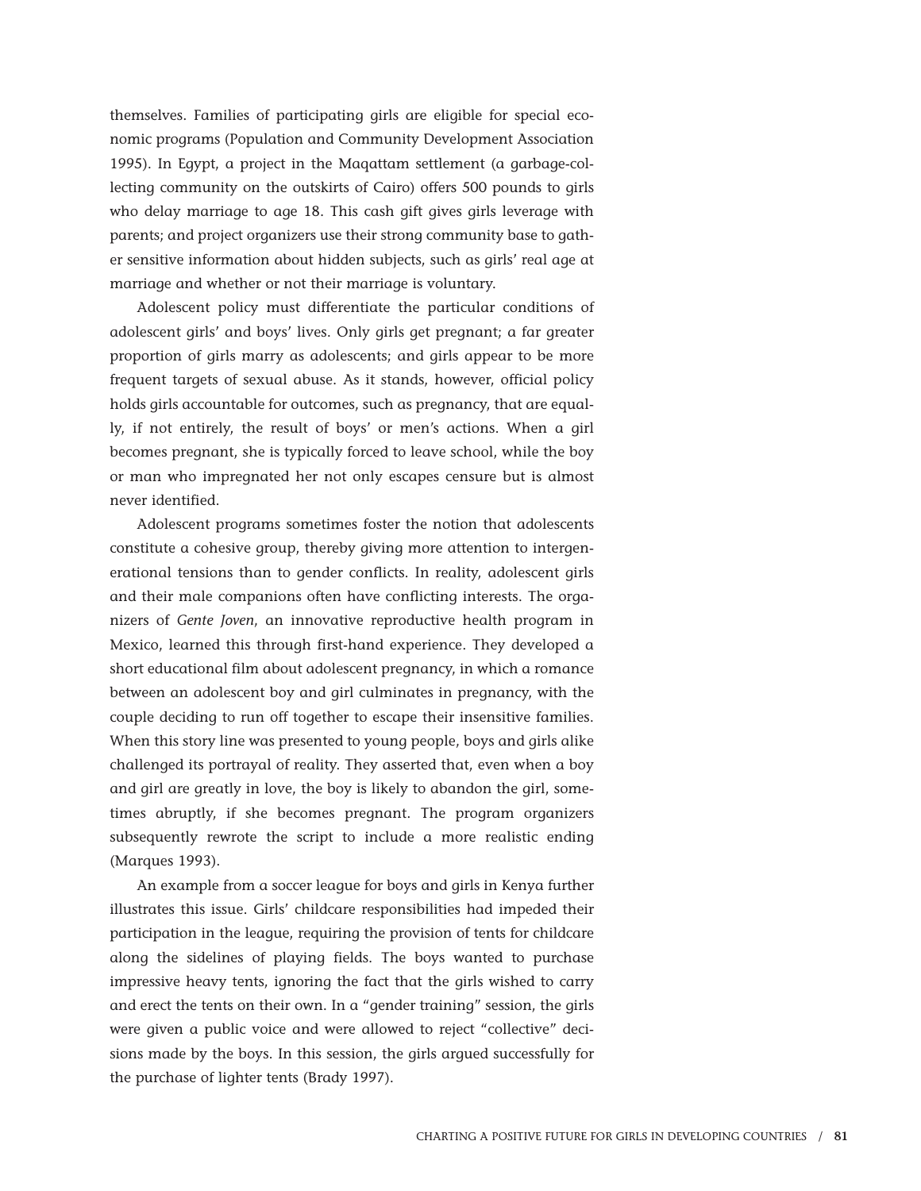themselves. Families of participating girls are eligible for special economic programs (Population and Community Development Association 1995). In Egypt, a project in the Maqattam settlement (a garbage-collecting community on the outskirts of Cairo) offers 500 pounds to girls who delay marriage to age 18. This cash gift gives girls leverage with parents; and project organizers use their strong community base to gather sensitive information about hidden subjects, such as girls' real age at marriage and whether or not their marriage is voluntary.

Adolescent policy must differentiate the particular conditions of adolescent girls' and boys' lives. Only girls get pregnant; a far greater proportion of girls marry as adolescents; and girls appear to be more frequent targets of sexual abuse. As it stands, however, official policy holds girls accountable for outcomes, such as pregnancy, that are equally, if not entirely, the result of boys' or men's actions. When a girl becomes pregnant, she is typically forced to leave school, while the boy or man who impregnated her not only escapes censure but is almost never identified.

Adolescent programs sometimes foster the notion that adolescents constitute a cohesive group, thereby giving more attention to intergenerational tensions than to gender conflicts. In reality, adolescent girls and their male companions often have conflicting interests. The organizers of *Gente Joven*, an innovative reproductive health program in Mexico, learned this through first-hand experience. They developed a short educational film about adolescent pregnancy, in which a romance between an adolescent boy and girl culminates in pregnancy, with the couple deciding to run off together to escape their insensitive families. When this story line was presented to young people, boys and girls alike challenged its portrayal of reality. They asserted that, even when a boy and girl are greatly in love, the boy is likely to abandon the girl, sometimes abruptly, if she becomes pregnant. The program organizers subsequently rewrote the script to include a more realistic ending (Marques 1993).

An example from a soccer league for boys and girls in Kenya further illustrates this issue. Girls' childcare responsibilities had impeded their participation in the league, requiring the provision of tents for childcare along the sidelines of playing fields. The boys wanted to purchase impressive heavy tents, ignoring the fact that the girls wished to carry and erect the tents on their own. In a "gender training" session, the girls were given a public voice and were allowed to reject "collective" decisions made by the boys. In this session, the girls argued successfully for the purchase of lighter tents (Brady 1997).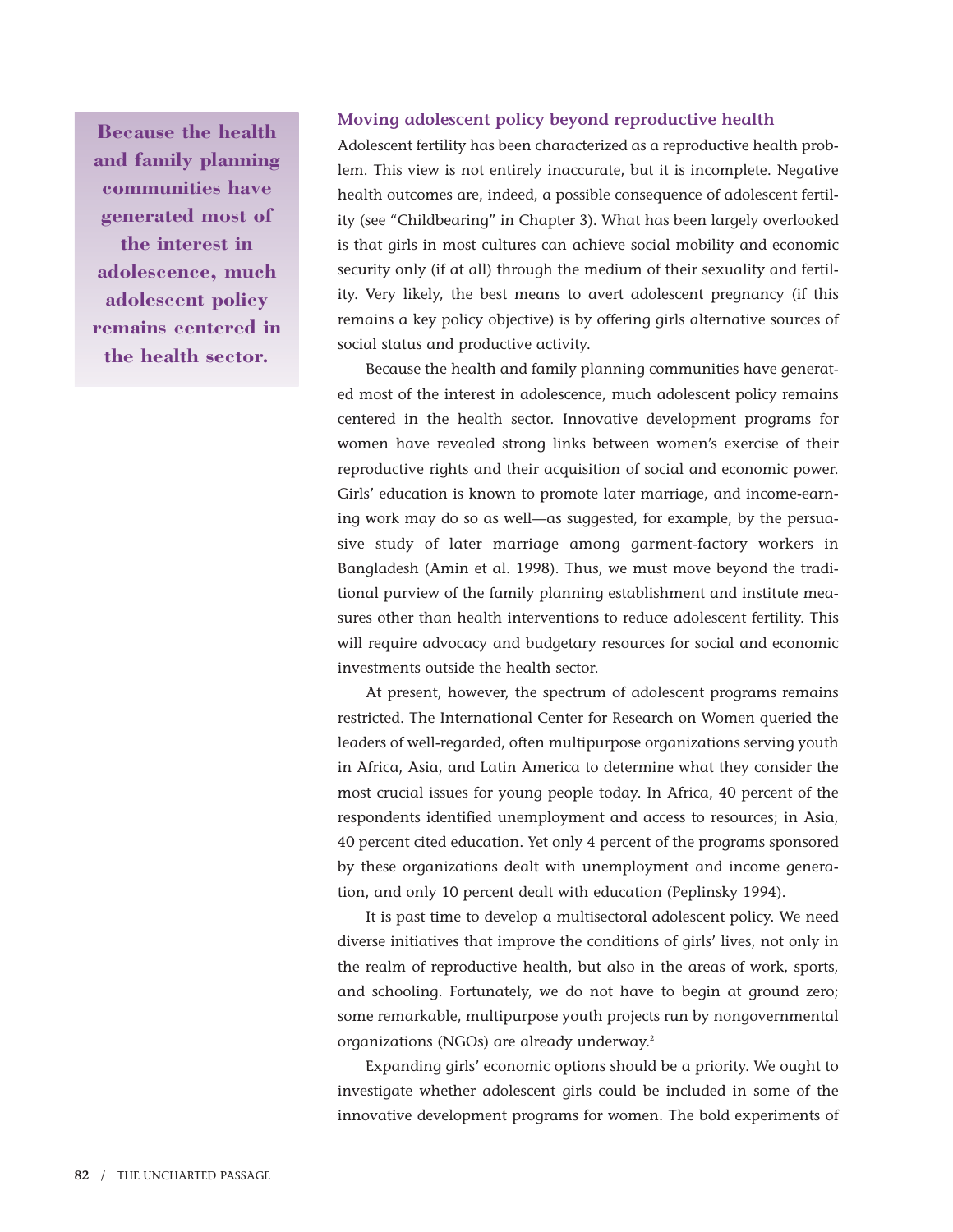> **Because the health and family planning communities have generated most of the interest in adolescence, much adolescent policy remains centered in the health sector.**

### Moving adolescent policy beyond reproductive health

Adolescent fertility has been characterized as a reproductive health problem. This view is not entirely inaccurate, but it is incomplete. Negative health outcomes are, indeed, a possible consequence of adolescent fertility (see "Childbearing" in Chapter 3). What has been largely overlooked is that girls in most cultures can achieve social mobility and economic security only (if at all) through the medium of their sexuality and fertility. Very likely, the best means to avert adolescent pregnancy (if this remains a key policy objective) is by offering girls alternative sources of social status and productive activity.

Because the health and family planning communities have generated most of the interest in adolescence, much adolescent policy remains centered in the health sector. Innovative development programs for women have revealed strong links between women's exercise of their reproductive rights and their acquisition of social and economic power. Girls' education is known to promote later marriage, and income-earning work may do so as well—as suggested, for example, by the persuasive study of later marriage among garment-factory workers in Bangladesh (Amin et al. 1998). Thus, we must move beyond the traditional purview of the family planning establishment and institute measures other than health interventions to reduce adolescent fertility. This will require advocacy and budgetary resources for social and economic investments outside the health sector.

At present, however, the spectrum of adolescent programs remains restricted. The International Center for Research on Women queried the leaders of well-regarded, often multipurpose organizations serving youth in Africa, Asia, and Latin America to determine what they consider the most crucial issues for young people today. In Africa, 40 percent of the respondents identified unemployment and access to resources; in Asia, 40 percent cited education. Yet only 4 percent of the programs sponsored by these organizations dealt with unemployment and income generation, and only 10 percent dealt with education (Peplinsky 1994).

It is past time to develop a multisectoral adolescent policy. We need diverse initiatives that improve the conditions of girls' lives, not only in the realm of reproductive health, but also in the areas of work, sports, and schooling. Fortunately, we do not have to begin at ground zero; some remarkable, multipurpose youth projects run by nongovernmental organizations (NGOs) are already underway.[2]

Expanding girls' economic options should be a priority. We ought to investigate whether adolescent girls could be included in some of the innovative development programs for women. The bold experiments of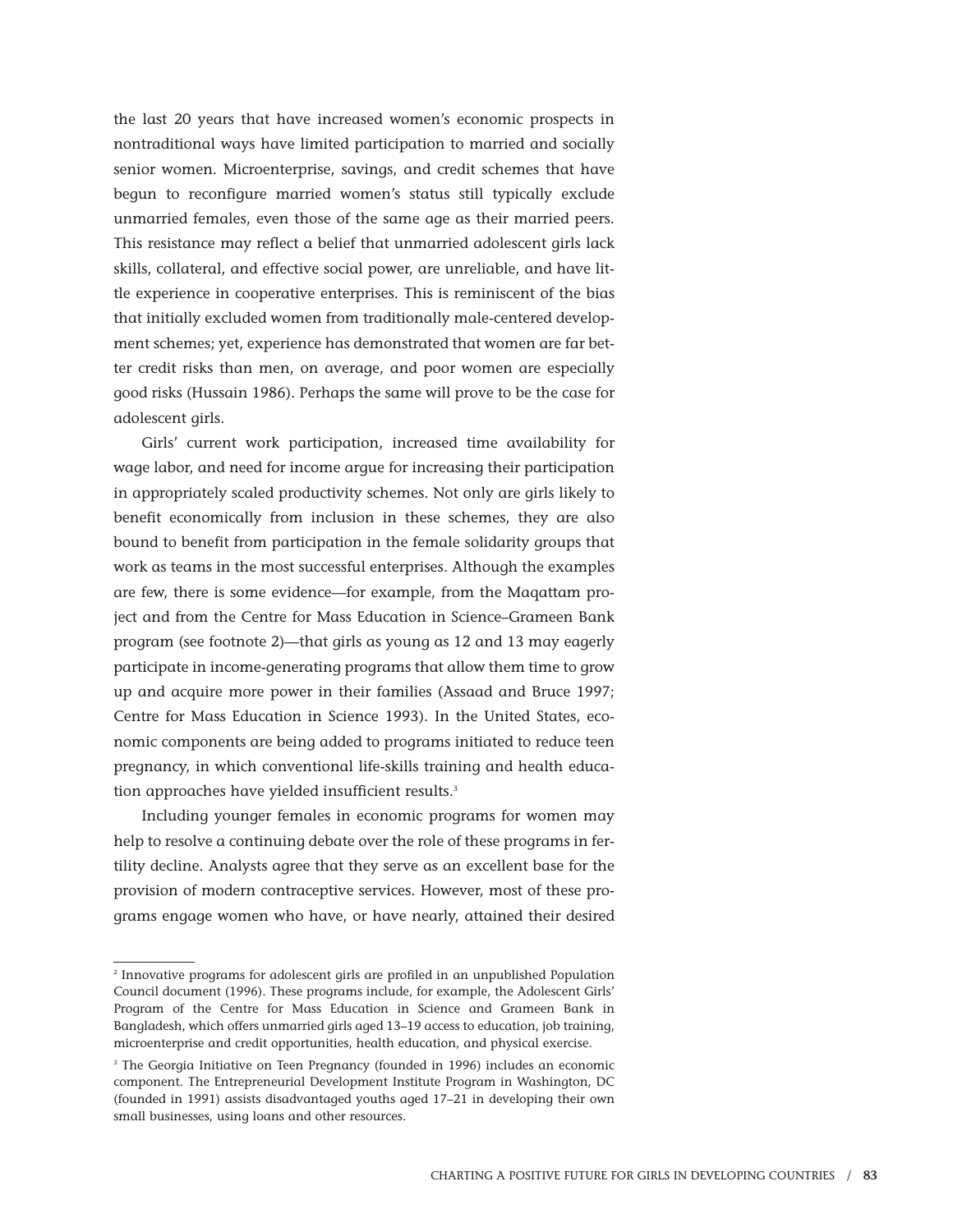the last 20 years that have increased women's economic prospects in nontraditional ways have limited participation to married and socially senior women. Microenterprise, savings, and credit schemes that have begun to reconfigure married women's status still typically exclude unmarried females, even those of the same age as their married peers. This resistance may reflect a belief that unmarried adolescent girls lack skills, collateral, and effective social power, are unreliable, and have little experience in cooperative enterprises. This is reminiscent of the bias that initially excluded women from traditionally male-centered development schemes; yet, experience has demonstrated that women are far better credit risks than men, on average, and poor women are especially good risks (Hussain 1986). Perhaps the same will prove to be the case for adolescent girls.

Girls' current work participation, increased time availability for wage labor, and need for income argue for increasing their participation in appropriately scaled productivity schemes. Not only are girls likely to benefit economically from inclusion in these schemes, they are also bound to benefit from participation in the female solidarity groups that work as teams in the most successful enterprises. Although the examples are few, there is some evidence—for example, from the Maqattam project and from the Centre for Mass Education in Science–Grameen Bank program (see footnote 2)—that girls as young as 12 and 13 may eagerly participate in income-generating programs that allow them time to grow up and acquire more power in their families (Assaad and Bruce 1997; Centre for Mass Education in Science 1993). In the United States, economic components are being added to programs initiated to reduce teen pregnancy, in which conventional life-skills training and health education approaches have yielded insufficient results.[3]

Including younger females in economic programs for women may help to resolve a continuing debate over the role of these programs in fertility decline. Analysts agree that they serve as an excellent base for the provision of modern contraceptive services. However, most of these programs engage women who have, or have nearly, attained their desired

---

[2] Innovative programs for adolescent girls are profiled in an unpublished Population Council document (1996). These programs include, for example, the Adolescent Girls' Program of the Centre for Mass Education in Science and Grameen Bank in Bangladesh, which offers unmarried girls aged 13–19 access to education, job training, microenterprise and credit opportunities, health education, and physical exercise.

[3] The Georgia Initiative on Teen Pregnancy (founded in 1996) includes an economic component. The Entrepreneurial Development Institute Program in Washington, DC (founded in 1991) assists disadvantaged youths aged 17–21 in developing their own small businesses, using loans and other resources.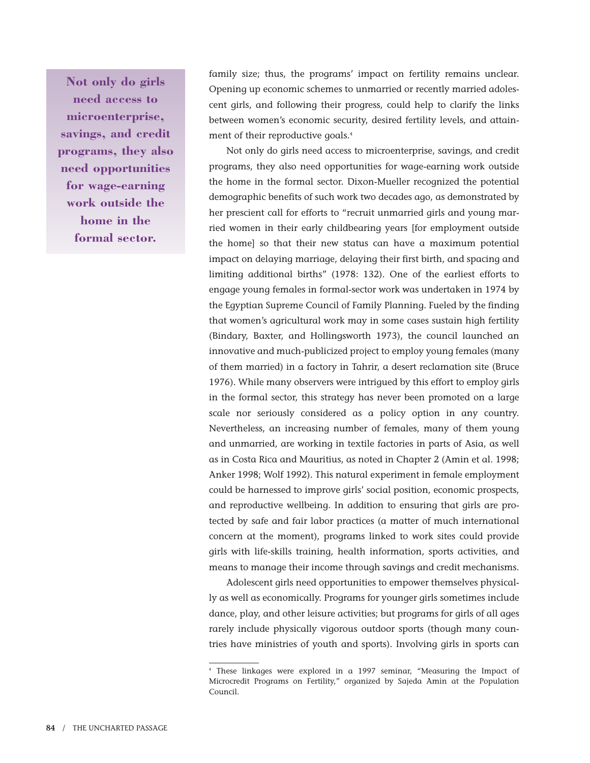**Not only do girls need access to microenterprise, savings, and credit programs, they also need opportunities for wage-earning work outside the home in the formal sector.**

family size; thus, the programs' impact on fertility remains unclear. Opening up economic schemes to unmarried or recently married adolescent girls, and following their progress, could help to clarify the links between women's economic security, desired fertility levels, and attainment of their reproductive goals.[4]

Not only do girls need access to microenterprise, savings, and credit programs, they also need opportunities for wage-earning work outside the home in the formal sector. Dixon-Mueller recognized the potential demographic benefits of such work two decades ago, as demonstrated by her prescient call for efforts to "recruit unmarried girls and young married women in their early childbearing years [for employment outside the home] so that their new status can have a maximum potential impact on delaying marriage, delaying their first birth, and spacing and limiting additional births" (1978: 132). One of the earliest efforts to engage young females in formal-sector work was undertaken in 1974 by the Egyptian Supreme Council of Family Planning. Fueled by the finding that women's agricultural work may in some cases sustain high fertility (Bindary, Baxter, and Hollingsworth 1973), the council launched an innovative and much-publicized project to employ young females (many of them married) in a factory in Tahrir, a desert reclamation site (Bruce 1976). While many observers were intrigued by this effort to employ girls in the formal sector, this strategy has never been promoted on a large scale nor seriously considered as a policy option in any country. Nevertheless, an increasing number of females, many of them young and unmarried, are working in textile factories in parts of Asia, as well as in Costa Rica and Mauritius, as noted in Chapter 2 (Amin et al. 1998; Anker 1998; Wolf 1992). This natural experiment in female employment could be harnessed to improve girls' social position, economic prospects, and reproductive wellbeing. In addition to ensuring that girls are protected by safe and fair labor practices (a matter of much international concern at the moment), programs linked to work sites could provide girls with life-skills training, health information, sports activities, and means to manage their income through savings and credit mechanisms.

Adolescent girls need opportunities to empower themselves physically as well as economically. Programs for younger girls sometimes include dance, play, and other leisure activities; but programs for girls of all ages rarely include physically vigorous outdoor sports (though many countries have ministries of youth and sports). Involving girls in sports can

[4] These linkages were explored in a 1997 seminar, "Measuring the Impact of Microcredit Programs on Fertility," organized by Sajeda Amin at the Population Council.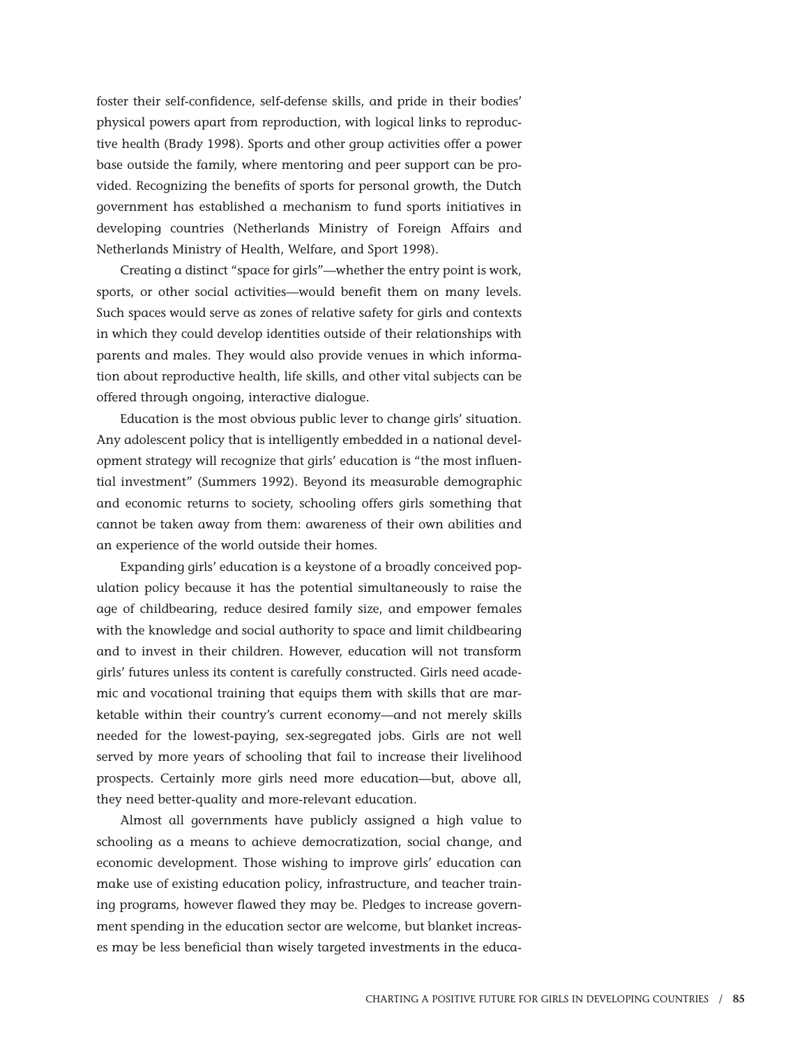foster their self-confidence, self-defense skills, and pride in their bodies' physical powers apart from reproduction, with logical links to reproductive health (Brady 1998). Sports and other group activities offer a power base outside the family, where mentoring and peer support can be provided. Recognizing the benefits of sports for personal growth, the Dutch government has established a mechanism to fund sports initiatives in developing countries (Netherlands Ministry of Foreign Affairs and Netherlands Ministry of Health, Welfare, and Sport 1998).

Creating a distinct "space for girls"—whether the entry point is work, sports, or other social activities—would benefit them on many levels. Such spaces would serve as zones of relative safety for girls and contexts in which they could develop identities outside of their relationships with parents and males. They would also provide venues in which information about reproductive health, life skills, and other vital subjects can be offered through ongoing, interactive dialogue.

Education is the most obvious public lever to change girls' situation. Any adolescent policy that is intelligently embedded in a national development strategy will recognize that girls' education is "the most influential investment" (Summers 1992). Beyond its measurable demographic and economic returns to society, schooling offers girls something that cannot be taken away from them: awareness of their own abilities and an experience of the world outside their homes.

Expanding girls' education is a keystone of a broadly conceived population policy because it has the potential simultaneously to raise the age of childbearing, reduce desired family size, and empower females with the knowledge and social authority to space and limit childbearing and to invest in their children. However, education will not transform girls' futures unless its content is carefully constructed. Girls need academic and vocational training that equips them with skills that are marketable within their country's current economy—and not merely skills needed for the lowest-paying, sex-segregated jobs. Girls are not well served by more years of schooling that fail to increase their livelihood prospects. Certainly more girls need more education—but, above all, they need better-quality and more-relevant education.

Almost all governments have publicly assigned a high value to schooling as a means to achieve democratization, social change, and economic development. Those wishing to improve girls' education can make use of existing education policy, infrastructure, and teacher training programs, however flawed they may be. Pledges to increase government spending in the education sector are welcome, but blanket increases may be less beneficial than wisely targeted investments in the educa-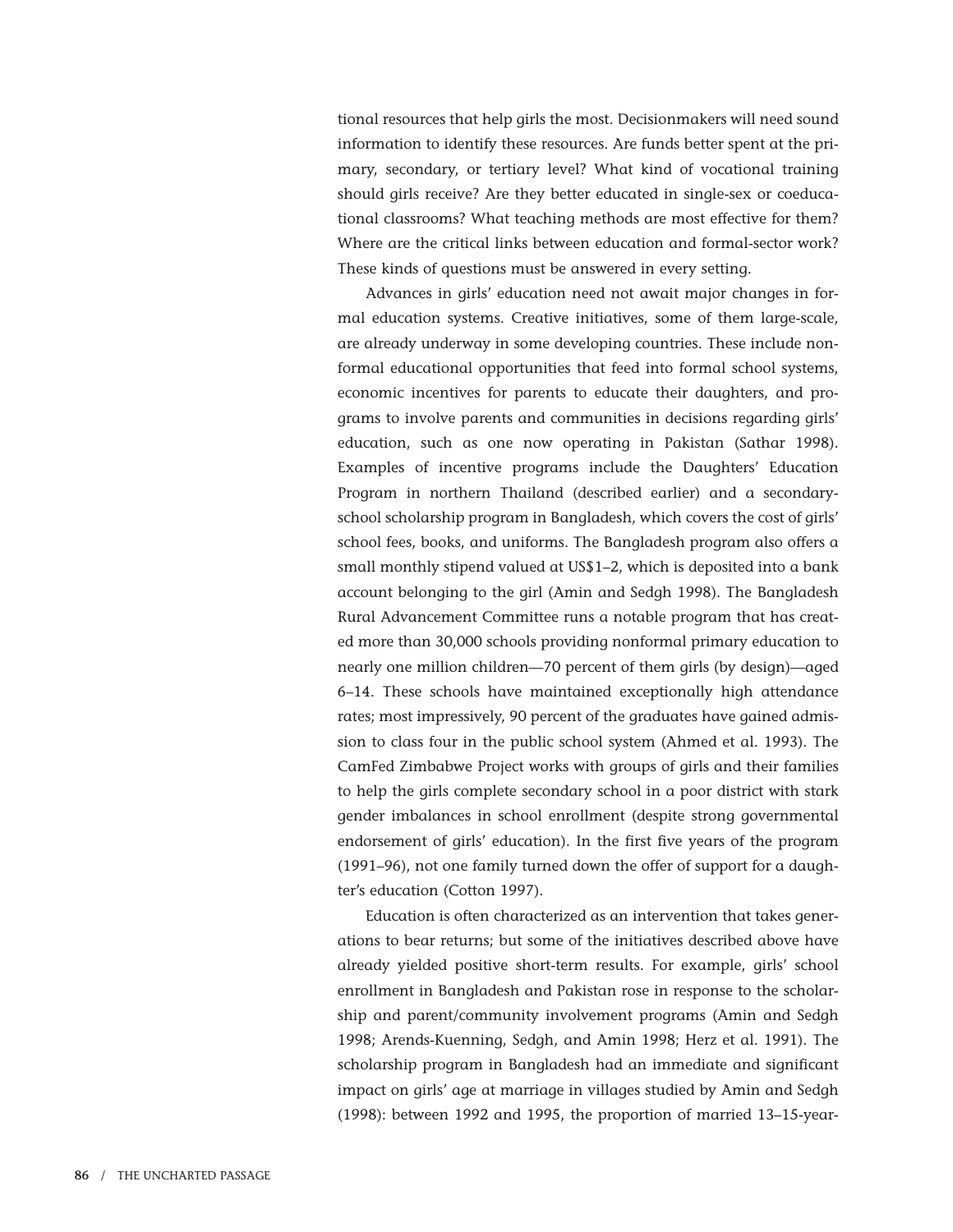tional resources that help girls the most. Decisionmakers will need sound information to identify these resources. Are funds better spent at the primary, secondary, or tertiary level? What kind of vocational training should girls receive? Are they better educated in single-sex or coeducational classrooms? What teaching methods are most effective for them? Where are the critical links between education and formal-sector work? These kinds of questions must be answered in every setting.

Advances in girls' education need not await major changes in formal education systems. Creative initiatives, some of them large-scale, are already underway in some developing countries. These include nonformal educational opportunities that feed into formal school systems, economic incentives for parents to educate their daughters, and programs to involve parents and communities in decisions regarding girls' education, such as one now operating in Pakistan (Sathar 1998). Examples of incentive programs include the Daughters' Education Program in northern Thailand (described earlier) and a secondary-school scholarship program in Bangladesh, which covers the cost of girls' school fees, books, and uniforms. The Bangladesh program also offers a small monthly stipend valued at US$1–2, which is deposited into a bank account belonging to the girl (Amin and Sedgh 1998). The Bangladesh Rural Advancement Committee runs a notable program that has created more than 30,000 schools providing nonformal primary education to nearly one million children—70 percent of them girls (by design)—aged 6–14. These schools have maintained exceptionally high attendance rates; most impressively, 90 percent of the graduates have gained admission to class four in the public school system (Ahmed et al. 1993). The CamFed Zimbabwe Project works with groups of girls and their families to help the girls complete secondary school in a poor district with stark gender imbalances in school enrollment (despite strong governmental endorsement of girls' education). In the first five years of the program (1991–96), not one family turned down the offer of support for a daughter's education (Cotton 1997).

Education is often characterized as an intervention that takes generations to bear returns; but some of the initiatives described above have already yielded positive short-term results. For example, girls' school enrollment in Bangladesh and Pakistan rose in response to the scholarship and parent/community involvement programs (Amin and Sedgh 1998; Arends-Kuenning, Sedgh, and Amin 1998; Herz et al. 1991). The scholarship program in Bangladesh had an immediate and significant impact on girls' age at marriage in villages studied by Amin and Sedgh (1998): between 1992 and 1995, the proportion of married 13–15-year-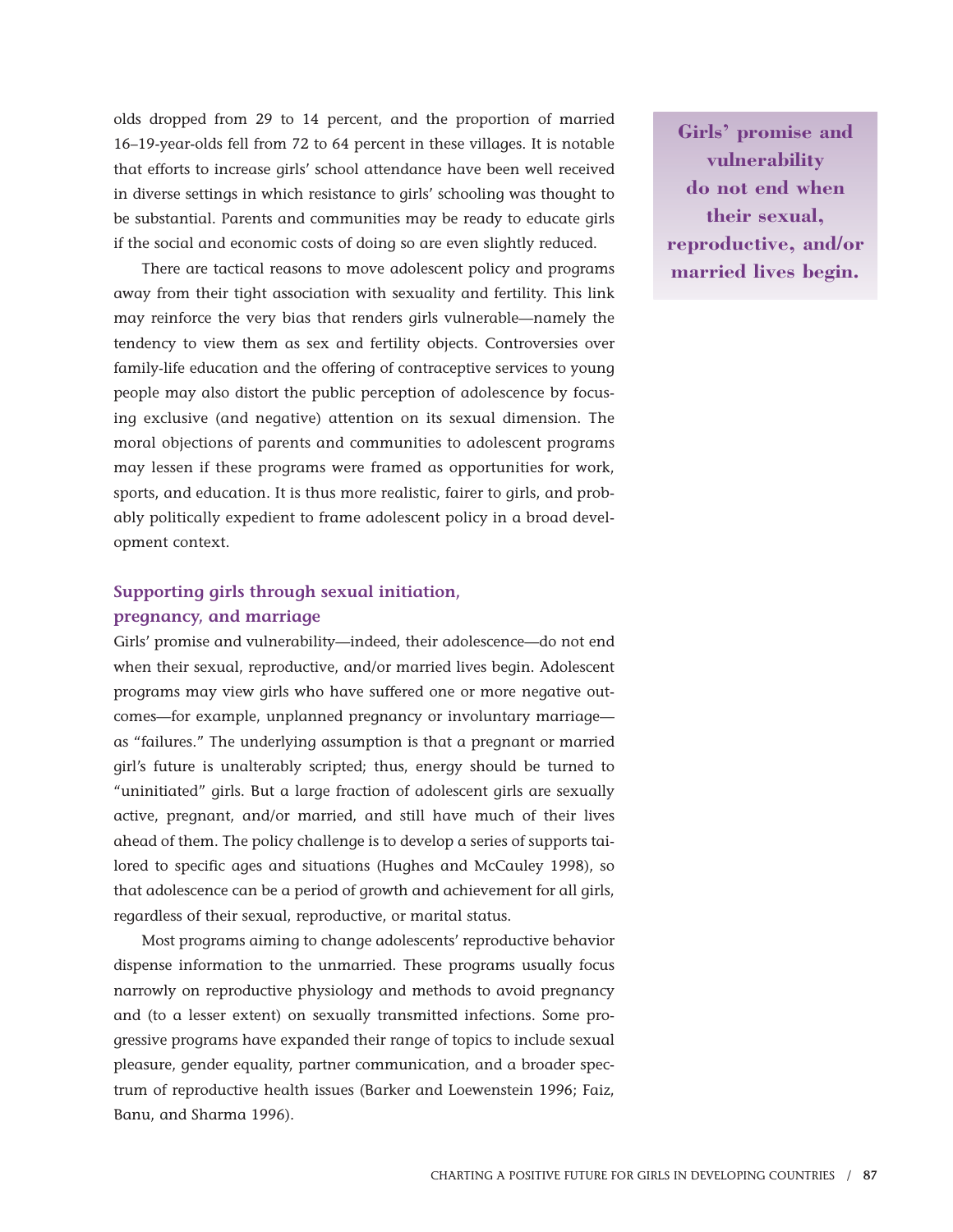olds dropped from 29 to 14 percent, and the proportion of married 16–19-year-olds fell from 72 to 64 percent in these villages. It is notable that efforts to increase girls' school attendance have been well received in diverse settings in which resistance to girls' schooling was thought to be substantial. Parents and communities may be ready to educate girls if the social and economic costs of doing so are even slightly reduced.

There are tactical reasons to move adolescent policy and programs away from their tight association with sexuality and fertility. This link may reinforce the very bias that renders girls vulnerable—namely the tendency to view them as sex and fertility objects. Controversies over family-life education and the offering of contraceptive services to young people may also distort the public perception of adolescence by focusing exclusive (and negative) attention on its sexual dimension. The moral objections of parents and communities to adolescent programs may lessen if these programs were framed as opportunities for work, sports, and education. It is thus more realistic, fairer to girls, and probably politically expedient to frame adolescent policy in a broad development context.

**Girls' promise and vulnerability do not end when their sexual, reproductive, and/or married lives begin.**

### Supporting girls through sexual initiation, pregnancy, and marriage

Girls' promise and vulnerability—indeed, their adolescence—do not end when their sexual, reproductive, and/or married lives begin. Adolescent programs may view girls who have suffered one or more negative outcomes—for example, unplanned pregnancy or involuntary marriage—as "failures." The underlying assumption is that a pregnant or married girl's future is unalterably scripted; thus, energy should be turned to "uninitiated" girls. But a large fraction of adolescent girls are sexually active, pregnant, and/or married, and still have much of their lives ahead of them. The policy challenge is to develop a series of supports tailored to specific ages and situations (Hughes and McCauley 1998), so that adolescence can be a period of growth and achievement for all girls, regardless of their sexual, reproductive, or marital status.

Most programs aiming to change adolescents' reproductive behavior dispense information to the unmarried. These programs usually focus narrowly on reproductive physiology and methods to avoid pregnancy and (to a lesser extent) on sexually transmitted infections. Some progressive programs have expanded their range of topics to include sexual pleasure, gender equality, partner communication, and a broader spectrum of reproductive health issues (Barker and Loewenstein 1996; Faiz, Banu, and Sharma 1996).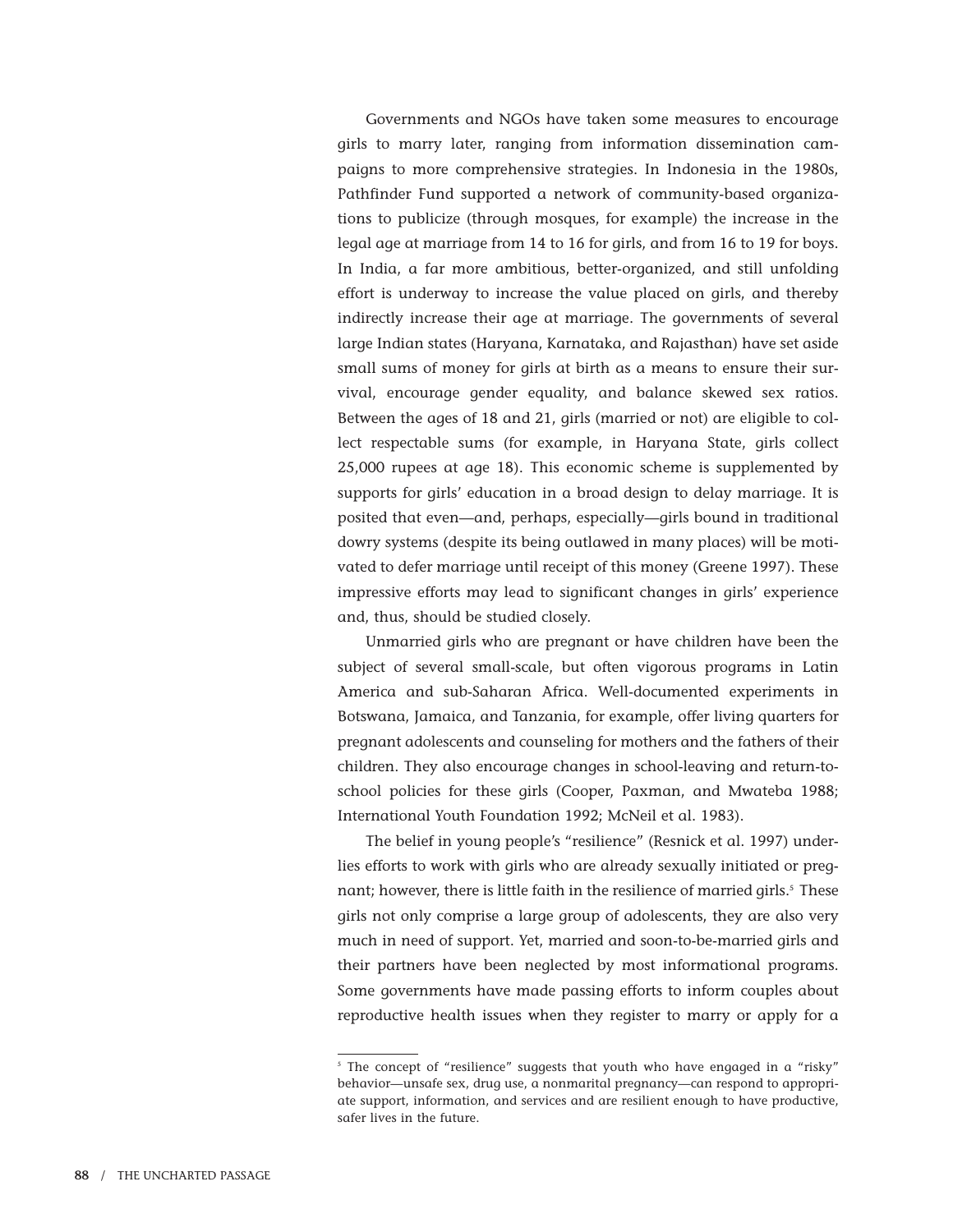Governments and NGOs have taken some measures to encourage girls to marry later, ranging from information dissemination campaigns to more comprehensive strategies. In Indonesia in the 1980s, Pathfinder Fund supported a network of community-based organizations to publicize (through mosques, for example) the increase in the legal age at marriage from 14 to 16 for girls, and from 16 to 19 for boys. In India, a far more ambitious, better-organized, and still unfolding effort is underway to increase the value placed on girls, and thereby indirectly increase their age at marriage. The governments of several large Indian states (Haryana, Karnataka, and Rajasthan) have set aside small sums of money for girls at birth as a means to ensure their survival, encourage gender equality, and balance skewed sex ratios. Between the ages of 18 and 21, girls (married or not) are eligible to collect respectable sums (for example, in Haryana State, girls collect 25,000 rupees at age 18). This economic scheme is supplemented by supports for girls' education in a broad design to delay marriage. It is posited that even—and, perhaps, especially—girls bound in traditional dowry systems (despite its being outlawed in many places) will be motivated to defer marriage until receipt of this money (Greene 1997). These impressive efforts may lead to significant changes in girls' experience and, thus, should be studied closely.

Unmarried girls who are pregnant or have children have been the subject of several small-scale, but often vigorous programs in Latin America and sub-Saharan Africa. Well-documented experiments in Botswana, Jamaica, and Tanzania, for example, offer living quarters for pregnant adolescents and counseling for mothers and the fathers of their children. They also encourage changes in school-leaving and return-to-school policies for these girls (Cooper, Paxman, and Mwateba 1988; International Youth Foundation 1992; McNeil et al. 1983).

The belief in young people's "resilience" (Resnick et al. 1997) underlies efforts to work with girls who are already sexually initiated or pregnant; however, there is little faith in the resilience of married girls.[5] These girls not only comprise a large group of adolescents, they are also very much in need of support. Yet, married and soon-to-be-married girls and their partners have been neglected by most informational programs. Some governments have made passing efforts to inform couples about reproductive health issues when they register to marry or apply for a

[5] The concept of "resilience" suggests that youth who have engaged in a "risky" behavior—unsafe sex, drug use, a nonmarital pregnancy—can respond to appropriate support, information, and services and are resilient enough to have productive, safer lives in the future.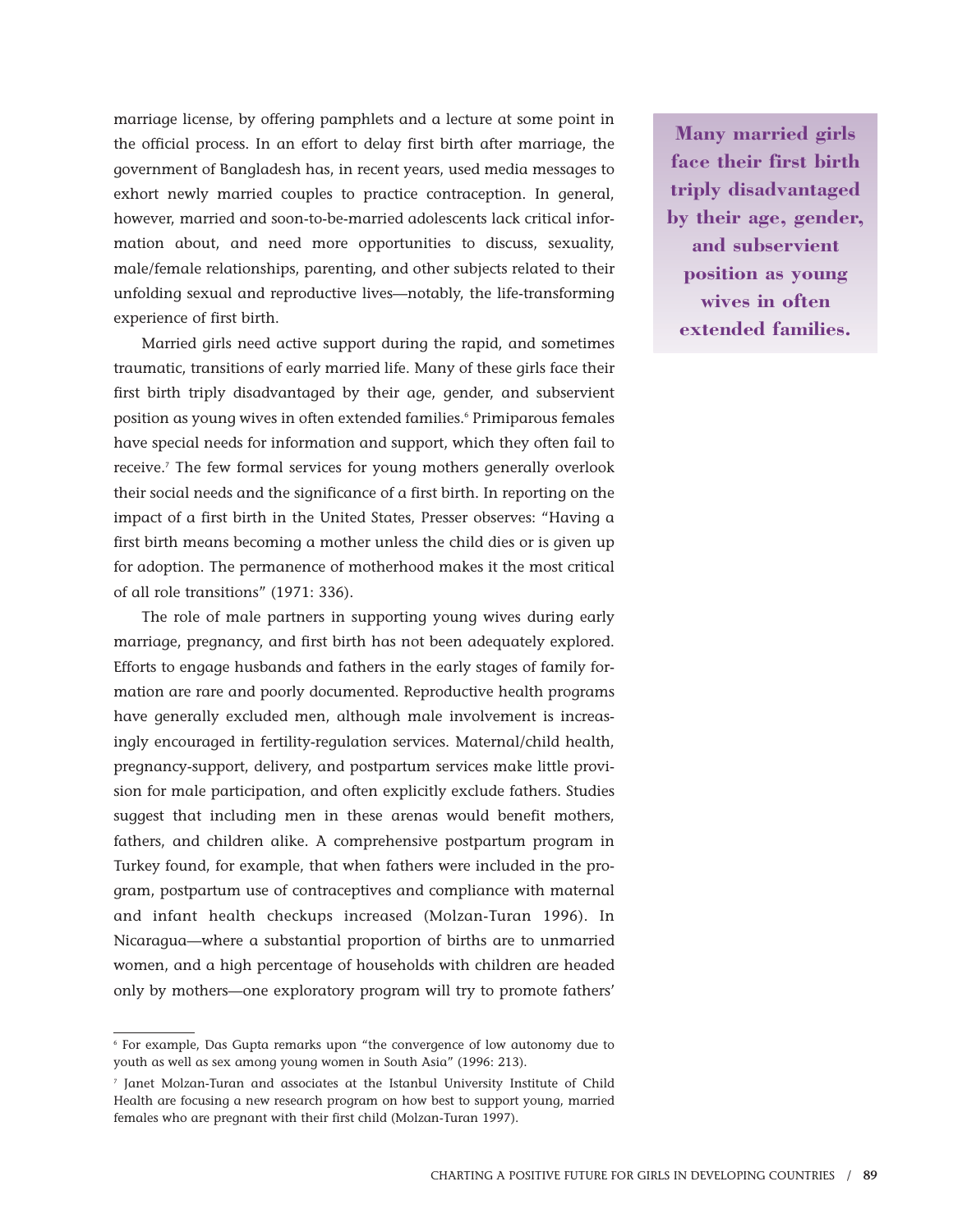marriage license, by offering pamphlets and a lecture at some point in the official process. In an effort to delay first birth after marriage, the government of Bangladesh has, in recent years, used media messages to exhort newly married couples to practice contraception. In general, however, married and soon-to-be-married adolescents lack critical information about, and need more opportunities to discuss, sexuality, male/female relationships, parenting, and other subjects related to their unfolding sexual and reproductive lives—notably, the life-transforming experience of first birth.

**Many married girls face their first birth triply disadvantaged by their age, gender, and subservient position as young wives in often extended families.**

Married girls need active support during the rapid, and sometimes traumatic, transitions of early married life. Many of these girls face their first birth triply disadvantaged by their age, gender, and subservient position as young wives in often extended families.[6] Primiparous females have special needs for information and support, which they often fail to receive.[7] The few formal services for young mothers generally overlook their social needs and the significance of a first birth. In reporting on the impact of a first birth in the United States, Presser observes: "Having a first birth means becoming a mother unless the child dies or is given up for adoption. The permanence of motherhood makes it the most critical of all role transitions" (1971: 336).

The role of male partners in supporting young wives during early marriage, pregnancy, and first birth has not been adequately explored. Efforts to engage husbands and fathers in the early stages of family formation are rare and poorly documented. Reproductive health programs have generally excluded men, although male involvement is increasingly encouraged in fertility-regulation services. Maternal/child health, pregnancy-support, delivery, and postpartum services make little provision for male participation, and often explicitly exclude fathers. Studies suggest that including men in these arenas would benefit mothers, fathers, and children alike. A comprehensive postpartum program in Turkey found, for example, that when fathers were included in the program, postpartum use of contraceptives and compliance with maternal and infant health checkups increased (Molzan-Turan 1996). In Nicaragua—where a substantial proportion of births are to unmarried women, and a high percentage of households with children are headed only by mothers—one exploratory program will try to promote fathers'

---

[6] For example, Das Gupta remarks upon "the convergence of low autonomy due to youth as well as sex among young women in South Asia" (1996: 213).

[7] Janet Molzan-Turan and associates at the Istanbul University Institute of Child Health are focusing a new research program on how best to support young, married females who are pregnant with their first child (Molzan-Turan 1997).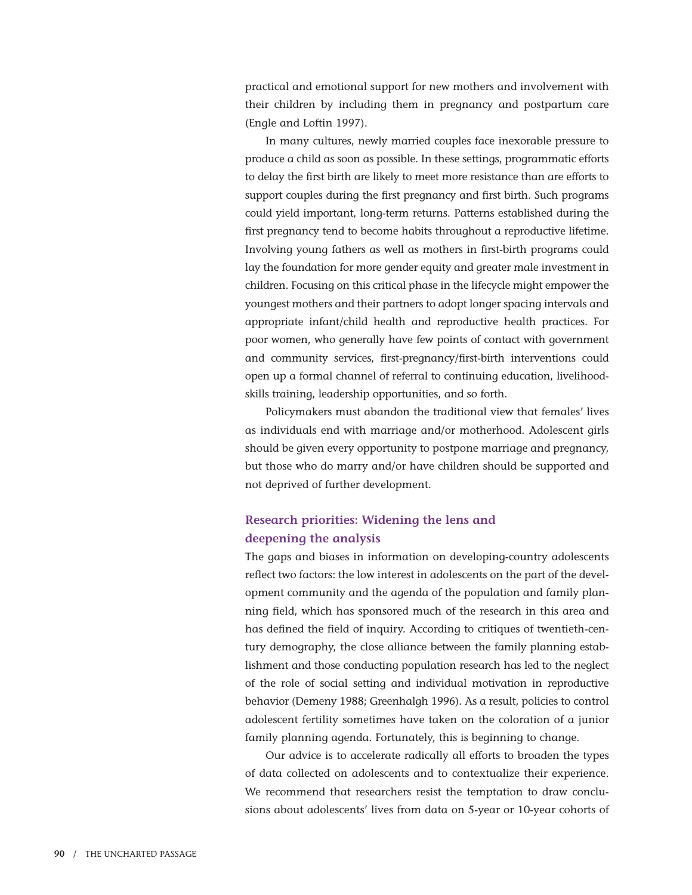practical and emotional support for new mothers and involvement with their children by including them in pregnancy and postpartum care (Engle and Loftin 1997).

In many cultures, newly married couples face inexorable pressure to produce a child as soon as possible. In these settings, programmatic efforts to delay the first birth are likely to meet more resistance than are efforts to support couples during the first pregnancy and first birth. Such programs could yield important, long-term returns. Patterns established during the first pregnancy tend to become habits throughout a reproductive lifetime. Involving young fathers as well as mothers in first-birth programs could lay the foundation for more gender equity and greater male investment in children. Focusing on this critical phase in the lifecycle might empower the youngest mothers and their partners to adopt longer spacing intervals and appropriate infant/child health and reproductive health practices. For poor women, who generally have few points of contact with government and community services, first-pregnancy/first-birth interventions could open up a formal channel of referral to continuing education, livelihood-skills training, leadership opportunities, and so forth.

Policymakers must abandon the traditional view that females' lives as individuals end with marriage and/or motherhood. Adolescent girls should be given every opportunity to postpone marriage and pregnancy, but those who do marry and/or have children should be supported and not deprived of further development.

### Research priorities: Widening the lens and deepening the analysis

The gaps and biases in information on developing-country adolescents reflect two factors: the low interest in adolescents on the part of the development community and the agenda of the population and family planning field, which has sponsored much of the research in this area and has defined the field of inquiry. According to critiques of twentieth-century demography, the close alliance between the family planning establishment and those conducting population research has led to the neglect of the role of social setting and individual motivation in reproductive behavior (Demeny 1988; Greenhalgh 1996). As a result, policies to control adolescent fertility sometimes have taken on the coloration of a junior family planning agenda. Fortunately, this is beginning to change.

Our advice is to accelerate radically all efforts to broaden the types of data collected on adolescents and to contextualize their experience. We recommend that researchers resist the temptation to draw conclusions about adolescents' lives from data on 5-year or 10-year cohorts of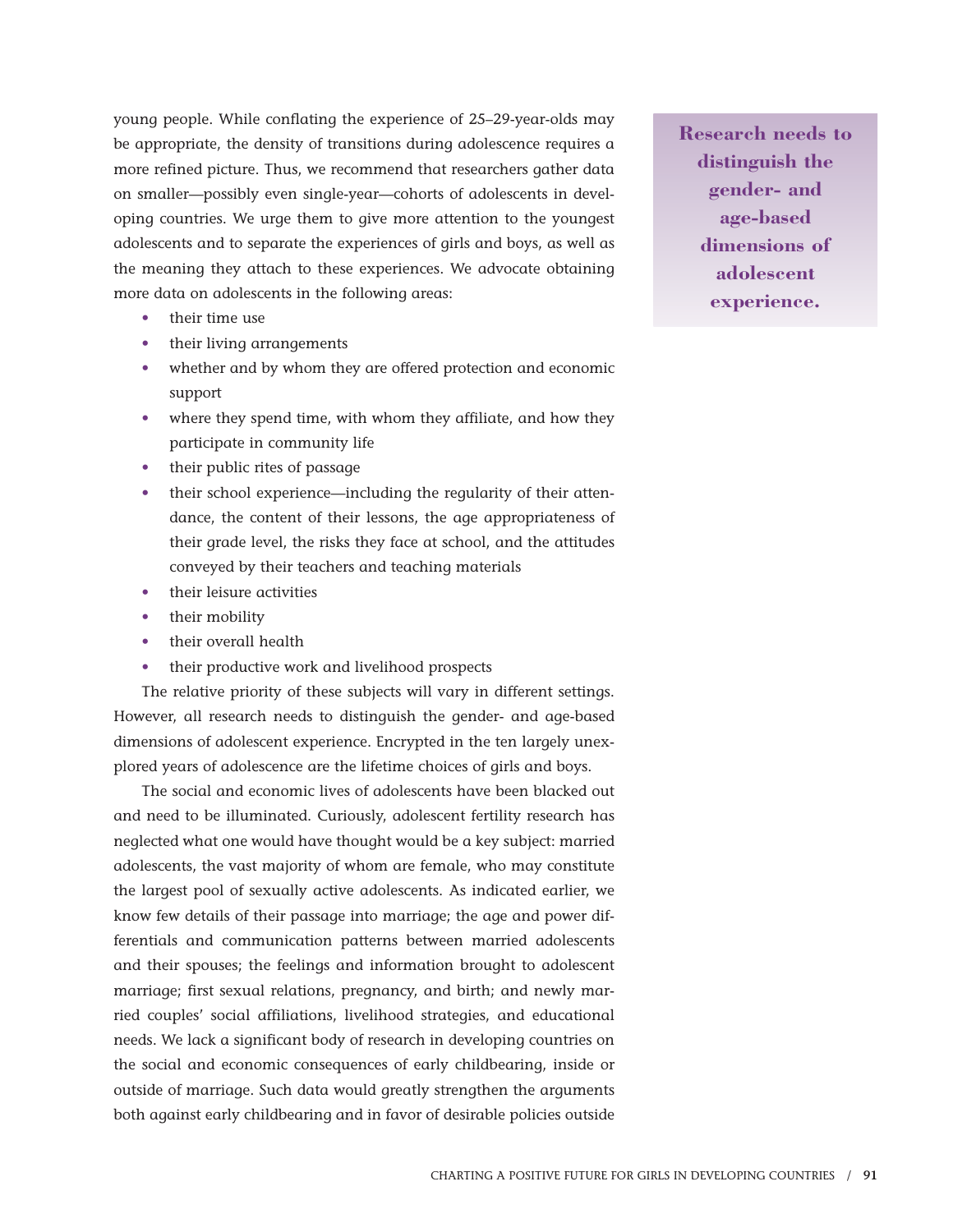young people. While conflating the experience of 25–29-year-olds may be appropriate, the density of transitions during adolescence requires a more refined picture. Thus, we recommend that researchers gather data on smaller—possibly even single-year—cohorts of adolescents in developing countries. We urge them to give more attention to the youngest adolescents and to separate the experiences of girls and boys, as well as the meaning they attach to these experiences. We advocate obtaining more data on adolescents in the following areas:

- their time use
- their living arrangements
- whether and by whom they are offered protection and economic support
- where they spend time, with whom they affiliate, and how they participate in community life
- their public rites of passage
- their school experience—including the regularity of their attendance, the content of their lessons, the age appropriateness of their grade level, the risks they face at school, and the attitudes conveyed by their teachers and teaching materials
- their leisure activities
- their mobility
- their overall health
- their productive work and livelihood prospects

**Research needs to distinguish the gender- and age-based dimensions of adolescent experience.**

The relative priority of these subjects will vary in different settings. However, all research needs to distinguish the gender- and age-based dimensions of adolescent experience. Encrypted in the ten largely unexplored years of adolescence are the lifetime choices of girls and boys.

The social and economic lives of adolescents have been blacked out and need to be illuminated. Curiously, adolescent fertility research has neglected what one would have thought would be a key subject: married adolescents, the vast majority of whom are female, who may constitute the largest pool of sexually active adolescents. As indicated earlier, we know few details of their passage into marriage; the age and power differentials and communication patterns between married adolescents and their spouses; the feelings and information brought to adolescent marriage; first sexual relations, pregnancy, and birth; and newly married couples' social affiliations, livelihood strategies, and educational needs. We lack a significant body of research in developing countries on the social and economic consequences of early childbearing, inside or outside of marriage. Such data would greatly strengthen the arguments both against early childbearing and in favor of desirable policies outside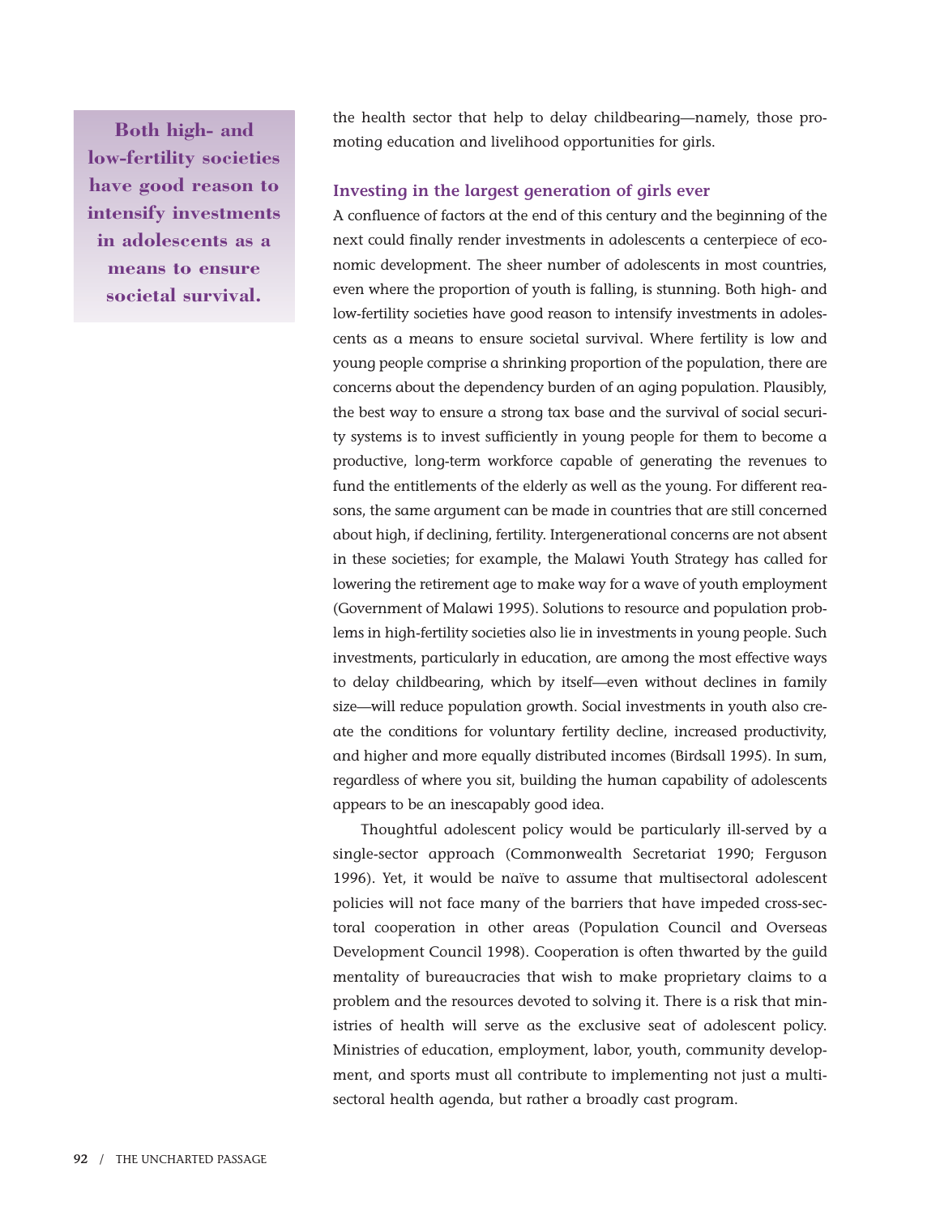the health sector that help to delay childbearing—namely, those promoting education and livelihood opportunities for girls.

> **Both high- and low-fertility societies have good reason to intensify investments in adolescents as a means to ensure societal survival.**

### Investing in the largest generation of girls ever

A confluence of factors at the end of this century and the beginning of the next could finally render investments in adolescents a centerpiece of economic development. The sheer number of adolescents in most countries, even where the proportion of youth is falling, is stunning. Both high- and low-fertility societies have good reason to intensify investments in adolescents as a means to ensure societal survival. Where fertility is low and young people comprise a shrinking proportion of the population, there are concerns about the dependency burden of an aging population. Plausibly, the best way to ensure a strong tax base and the survival of social security systems is to invest sufficiently in young people for them to become a productive, long-term workforce capable of generating the revenues to fund the entitlements of the elderly as well as the young. For different reasons, the same argument can be made in countries that are still concerned about high, if declining, fertility. Intergenerational concerns are not absent in these societies; for example, the Malawi Youth Strategy has called for lowering the retirement age to make way for a wave of youth employment (Government of Malawi 1995). Solutions to resource and population problems in high-fertility societies also lie in investments in young people. Such investments, particularly in education, are among the most effective ways to delay childbearing, which by itself—even without declines in family size—will reduce population growth. Social investments in youth also create the conditions for voluntary fertility decline, increased productivity, and higher and more equally distributed incomes (Birdsall 1995). In sum, regardless of where you sit, building the human capability of adolescents appears to be an inescapably good idea.

Thoughtful adolescent policy would be particularly ill-served by a single-sector approach (Commonwealth Secretariat 1990; Ferguson 1996). Yet, it would be naïve to assume that multisectoral adolescent policies will not face many of the barriers that have impeded cross-sectoral cooperation in other areas (Population Council and Overseas Development Council 1998). Cooperation is often thwarted by the guild mentality of bureaucracies that wish to make proprietary claims to a problem and the resources devoted to solving it. There is a risk that ministries of health will serve as the exclusive seat of adolescent policy. Ministries of education, employment, labor, youth, community development, and sports must all contribute to implementing not just a multisectoral health agenda, but rather a broadly cast program.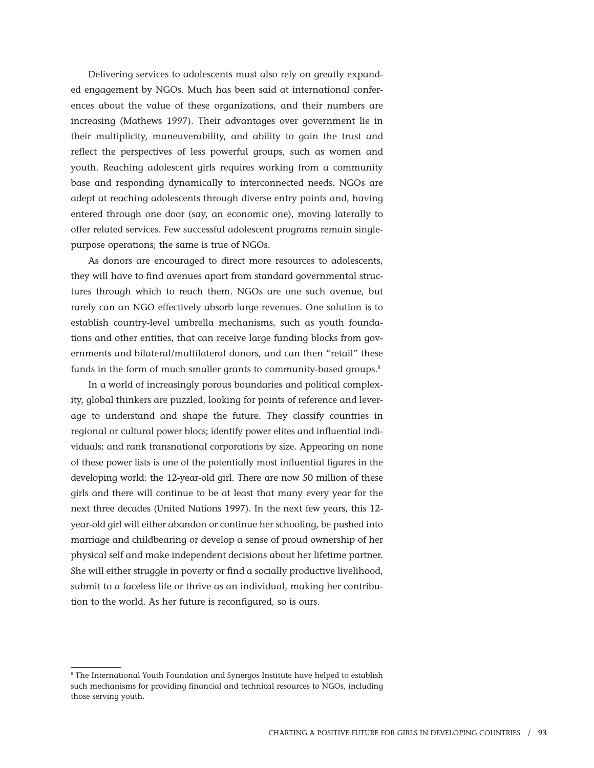Delivering services to adolescents must also rely on greatly expanded engagement by NGOs. Much has been said at international conferences about the value of these organizations, and their numbers are increasing (Mathews 1997). Their advantages over government lie in their multiplicity, maneuverability, and ability to gain the trust and reflect the perspectives of less powerful groups, such as women and youth. Reaching adolescent girls requires working from a community base and responding dynamically to interconnected needs. NGOs are adept at reaching adolescents through diverse entry points and, having entered through one door (say, an economic one), moving laterally to offer related services. Few successful adolescent programs remain single-purpose operations; the same is true of NGOs.

As donors are encouraged to direct more resources to adolescents, they will have to find avenues apart from standard governmental structures through which to reach them. NGOs are one such avenue, but rarely can an NGO effectively absorb large revenues. One solution is to establish country-level umbrella mechanisms, such as youth foundations and other entities, that can receive large funding blocks from governments and bilateral/multilateral donors, and can then "retail" these funds in the form of much smaller grants to community-based groups.[8]

In a world of increasingly porous boundaries and political complexity, global thinkers are puzzled, looking for points of reference and leverage to understand and shape the future. They classify countries in regional or cultural power blocs; identify power elites and influential individuals; and rank transnational corporations by size. Appearing on none of these power lists is one of the potentially most influential figures in the developing world: the 12-year-old girl. There are now 50 million of these girls and there will continue to be at least that many every year for the next three decades (United Nations 1997). In the next few years, this 12-year-old girl will either abandon or continue her schooling, be pushed into marriage and childbearing or develop a sense of proud ownership of her physical self and make independent decisions about her lifetime partner. She will either struggle in poverty or find a socially productive livelihood, submit to a faceless life or thrive as an individual, making her contribution to the world. As her future is reconfigured, so is ours.

---

[8] The International Youth Foundation and Synergos Institute have helped to establish such mechanisms for providing financial and technical resources to NGOs, including those serving youth.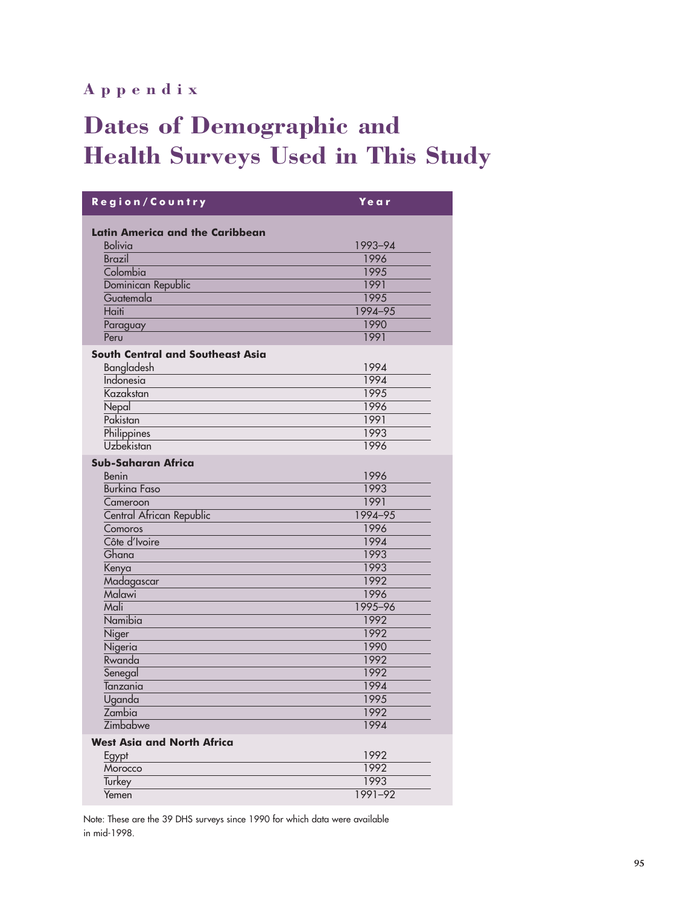# Appendix

## Dates of Demographic and Health Surveys Used in This Study

| Region/Country | Year |
|---|---|
| **Latin America and the Caribbean** | |
| Bolivia | 1993–94 |
| Brazil | 1996 |
| Colombia | 1995 |
| Dominican Republic | 1991 |
| Guatemala | 1995 |
| Haiti | 1994–95 |
| Paraguay | 1990 |
| Peru | 1991 |
| **South Central and Southeast Asia** | |
| Bangladesh | 1994 |
| Indonesia | 1994 |
| Kazakstan | 1995 |
| Nepal | 1996 |
| Pakistan | 1991 |
| Philippines | 1993 |
| Uzbekistan | 1996 |
| **Sub-Saharan Africa** | |
| Benin | 1996 |
| Burkina Faso | 1993 |
| Cameroon | 1991 |
| Central African Republic | 1994–95 |
| Comoros | 1996 |
| Côte d'Ivoire | 1994 |
| Ghana | 1993 |
| Kenya | 1993 |
| Madagascar | 1992 |
| Malawi | 1996 |
| Mali | 1995–96 |
| Namibia | 1992 |
| Niger | 1992 |
| Nigeria | 1990 |
| Rwanda | 1992 |
| Senegal | 1992 |
| Tanzania | 1994 |
| Uganda | 1995 |
| Zambia | 1992 |
| Zimbabwe | 1994 |
| **West Asia and North Africa** | |
| Egypt | 1992 |
| Morocco | 1992 |
| Turkey | 1993 |
| Yemen | 1991–92 |

Note: These are the 39 DHS surveys since 1990 for which data were available in mid-1998.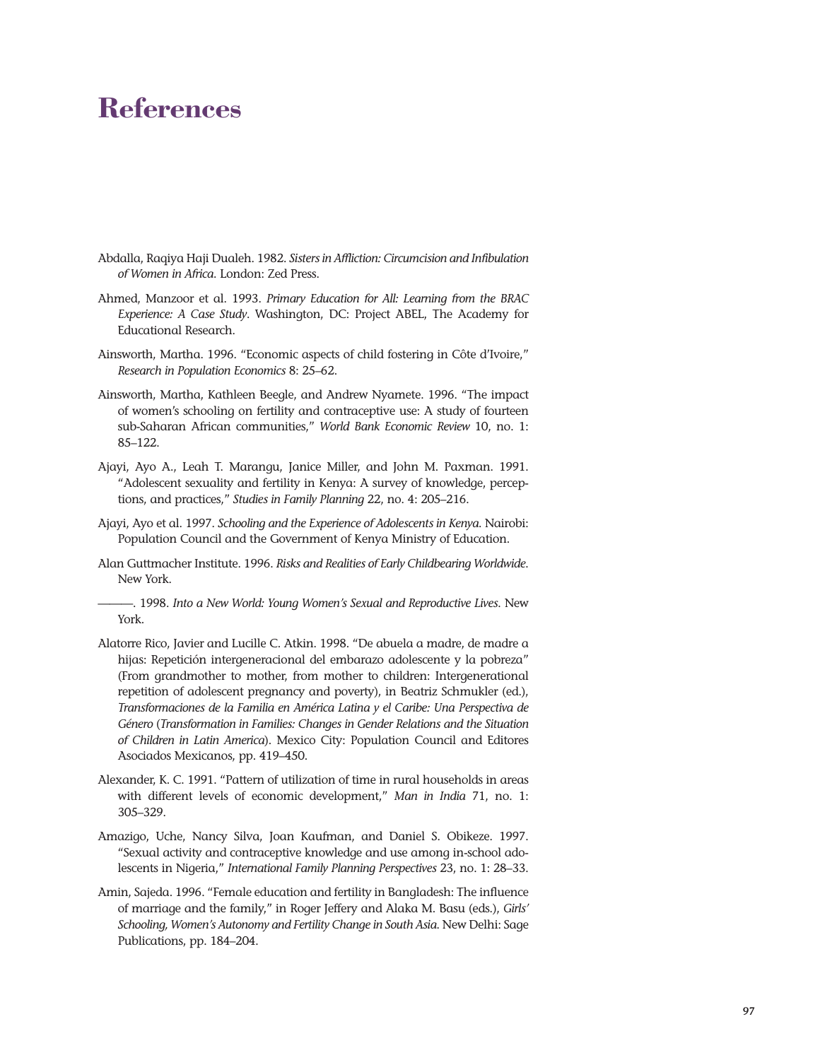# References

Abdalla, Raqiya Haji Dualeh. 1982. *Sisters in Affliction: Circumcision and Infibulation of Women in Africa*. London: Zed Press.

Ahmed, Manzoor et al. 1993. *Primary Education for All: Learning from the BRAC Experience: A Case Study*. Washington, DC: Project ABEL, The Academy for Educational Research.

Ainsworth, Martha. 1996. "Economic aspects of child fostering in Côte d'Ivoire," *Research in Population Economics* 8: 25–62.

Ainsworth, Martha, Kathleen Beegle, and Andrew Nyamete. 1996. "The impact of women's schooling on fertility and contraceptive use: A study of fourteen sub-Saharan African communities," *World Bank Economic Review* 10, no. 1: 85–122.

Ajayi, Ayo A., Leah T. Marangu, Janice Miller, and John M. Paxman. 1991. "Adolescent sexuality and fertility in Kenya: A survey of knowledge, perceptions, and practices," *Studies in Family Planning* 22, no. 4: 205–216.

Ajayi, Ayo et al. 1997. *Schooling and the Experience of Adolescents in Kenya*. Nairobi: Population Council and the Government of Kenya Ministry of Education.

Alan Guttmacher Institute. 1996. *Risks and Realities of Early Childbearing Worldwide*. New York.

———. 1998. *Into a New World: Young Women's Sexual and Reproductive Lives*. New York.

Alatorre Rico, Javier and Lucille C. Atkin. 1998. "De abuela a madre, de madre a hijas: Repetición intergeneracional del embarazo adolescente y la pobreza" (From grandmother to mother, from mother to children: Intergenerational repetition of adolescent pregnancy and poverty), in Beatriz Schmukler (ed.), *Transformaciones de la Familia en América Latina y el Caribe: Una Perspectiva de Género* (*Transformation in Families: Changes in Gender Relations and the Situation of Children in Latin America*). Mexico City: Population Council and Editores Asociados Mexicanos, pp. 419–450.

Alexander, K. C. 1991. "Pattern of utilization of time in rural households in areas with different levels of economic development," *Man in India* 71, no. 1: 305–329.

Amazigo, Uche, Nancy Silva, Joan Kaufman, and Daniel S. Obikeze. 1997. "Sexual activity and contraceptive knowledge and use among in-school adolescents in Nigeria," *International Family Planning Perspectives* 23, no. 1: 28–33.

Amin, Sajeda. 1996. "Female education and fertility in Bangladesh: The influence of marriage and the family," in Roger Jeffery and Alaka M. Basu (eds.), *Girls' Schooling, Women's Autonomy and Fertility Change in South Asia*. New Delhi: Sage Publications, pp. 184–204.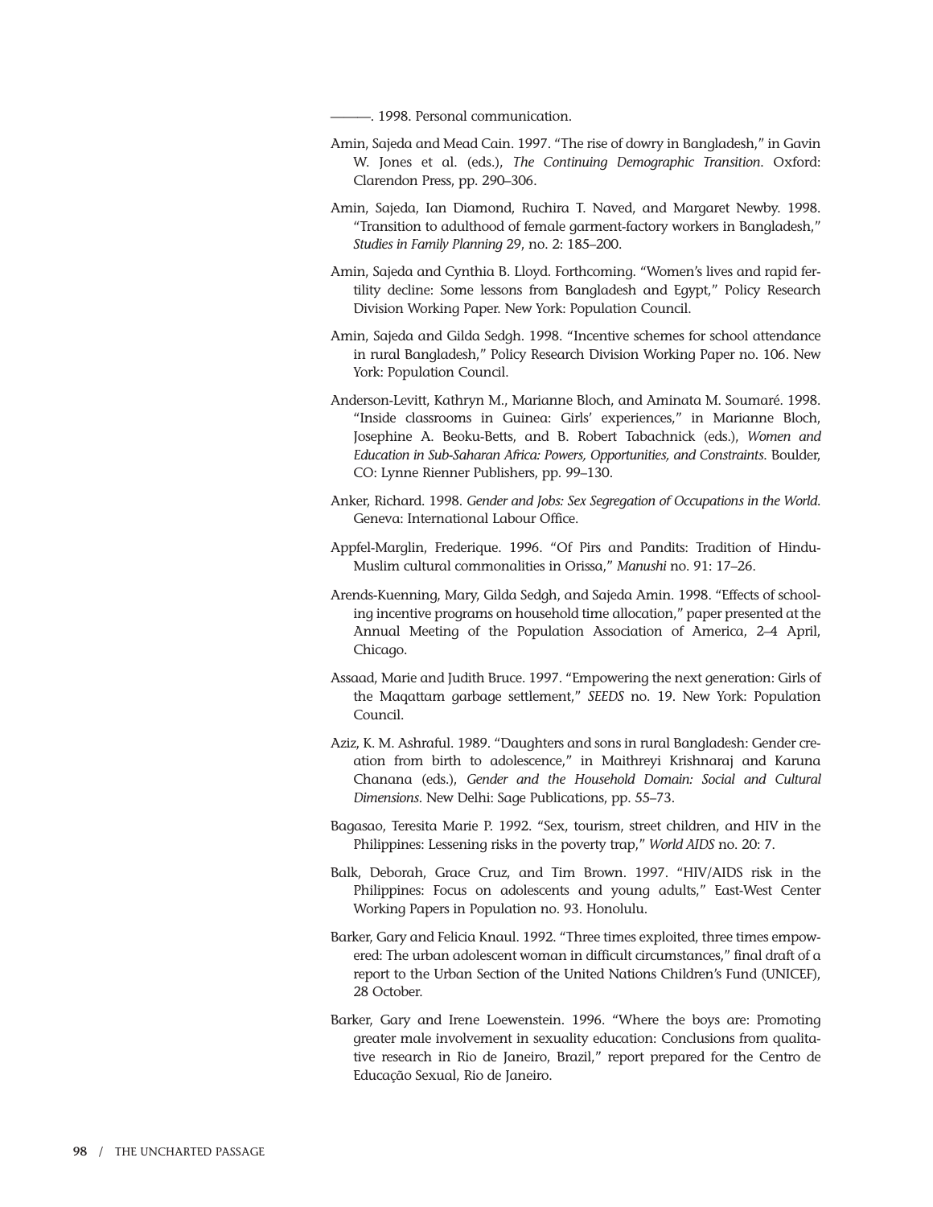———. 1998. Personal communication.

Amin, Sajeda and Mead Cain. 1997. "The rise of dowry in Bangladesh," in Gavin W. Jones et al. (eds.), *The Continuing Demographic Transition*. Oxford: Clarendon Press, pp. 290–306.

Amin, Sajeda, Ian Diamond, Ruchira T. Naved, and Margaret Newby. 1998. "Transition to adulthood of female garment-factory workers in Bangladesh," *Studies in Family Planning 29*, no. 2: 185–200.

Amin, Sajeda and Cynthia B. Lloyd. Forthcoming. "Women's lives and rapid fertility decline: Some lessons from Bangladesh and Egypt," Policy Research Division Working Paper. New York: Population Council.

Amin, Sajeda and Gilda Sedgh. 1998. "Incentive schemes for school attendance in rural Bangladesh," Policy Research Division Working Paper no. 106. New York: Population Council.

Anderson-Levitt, Kathryn M., Marianne Bloch, and Aminata M. Soumaré. 1998. "Inside classrooms in Guinea: Girls' experiences," in Marianne Bloch, Josephine A. Beoku-Betts, and B. Robert Tabachnick (eds.), *Women and Education in Sub-Saharan Africa: Powers, Opportunities, and Constraints*. Boulder, CO: Lynne Rienner Publishers, pp. 99–130.

Anker, Richard. 1998. *Gender and Jobs: Sex Segregation of Occupations in the World*. Geneva: International Labour Office.

Appfel-Marglin, Frederique. 1996. "Of Pirs and Pandits: Tradition of Hindu-Muslim cultural commonalities in Orissa," *Manushi* no. 91: 17–26.

Arends-Kuenning, Mary, Gilda Sedgh, and Sajeda Amin. 1998. "Effects of schooling incentive programs on household time allocation," paper presented at the Annual Meeting of the Population Association of America, 2–4 April, Chicago.

Assaad, Marie and Judith Bruce. 1997. "Empowering the next generation: Girls of the Maqattam garbage settlement," *SEEDS* no. 19. New York: Population Council.

Aziz, K. M. Ashraful. 1989. "Daughters and sons in rural Bangladesh: Gender creation from birth to adolescence," in Maithreyi Krishnaraj and Karuna Chanana (eds.), *Gender and the Household Domain: Social and Cultural Dimensions*. New Delhi: Sage Publications, pp. 55–73.

Bagasao, Teresita Marie P. 1992. "Sex, tourism, street children, and HIV in the Philippines: Lessening risks in the poverty trap," *World AIDS* no. 20: 7.

Balk, Deborah, Grace Cruz, and Tim Brown. 1997. "HIV/AIDS risk in the Philippines: Focus on adolescents and young adults," East-West Center Working Papers in Population no. 93. Honolulu.

Barker, Gary and Felicia Knaul. 1992. "Three times exploited, three times empowered: The urban adolescent woman in difficult circumstances," final draft of a report to the Urban Section of the United Nations Children's Fund (UNICEF), 28 October.

Barker, Gary and Irene Loewenstein. 1996. "Where the boys are: Promoting greater male involvement in sexuality education: Conclusions from qualitative research in Rio de Janeiro, Brazil," report prepared for the Centro de Educação Sexual, Rio de Janeiro.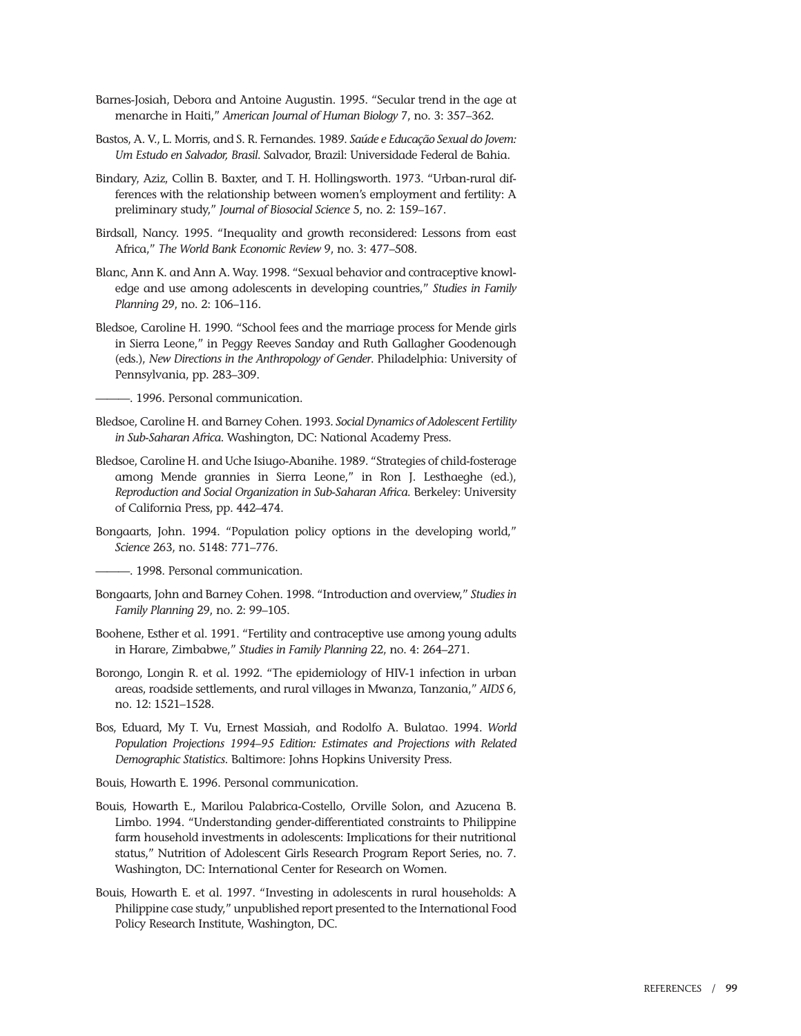Barnes-Josiah, Debora and Antoine Augustin. 1995. "Secular trend in the age at menarche in Haiti," *American Journal of Human Biology* 7, no. 3: 357–362.

Bastos, A. V., L. Morris, and S. R. Fernandes. 1989. *Saúde e Educação Sexual do Jovem: Um Estudo en Salvador, Brasil*. Salvador, Brazil: Universidade Federal de Bahia.

Bindary, Aziz, Collin B. Baxter, and T. H. Hollingsworth. 1973. "Urban-rural differences with the relationship between women's employment and fertility: A preliminary study," *Journal of Biosocial Science* 5, no. 2: 159–167.

Birdsall, Nancy. 1995. "Inequality and growth reconsidered: Lessons from east Africa," *The World Bank Economic Review* 9, no. 3: 477–508.

Blanc, Ann K. and Ann A. Way. 1998. "Sexual behavior and contraceptive knowledge and use among adolescents in developing countries," *Studies in Family Planning* 29, no. 2: 106–116.

Bledsoe, Caroline H. 1990. "School fees and the marriage process for Mende girls in Sierra Leone," in Peggy Reeves Sanday and Ruth Gallagher Goodenough (eds.), *New Directions in the Anthropology of Gender*. Philadelphia: University of Pennsylvania, pp. 283–309.

———. 1996. Personal communication.

Bledsoe, Caroline H. and Barney Cohen. 1993. *Social Dynamics of Adolescent Fertility in Sub-Saharan Africa*. Washington, DC: National Academy Press.

Bledsoe, Caroline H. and Uche Isiugo-Abanihe. 1989. "Strategies of child-fosterage among Mende grannies in Sierra Leone," in Ron J. Lesthaeghe (ed.), *Reproduction and Social Organization in Sub-Saharan Africa*. Berkeley: University of California Press, pp. 442–474.

Bongaarts, John. 1994. "Population policy options in the developing world," *Science* 263, no. 5148: 771–776.

———. 1998. Personal communication.

Bongaarts, John and Barney Cohen. 1998. "Introduction and overview," *Studies in Family Planning* 29, no. 2: 99–105.

Boohene, Esther et al. 1991. "Fertility and contraceptive use among young adults in Harare, Zimbabwe," *Studies in Family Planning* 22, no. 4: 264–271.

Borongo, Longin R. et al. 1992. "The epidemiology of HIV-1 infection in urban areas, roadside settlements, and rural villages in Mwanza, Tanzania," *AIDS* 6, no. 12: 1521–1528.

Bos, Eduard, My T. Vu, Ernest Massiah, and Rodolfo A. Bulatao. 1994. *World Population Projections 1994–95 Edition: Estimates and Projections with Related Demographic Statistics*. Baltimore: Johns Hopkins University Press.

Bouis, Howarth E. 1996. Personal communication.

Bouis, Howarth E., Marilou Palabrica-Costello, Orville Solon, and Azucena B. Limbo. 1994. "Understanding gender-differentiated constraints to Philippine farm household investments in adolescents: Implications for their nutritional status," Nutrition of Adolescent Girls Research Program Report Series, no. 7. Washington, DC: International Center for Research on Women.

Bouis, Howarth E. et al. 1997. "Investing in adolescents in rural households: A Philippine case study," unpublished report presented to the International Food Policy Research Institute, Washington, DC.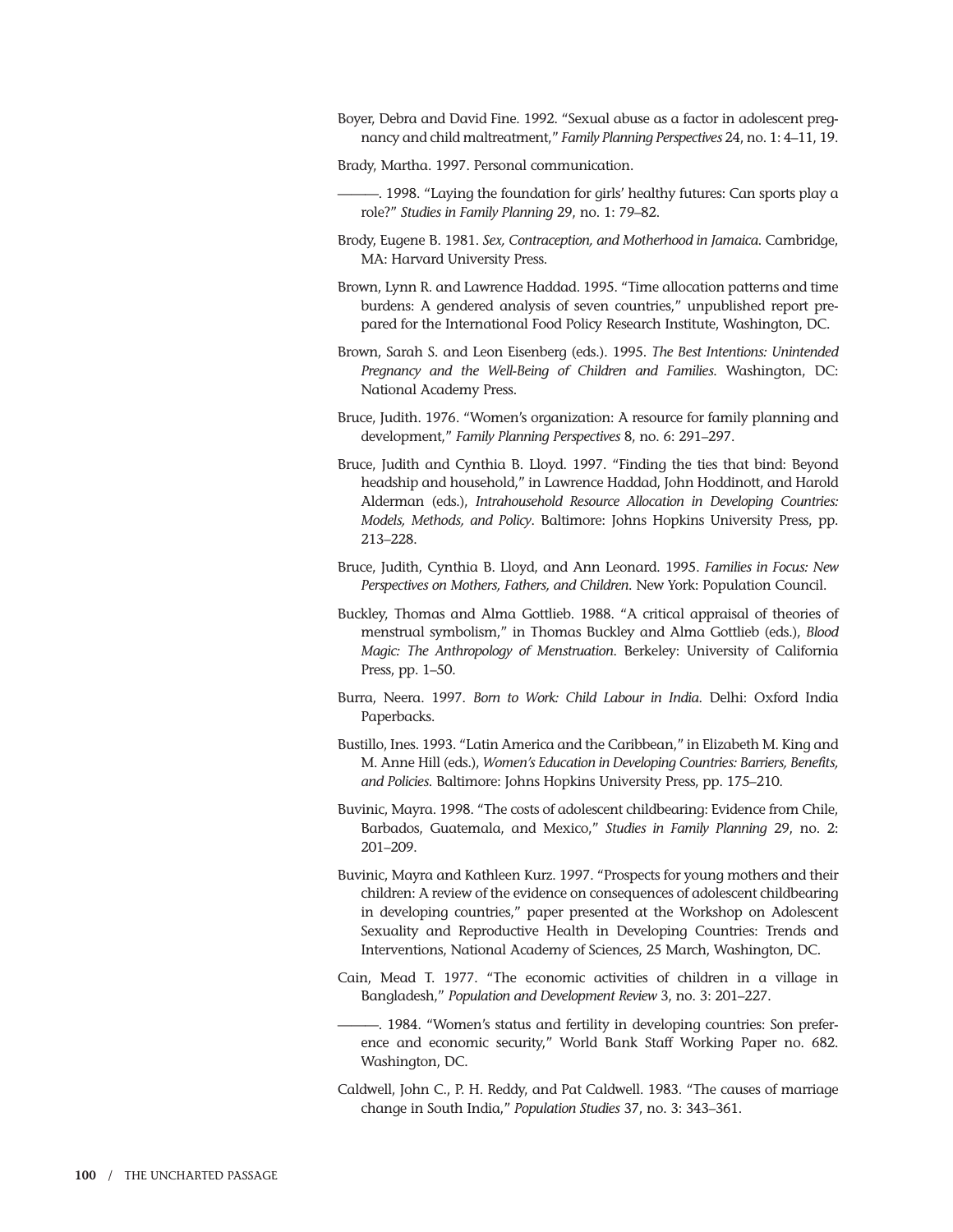Boyer, Debra and David Fine. 1992. "Sexual abuse as a factor in adolescent pregnancy and child maltreatment," *Family Planning Perspectives* 24, no. 1: 4–11, 19.

Brady, Martha. 1997. Personal communication.

———. 1998. "Laying the foundation for girls' healthy futures: Can sports play a role?" *Studies in Family Planning* 29, no. 1: 79–82.

Brody, Eugene B. 1981. *Sex, Contraception, and Motherhood in Jamaica*. Cambridge, MA: Harvard University Press.

Brown, Lynn R. and Lawrence Haddad. 1995. "Time allocation patterns and time burdens: A gendered analysis of seven countries," unpublished report prepared for the International Food Policy Research Institute, Washington, DC.

Brown, Sarah S. and Leon Eisenberg (eds.). 1995. *The Best Intentions: Unintended Pregnancy and the Well-Being of Children and Families*. Washington, DC: National Academy Press.

Bruce, Judith. 1976. "Women's organization: A resource for family planning and development," *Family Planning Perspectives* 8, no. 6: 291–297.

Bruce, Judith and Cynthia B. Lloyd. 1997. "Finding the ties that bind: Beyond headship and household," in Lawrence Haddad, John Hoddinott, and Harold Alderman (eds.), *Intrahousehold Resource Allocation in Developing Countries: Models, Methods, and Policy*. Baltimore: Johns Hopkins University Press, pp. 213–228.

Bruce, Judith, Cynthia B. Lloyd, and Ann Leonard. 1995. *Families in Focus: New Perspectives on Mothers, Fathers, and Children*. New York: Population Council.

Buckley, Thomas and Alma Gottlieb. 1988. "A critical appraisal of theories of menstrual symbolism," in Thomas Buckley and Alma Gottlieb (eds.), *Blood Magic: The Anthropology of Menstruation*. Berkeley: University of California Press, pp. 1–50.

Burra, Neera. 1997. *Born to Work: Child Labour in India*. Delhi: Oxford India Paperbacks.

Bustillo, Ines. 1993. "Latin America and the Caribbean," in Elizabeth M. King and M. Anne Hill (eds.), *Women's Education in Developing Countries: Barriers, Benefits, and Policies*. Baltimore: Johns Hopkins University Press, pp. 175–210.

Buvinic, Mayra. 1998. "The costs of adolescent childbearing: Evidence from Chile, Barbados, Guatemala, and Mexico," *Studies in Family Planning* 29, no. 2: 201–209.

Buvinic, Mayra and Kathleen Kurz. 1997. "Prospects for young mothers and their children: A review of the evidence on consequences of adolescent childbearing in developing countries," paper presented at the Workshop on Adolescent Sexuality and Reproductive Health in Developing Countries: Trends and Interventions, National Academy of Sciences, 25 March, Washington, DC.

Cain, Mead T. 1977. "The economic activities of children in a village in Bangladesh," *Population and Development Review* 3, no. 3: 201–227.

———. 1984. "Women's status and fertility in developing countries: Son preference and economic security," World Bank Staff Working Paper no. 682. Washington, DC.

Caldwell, John C., P. H. Reddy, and Pat Caldwell. 1983. "The causes of marriage change in South India," *Population Studies* 37, no. 3: 343–361.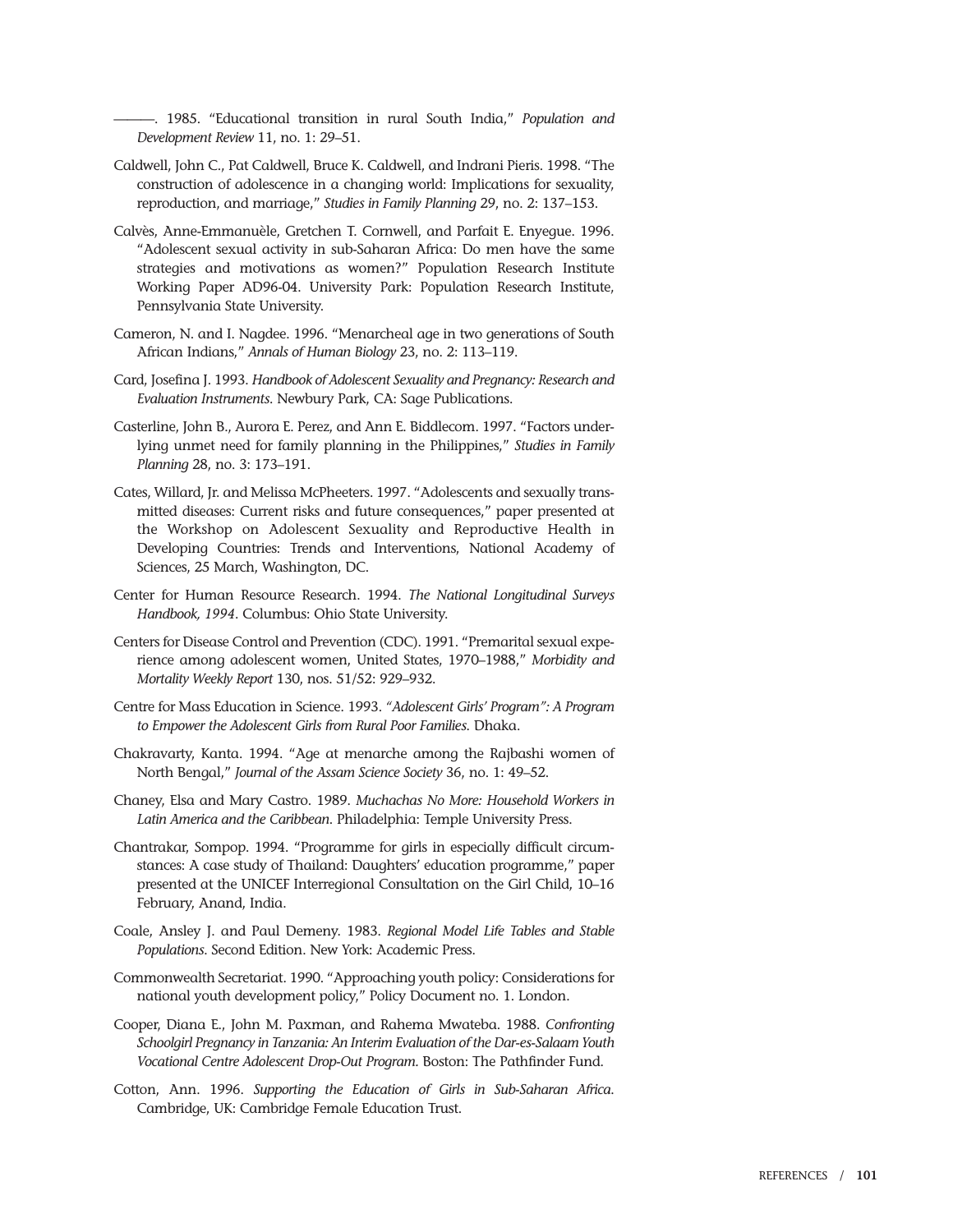———. 1985. "Educational transition in rural South India," *Population and Development Review* 11, no. 1: 29–51.

Caldwell, John C., Pat Caldwell, Bruce K. Caldwell, and Indrani Pieris. 1998. "The construction of adolescence in a changing world: Implications for sexuality, reproduction, and marriage," *Studies in Family Planning* 29, no. 2: 137–153.

Calvès, Anne-Emmanuèle, Gretchen T. Cornwell, and Parfait E. Enyegue. 1996. "Adolescent sexual activity in sub-Saharan Africa: Do men have the same strategies and motivations as women?" Population Research Institute Working Paper AD96-04. University Park: Population Research Institute, Pennsylvania State University.

Cameron, N. and I. Nagdee. 1996. "Menarcheal age in two generations of South African Indians," *Annals of Human Biology* 23, no. 2: 113–119.

Card, Josefina J. 1993. *Handbook of Adolescent Sexuality and Pregnancy: Research and Evaluation Instruments*. Newbury Park, CA: Sage Publications.

Casterline, John B., Aurora E. Perez, and Ann E. Biddlecom. 1997. "Factors underlying unmet need for family planning in the Philippines," *Studies in Family Planning* 28, no. 3: 173–191.

Cates, Willard, Jr. and Melissa McPheeters. 1997. "Adolescents and sexually transmitted diseases: Current risks and future consequences," paper presented at the Workshop on Adolescent Sexuality and Reproductive Health in Developing Countries: Trends and Interventions, National Academy of Sciences, 25 March, Washington, DC.

Center for Human Resource Research. 1994. *The National Longitudinal Surveys Handbook, 1994*. Columbus: Ohio State University.

Centers for Disease Control and Prevention (CDC). 1991. "Premarital sexual experience among adolescent women, United States, 1970–1988," *Morbidity and Mortality Weekly Report* 130, nos. 51/52: 929–932.

Centre for Mass Education in Science. 1993. *"Adolescent Girls' Program": A Program to Empower the Adolescent Girls from Rural Poor Families*. Dhaka.

Chakravarty, Kanta. 1994. "Age at menarche among the Rajbashi women of North Bengal," *Journal of the Assam Science Society* 36, no. 1: 49–52.

Chaney, Elsa and Mary Castro. 1989. *Muchachas No More: Household Workers in Latin America and the Caribbean*. Philadelphia: Temple University Press.

Chantrakar, Sompop. 1994. "Programme for girls in especially difficult circumstances: A case study of Thailand: Daughters' education programme," paper presented at the UNICEF Interregional Consultation on the Girl Child, 10–16 February, Anand, India.

Coale, Ansley J. and Paul Demeny. 1983. *Regional Model Life Tables and Stable Populations*. Second Edition. New York: Academic Press.

Commonwealth Secretariat. 1990. "Approaching youth policy: Considerations for national youth development policy," Policy Document no. 1. London.

Cooper, Diana E., John M. Paxman, and Rahema Mwateba. 1988. *Confronting Schoolgirl Pregnancy in Tanzania: An Interim Evaluation of the Dar-es-Salaam Youth Vocational Centre Adolescent Drop-Out Program*. Boston: The Pathfinder Fund.

Cotton, Ann. 1996. *Supporting the Education of Girls in Sub-Saharan Africa*. Cambridge, UK: Cambridge Female Education Trust.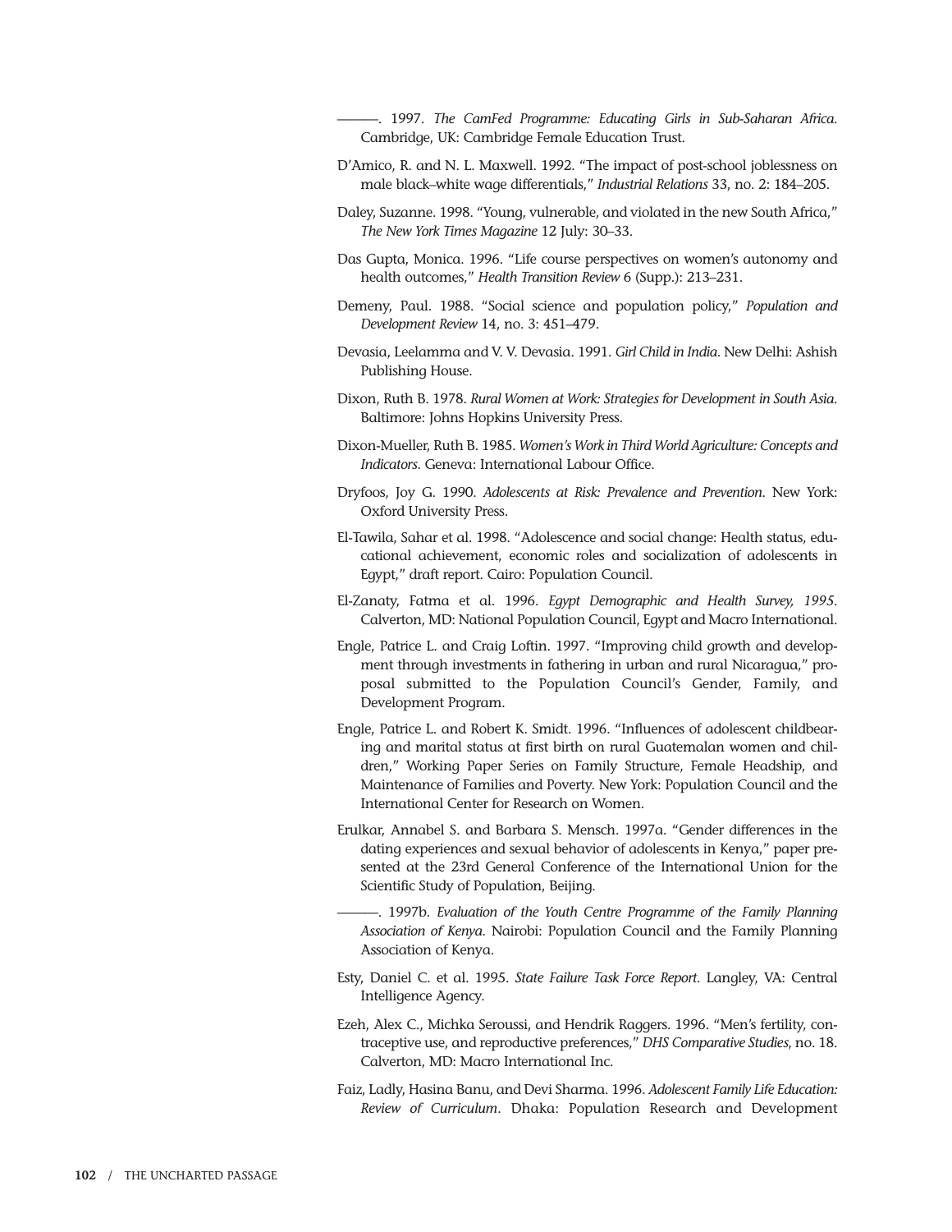———. 1997. *The CamFed Programme: Educating Girls in Sub-Saharan Africa.* Cambridge, UK: Cambridge Female Education Trust.

D'Amico, R. and N. L. Maxwell. 1992. "The impact of post-school joblessness on male black–white wage differentials," *Industrial Relations* 33, no. 2: 184–205.

Daley, Suzanne. 1998. "Young, vulnerable, and violated in the new South Africa," *The New York Times Magazine* 12 July: 30–33.

Das Gupta, Monica. 1996. "Life course perspectives on women's autonomy and health outcomes," *Health Transition Review* 6 (Supp.): 213–231.

Demeny, Paul. 1988. "Social science and population policy," *Population and Development Review* 14, no. 3: 451–479.

Devasia, Leelamma and V. V. Devasia. 1991. *Girl Child in India.* New Delhi: Ashish Publishing House.

Dixon, Ruth B. 1978. *Rural Women at Work: Strategies for Development in South Asia.* Baltimore: Johns Hopkins University Press.

Dixon-Mueller, Ruth B. 1985. *Women's Work in Third World Agriculture: Concepts and Indicators.* Geneva: International Labour Office.

Dryfoos, Joy G. 1990. *Adolescents at Risk: Prevalence and Prevention.* New York: Oxford University Press.

El-Tawila, Sahar et al. 1998. "Adolescence and social change: Health status, educational achievement, economic roles and socialization of adolescents in Egypt," draft report. Cairo: Population Council.

El-Zanaty, Fatma et al. 1996. *Egypt Demographic and Health Survey, 1995.* Calverton, MD: National Population Council, Egypt and Macro International.

Engle, Patrice L. and Craig Loftin. 1997. "Improving child growth and development through investments in fathering in urban and rural Nicaragua," proposal submitted to the Population Council's Gender, Family, and Development Program.

Engle, Patrice L. and Robert K. Smidt. 1996. "Influences of adolescent childbearing and marital status at first birth on rural Guatemalan women and children," Working Paper Series on Family Structure, Female Headship, and Maintenance of Families and Poverty. New York: Population Council and the International Center for Research on Women.

Erulkar, Annabel S. and Barbara S. Mensch. 1997a. "Gender differences in the dating experiences and sexual behavior of adolescents in Kenya," paper presented at the 23rd General Conference of the International Union for the Scientific Study of Population, Beijing.

———. 1997b. *Evaluation of the Youth Centre Programme of the Family Planning Association of Kenya.* Nairobi: Population Council and the Family Planning Association of Kenya.

Esty, Daniel C. et al. 1995. *State Failure Task Force Report.* Langley, VA: Central Intelligence Agency.

Ezeh, Alex C., Michka Seroussi, and Hendrik Raggers. 1996. "Men's fertility, contraceptive use, and reproductive preferences," *DHS Comparative Studies,* no. 18. Calverton, MD: Macro International Inc.

Faiz, Ladly, Hasina Banu, and Devi Sharma. 1996. *Adolescent Family Life Education: Review of Curriculum.* Dhaka: Population Research and Development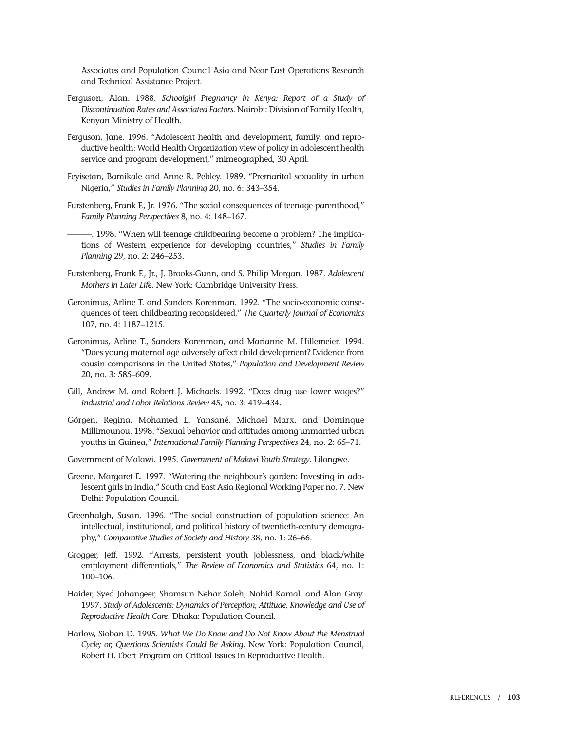Associates and Population Council Asia and Near East Operations Research and Technical Assistance Project.

Ferguson, Alan. 1988. *Schoolgirl Pregnancy in Kenya: Report of a Study of Discontinuation Rates and Associated Factors*. Nairobi: Division of Family Health, Kenyan Ministry of Health.

Ferguson, Jane. 1996. "Adolescent health and development, family, and reproductive health: World Health Organization view of policy in adolescent health service and program development," mimeographed, 30 April.

Feyisetan, Bamikale and Anne R. Pebley. 1989. "Premarital sexuality in urban Nigeria," *Studies in Family Planning* 20, no. 6: 343–354.

Furstenberg, Frank F., Jr. 1976. "The social consequences of teenage parenthood," *Family Planning Perspectives* 8, no. 4: 148–167.

———. 1998. "When will teenage childbearing become a problem? The implications of Western experience for developing countries," *Studies in Family Planning* 29, no. 2: 246–253.

Furstenberg, Frank F., Jr., J. Brooks-Gunn, and S. Philip Morgan. 1987. *Adolescent Mothers in Later Life*. New York: Cambridge University Press.

Geronimus, Arline T. and Sanders Korenman. 1992. "The socio-economic consequences of teen childbearing reconsidered," *The Quarterly Journal of Economics* 107, no. 4: 1187–1215.

Geronimus, Arline T., Sanders Korenman, and Marianne M. Hillemeier. 1994. "Does young maternal age adversely affect child development? Evidence from cousin comparisons in the United States," *Population and Development Review* 20, no. 3: 585–609.

Gill, Andrew M. and Robert J. Michaels. 1992. "Does drug use lower wages?" *Industrial and Labor Relations Review* 45, no. 3: 419–434.

Görgen, Regina, Mohamed L. Yansané, Michael Marx, and Dominque Millimounou. 1998. "Sexual behavior and attitudes among unmarried urban youths in Guinea," *International Family Planning Perspectives* 24, no. 2: 65–71.

Government of Malawi. 1995. *Government of Malawi Youth Strategy*. Lilongwe.

Greene, Margaret E. 1997. "Watering the neighbour's garden: Investing in adolescent girls in India," South and East Asia Regional Working Paper no. 7. New Delhi: Population Council.

Greenhalgh, Susan. 1996. "The social construction of population science: An intellectual, institutional, and political history of twentieth-century demography," *Comparative Studies of Society and History* 38, no. 1: 26–66.

Grogger, Jeff. 1992. "Arrests, persistent youth joblessness, and black/white employment differentials," *The Review of Economics and Statistics* 64, no. 1: 100–106.

Haider, Syed Jahangeer, Shamsun Nehar Saleh, Nahid Kamal, and Alan Gray. 1997. *Study of Adolescents: Dynamics of Perception, Attitude, Knowledge and Use of Reproductive Health Care*. Dhaka: Population Council.

Harlow, Sioban D. 1995. *What We Do Know and Do Not Know About the Menstrual Cycle; or, Questions Scientists Could Be Asking*. New York: Population Council, Robert H. Ebert Program on Critical Issues in Reproductive Health.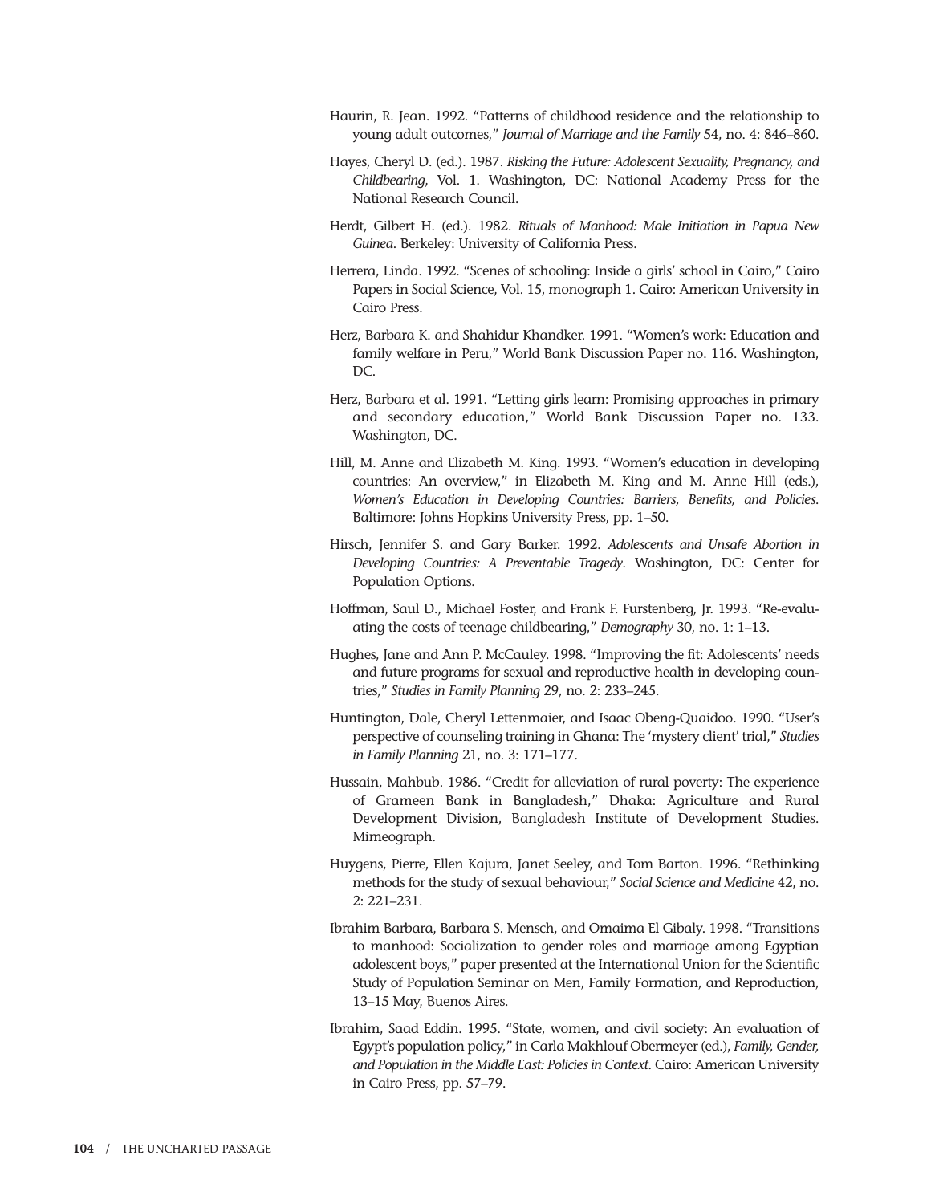Haurin, R. Jean. 1992. "Patterns of childhood residence and the relationship to young adult outcomes," *Journal of Marriage and the Family* 54, no. 4: 846–860.

Hayes, Cheryl D. (ed.). 1987. *Risking the Future: Adolescent Sexuality, Pregnancy, and Childbearing*, Vol. 1. Washington, DC: National Academy Press for the National Research Council.

Herdt, Gilbert H. (ed.). 1982. *Rituals of Manhood: Male Initiation in Papua New Guinea*. Berkeley: University of California Press.

Herrera, Linda. 1992. "Scenes of schooling: Inside a girls' school in Cairo," Cairo Papers in Social Science, Vol. 15, monograph 1. Cairo: American University in Cairo Press.

Herz, Barbara K. and Shahidur Khandker. 1991. "Women's work: Education and family welfare in Peru," World Bank Discussion Paper no. 116. Washington, DC.

Herz, Barbara et al. 1991. "Letting girls learn: Promising approaches in primary and secondary education," World Bank Discussion Paper no. 133. Washington, DC.

Hill, M. Anne and Elizabeth M. King. 1993. "Women's education in developing countries: An overview," in Elizabeth M. King and M. Anne Hill (eds.), *Women's Education in Developing Countries: Barriers, Benefits, and Policies*. Baltimore: Johns Hopkins University Press, pp. 1–50.

Hirsch, Jennifer S. and Gary Barker. 1992. *Adolescents and Unsafe Abortion in Developing Countries: A Preventable Tragedy*. Washington, DC: Center for Population Options.

Hoffman, Saul D., Michael Foster, and Frank F. Furstenberg, Jr. 1993. "Re-evaluating the costs of teenage childbearing," *Demography* 30, no. 1: 1–13.

Hughes, Jane and Ann P. McCauley. 1998. "Improving the fit: Adolescents' needs and future programs for sexual and reproductive health in developing countries," *Studies in Family Planning* 29, no. 2: 233–245.

Huntington, Dale, Cheryl Lettenmaier, and Isaac Obeng-Quaidoo. 1990. "User's perspective of counseling training in Ghana: The 'mystery client' trial," *Studies in Family Planning* 21, no. 3: 171–177.

Hussain, Mahbub. 1986. "Credit for alleviation of rural poverty: The experience of Grameen Bank in Bangladesh," Dhaka: Agriculture and Rural Development Division, Bangladesh Institute of Development Studies. Mimeograph.

Huygens, Pierre, Ellen Kajura, Janet Seeley, and Tom Barton. 1996. "Rethinking methods for the study of sexual behaviour," *Social Science and Medicine* 42, no. 2: 221–231.

Ibrahim Barbara, Barbara S. Mensch, and Omaima El Gibaly. 1998. "Transitions to manhood: Socialization to gender roles and marriage among Egyptian adolescent boys," paper presented at the International Union for the Scientific Study of Population Seminar on Men, Family Formation, and Reproduction, 13–15 May, Buenos Aires.

Ibrahim, Saad Eddin. 1995. "State, women, and civil society: An evaluation of Egypt's population policy," in Carla Makhlouf Obermeyer (ed.), *Family, Gender, and Population in the Middle East: Policies in Context*. Cairo: American University in Cairo Press, pp. 57–79.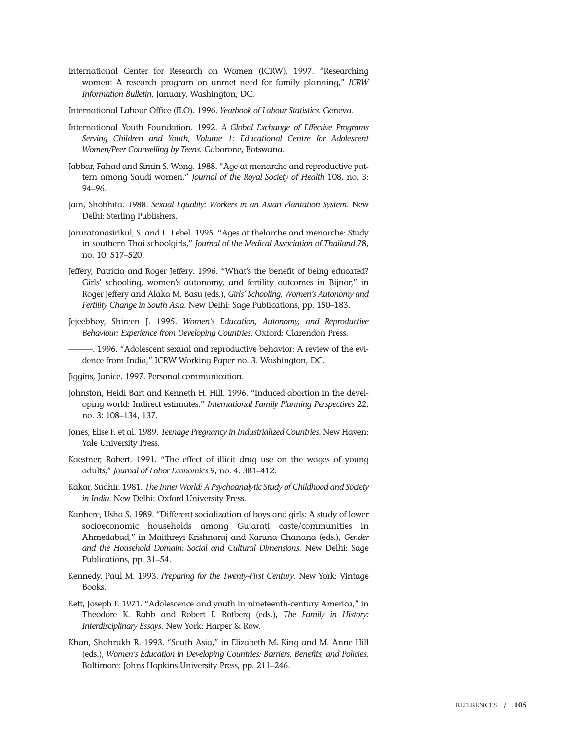International Center for Research on Women (ICRW). 1997. "Researching women: A research program on unmet need for family planning," *ICRW Information Bulletin*, January. Washington, DC.

International Labour Office (ILO). 1996. *Yearbook of Labour Statistics*. Geneva.

International Youth Foundation. 1992. *A Global Exchange of Effective Programs Serving Children and Youth, Volume 1: Educational Centre for Adolescent Women/Peer Counselling by Teens*. Gaborone, Botswana.

Jabbar, Fahad and Simin S. Wong. 1988. "Age at menarche and reproductive pattern among Saudi women," *Journal of the Royal Society of Health* 108, no. 3: 94–96.

Jain, Shobhita. 1988. *Sexual Equality: Workers in an Asian Plantation System*. New Delhi: Sterling Publishers.

Jaruratanasirikul, S. and L. Lebel. 1995. "Ages at thelarche and menarche: Study in southern Thai schoolgirls," *Journal of the Medical Association of Thailand* 78, no. 10: 517–520.

Jeffery, Patricia and Roger Jeffery. 1996. "What's the benefit of being educated? Girls' schooling, women's autonomy, and fertility outcomes in Bijnor," in Roger Jeffery and Alaka M. Basu (eds.), *Girls' Schooling, Women's Autonomy and Fertility Change in South Asia*. New Delhi: Sage Publications, pp. 150–183.

Jejeebhoy, Shireen J. 1995. *Women's Education, Autonomy, and Reproductive Behaviour: Experience from Developing Countries*. Oxford: Clarendon Press.

———. 1996. "Adolescent sexual and reproductive behavior: A review of the evidence from India," ICRW Working Paper no. 3. Washington, DC.

Jiggins, Janice. 1997. Personal communication.

Johnston, Heidi Bart and Kenneth H. Hill. 1996. "Induced abortion in the developing world: Indirect estimates," *International Family Planning Perspectives* 22, no. 3: 108–134, 137.

Jones, Elise F. et al. 1989. *Teenage Pregnancy in Industrialized Countries*. New Haven: Yale University Press.

Kaestner, Robert. 1991. "The effect of illicit drug use on the wages of young adults," *Journal of Labor Economics* 9, no. 4: 381–412.

Kakar, Sudhir. 1981. *The Inner World: A Psychoanalytic Study of Childhood and Society in India*. New Delhi: Oxford University Press.

Kanhere, Usha S. 1989. "Different socialization of boys and girls: A study of lower socioeconomic households among Gujarati caste/communities in Ahmedabad," in Maithreyi Krishnaraj and Karuna Chanana (eds.), *Gender and the Household Domain: Social and Cultural Dimensions*. New Delhi: Sage Publications, pp. 31–54.

Kennedy, Paul M. 1993. *Preparing for the Twenty-First Century*. New York: Vintage Books.

Kett, Joseph F. 1971. "Adolescence and youth in nineteenth-century America," in Theodore K. Rabb and Robert I. Rotberg (eds.), *The Family in History: Interdisciplinary Essays*. New York: Harper & Row.

Khan, Shahrukh R. 1993. "South Asia," in Elizabeth M. King and M. Anne Hill (eds.), *Women's Education in Developing Countries: Barriers, Benefits, and Policies*. Baltimore: Johns Hopkins University Press, pp. 211–246.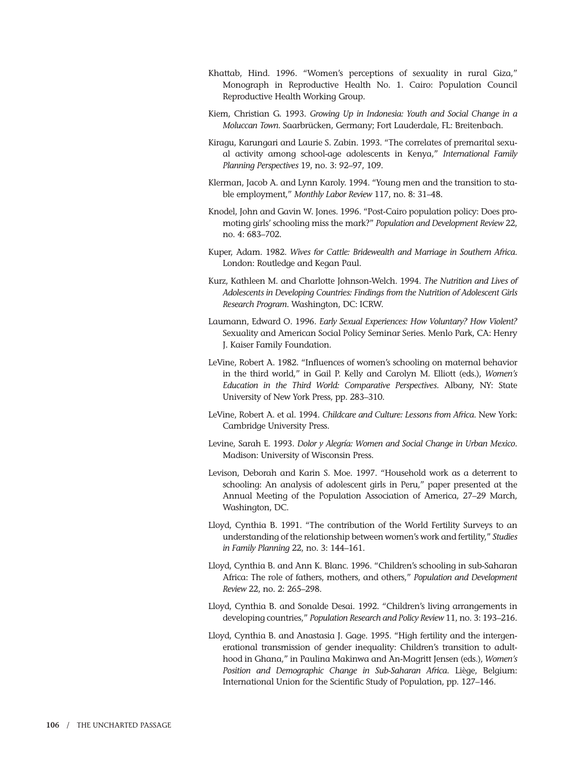Khattab, Hind. 1996. "Women's perceptions of sexuality in rural Giza," Monograph in Reproductive Health No. 1. Cairo: Population Council Reproductive Health Working Group.

Kiem, Christian G. 1993. *Growing Up in Indonesia: Youth and Social Change in a Moluccan Town*. Saarbrücken, Germany; Fort Lauderdale, FL: Breitenbach.

Kiragu, Karungari and Laurie S. Zabin. 1993. "The correlates of premarital sexual activity among school-age adolescents in Kenya," *International Family Planning Perspectives* 19, no. 3: 92–97, 109.

Klerman, Jacob A. and Lynn Karoly. 1994. "Young men and the transition to stable employment," *Monthly Labor Review* 117, no. 8: 31–48.

Knodel, John and Gavin W. Jones. 1996. "Post-Cairo population policy: Does promoting girls' schooling miss the mark?" *Population and Development Review* 22, no. 4: 683–702.

Kuper, Adam. 1982. *Wives for Cattle: Bridewealth and Marriage in Southern Africa*. London: Routledge and Kegan Paul.

Kurz, Kathleen M. and Charlotte Johnson-Welch. 1994. *The Nutrition and Lives of Adolescents in Developing Countries: Findings from the Nutrition of Adolescent Girls Research Program*. Washington, DC: ICRW.

Laumann, Edward O. 1996. *Early Sexual Experiences: How Voluntary? How Violent?* Sexuality and American Social Policy Seminar Series. Menlo Park, CA: Henry J. Kaiser Family Foundation.

LeVine, Robert A. 1982. "Influences of women's schooling on maternal behavior in the third world," in Gail P. Kelly and Carolyn M. Elliott (eds.), *Women's Education in the Third World: Comparative Perspectives*. Albany, NY: State University of New York Press, pp. 283–310.

LeVine, Robert A. et al. 1994. *Childcare and Culture: Lessons from Africa*. New York: Cambridge University Press.

Levine, Sarah E. 1993. *Dolor y Alegría: Women and Social Change in Urban Mexico*. Madison: University of Wisconsin Press.

Levison, Deborah and Karin S. Moe. 1997. "Household work as a deterrent to schooling: An analysis of adolescent girls in Peru," paper presented at the Annual Meeting of the Population Association of America, 27–29 March, Washington, DC.

Lloyd, Cynthia B. 1991. "The contribution of the World Fertility Surveys to an understanding of the relationship between women's work and fertility," *Studies in Family Planning* 22, no. 3: 144–161.

Lloyd, Cynthia B. and Ann K. Blanc. 1996. "Children's schooling in sub-Saharan Africa: The role of fathers, mothers, and others," *Population and Development Review* 22, no. 2: 265–298.

Lloyd, Cynthia B. and Sonalde Desai. 1992. "Children's living arrangements in developing countries," *Population Research and Policy Review* 11, no. 3: 193–216.

Lloyd, Cynthia B. and Anastasia J. Gage. 1995. "High fertility and the intergenerational transmission of gender inequality: Children's transition to adulthood in Ghana," in Paulina Makinwa and An-Magritt Jensen (eds.), *Women's Position and Demographic Change in Sub-Saharan Africa*. Liège, Belgium: International Union for the Scientific Study of Population, pp. 127–146.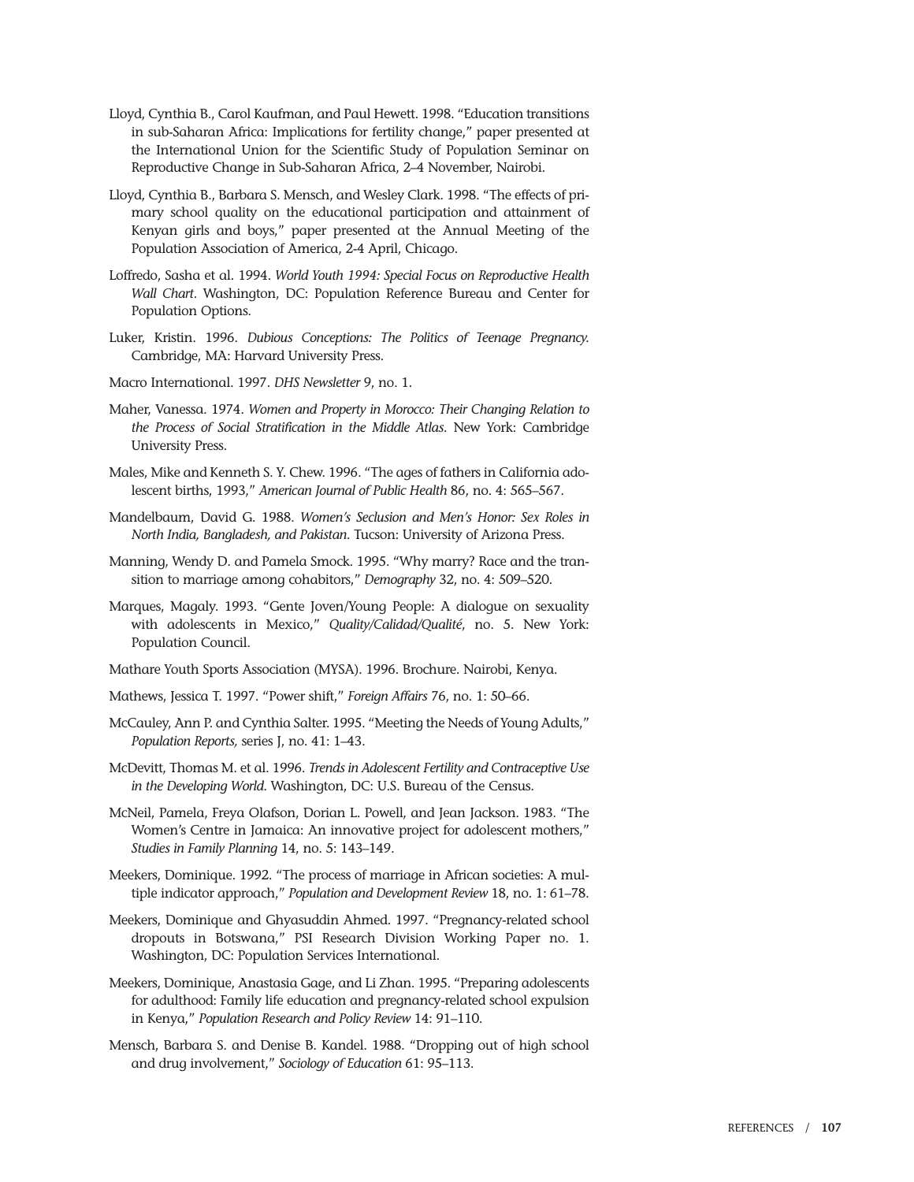Lloyd, Cynthia B., Carol Kaufman, and Paul Hewett. 1998. "Education transitions in sub-Saharan Africa: Implications for fertility change," paper presented at the International Union for the Scientific Study of Population Seminar on Reproductive Change in Sub-Saharan Africa, 2–4 November, Nairobi.

Lloyd, Cynthia B., Barbara S. Mensch, and Wesley Clark. 1998. "The effects of primary school quality on the educational participation and attainment of Kenyan girls and boys," paper presented at the Annual Meeting of the Population Association of America, 2-4 April, Chicago.

Loffredo, Sasha et al. 1994. *World Youth 1994: Special Focus on Reproductive Health Wall Chart*. Washington, DC: Population Reference Bureau and Center for Population Options.

Luker, Kristin. 1996. *Dubious Conceptions: The Politics of Teenage Pregnancy.* Cambridge, MA: Harvard University Press.

Macro International. 1997. *DHS Newsletter* 9, no. 1.

Maher, Vanessa. 1974. *Women and Property in Morocco: Their Changing Relation to the Process of Social Stratification in the Middle Atlas*. New York: Cambridge University Press.

Males, Mike and Kenneth S. Y. Chew. 1996. "The ages of fathers in California adolescent births, 1993," *American Journal of Public Health* 86, no. 4: 565–567.

Mandelbaum, David G. 1988. *Women's Seclusion and Men's Honor: Sex Roles in North India, Bangladesh, and Pakistan*. Tucson: University of Arizona Press.

Manning, Wendy D. and Pamela Smock. 1995. "Why marry? Race and the transition to marriage among cohabitors," *Demography* 32, no. 4: 509–520.

Marques, Magaly. 1993. "Gente Joven/Young People: A dialogue on sexuality with adolescents in Mexico," *Quality/Calidad/Qualité*, no. 5. New York: Population Council.

Mathare Youth Sports Association (MYSA). 1996. Brochure. Nairobi, Kenya.

Mathews, Jessica T. 1997. "Power shift," *Foreign Affairs* 76, no. 1: 50–66.

McCauley, Ann P. and Cynthia Salter. 1995. "Meeting the Needs of Young Adults," *Population Reports,* series J, no. 41: 1–43.

McDevitt, Thomas M. et al. 1996. *Trends in Adolescent Fertility and Contraceptive Use in the Developing World.* Washington, DC: U.S. Bureau of the Census.

McNeil, Pamela, Freya Olafson, Dorian L. Powell, and Jean Jackson. 1983. "The Women's Centre in Jamaica: An innovative project for adolescent mothers," *Studies in Family Planning* 14, no. 5: 143–149.

Meekers, Dominique. 1992. "The process of marriage in African societies: A multiple indicator approach," *Population and Development Review* 18, no. 1: 61–78.

Meekers, Dominique and Ghyasuddin Ahmed. 1997. "Pregnancy-related school dropouts in Botswana," PSI Research Division Working Paper no. 1. Washington, DC: Population Services International.

Meekers, Dominique, Anastasia Gage, and Li Zhan. 1995. "Preparing adolescents for adulthood: Family life education and pregnancy-related school expulsion in Kenya," *Population Research and Policy Review* 14: 91–110.

Mensch, Barbara S. and Denise B. Kandel. 1988. "Dropping out of high school and drug involvement," *Sociology of Education* 61: 95–113.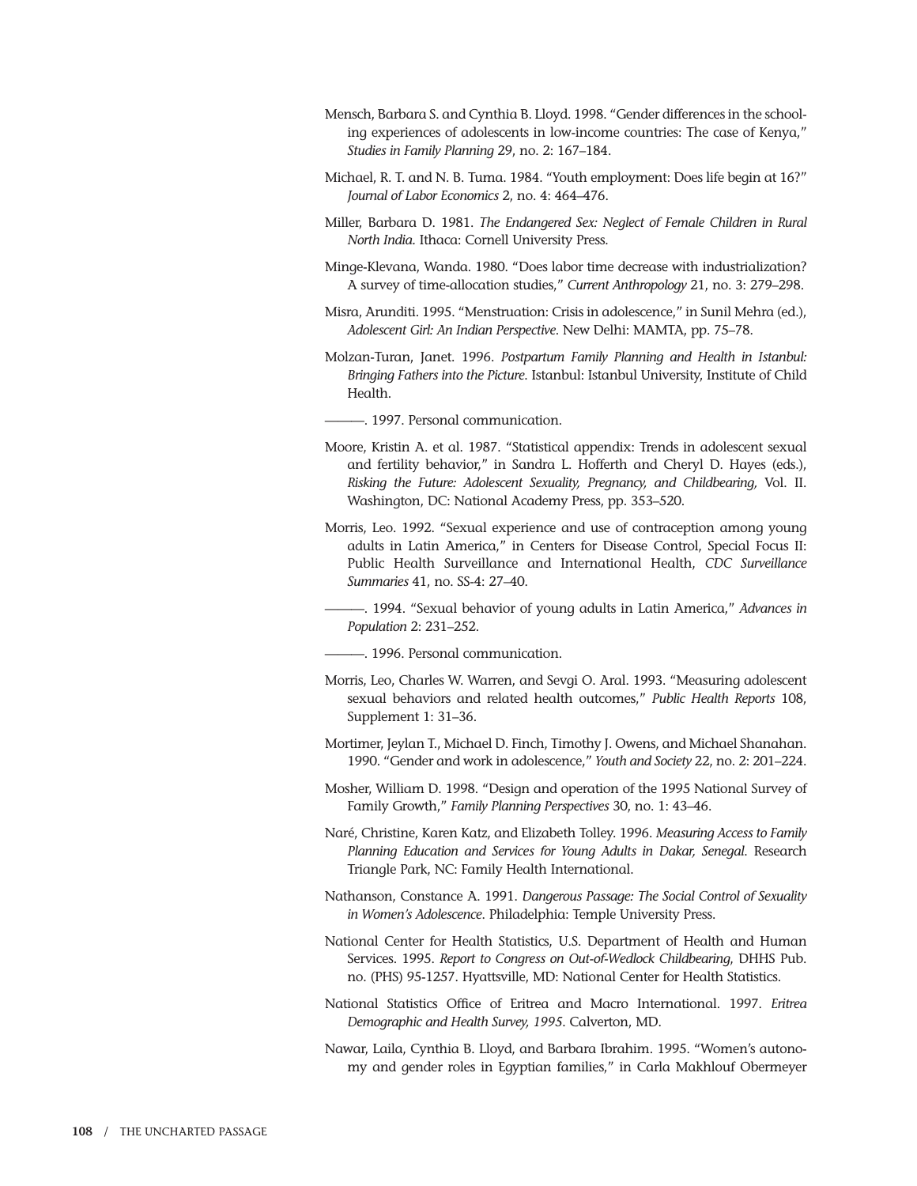Mensch, Barbara S. and Cynthia B. Lloyd. 1998. "Gender differences in the schooling experiences of adolescents in low-income countries: The case of Kenya," *Studies in Family Planning 29*, no. 2: 167–184.

Michael, R. T. and N. B. Tuma. 1984. "Youth employment: Does life begin at 16?" *Journal of Labor Economics* 2, no. 4: 464–476.

Miller, Barbara D. 1981. *The Endangered Sex: Neglect of Female Children in Rural North India.* Ithaca: Cornell University Press.

Minge-Klevana, Wanda. 1980. "Does labor time decrease with industrialization? A survey of time-allocation studies," *Current Anthropology* 21, no. 3: 279–298.

Misra, Arunditi. 1995. "Menstruation: Crisis in adolescence," in Sunil Mehra (ed.), *Adolescent Girl: An Indian Perspective*. New Delhi: MAMTA, pp. 75–78.

Molzan-Turan, Janet. 1996. *Postpartum Family Planning and Health in Istanbul: Bringing Fathers into the Picture*. Istanbul: Istanbul University, Institute of Child Health.

———. 1997. Personal communication.

Moore, Kristin A. et al. 1987. "Statistical appendix: Trends in adolescent sexual and fertility behavior," in Sandra L. Hofferth and Cheryl D. Hayes (eds.), *Risking the Future: Adolescent Sexuality, Pregnancy, and Childbearing,* Vol. II. Washington, DC: National Academy Press, pp. 353–520.

Morris, Leo. 1992. "Sexual experience and use of contraception among young adults in Latin America," in Centers for Disease Control, Special Focus II: Public Health Surveillance and International Health, *CDC Surveillance Summaries* 41, no. SS-4: 27–40.

———. 1994. "Sexual behavior of young adults in Latin America," *Advances in Population* 2: 231–252.

———. 1996. Personal communication.

Morris, Leo, Charles W. Warren, and Sevgi O. Aral. 1993. "Measuring adolescent sexual behaviors and related health outcomes," *Public Health Reports* 108, Supplement 1: 31–36.

Mortimer, Jeylan T., Michael D. Finch, Timothy J. Owens, and Michael Shanahan. 1990. "Gender and work in adolescence," *Youth and Society* 22, no. 2: 201–224.

Mosher, William D. 1998. "Design and operation of the 1995 National Survey of Family Growth," *Family Planning Perspectives* 30, no. 1: 43–46.

Naré, Christine, Karen Katz, and Elizabeth Tolley. 1996. *Measuring Access to Family Planning Education and Services for Young Adults in Dakar, Senegal*. Research Triangle Park, NC: Family Health International.

Nathanson, Constance A. 1991. *Dangerous Passage: The Social Control of Sexuality in Women's Adolescence*. Philadelphia: Temple University Press.

National Center for Health Statistics, U.S. Department of Health and Human Services. 1995. *Report to Congress on Out-of-Wedlock Childbearing*, DHHS Pub. no. (PHS) 95-1257. Hyattsville, MD: National Center for Health Statistics.

National Statistics Office of Eritrea and Macro International. 1997. *Eritrea Demographic and Health Survey, 1995*. Calverton, MD.

Nawar, Laila, Cynthia B. Lloyd, and Barbara Ibrahim. 1995. "Women's autonomy and gender roles in Egyptian families," in Carla Makhlouf Obermeyer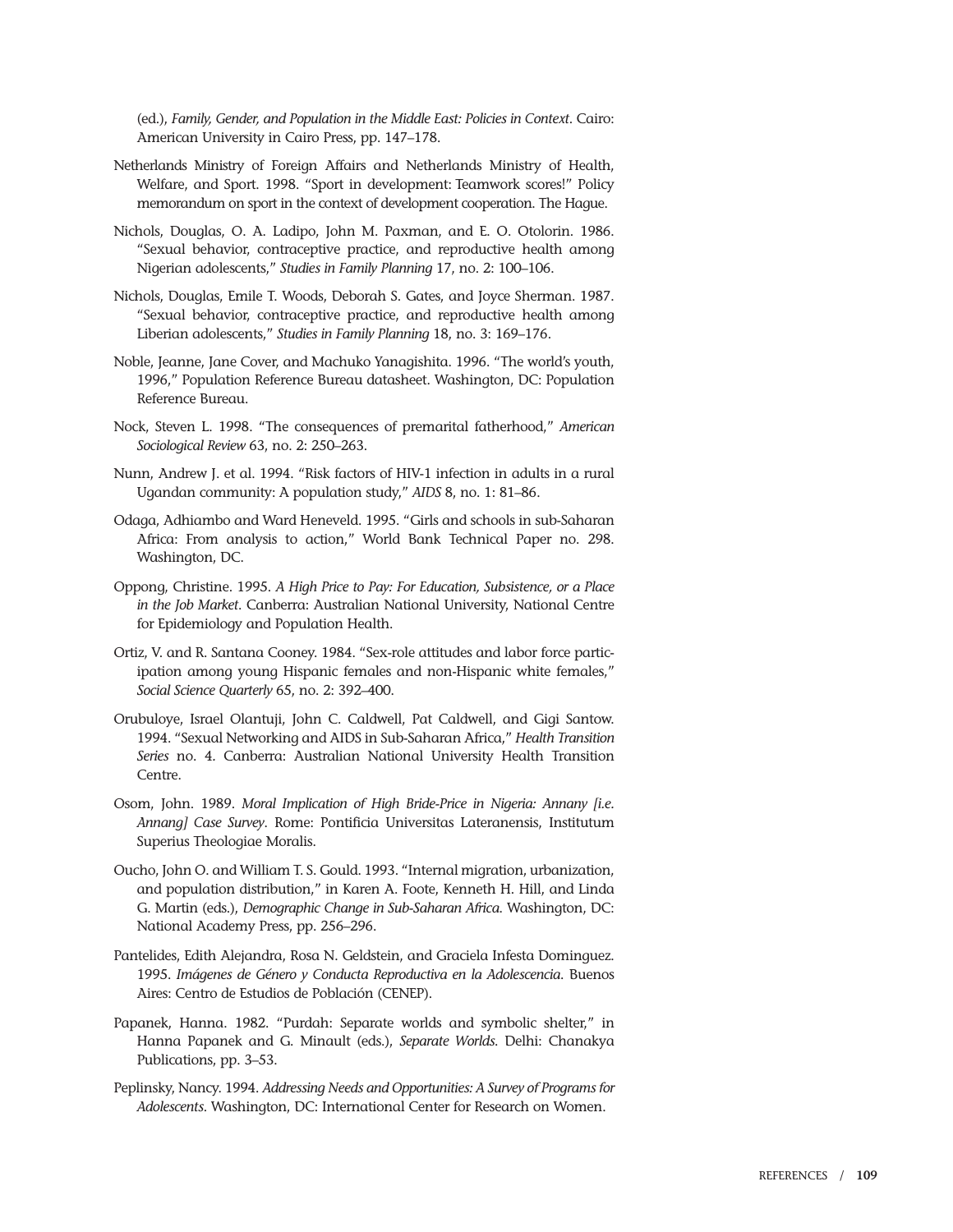(ed.), *Family, Gender, and Population in the Middle East: Policies in Context*. Cairo: American University in Cairo Press, pp. 147–178.

Netherlands Ministry of Foreign Affairs and Netherlands Ministry of Health, Welfare, and Sport. 1998. "Sport in development: Teamwork scores!" Policy memorandum on sport in the context of development cooperation. The Hague.

Nichols, Douglas, O. A. Ladipo, John M. Paxman, and E. O. Otolorin. 1986. "Sexual behavior, contraceptive practice, and reproductive health among Nigerian adolescents," *Studies in Family Planning* 17, no. 2: 100–106.

Nichols, Douglas, Emile T. Woods, Deborah S. Gates, and Joyce Sherman. 1987. "Sexual behavior, contraceptive practice, and reproductive health among Liberian adolescents," *Studies in Family Planning* 18, no. 3: 169–176.

Noble, Jeanne, Jane Cover, and Machuko Yanagishita. 1996. "The world's youth, 1996," Population Reference Bureau datasheet. Washington, DC: Population Reference Bureau.

Nock, Steven L. 1998. "The consequences of premarital fatherhood," *American Sociological Review* 63, no. 2: 250–263.

Nunn, Andrew J. et al. 1994. "Risk factors of HIV-1 infection in adults in a rural Ugandan community: A population study," *AIDS* 8, no. 1: 81–86.

Odaga, Adhiambo and Ward Heneveld. 1995. "Girls and schools in sub-Saharan Africa: From analysis to action," World Bank Technical Paper no. 298. Washington, DC.

Oppong, Christine. 1995. *A High Price to Pay: For Education, Subsistence, or a Place in the Job Market*. Canberra: Australian National University, National Centre for Epidemiology and Population Health.

Ortiz, V. and R. Santana Cooney. 1984. "Sex-role attitudes and labor force participation among young Hispanic females and non-Hispanic white females," *Social Science Quarterly* 65, no. 2: 392–400.

Orubuloye, Israel Olantuji, John C. Caldwell, Pat Caldwell, and Gigi Santow. 1994. "Sexual Networking and AIDS in Sub-Saharan Africa," *Health Transition Series* no. 4. Canberra: Australian National University Health Transition Centre.

Osom, John. 1989. *Moral Implication of High Bride-Price in Nigeria: Annany [i.e. Annang] Case Survey*. Rome: Pontificia Universitas Lateranensis, Institutum Superius Theologiae Moralis.

Oucho, John O. and William T. S. Gould. 1993. "Internal migration, urbanization, and population distribution," in Karen A. Foote, Kenneth H. Hill, and Linda G. Martin (eds.), *Demographic Change in Sub-Saharan Africa*. Washington, DC: National Academy Press, pp. 256–296.

Pantelides, Edith Alejandra, Rosa N. Geldstein, and Graciela Infesta Dominguez. 1995. *Imágenes de Género y Conducta Reproductiva en la Adolescencia*. Buenos Aires: Centro de Estudios de Población (CENEP).

Papanek, Hanna. 1982. "Purdah: Separate worlds and symbolic shelter," in Hanna Papanek and G. Minault (eds.), *Separate Worlds*. Delhi: Chanakya Publications, pp. 3–53.

Peplinsky, Nancy. 1994. *Addressing Needs and Opportunities: A Survey of Programs for Adolescents*. Washington, DC: International Center for Research on Women.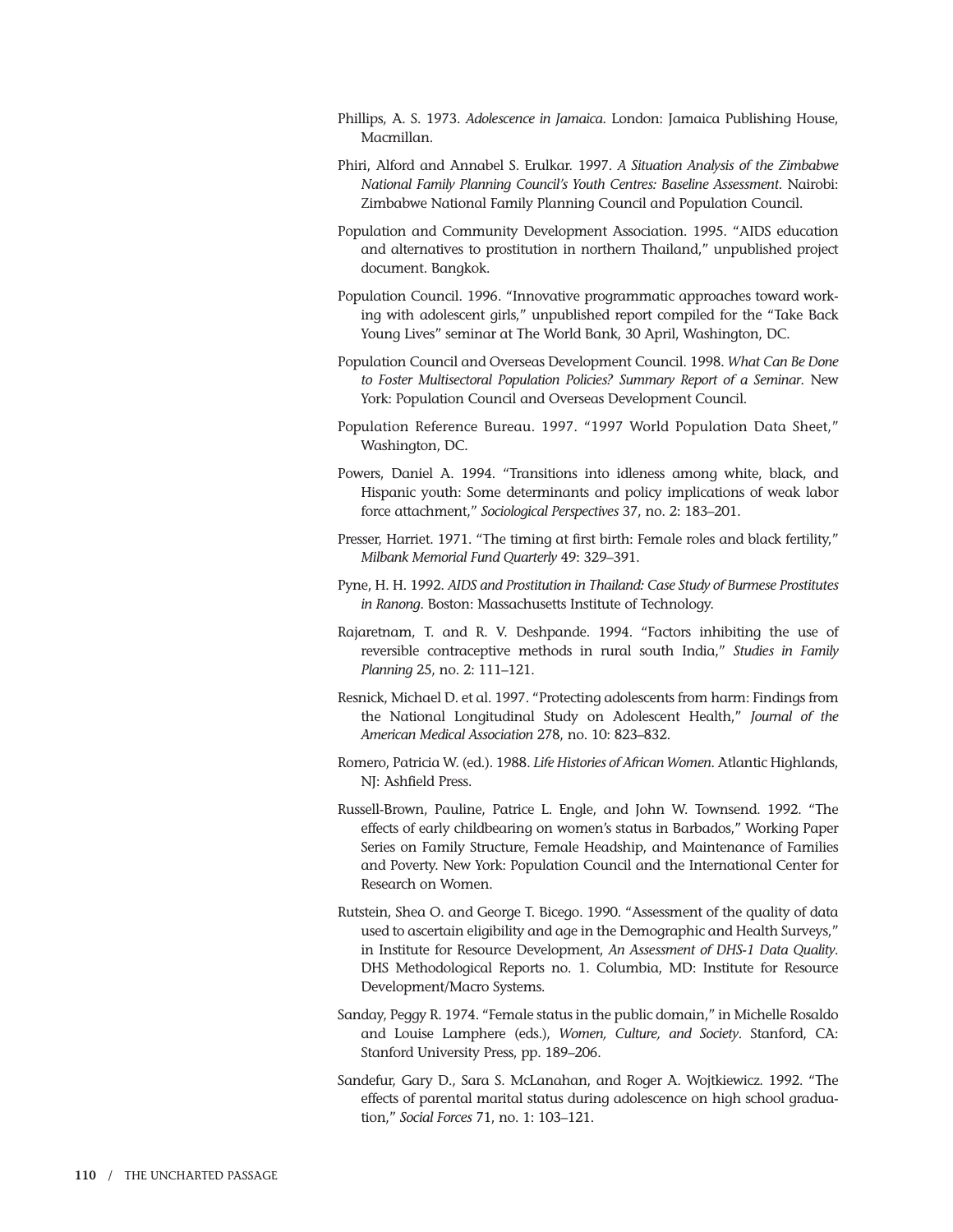Phillips, A. S. 1973. *Adolescence in Jamaica*. London: Jamaica Publishing House, Macmillan.

Phiri, Alford and Annabel S. Erulkar. 1997. *A Situation Analysis of the Zimbabwe National Family Planning Council's Youth Centres: Baseline Assessment*. Nairobi: Zimbabwe National Family Planning Council and Population Council.

Population and Community Development Association. 1995. "AIDS education and alternatives to prostitution in northern Thailand," unpublished project document. Bangkok.

Population Council. 1996. "Innovative programmatic approaches toward working with adolescent girls," unpublished report compiled for the "Take Back Young Lives" seminar at The World Bank, 30 April, Washington, DC.

Population Council and Overseas Development Council. 1998. *What Can Be Done to Foster Multisectoral Population Policies? Summary Report of a Seminar*. New York: Population Council and Overseas Development Council.

Population Reference Bureau. 1997. "1997 World Population Data Sheet," Washington, DC.

Powers, Daniel A. 1994. "Transitions into idleness among white, black, and Hispanic youth: Some determinants and policy implications of weak labor force attachment," *Sociological Perspectives* 37, no. 2: 183–201.

Presser, Harriet. 1971. "The timing at first birth: Female roles and black fertility," *Milbank Memorial Fund Quarterly* 49: 329–391.

Pyne, H. H. 1992. *AIDS and Prostitution in Thailand: Case Study of Burmese Prostitutes in Ranong*. Boston: Massachusetts Institute of Technology.

Rajaretnam, T. and R. V. Deshpande. 1994. "Factors inhibiting the use of reversible contraceptive methods in rural south India," *Studies in Family Planning* 25, no. 2: 111–121.

Resnick, Michael D. et al. 1997. "Protecting adolescents from harm: Findings from the National Longitudinal Study on Adolescent Health," *Journal of the American Medical Association* 278, no. 10: 823–832.

Romero, Patricia W. (ed.). 1988. *Life Histories of African Women*. Atlantic Highlands, NJ: Ashfield Press.

Russell-Brown, Pauline, Patrice L. Engle, and John W. Townsend. 1992. "The effects of early childbearing on women's status in Barbados," Working Paper Series on Family Structure, Female Headship, and Maintenance of Families and Poverty. New York: Population Council and the International Center for Research on Women.

Rutstein, Shea O. and George T. Bicego. 1990. "Assessment of the quality of data used to ascertain eligibility and age in the Demographic and Health Surveys," in Institute for Resource Development, *An Assessment of DHS-1 Data Quality*. DHS Methodological Reports no. 1. Columbia, MD: Institute for Resource Development/Macro Systems.

Sanday, Peggy R. 1974. "Female status in the public domain," in Michelle Rosaldo and Louise Lamphere (eds.), *Women, Culture, and Society*. Stanford, CA: Stanford University Press, pp. 189–206.

Sandefur, Gary D., Sara S. McLanahan, and Roger A. Wojtkiewicz. 1992. "The effects of parental marital status during adolescence on high school graduation," *Social Forces* 71, no. 1: 103–121.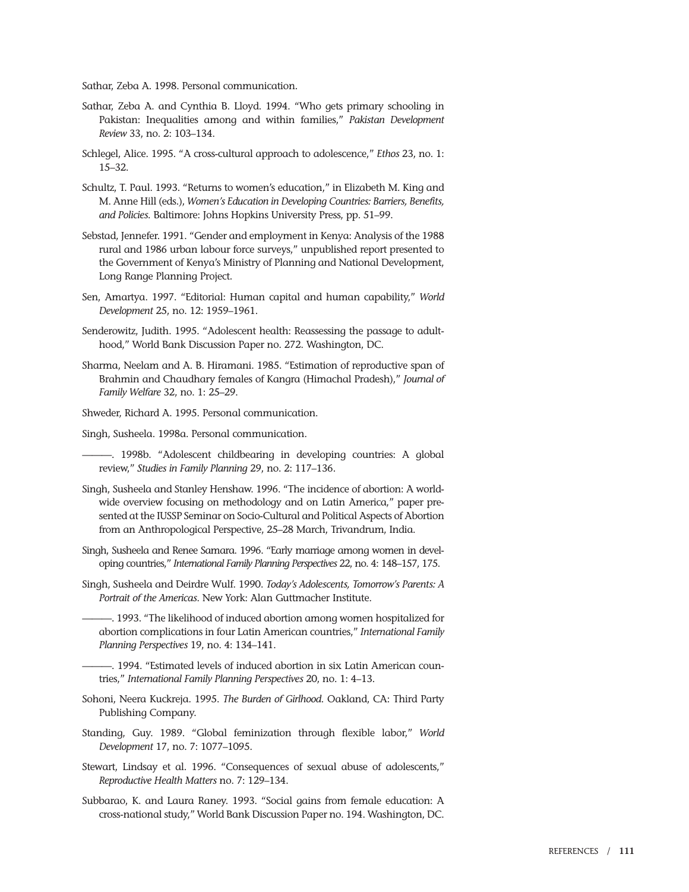Sathar, Zeba A. 1998. Personal communication.

Sathar, Zeba A. and Cynthia B. Lloyd. 1994. "Who gets primary schooling in Pakistan: Inequalities among and within families," *Pakistan Development Review* 33, no. 2: 103–134.

Schlegel, Alice. 1995. "A cross-cultural approach to adolescence," *Ethos* 23, no. 1: 15–32.

Schultz, T. Paul. 1993. "Returns to women's education," in Elizabeth M. King and M. Anne Hill (eds.), *Women's Education in Developing Countries: Barriers, Benefits, and Policies*. Baltimore: Johns Hopkins University Press, pp. 51–99.

Sebstad, Jennefer. 1991. "Gender and employment in Kenya: Analysis of the 1988 rural and 1986 urban labour force surveys," unpublished report presented to the Government of Kenya's Ministry of Planning and National Development, Long Range Planning Project.

Sen, Amartya. 1997. "Editorial: Human capital and human capability," *World Development* 25, no. 12: 1959–1961.

Senderowitz, Judith. 1995. "Adolescent health: Reassessing the passage to adulthood," World Bank Discussion Paper no. 272. Washington, DC.

Sharma, Neelam and A. B. Hiramani. 1985. "Estimation of reproductive span of Brahmin and Chaudhary females of Kangra (Himachal Pradesh)," *Journal of Family Welfare* 32, no. 1: 25–29.

Shweder, Richard A. 1995. Personal communication.

Singh, Susheela. 1998a. Personal communication.

———. 1998b. "Adolescent childbearing in developing countries: A global review," *Studies in Family Planning* 29, no. 2: 117–136.

Singh, Susheela and Stanley Henshaw. 1996. "The incidence of abortion: A worldwide overview focusing on methodology and on Latin America," paper presented at the IUSSP Seminar on Socio-Cultural and Political Aspects of Abortion from an Anthropological Perspective, 25–28 March, Trivandrum, India.

Singh, Susheela and Renee Samara. 1996. "Early marriage among women in developing countries," *International Family Planning Perspectives* 22, no. 4: 148–157, 175.

Singh, Susheela and Deirdre Wulf. 1990. *Today's Adolescents, Tomorrow's Parents: A Portrait of the Americas*. New York: Alan Guttmacher Institute.

———. 1993. "The likelihood of induced abortion among women hospitalized for abortion complications in four Latin American countries," *International Family Planning Perspectives* 19, no. 4: 134–141.

———. 1994. "Estimated levels of induced abortion in six Latin American countries," *International Family Planning Perspectives* 20, no. 1: 4–13.

Sohoni, Neera Kuckreja. 1995. *The Burden of Girlhood*. Oakland, CA: Third Party Publishing Company.

Standing, Guy. 1989. "Global feminization through flexible labor," *World Development* 17, no. 7: 1077–1095.

Stewart, Lindsay et al. 1996. "Consequences of sexual abuse of adolescents," *Reproductive Health Matters* no. 7: 129–134.

Subbarao, K. and Laura Raney. 1993. "Social gains from female education: A cross-national study," World Bank Discussion Paper no. 194. Washington, DC.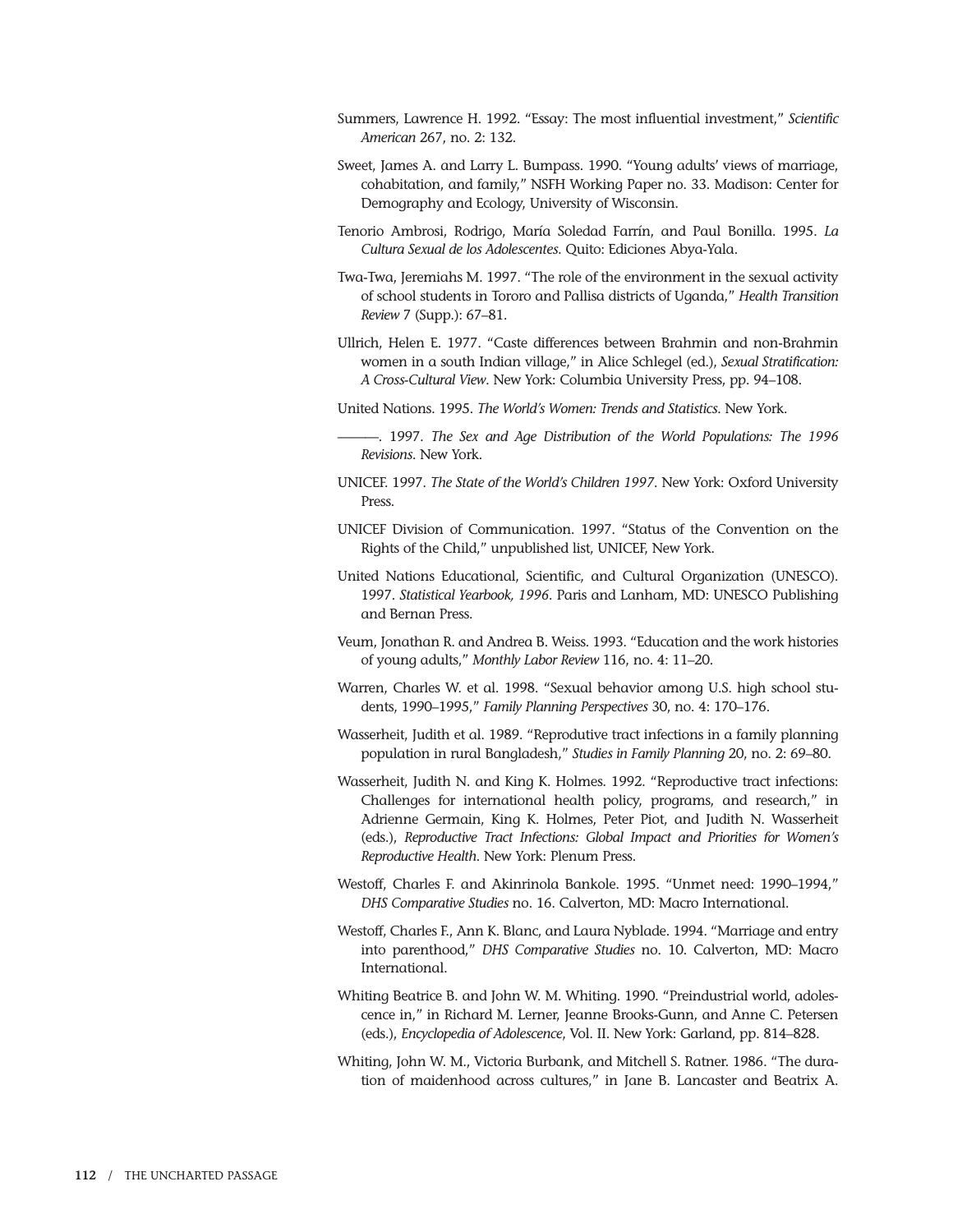Summers, Lawrence H. 1992. "Essay: The most influential investment," *Scientific American* 267, no. 2: 132.

Sweet, James A. and Larry L. Bumpass. 1990. "Young adults' views of marriage, cohabitation, and family," NSFH Working Paper no. 33. Madison: Center for Demography and Ecology, University of Wisconsin.

Tenorio Ambrosi, Rodrigo, María Soledad Farrín, and Paul Bonilla. 1995. *La Cultura Sexual de los Adolescentes*. Quito: Ediciones Abya-Yala.

Twa-Twa, Jeremiahs M. 1997. "The role of the environment in the sexual activity of school students in Tororo and Pallisa districts of Uganda," *Health Transition Review* 7 (Supp.): 67–81.

Ullrich, Helen E. 1977. "Caste differences between Brahmin and non-Brahmin women in a south Indian village," in Alice Schlegel (ed.), *Sexual Stratification: A Cross-Cultural View*. New York: Columbia University Press, pp. 94–108.

United Nations. 1995. *The World's Women: Trends and Statistics*. New York.

———. 1997. *The Sex and Age Distribution of the World Populations: The 1996 Revisions*. New York.

UNICEF. 1997. *The State of the World's Children 1997*. New York: Oxford University Press.

UNICEF Division of Communication. 1997. "Status of the Convention on the Rights of the Child," unpublished list, UNICEF, New York.

United Nations Educational, Scientific, and Cultural Organization (UNESCO). 1997. *Statistical Yearbook, 1996*. Paris and Lanham, MD: UNESCO Publishing and Bernan Press.

Veum, Jonathan R. and Andrea B. Weiss. 1993. "Education and the work histories of young adults," *Monthly Labor Review* 116, no. 4: 11–20.

Warren, Charles W. et al. 1998. "Sexual behavior among U.S. high school students, 1990–1995," *Family Planning Perspectives* 30, no. 4: 170–176.

Wasserheit, Judith et al. 1989. "Reprodutive tract infections in a family planning population in rural Bangladesh," *Studies in Family Planning* 20, no. 2: 69–80.

Wasserheit, Judith N. and King K. Holmes. 1992. "Reproductive tract infections: Challenges for international health policy, programs, and research," in Adrienne Germain, King K. Holmes, Peter Piot, and Judith N. Wasserheit (eds.), *Reproductive Tract Infections: Global Impact and Priorities for Women's Reproductive Health*. New York: Plenum Press.

Westoff, Charles F. and Akinrinola Bankole. 1995. "Unmet need: 1990–1994," *DHS Comparative Studies* no. 16. Calverton, MD: Macro International.

Westoff, Charles F., Ann K. Blanc, and Laura Nyblade. 1994. "Marriage and entry into parenthood," *DHS Comparative Studies* no. 10. Calverton, MD: Macro International.

Whiting Beatrice B. and John W. M. Whiting. 1990. "Preindustrial world, adolescence in," in Richard M. Lerner, Jeanne Brooks-Gunn, and Anne C. Petersen (eds.), *Encyclopedia of Adolescence*, Vol. II. New York: Garland, pp. 814–828.

Whiting, John W. M., Victoria Burbank, and Mitchell S. Ratner. 1986. "The duration of maidenhood across cultures," in Jane B. Lancaster and Beatrix A.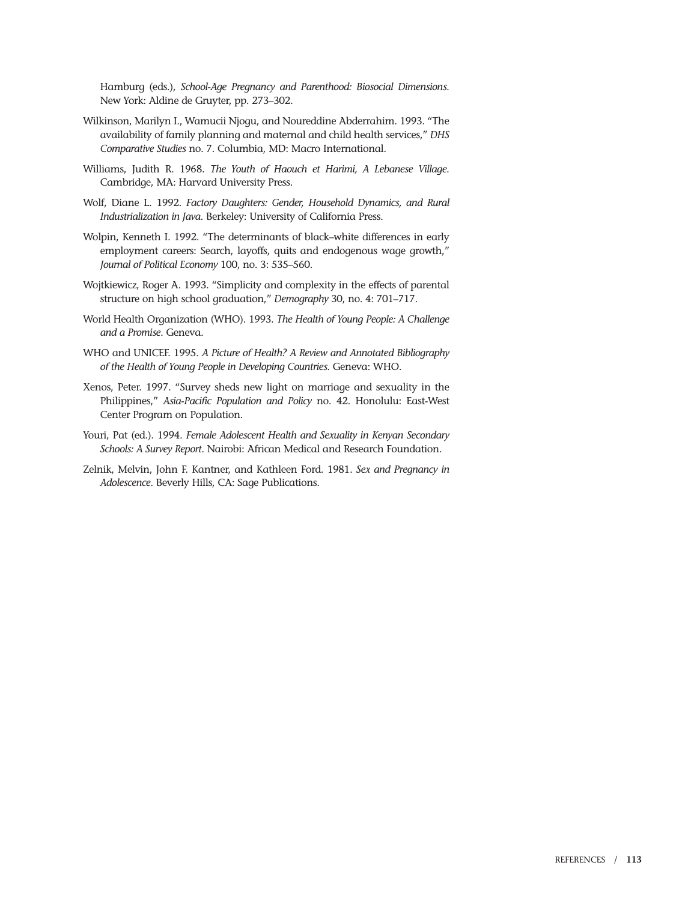Hamburg (eds.), *School-Age Pregnancy and Parenthood: Biosocial Dimensions*. New York: Aldine de Gruyter, pp. 273–302.

Wilkinson, Marilyn I., Wamucii Njogu, and Noureddine Abderrahim. 1993. "The availability of family planning and maternal and child health services," *DHS Comparative Studies* no. 7. Columbia, MD: Macro International.

Williams, Judith R. 1968. *The Youth of Haouch et Harimi, A Lebanese Village*. Cambridge, MA: Harvard University Press.

Wolf, Diane L. 1992. *Factory Daughters: Gender, Household Dynamics, and Rural Industrialization in Java*. Berkeley: University of California Press.

Wolpin, Kenneth I. 1992. "The determinants of black–white differences in early employment careers: Search, layoffs, quits and endogenous wage growth," *Journal of Political Economy* 100, no. 3: 535–560.

Wojtkiewicz, Roger A. 1993. "Simplicity and complexity in the effects of parental structure on high school graduation," *Demography* 30, no. 4: 701–717.

World Health Organization (WHO). 1993. *The Health of Young People: A Challenge and a Promise*. Geneva.

WHO and UNICEF. 1995. *A Picture of Health? A Review and Annotated Bibliography of the Health of Young People in Developing Countries*. Geneva: WHO.

Xenos, Peter. 1997. "Survey sheds new light on marriage and sexuality in the Philippines," *Asia-Pacific Population and Policy* no. 42. Honolulu: East-West Center Program on Population.

Youri, Pat (ed.). 1994. *Female Adolescent Health and Sexuality in Kenyan Secondary Schools: A Survey Report*. Nairobi: African Medical and Research Foundation.

Zelnik, Melvin, John F. Kantner, and Kathleen Ford. 1981. *Sex and Pregnancy in Adolescence*. Beverly Hills, CA: Sage Publications.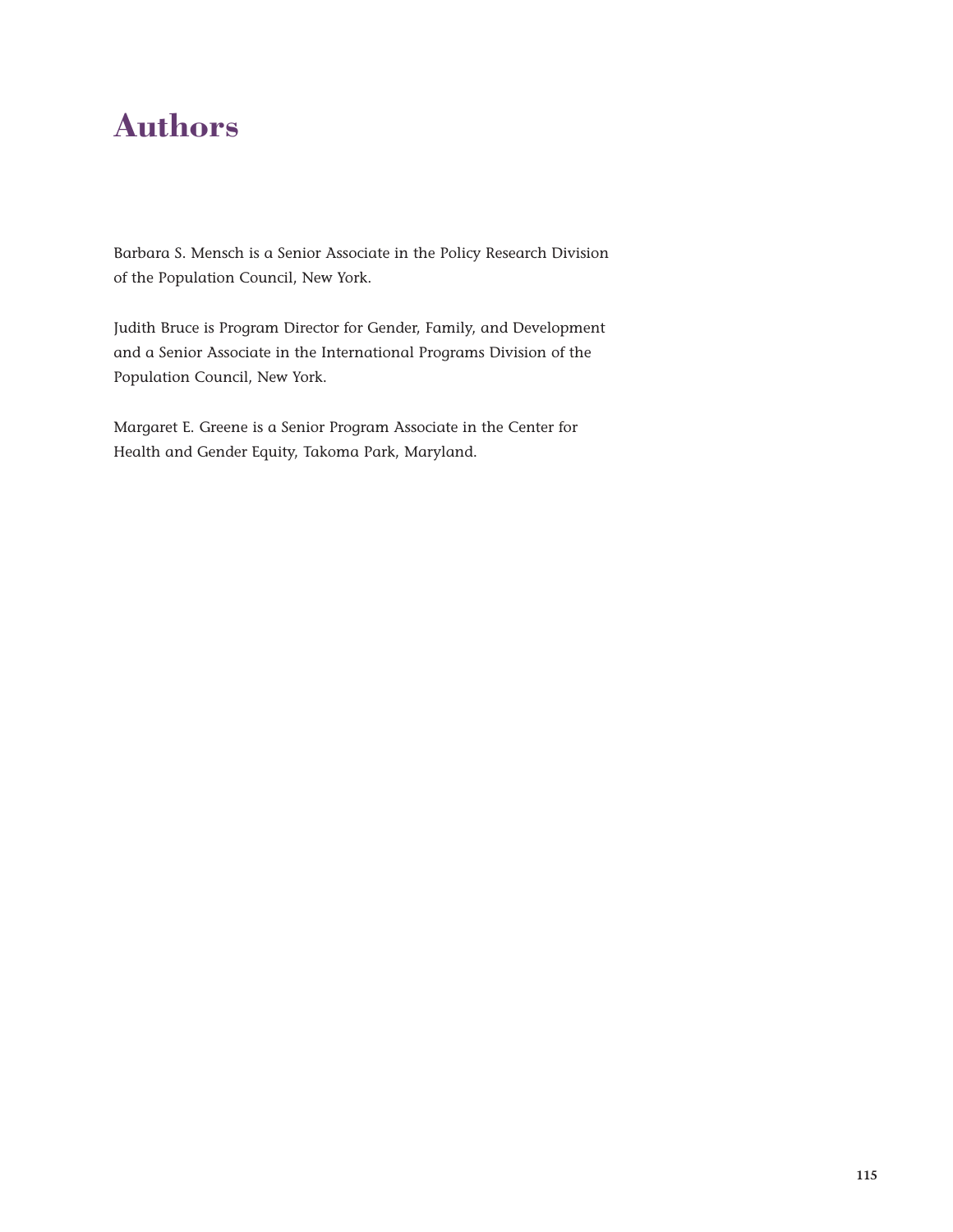# Authors

Barbara S. Mensch is a Senior Associate in the Policy Research Division of the Population Council, New York.

Judith Bruce is Program Director for Gender, Family, and Development and a Senior Associate in the International Programs Division of the Population Council, New York.

Margaret E. Greene is a Senior Program Associate in the Center for Health and Gender Equity, Takoma Park, Maryland.